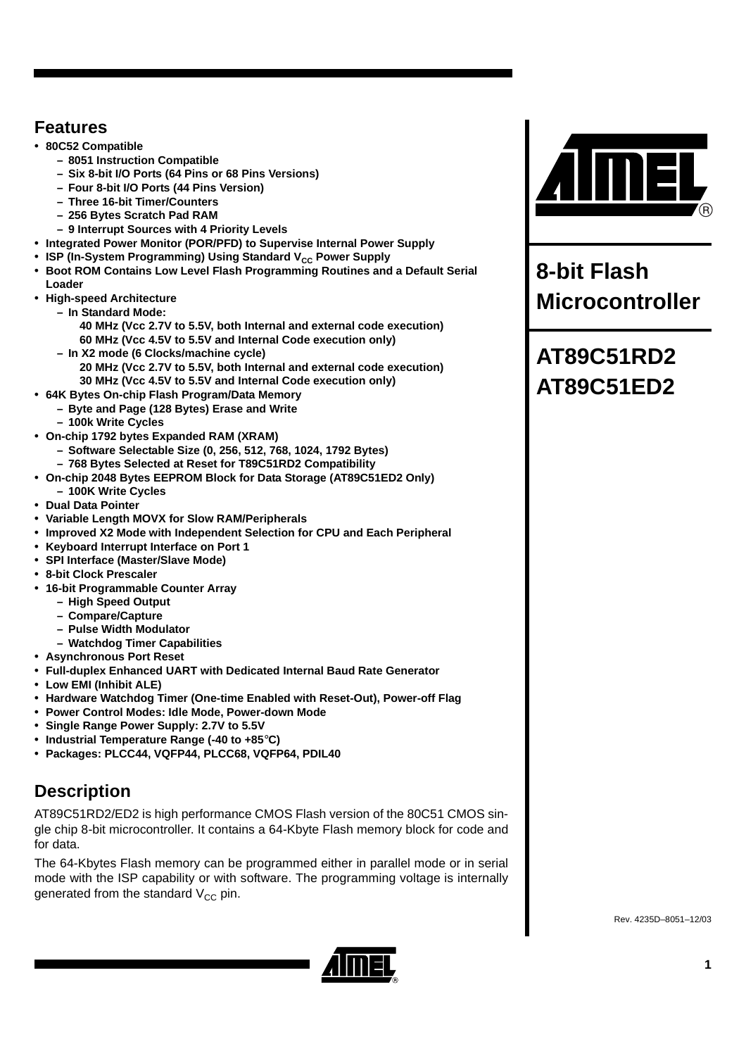# 8-bit Flash Microcontroller

# AT89C51RD2
# AT89C51ED2

## Features

- **80C52 Compatible**
  - **8051 Instruction Compatible**
  - **Six 8-bit I/O Ports (64 Pins or 68 Pins Versions)**
  - **Four 8-bit I/O Ports (44 Pins Version)**
  - **Three 16-bit Timer/Counters**
  - **256 Bytes Scratch Pad RAM**
  - **9 Interrupt Sources with 4 Priority Levels**
- **Integrated Power Monitor (POR/PFD) to Supervise Internal Power Supply**
- **ISP (In-System Programming) Using Standard $V_{CC}$ Power Supply**
- **Boot ROM Contains Low Level Flash Programming Routines and a Default Serial Loader**
- **High-speed Architecture**
  - **In Standard Mode:**
    - **40 MHz (Vcc 2.7V to 5.5V, both Internal and external code execution)**
    - **60 MHz (Vcc 4.5V to 5.5V and Internal Code execution only)**
  - **In X2 mode (6 Clocks/machine cycle)**
    - **20 MHz (Vcc 2.7V to 5.5V, both Internal and external code execution)**
    - **30 MHz (Vcc 4.5V to 5.5V and Internal Code execution only)**
- **64K Bytes On-chip Flash Program/Data Memory**
  - **Byte and Page (128 Bytes) Erase and Write**
  - **100k Write Cycles**
- **On-chip 1792 bytes Expanded RAM (XRAM)**
  - **Software Selectable Size (0, 256, 512, 768, 1024, 1792 Bytes)**
  - **768 Bytes Selected at Reset for T89C51RD2 Compatibility**
- **On-chip 2048 Bytes EEPROM Block for Data Storage (AT89C51ED2 Only)**
  - **100K Write Cycles**
- **Dual Data Pointer**
- **Variable Length MOVX for Slow RAM/Peripherals**
- **Improved X2 Mode with Independent Selection for CPU and Each Peripheral**
- **Keyboard Interrupt Interface on Port 1**
- **SPI Interface (Master/Slave Mode)**
- **8-bit Clock Prescaler**
- **16-bit Programmable Counter Array**
  - **High Speed Output**
  - **Compare/Capture**
  - **Pulse Width Modulator**
  - **Watchdog Timer Capabilities**
- **Asynchronous Port Reset**
- **Full-duplex Enhanced UART with Dedicated Internal Baud Rate Generator**
- **Low EMI (Inhibit ALE)**
- **Hardware Watchdog Timer (One-time Enabled with Reset-Out), Power-off Flag**
- **Power Control Modes: Idle Mode, Power-down Mode**
- **Single Range Power Supply: 2.7V to 5.5V**
- **Industrial Temperature Range (-40 to +85°C)**
- **Packages: PLCC44, VQFP44, PLCC68, VQFP64, PDIL40**

## Description

AT89C51RD2/ED2 is high performance CMOS Flash version of the 80C51 CMOS single chip 8-bit microcontroller. It contains a 64-Kbyte Flash memory block for code and for data.

The 64-Kbytes Flash memory can be programmed either in parallel mode or in serial mode with the ISP capability or with software. The programming voltage is internally generated from the standard $V_{CC}$ pin.

Rev. 4235D–8051–12/03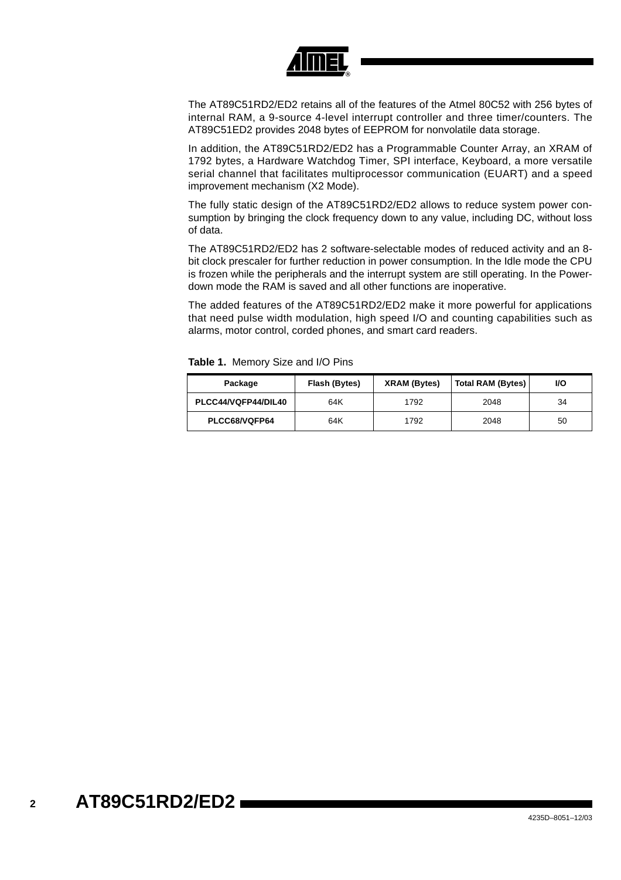The AT89C51RD2/ED2 retains all of the features of the Atmel 80C52 with 256 bytes of internal RAM, a 9-source 4-level interrupt controller and three timer/counters. The AT89C51ED2 provides 2048 bytes of EEPROM for nonvolatile data storage.

In addition, the AT89C51RD2/ED2 has a Programmable Counter Array, an XRAM of 1792 bytes, a Hardware Watchdog Timer, SPI interface, Keyboard, a more versatile serial channel that facilitates multiprocessor communication (EUART) and a speed improvement mechanism (X2 Mode).

The fully static design of the AT89C51RD2/ED2 allows to reduce system power consumption by bringing the clock frequency down to any value, including DC, without loss of data.

The AT89C51RD2/ED2 has 2 software-selectable modes of reduced activity and an 8-bit clock prescaler for further reduction in power consumption. In the Idle mode the CPU is frozen while the peripherals and the interrupt system are still operating. In the Power-down mode the RAM is saved and all other functions are inoperative.

The added features of the AT89C51RD2/ED2 make it more powerful for applications that need pulse width modulation, high speed I/O and counting capabilities such as alarms, motor control, corded phones, and smart card readers.

**Table 1.** Memory Size and I/O Pins

| Package | Flash (Bytes) | XRAM (Bytes) | Total RAM (Bytes) | I/O |
|---|---|---|---|---|
| PLCC44/VQFP44/DIL40 | 64K | 1792 | 2048 | 34 |
| PLCC68/VQFP64 | 64K | 1792 | 2048 | 50 |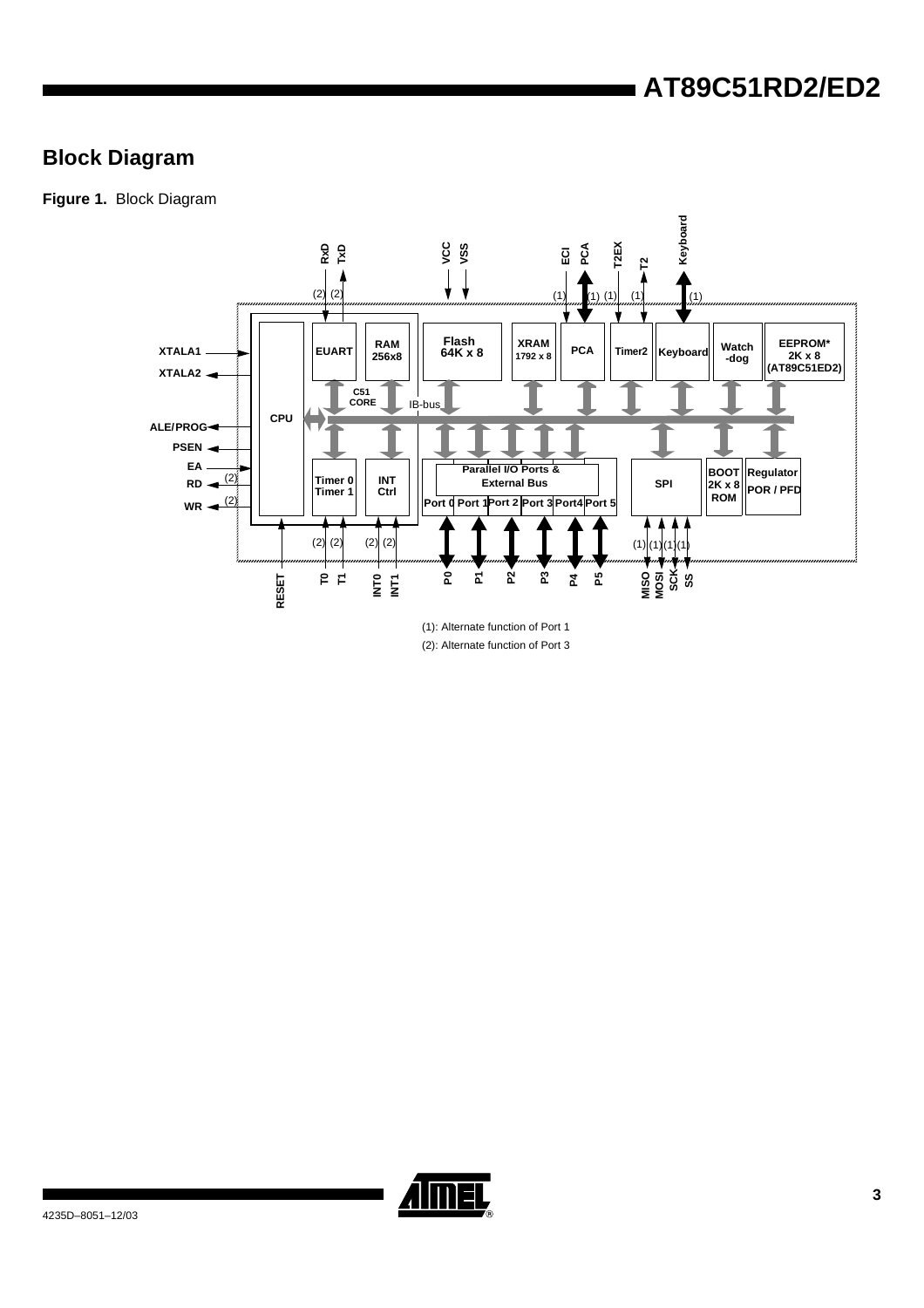## Block Diagram

**Figure 1.** Block Diagram

(1): Alternate function of Port 1

(2): Alternate function of Port 3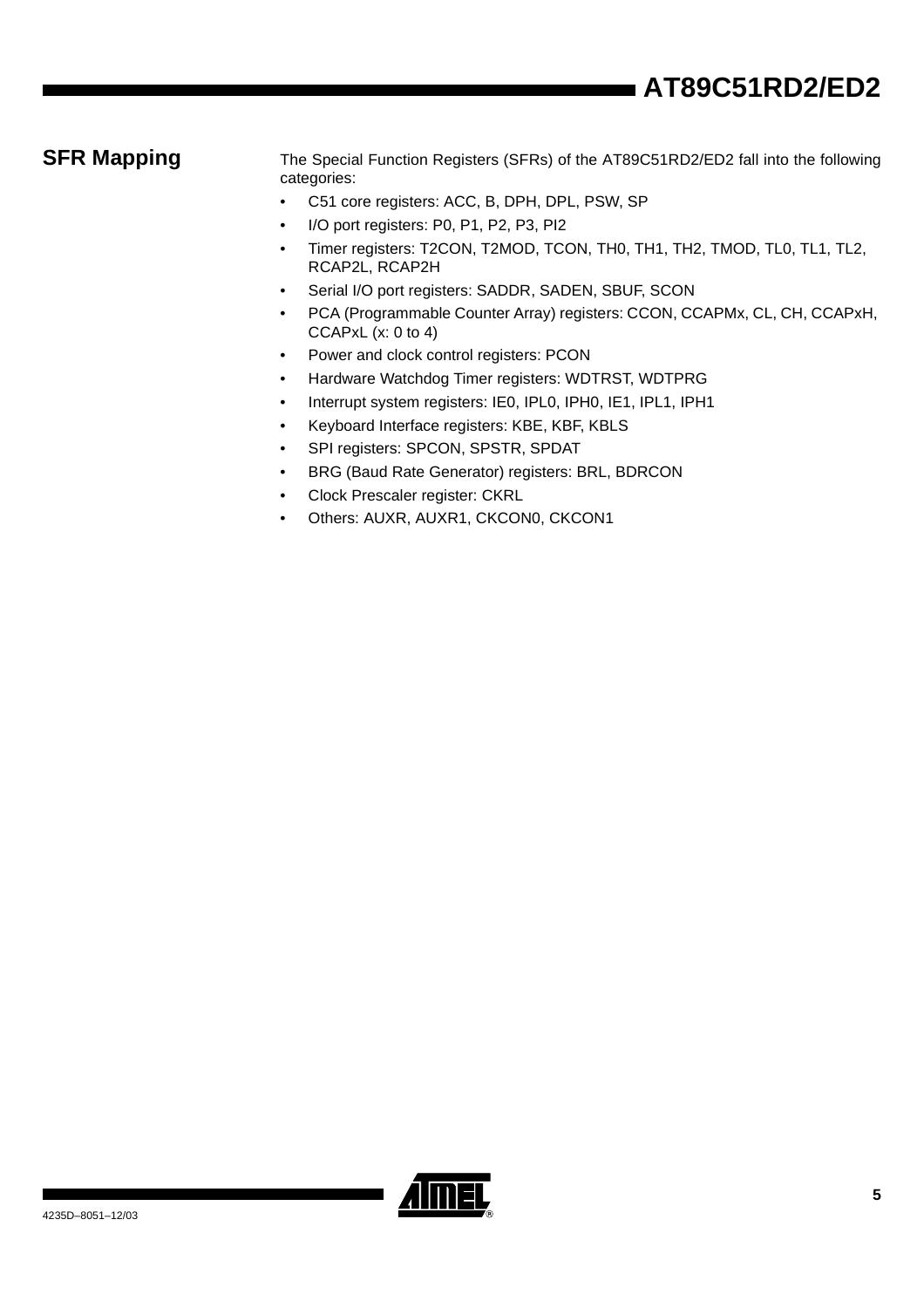## SFR Mapping

The Special Function Registers (SFRs) of the AT89C51RD2/ED2 fall into the following categories:

- C51 core registers: ACC, B, DPH, DPL, PSW, SP
- I/O port registers: P0, P1, P2, P3, PI2
- Timer registers: T2CON, T2MOD, TCON, TH0, TH1, TH2, TMOD, TL0, TL1, TL2, RCAP2L, RCAP2H
- Serial I/O port registers: SADDR, SADEN, SBUF, SCON
- PCA (Programmable Counter Array) registers: CCON, CCAPMx, CL, CH, CCAPxH, CCAPxL (x: 0 to 4)
- Power and clock control registers: PCON
- Hardware Watchdog Timer registers: WDTRST, WDTPRG
- Interrupt system registers: IE0, IPL0, IPH0, IE1, IPL1, IPH1
- Keyboard Interface registers: KBE, KBF, KBLS
- SPI registers: SPCON, SPSTR, SPDAT
- BRG (Baud Rate Generator) registers: BRL, BDRCON
- Clock Prescaler register: CKRL
- Others: AUXR, AUXR1, CKCON0, CKCON1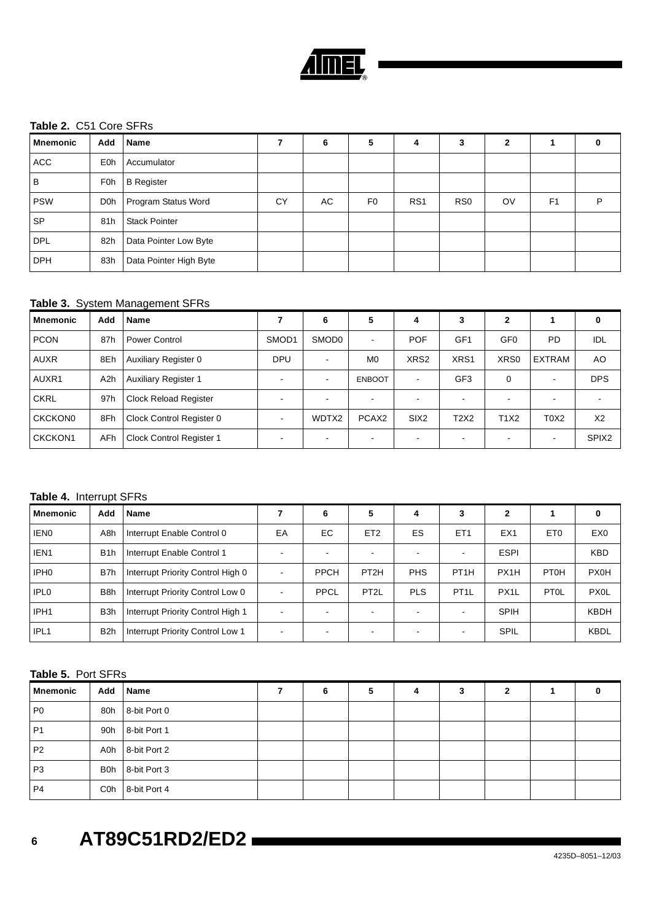**Table 2.** C51 Core SFRs

| Mnemonic | Add | Name | 7 | 6 | 5 | 4 | 3 | 2 | 1 | 0 |
|---|---|---|---|---|---|---|---|---|---|---|
| ACC | E0h | Accumulator | | | | | | | | |
| B | F0h | B Register | | | | | | | | |
| PSW | D0h | Program Status Word | CY | AC | F0 | RS1 | RS0 | OV | F1 | P |
| SP | 81h | Stack Pointer | | | | | | | | |
| DPL | 82h | Data Pointer Low Byte | | | | | | | | |
| DPH | 83h | Data Pointer High Byte | | | | | | | | |

**Table 3.** System Management SFRs

| Mnemonic | Add | Name | 7 | 6 | 5 | 4 | 3 | 2 | 1 | 0 |
|---|---|---|---|---|---|---|---|---|---|---|
| PCON | 87h | Power Control | SMOD1 | SMOD0 | - | POF | GF1 | GF0 | PD | IDL |
| AUXR | 8Eh | Auxiliary Register 0 | DPU | - | M0 | XRS2 | XRS1 | XRS0 | EXTRAM | AO |
| AUXR1 | A2h | Auxiliary Register 1 | - | - | ENBOOT | - | GF3 | 0 | - | DPS |
| CKRL | 97h | Clock Reload Register | - | - | - | - | - | - | - | - |
| CKCKON0 | 8Fh | Clock Control Register 0 | - | WDTX2 | PCAX2 | SIX2 | T2X2 | T1X2 | T0X2 | X2 |
| CKCKON1 | AFh | Clock Control Register 1 | - | - | - | - | - | - | - | SPIX2 |

**Table 4.** Interrupt SFRs

| Mnemonic | Add | Name | 7 | 6 | 5 | 4 | 3 | 2 | 1 | 0 |
|---|---|---|---|---|---|---|---|---|---|---|
| IEN0 | A8h | Interrupt Enable Control 0 | EA | EC | ET2 | ES | ET1 | EX1 | ET0 | EX0 |
| IEN1 | B1h | Interrupt Enable Control 1 | - | - | - | - | - | ESPI | | KBD |
| IPH0 | B7h | Interrupt Priority Control High 0 | - | PPCH | PT2H | PHS | PT1H | PX1H | PT0H | PX0H |
| IPL0 | B8h | Interrupt Priority Control Low 0 | - | PPCL | PT2L | PLS | PT1L | PX1L | PT0L | PX0L |
| IPH1 | B3h | Interrupt Priority Control High 1 | - | - | - | - | - | SPIH | | KBDH |
| IPL1 | B2h | Interrupt Priority Control Low 1 | - | - | - | - | - | SPIL | | KBDL |

**Table 5.** Port SFRs

| Mnemonic | Add | Name | 7 | 6 | 5 | 4 | 3 | 2 | 1 | 0 |
|---|---|---|---|---|---|---|---|---|---|---|
| P0 | 80h | 8-bit Port 0 | | | | | | | | |
| P1 | 90h | 8-bit Port 1 | | | | | | | | |
| P2 | A0h | 8-bit Port 2 | | | | | | | | |
| P3 | B0h | 8-bit Port 3 | | | | | | | | |
| P4 | C0h | 8-bit Port 4 | | | | | | | | |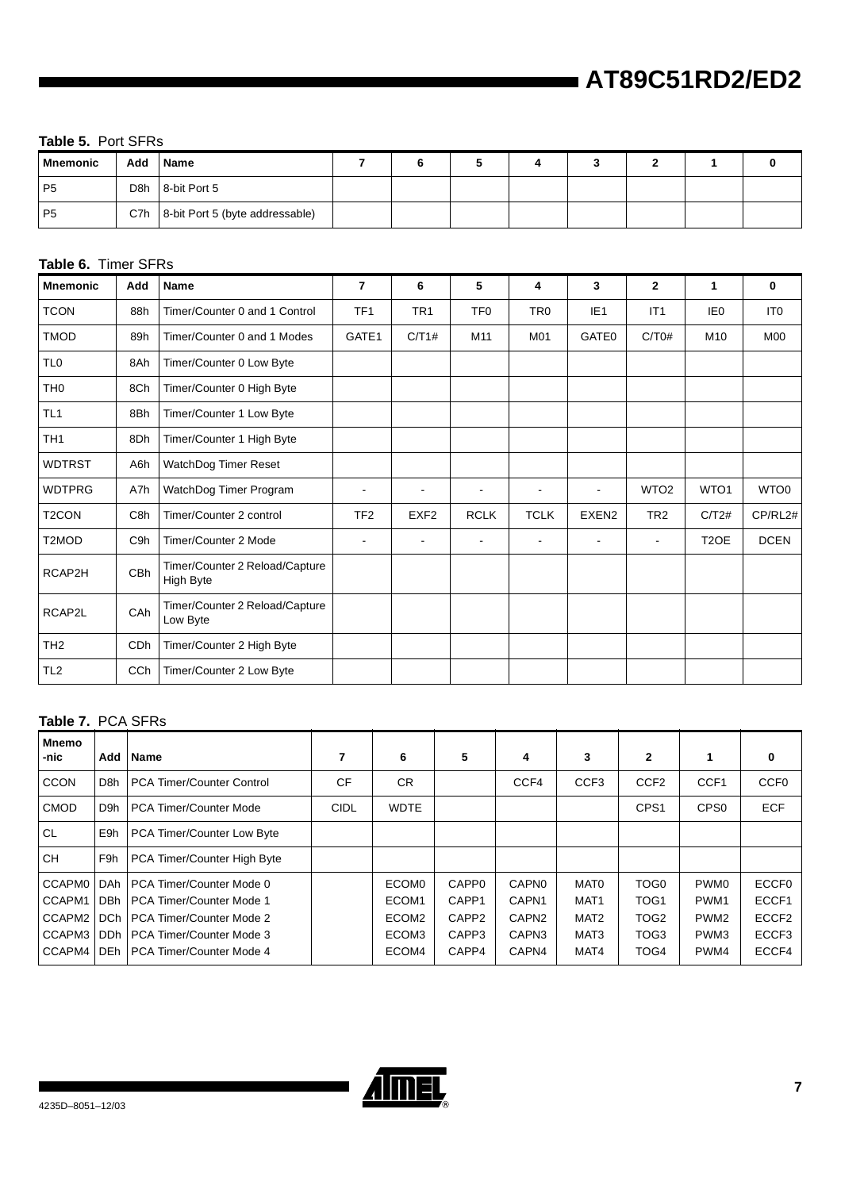**Table 5.** Port SFRs

| Mnemonic | Add | Name | 7 | 6 | 5 | 4 | 3 | 2 | 1 | 0 |
|---|---|---|---|---|---|---|---|---|---|---|
| P5 | D8h | 8-bit Port 5 | | | | | | | | |
| P5 | C7h | 8-bit Port 5 (byte addressable) | | | | | | | | |

**Table 6.** Timer SFRs

| Mnemonic | Add | Name | 7 | 6 | 5 | 4 | 3 | 2 | 1 | 0 |
|---|---|---|---|---|---|---|---|---|---|---|
| TCON | 88h | Timer/Counter 0 and 1 Control | TF1 | TR1 | TF0 | TR0 | IE1 | IT1 | IE0 | IT0 |
| TMOD | 89h | Timer/Counter 0 and 1 Modes | GATE1 | C/T1# | M11 | M01 | GATE0 | C/T0# | M10 | M00 |
| TL0 | 8Ah | Timer/Counter 0 Low Byte | | | | | | | | |
| TH0 | 8Ch | Timer/Counter 0 High Byte | | | | | | | | |
| TL1 | 8Bh | Timer/Counter 1 Low Byte | | | | | | | | |
| TH1 | 8Dh | Timer/Counter 1 High Byte | | | | | | | | |
| WDTRST | A6h | WatchDog Timer Reset | | | | | | | | |
| WDTPRG | A7h | WatchDog Timer Program | - | - | - | - | - | WTO2 | WTO1 | WTO0 |
| T2CON | C8h | Timer/Counter 2 control | TF2 | EXF2 | RCLK | TCLK | EXEN2 | TR2 | C/T2# | CP/RL2# |
| T2MOD | C9h | Timer/Counter 2 Mode | - | - | - | - | - | - | T2OE | DCEN |
| RCAP2H | CBh | Timer/Counter 2 Reload/Capture High Byte | | | | | | | | |
| RCAP2L | CAh | Timer/Counter 2 Reload/Capture Low Byte | | | | | | | | |
| TH2 | CDh | Timer/Counter 2 High Byte | | | | | | | | |
| TL2 | CCh | Timer/Counter 2 Low Byte | | | | | | | | |

**Table 7.** PCA SFRs

| Mnemo-nic | Add | Name | 7 | 6 | 5 | 4 | 3 | 2 | 1 | 0 |
|---|---|---|---|---|---|---|---|---|---|---|
| CCON | D8h | PCA Timer/Counter Control | CF | CR | | CCF4 | CCF3 | CCF2 | CCF1 | CCF0 |
| CMOD | D9h | PCA Timer/Counter Mode | CIDL | WDTE | | | | CPS1 | CPS0 | ECF |
| CL | E9h | PCA Timer/Counter Low Byte | | | | | | | | |
| CH | F9h | PCA Timer/Counter High Byte | | | | | | | | |
| CCAPM0 | DAh | PCA Timer/Counter Mode 0 | | ECOM0 | CAPP0 | CAPN0 | MAT0 | TOG0 | PWM0 | ECCF0 |
| CCAPM1 | DBh | PCA Timer/Counter Mode 1 | | ECOM1 | CAPP1 | CAPN1 | MAT1 | TOG1 | PWM1 | ECCF1 |
| CCAPM2 | DCh | PCA Timer/Counter Mode 2 | | ECOM2 | CAPP2 | CAPN2 | MAT2 | TOG2 | PWM2 | ECCF2 |
| CCAPM3 | DDh | PCA Timer/Counter Mode 3 | | ECOM3 | CAPP3 | CAPN3 | MAT3 | TOG3 | PWM3 | ECCF3 |
| CCAPM4 | DEh | PCA Timer/Counter Mode 4 | | ECOM4 | CAPP4 | CAPN4 | MAT4 | TOG4 | PWM4 | ECCF4 |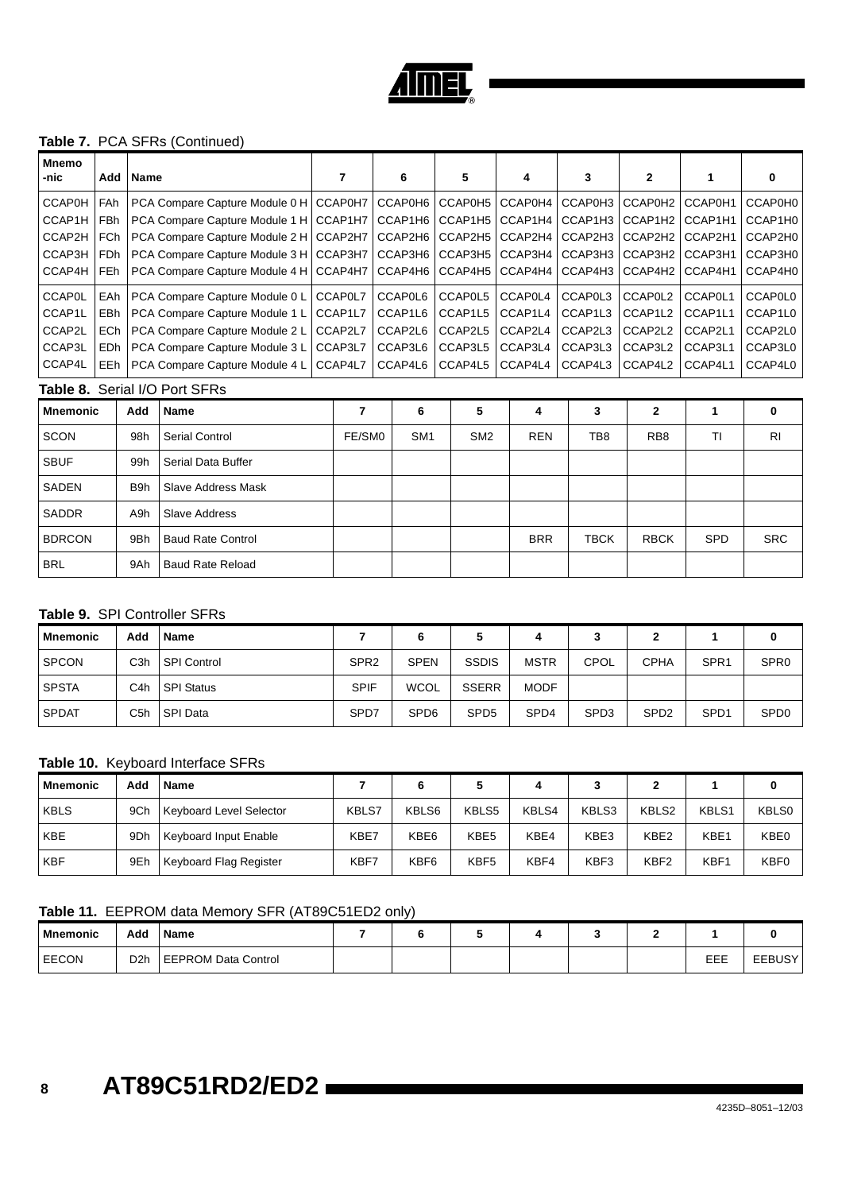**Table 7.** PCA SFRs (Continued)

| Mnemo -nic | Add | Name | 7 | 6 | 5 | 4 | 3 | 2 | 1 | 0 |
|---|---|---|---|---|---|---|---|---|---|---|
| CCAP0H | FAh | PCA Compare Capture Module 0 H | CCAP0H7 | CCAP0H6 | CCAP0H5 | CCAP0H4 | CCAP0H3 | CCAP0H2 | CCAP0H1 | CCAP0H0 |
| CCAP1H | FBh | PCA Compare Capture Module 1 H | CCAP1H7 | CCAP1H6 | CCAP1H5 | CCAP1H4 | CCAP1H3 | CCAP1H2 | CCAP1H1 | CCAP1H0 |
| CCAP2H | FCh | PCA Compare Capture Module 2 H | CCAP2H7 | CCAP2H6 | CCAP2H5 | CCAP2H4 | CCAP2H3 | CCAP2H2 | CCAP2H1 | CCAP2H0 |
| CCAP3H | FDh | PCA Compare Capture Module 3 H | CCAP3H7 | CCAP3H6 | CCAP3H5 | CCAP3H4 | CCAP3H3 | CCAP3H2 | CCAP3H1 | CCAP3H0 |
| CCAP4H | FEh | PCA Compare Capture Module 4 H | CCAP4H7 | CCAP4H6 | CCAP4H5 | CCAP4H4 | CCAP4H3 | CCAP4H2 | CCAP4H1 | CCAP4H0 |
| CCAP0L | EAh | PCA Compare Capture Module 0 L | CCAP0L7 | CCAP0L6 | CCAP0L5 | CCAP0L4 | CCAP0L3 | CCAP0L2 | CCAP0L1 | CCAP0L0 |
| CCAP1L | EBh | PCA Compare Capture Module 1 L | CCAP1L7 | CCAP1L6 | CCAP1L5 | CCAP1L4 | CCAP1L3 | CCAP1L2 | CCAP1L1 | CCAP1L0 |
| CCAP2L | ECh | PCA Compare Capture Module 2 L | CCAP2L7 | CCAP2L6 | CCAP2L5 | CCAP2L4 | CCAP2L3 | CCAP2L2 | CCAP2L1 | CCAP2L0 |
| CCAP3L | EDh | PCA Compare Capture Module 3 L | CCAP3L7 | CCAP3L6 | CCAP3L5 | CCAP3L4 | CCAP3L3 | CCAP3L2 | CCAP3L1 | CCAP3L0 |
| CCAP4L | EEh | PCA Compare Capture Module 4 L | CCAP4L7 | CCAP4L6 | CCAP4L5 | CCAP4L4 | CCAP4L3 | CCAP4L2 | CCAP4L1 | CCAP4L0 |

**Table 8.** Serial I/O Port SFRs

| Mnemonic | Add | Name | 7 | 6 | 5 | 4 | 3 | 2 | 1 | 0 |
|---|---|---|---|---|---|---|---|---|---|---|
| SCON | 98h | Serial Control | FE/SM0 | SM1 | SM2 | REN | TB8 | RB8 | TI | RI |
| SBUF | 99h | Serial Data Buffer | | | | | | | | |
| SADEN | B9h | Slave Address Mask | | | | | | | | |
| SADDR | A9h | Slave Address | | | | | | | | |
| BDRCON | 9Bh | Baud Rate Control | | | | BRR | TBCK | RBCK | SPD | SRC |
| BRL | 9Ah | Baud Rate Reload | | | | | | | | |

**Table 9.** SPI Controller SFRs

| Mnemonic | Add | Name | 7 | 6 | 5 | 4 | 3 | 2 | 1 | 0 |
|---|---|---|---|---|---|---|---|---|---|---|
| SPCON | C3h | SPI Control | SPR2 | SPEN | SSDIS | MSTR | CPOL | CPHA | SPR1 | SPR0 |
| SPSTA | C4h | SPI Status | SPIF | WCOL | SSERR | MODF | | | | |
| SPDAT | C5h | SPI Data | SPD7 | SPD6 | SPD5 | SPD4 | SPD3 | SPD2 | SPD1 | SPD0 |

**Table 10.** Keyboard Interface SFRs

| Mnemonic | Add | Name | 7 | 6 | 5 | 4 | 3 | 2 | 1 | 0 |
|---|---|---|---|---|---|---|---|---|---|---|
| KBLS | 9Ch | Keyboard Level Selector | KBLS7 | KBLS6 | KBLS5 | KBLS4 | KBLS3 | KBLS2 | KBLS1 | KBLS0 |
| KBE | 9Dh | Keyboard Input Enable | KBE7 | KBE6 | KBE5 | KBE4 | KBE3 | KBE2 | KBE1 | KBE0 |
| KBF | 9Eh | Keyboard Flag Register | KBF7 | KBF6 | KBF5 | KBF4 | KBF3 | KBF2 | KBF1 | KBF0 |

**Table 11.** EEPROM data Memory SFR (AT89C51ED2 only)

| Mnemonic | Add | Name | 7 | 6 | 5 | 4 | 3 | 2 | 1 | 0 |
|---|---|---|---|---|---|---|---|---|---|---|
| EECON | D2h | EEPROM Data Control | | | | | | | EEE | EEBUSY |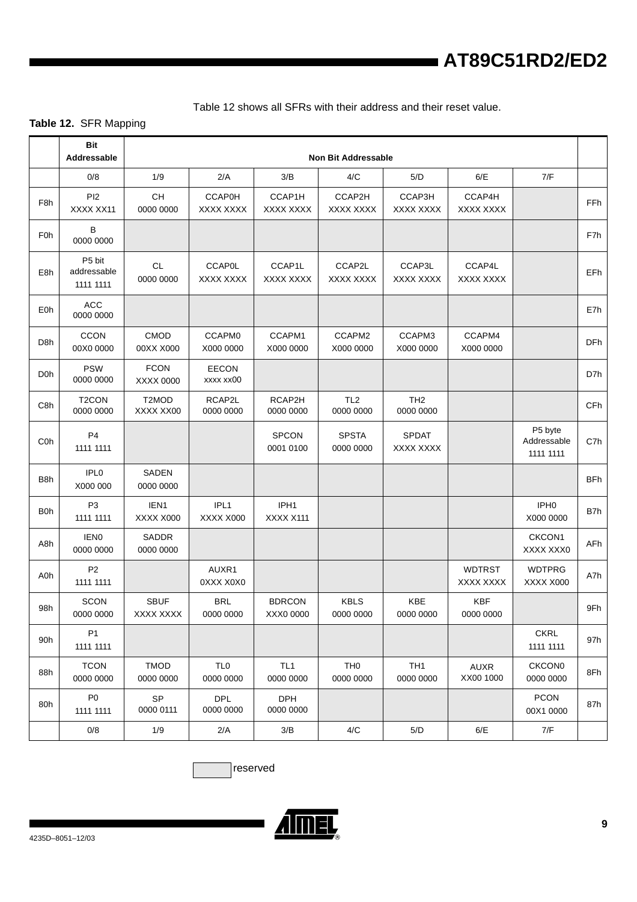Table 12 shows all SFRs with their address and their reset value.

**Table 12.** SFR Mapping

| | Bit Addressable | Non Bit Addressable | | | | | | | |
|---|---|---|---|---|---|---|---|---|---|
| | 0/8 | 1/9 | 2/A | 3/B | 4/C | 5/D | 6/E | 7/F | |
| F8h | PI2<br>XXXX XX11 | CH<br>0000 0000 | CCAP0H<br>XXXX XXXX | CCAP1H<br>XXXX XXXX | CCAP2H<br>XXXX XXXX | CCAP3H<br>XXXX XXXX | CCAP4H<br>XXXX XXXX | | FFh |
| F0h | B<br>0000 0000 | | | | | | | | F7h |
| E8h | P5 bit addressable<br>1111 1111 | CL<br>0000 0000 | CCAP0L<br>XXXX XXXX | CCAP1L<br>XXXX XXXX | CCAP2L<br>XXXX XXXX | CCAP3L<br>XXXX XXXX | CCAP4L<br>XXXX XXXX | | EFh |
| E0h | ACC<br>0000 0000 | | | | | | | | E7h |
| D8h | CCON<br>00X0 0000 | CMOD<br>00XX X000 | CCAPM0<br>X000 0000 | CCAPM1<br>X000 0000 | CCAPM2<br>X000 0000 | CCAPM3<br>X000 0000 | CCAPM4<br>X000 0000 | | DFh |
| D0h | PSW<br>0000 0000 | FCON<br>XXXX 0000 | EECON<br>xxxx xx00 | | | | | | D7h |
| C8h | T2CON<br>0000 0000 | T2MOD<br>XXXX XX00 | RCAP2L<br>0000 0000 | RCAP2H<br>0000 0000 | TL2<br>0000 0000 | TH2<br>0000 0000 | | | CFh |
| C0h | P4<br>1111 1111 | | | SPCON<br>0001 0100 | SPSTA<br>0000 0000 | SPDAT<br>XXXX XXXX | | P5 byte Addressable<br>1111 1111 | C7h |
| B8h | IPL0<br>X000 000 | SADEN<br>0000 0000 | | | | | | | BFh |
| B0h | P3<br>1111 1111 | IEN1<br>XXXX X000 | IPL1<br>XXXX X000 | IPH1<br>XXXX X111 | | | | IPH0<br>X000 0000 | B7h |
| A8h | IEN0<br>0000 0000 | SADDR<br>0000 0000 | | | | | | CKCON1<br>XXXX XXX0 | AFh |
| A0h | P2<br>1111 1111 | | AUXR1<br>0XXX X0X0 | | | | WDTRST<br>XXXX XXXX | WDTPRG<br>XXXX X000 | A7h |
| 98h | SCON<br>0000 0000 | SBUF<br>XXXX XXXX | BRL<br>0000 0000 | BDRCON<br>XXX0 0000 | KBLS<br>0000 0000 | KBE<br>0000 0000 | KBF<br>0000 0000 | | 9Fh |
| 90h | P1<br>1111 1111 | | | | | | | CKRL<br>1111 1111 | 97h |
| 88h | TCON<br>0000 0000 | TMOD<br>0000 0000 | TL0<br>0000 0000 | TL1<br>0000 0000 | TH0<br>0000 0000 | TH1<br>0000 0000 | AUXR<br>XX00 1000 | CKCON0<br>0000 0000 | 8Fh |
| 80h | P0<br>1111 1111 | SP<br>0000 0111 | DPL<br>0000 0000 | DPH<br>0000 0000 | | | | PCON<br>00X1 0000 | 87h |
| | 0/8 | 1/9 | 2/A | 3/B | 4/C | 5/D | 6/E | 7/F | |

reserved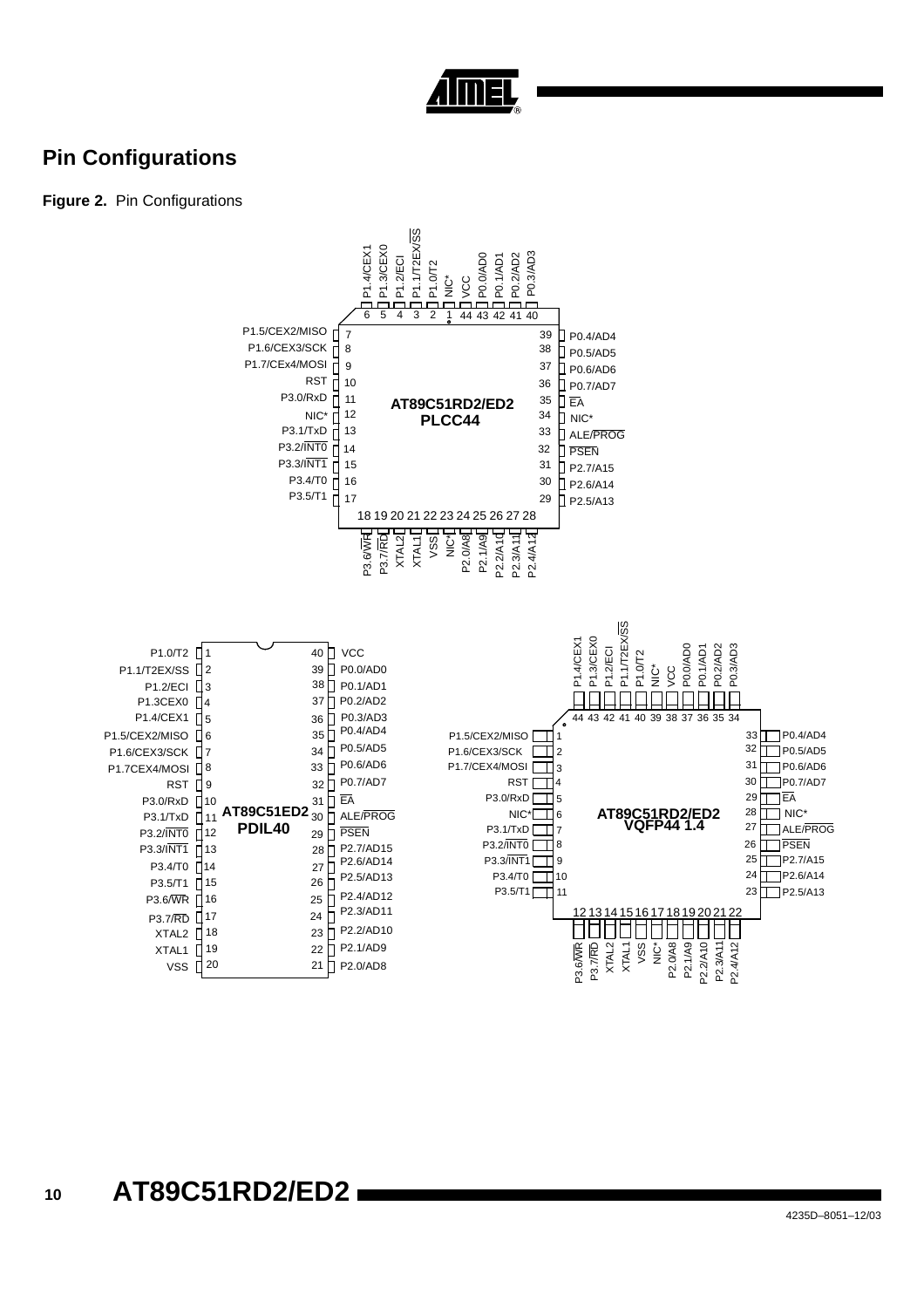## Pin Configurations

**Figure 2.** Pin Configurations

**AT89C51RD2/ED2 PLCC44**

| Pin | Name | Pin | Name |
|---|---|---|---|
| 1 | NIC* | 23 | NIC* |
| 2 | P1.0/T2 | 24 | P2.0/A8 |
| 3 | P1.1/T2EX/$\overline{SS}$ | 25 | P2.1/A9 |
| 4 | P1.2/ECI | 26 | P2.2/A10 |
| 5 | P1.3/CEX0 | 27 | P2.3/A11 |
| 6 | P1.4/CEX1 | 28 | P2.4/A12 |
| 7 | P1.5/CEX2/MISO | 29 | P2.5/A13 |
| 8 | P1.6/CEX3/SCK | 30 | P2.6/A14 |
| 9 | P1.7/CEx4/MOSI | 31 | P2.7/A15 |
| 10 | RST | 32 | $\overline{PSEN}$ |
| 11 | P3.0/RxD | 33 | ALE/$\overline{PROG}$ |
| 12 | NIC* | 34 | NIC* |
| 13 | P3.1/TxD | 35 | $\overline{EA}$ |
| 14 | P3.2/$\overline{INT0}$ | 36 | P0.7/AD7 |
| 15 | P3.3/$\overline{INT1}$ | 37 | P0.6/AD6 |
| 16 | P3.4/T0 | 38 | P0.5/AD5 |
| 17 | P3.5/T1 | 39 | P0.4/AD4 |
| 18 | P3.6/$\overline{WR}$ | 40 | P0.3/AD3 |
| 19 | P3.7/$\overline{RD}$ | 41 | P0.2/AD2 |
| 20 | XTAL2 | 42 | P0.1/AD1 |
| 21 | XTAL1 | 43 | P0.0/AD0 |
| 22 | VSS | 44 | VCC |

**AT89C51ED2 PDIL40**

| Pin | Name | Pin | Name |
|---|---|---|---|
| 1 | P1.0/T2 | 40 | VCC |
| 2 | P1.1/T2EX/SS | 39 | P0.0/AD0 |
| 3 | P1.2/ECI | 38 | P0.1/AD1 |
| 4 | P1.3CEX0 | 37 | P0.2/AD2 |
| 5 | P1.4/CEX1 | 36 | P0.3/AD3 |
| 6 | P1.5/CEX2/MISO | 35 | P0.4/AD4 |
| 7 | P1.6/CEX3/SCK | 34 | P0.5/AD5 |
| 8 | P1.7CEX4/MOSI | 33 | P0.6/AD6 |
| 9 | RST | 32 | P0.7/AD7 |
| 10 | P3.0/RxD | 31 | $\overline{EA}$ |
| 11 | P3.1/TxD | 30 | ALE/$\overline{PROG}$ |
| 12 | P3.2/$\overline{INT0}$ | 29 | $\overline{PSEN}$ |
| 13 | P3.3/$\overline{INT1}$ | 28 | P2.7/AD15 |
| 14 | P3.4/T0 | 27 | P2.6/AD14 |
| 15 | P3.5/T1 | 26 | P2.5/AD13 |
| 16 | P3.6/$\overline{WR}$ | 25 | P2.4/AD12 |
| 17 | P3.7/$\overline{RD}$ | 24 | P2.3/AD11 |
| 18 | XTAL2 | 23 | P2.2/AD10 |
| 19 | XTAL1 | 22 | P2.1/AD9 |
| 20 | VSS | 21 | P2.0/AD8 |

**AT89C51RD2/ED2 VQFP44 1.4**

| Pin | Name | Pin | Name |
|---|---|---|---|
| 1 | P1.5/CEX2/MISO | 23 | P2.5/A13 |
| 2 | P1.6/CEX3/SCK | 24 | P2.6/A14 |
| 3 | P1.7/CEX4/MOSI | 25 | P2.7/A15 |
| 4 | RST | 26 | $\overline{PSEN}$ |
| 5 | P3.0/RxD | 27 | ALE/$\overline{PROG}$ |
| 6 | NIC* | 28 | NIC* |
| 7 | P3.1/TxD | 29 | $\overline{EA}$ |
| 8 | P3.2/$\overline{INT0}$ | 30 | P0.7/AD7 |
| 9 | P3.3/$\overline{INT1}$ | 31 | P0.6/AD6 |
| 10 | P3.4/T0 | 32 | P0.5/AD5 |
| 11 | P3.5/T1 | 33 | P0.4/AD4 |
| 12 | P3.6/$\overline{WR}$ | 34 | P0.3/AD3 |
| 13 | P3.7/$\overline{RD}$ | 35 | P0.2/AD2 |
| 14 | XTAL2 | 36 | P0.1/AD1 |
| 15 | XTAL1 | 37 | P0.0/AD0 |
| 16 | VSS | 38 | VCC |
| 17 | NIC* | 39 | NIC* |
| 18 | P2.0/A8 | 40 | P1.0/T2 |
| 19 | P2.1/A9 | 41 | P1.1/T2EX/$\overline{SS}$ |
| 20 | P2.2/A10 | 42 | P1.2/ECI |
| 21 | P2.3/A11 | 43 | P1.3/CEX0 |
| 22 | P2.4/A12 | 44 | P1.4/CEX1 |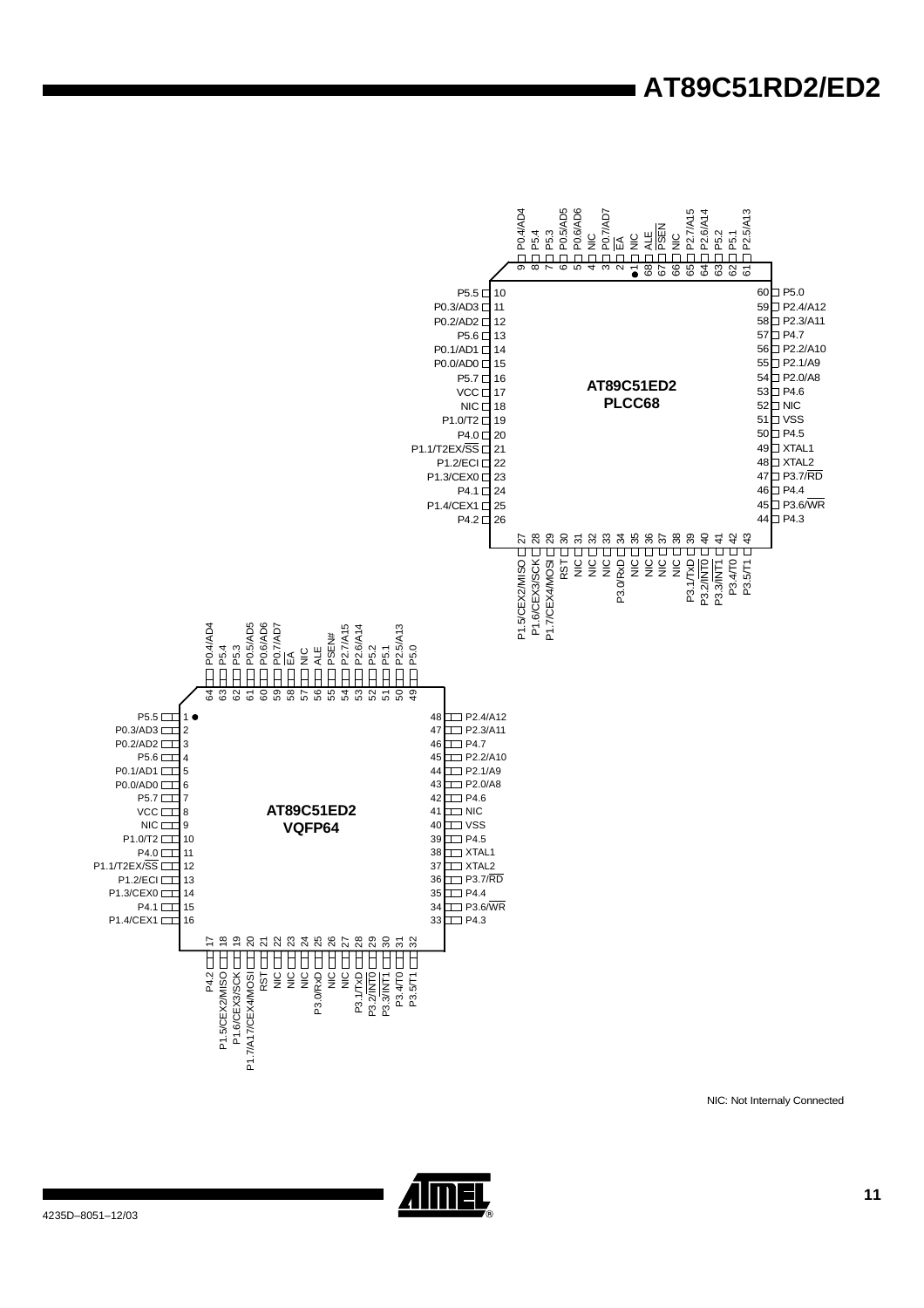**AT89C51ED2 PLCC68**

| Pin | Name | Pin | Name |
|---|---|---|---|
| 1 | NIC | 35 | NIC |
| 2 | EA | 36 | NIC |
| 3 | P0.7/AD7 | 37 | NIC |
| 4 | NIC | 38 | NIC |
| 5 | P0.6/AD6 | 39 | P3.1/TxD |
| 6 | P0.5/AD5 | 40 | P3.2/INT0 |
| 7 | P5.3 | 41 | P3.3/INT1 |
| 8 | P5.4 | 42 | P3.4/T0 |
| 9 | P0.4/AD4 | 43 | P3.5/T1 |
| 10 | P5.5 | 44 | P4.3 |
| 11 | P0.3/AD3 | 45 | P3.6/WR |
| 12 | P0.2/AD2 | 46 | P4.4 |
| 13 | P5.6 | 47 | P3.7/RD |
| 14 | P0.1/AD1 | 48 | XTAL2 |
| 15 | P0.0/AD0 | 49 | XTAL1 |
| 16 | P5.7 | 50 | P4.5 |
| 17 | VCC | 51 | VSS |
| 18 | NIC | 52 | NIC |
| 19 | P1.0/T2 | 53 | P4.6 |
| 20 | P4.0 | 54 | P2.0/A8 |
| 21 | P1.1/T2EX/SS | 55 | P2.1/A9 |
| 22 | P1.2/ECI | 56 | P2.2/A10 |
| 23 | P1.3/CEX0 | 57 | P4.7 |
| 24 | P4.1 | 58 | P2.3/A11 |
| 25 | P1.4/CEX1 | 59 | P2.4/A12 |
| 26 | P4.2 | 60 | P5.0 |
| 27 | P1.5/CEX2/MISO | 61 | P2.5/A13 |
| 28 | P1.6/CEX3/SCK | 62 | P5.1 |
| 29 | P1.7/CEX4/MOSI | 63 | P5.2 |
| 30 | RST | 64 | P2.6/A14 |
| 31 | NIC | 65 | P2.7/A15 |
| 32 | NIC | 66 | NIC |
| 33 | NIC | 67 | PSEN |
| 34 | P3.0/RxD | 68 | ALE |

**AT89C51ED2 VQFP64**

| Pin | Name | Pin | Name |
|---|---|---|---|
| 1 | P5.5 | 33 | P4.3 |
| 2 | P0.3/AD3 | 34 | P3.6/WR |
| 3 | P0.2/AD2 | 35 | P4.4 |
| 4 | P5.6 | 36 | P3.7/RD |
| 5 | P0.1/AD1 | 37 | XTAL2 |
| 6 | P0.0/AD0 | 38 | XTAL1 |
| 7 | P5.7 | 39 | P4.5 |
| 8 | VCC | 40 | VSS |
| 9 | NIC | 41 | NIC |
| 10 | P1.0/T2 | 42 | P4.6 |
| 11 | P4.0 | 43 | P2.0/A8 |
| 12 | P1.1/T2EX/SS | 44 | P2.1/A9 |
| 13 | P1.2/ECI | 45 | P2.2/A10 |
| 14 | P1.3/CEX0 | 46 | P4.7 |
| 15 | P4.1 | 47 | P2.3/A11 |
| 16 | P1.4/CEX1 | 48 | P2.4/A12 |
| 17 | P4.2 | 49 | P5.0 |
| 18 | P1.5/CEX2/MISO | 50 | P2.5/A13 |
| 19 | P1.6/CEX3/SCK | 51 | P5.1 |
| 20 | P1.7/A17/CEX4/MOSI | 52 | P5.2 |
| 21 | RST | 53 | P2.6/A14 |
| 22 | NIC | 54 | P2.7/A15 |
| 23 | NIC | 55 | PSEN# |
| 24 | NIC | 56 | ALE |
| 25 | P3.0/RxD | 57 | NIC |
| 26 | NIC | 58 | EA |
| 27 | NIC | 59 | P0.7/AD7 |
| 28 | P3.1/TxD | 60 | P0.6/AD6 |
| 29 | P3.2/INT0 | 61 | P0.5/AD5 |
| 30 | P3.3/INT1 | 62 | P5.3 |
| 31 | P3.4/T0 | 63 | P5.4 |
| 32 | P3.5/T1 | 64 | P0.4/AD4 |

NIC: Not Internaly Connected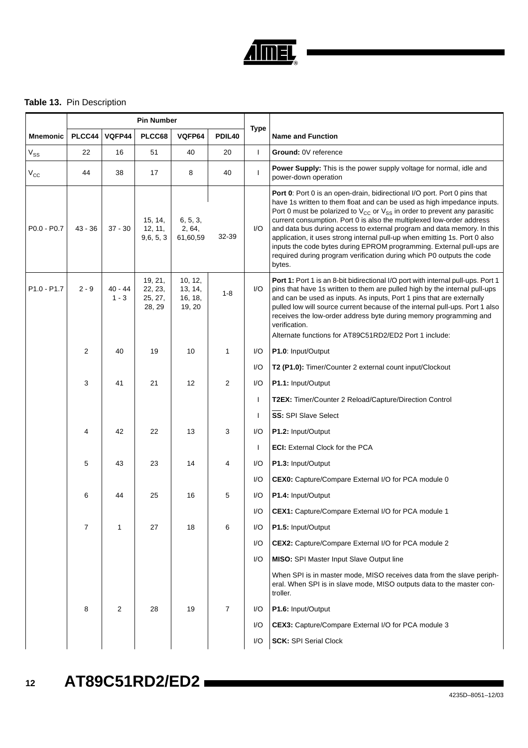**Table 13.** Pin Description

| Mnemonic | Pin Number | | | | | Type | Name and Function |
|---|---|---|---|---|---|---|---|
| | PLCC44 | VQFP44 | PLCC68 | VQFP64 | PDIL40 | | |
| $V_{SS}$ | 22 | 16 | 51 | 40 | 20 | I | **Ground:** 0V reference |
| $V_{CC}$ | 44 | 38 | 17 | 8 | 40 | I | **Power Supply:** This is the power supply voltage for normal, idle and power-down operation |
| P0.0 - P0.7 | 43 - 36 | 37 - 30 | 15, 14, 12, 11, 9,6, 5, 3 | 6, 5, 3, 2, 64, 61,60,59 | 32-39 | I/O | **Port 0**: Port 0 is an open-drain, bidirectional I/O port. Port 0 pins that have 1s written to them float and can be used as high impedance inputs. Port 0 must be polarized to $V_{CC}$ or $V_{SS}$ in order to prevent any parasitic current consumption. Port 0 is also the multiplexed low-order address and data bus during access to external program and data memory. In this application, it uses strong internal pull-up when emitting 1s. Port 0 also inputs the code bytes during EPROM programming. External pull-ups are required during program verification during which P0 outputs the code bytes. |
| P1.0 - P1.7 | 2 - 9 | 40 - 44 1 - 3 | 19, 21, 22, 23, 25, 27, 28, 29 | 10, 12, 13, 14, 16, 18, 19, 20 | 1-8 | I/O | **Port 1:** Port 1 is an 8-bit bidirectional I/O port with internal pull-ups. Port 1 pins that have 1s written to them are pulled high by the internal pull-ups and can be used as inputs. As inputs, Port 1 pins that are externally pulled low will source current because of the internal pull-ups. Port 1 also receives the low-order address byte during memory programming and verification. Alternate functions for AT89C51RD2/ED2 Port 1 include: |
| | 2 | 40 | 19 | 10 | 1 | I/O | **P1.0**: Input/Output |
| | | | | | | I/O | **T2 (P1.0):** Timer/Counter 2 external count input/Clockout |
| | 3 | 41 | 21 | 12 | 2 | I/O | **P1.1:** Input/Output |
| | | | | | | I | **T2EX:** Timer/Counter 2 Reload/Capture/Direction Control |
| | | | | | | I | **$\overline{SS}$:** SPI Slave Select |
| | 4 | 42 | 22 | 13 | 3 | I/O | **P1.2:** Input/Output |
| | | | | | | I | **ECI:** External Clock for the PCA |
| | 5 | 43 | 23 | 14 | 4 | I/O | **P1.3:** Input/Output |
| | | | | | | I/O | **CEX0:** Capture/Compare External I/O for PCA module 0 |
| | 6 | 44 | 25 | 16 | 5 | I/O | **P1.4:** Input/Output |
| | | | | | | I/O | **CEX1:** Capture/Compare External I/O for PCA module 1 |
| | 7 | 1 | 27 | 18 | 6 | I/O | **P1.5:** Input/Output |
| | | | | | | I/O | **CEX2:** Capture/Compare External I/O for PCA module 2 |
| | | | | | | I/O | **MISO:** SPI Master Input Slave Output line |
| | | | | | | | When SPI is in master mode, MISO receives data from the slave peripheral. When SPI is in slave mode, MISO outputs data to the master controller. |
| | 8 | 2 | 28 | 19 | 7 | I/O | **P1.6:** Input/Output |
| | | | | | | I/O | **CEX3:** Capture/Compare External I/O for PCA module 3 |
| | | | | | | I/O | **SCK:** SPI Serial Clock |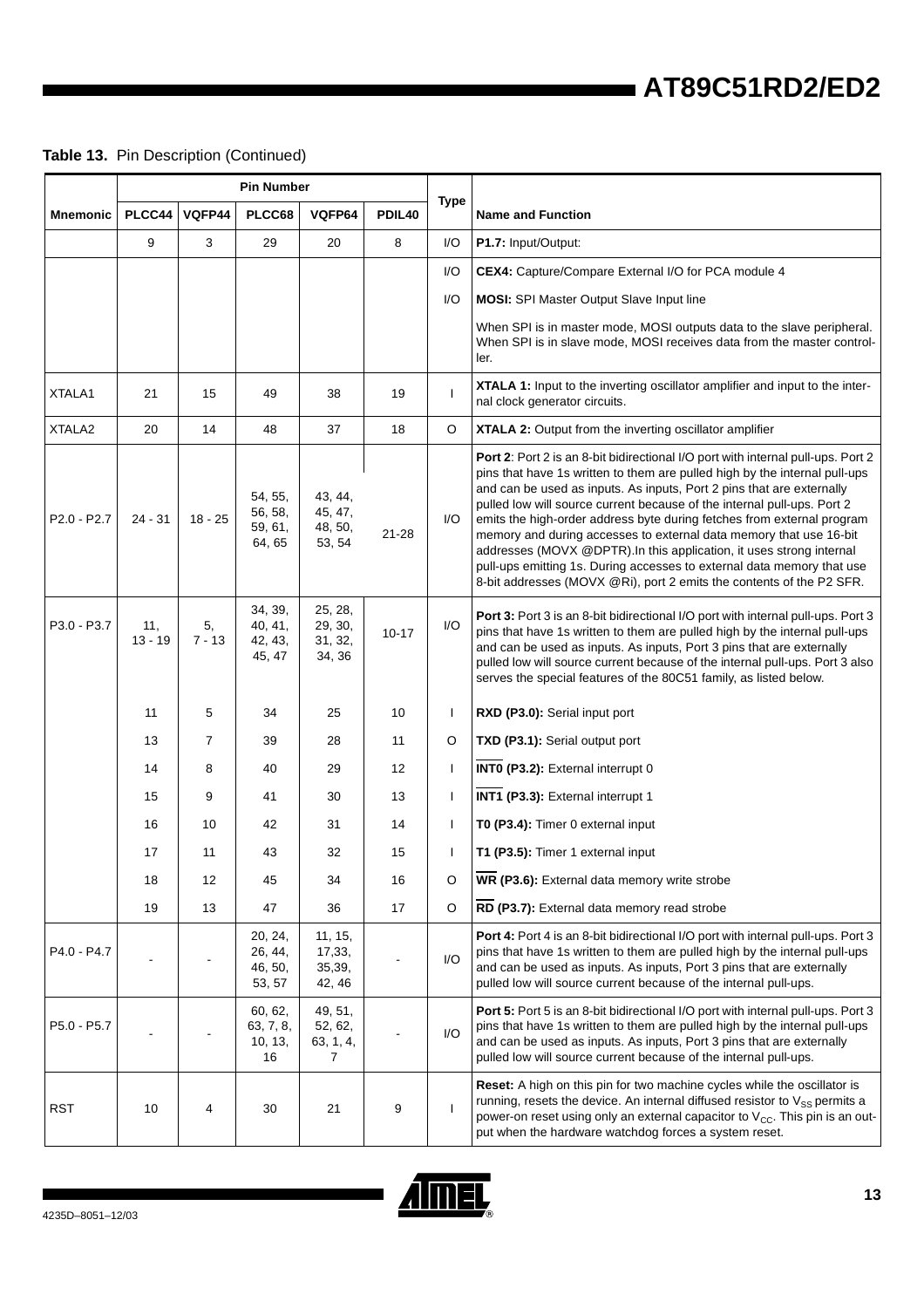**Table 13.** Pin Description (Continued)

| Mnemonic | Pin Number | | | | | Type | Name and Function |
|---|---|---|---|---|---|---|---|
| | PLCC44 | VQFP44 | PLCC68 | VQFP64 | PDIL40 | | |
| | 9 | 3 | 29 | 20 | 8 | I/O | **P1.7:** Input/Output: |
| | | | | | | I/O | **CEX4:** Capture/Compare External I/O for PCA module 4 |
| | | | | | | I/O | **MOSI:** SPI Master Output Slave Input line |
| | | | | | | | When SPI is in master mode, MOSI outputs data to the slave peripheral. When SPI is in slave mode, MOSI receives data from the master controller. |
| XTALA1 | 21 | 15 | 49 | 38 | 19 | I | **XTALA 1:** Input to the inverting oscillator amplifier and input to the internal clock generator circuits. |
| XTALA2 | 20 | 14 | 48 | 37 | 18 | O | **XTALA 2:** Output from the inverting oscillator amplifier |
| P2.0 - P2.7 | 24 - 31 | 18 - 25 | 54, 55, 56, 58, 59, 61, 64, 65 | 43, 44, 45, 47, 48, 50, 53, 54 | 21-28 | I/O | **Port 2**: Port 2 is an 8-bit bidirectional I/O port with internal pull-ups. Port 2 pins that have 1s written to them are pulled high by the internal pull-ups and can be used as inputs. As inputs, Port 2 pins that are externally pulled low will source current because of the internal pull-ups. Port 2 emits the high-order address byte during fetches from external program memory and during accesses to external data memory that use 16-bit addresses (MOVX @DPTR).In this application, it uses strong internal pull-ups emitting 1s. During accesses to external data memory that use 8-bit addresses (MOVX @Ri), port 2 emits the contents of the P2 SFR. |
| P3.0 - P3.7 | 11, 13 - 19 | 5, 7 - 13 | 34, 39, 40, 41, 42, 43, 45, 47 | 25, 28, 29, 30, 31, 32, 34, 36 | 10-17 | I/O | **Port 3:** Port 3 is an 8-bit bidirectional I/O port with internal pull-ups. Port 3 pins that have 1s written to them are pulled high by the internal pull-ups and can be used as inputs. As inputs, Port 3 pins that are externally pulled low will source current because of the internal pull-ups. Port 3 also serves the special features of the 80C51 family, as listed below. |
| | 11 | 5 | 34 | 25 | 10 | I | **RXD (P3.0):** Serial input port |
| | 13 | 7 | 39 | 28 | 11 | O | **TXD (P3.1):** Serial output port |
| | 14 | 8 | 40 | 29 | 12 | I | **$\overline{\text{INT0}}$ (P3.2):** External interrupt 0 |
| | 15 | 9 | 41 | 30 | 13 | I | **$\overline{\text{INT1}}$ (P3.3):** External interrupt 1 |
| | 16 | 10 | 42 | 31 | 14 | I | **T0 (P3.4):** Timer 0 external input |
| | 17 | 11 | 43 | 32 | 15 | I | **T1 (P3.5):** Timer 1 external input |
| | 18 | 12 | 45 | 34 | 16 | O | **$\overline{\text{WR}}$ (P3.6):** External data memory write strobe |
| | 19 | 13 | 47 | 36 | 17 | O | **$\overline{\text{RD}}$ (P3.7):** External data memory read strobe |
| P4.0 - P4.7 | - | - | 20, 24, 26, 44, 46, 50, 53, 57 | 11, 15, 17,33, 35,39, 42, 46 | - | I/O | **Port 4:** Port 4 is an 8-bit bidirectional I/O port with internal pull-ups. Port 3 pins that have 1s written to them are pulled high by the internal pull-ups and can be used as inputs. As inputs, Port 3 pins that are externally pulled low will source current because of the internal pull-ups. |
| P5.0 - P5.7 | - | - | 60, 62, 63, 7, 8, 10, 13, 16 | 49, 51, 52, 62, 63, 1, 4, 7 | - | I/O | **Port 5:** Port 5 is an 8-bit bidirectional I/O port with internal pull-ups. Port 3 pins that have 1s written to them are pulled high by the internal pull-ups and can be used as inputs. As inputs, Port 3 pins that are externally pulled low will source current because of the internal pull-ups. |
| RST | 10 | 4 | 30 | 21 | 9 | I | **Reset:** A high on this pin for two machine cycles while the oscillator is running, resets the device. An internal diffused resistor to $V_{SS}$ permits a power-on reset using only an external capacitor to $V_{CC}$. This pin is an output when the hardware watchdog forces a system reset. |

4235D–8051–12/03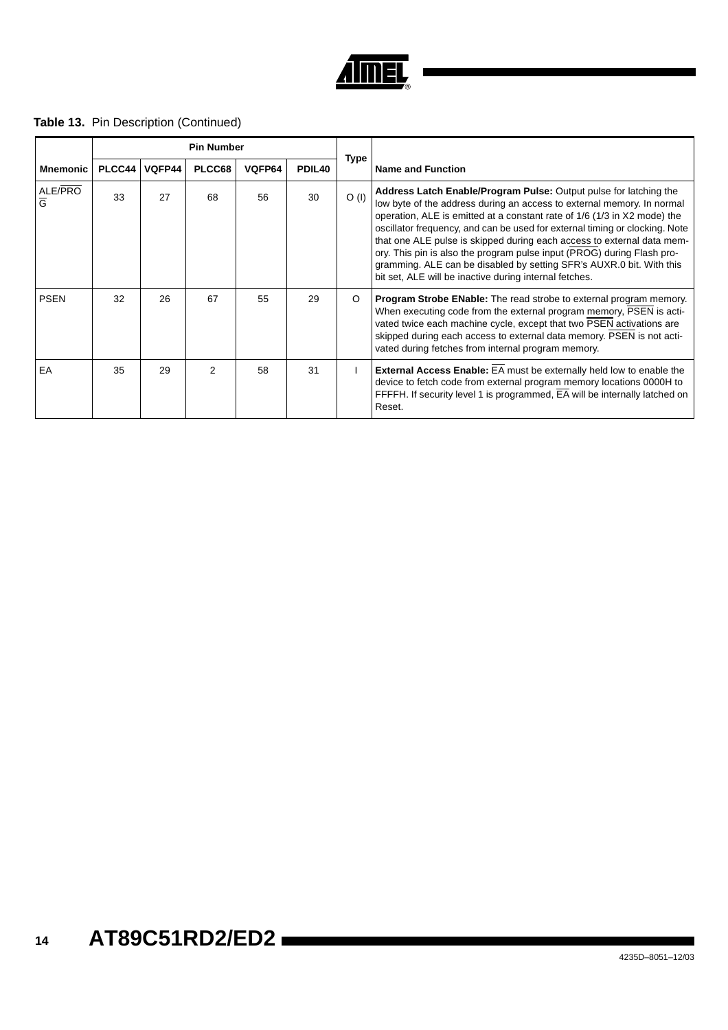**Table 13.** Pin Description (Continued)

| Mnemonic | Pin Number | | | | | Type | Name and Function |
|---|---|---|---|---|---|---|---|
| | PLCC44 | VQFP44 | PLCC68 | VQFP64 | PDIL40 | | |
| ALE/$\overline{PROG}$ | 33 | 27 | 68 | 56 | 30 | O (I) | **Address Latch Enable/Program Pulse:** Output pulse for latching the low byte of the address during an access to external memory. In normal operation, ALE is emitted at a constant rate of 1/6 (1/3 in X2 mode) the oscillator frequency, and can be used for external timing or clocking. Note that one ALE pulse is skipped during each access to external data memory. This pin is also the program pulse input ($\overline{PROG}$) during Flash programming. ALE can be disabled by setting SFR's AUXR.0 bit. With this bit set, ALE will be inactive during internal fetches. |
| PSEN | 32 | 26 | 67 | 55 | 29 | O | **Program Strobe ENable:** The read strobe to external program memory. When executing code from the external program memory, $\overline{PSEN}$ is activated twice each machine cycle, except that two $\overline{PSEN}$ activations are skipped during each access to external data memory. $\overline{PSEN}$ is not activated during fetches from internal program memory. |
| EA | 35 | 29 | 2 | 58 | 31 | I | **External Access Enable:** $\overline{EA}$ must be externally held low to enable the device to fetch code from external program memory locations 0000H to FFFFH. If security level 1 is programmed, $\overline{EA}$ will be internally latched on Reset. |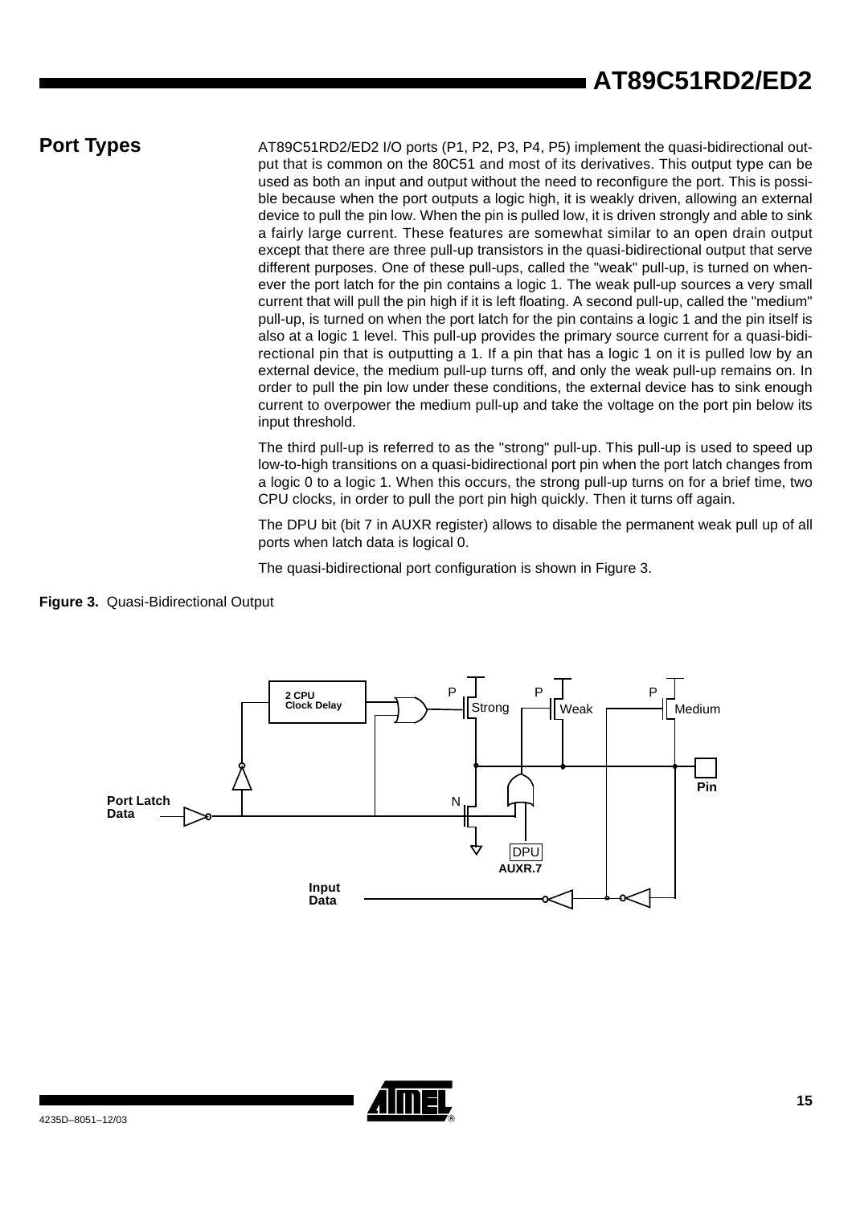## Port Types

AT89C51RD2/ED2 I/O ports (P1, P2, P3, P4, P5) implement the quasi-bidirectional output that is common on the 80C51 and most of its derivatives. This output type can be used as both an input and output without the need to reconfigure the port. This is possible because when the port outputs a logic high, it is weakly driven, allowing an external device to pull the pin low. When the pin is pulled low, it is driven strongly and able to sink a fairly large current. These features are somewhat similar to an open drain output except that there are three pull-up transistors in the quasi-bidirectional output that serve different purposes. One of these pull-ups, called the "weak" pull-up, is turned on whenever the port latch for the pin contains a logic 1. The weak pull-up sources a very small current that will pull the pin high if it is left floating. A second pull-up, called the "medium" pull-up, is turned on when the port latch for the pin contains a logic 1 and the pin itself is also at a logic 1 level. This pull-up provides the primary source current for a quasi-bidirectional pin that is outputting a 1. If a pin that has a logic 1 on it is pulled low by an external device, the medium pull-up turns off, and only the weak pull-up remains on. In order to pull the pin low under these conditions, the external device has to sink enough current to overpower the medium pull-up and take the voltage on the port pin below its input threshold.

The third pull-up is referred to as the "strong" pull-up. This pull-up is used to speed up low-to-high transitions on a quasi-bidirectional port pin when the port latch changes from a logic 0 to a logic 1. When this occurs, the strong pull-up turns on for a brief time, two CPU clocks, in order to pull the port pin high quickly. Then it turns off again.

The DPU bit (bit 7 in AUXR register) allows to disable the permanent weak pull up of all ports when latch data is logical 0.

The quasi-bidirectional port configuration is shown in Figure 3.

**Figure 3.** Quasi-Bidirectional Output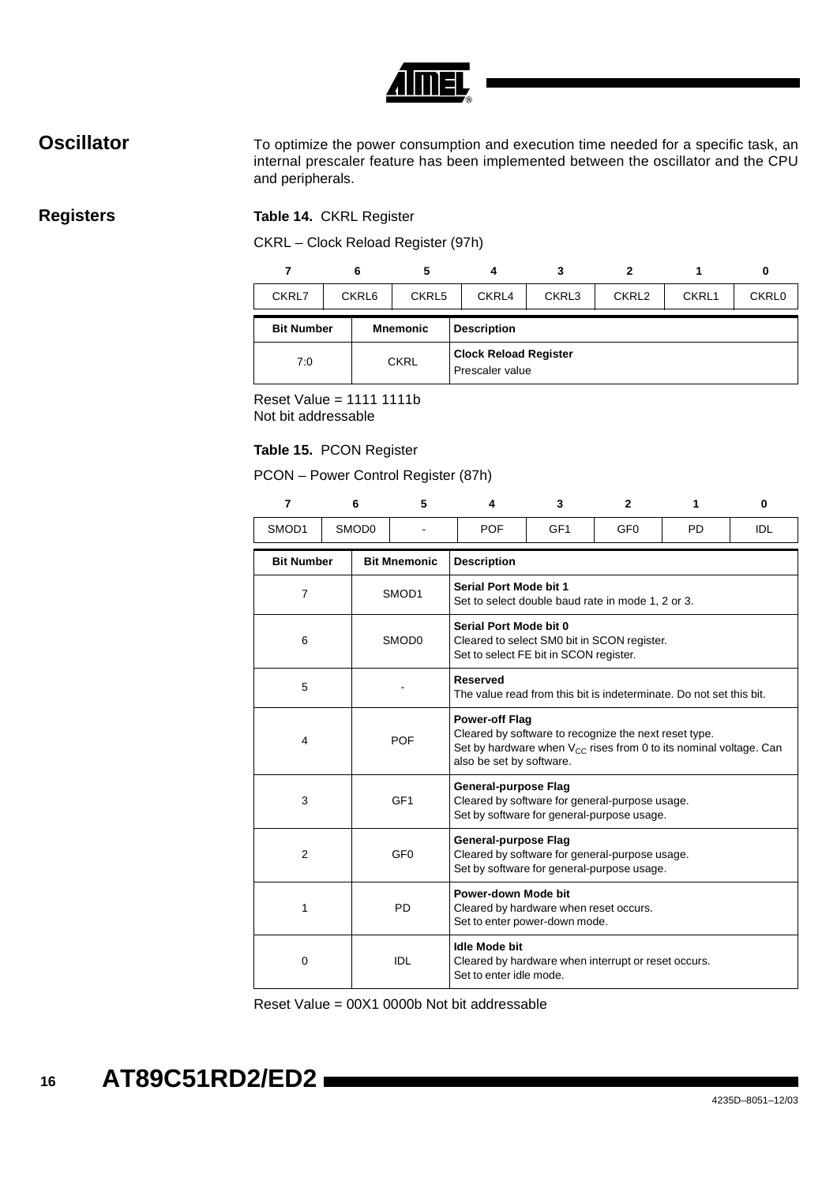## Oscillator

To optimize the power consumption and execution time needed for a specific task, an internal prescaler feature has been implemented between the oscillator and the CPU and peripherals.

## Registers

**Table 14.** CKRL Register

CKRL – Clock Reload Register (97h)

| 7 | 6 | 5 | 4 | 3 | 2 | 1 | 0 |
|---|---|---|---|---|---|---|---|
| CKRL7 | CKRL6 | CKRL5 | CKRL4 | CKRL3 | CKRL2 | CKRL1 | CKRL0 |

| Bit Number | Mnemonic | Description |
|---|---|---|
| 7:0 | CKRL | **Clock Reload Register**<br>Prescaler value |

Reset Value = 1111 1111b
Not bit addressable

**Table 15.** PCON Register

PCON – Power Control Register (87h)

| 7 | 6 | 5 | 4 | 3 | 2 | 1 | 0 |
|---|---|---|---|---|---|---|---|
| SMOD1 | SMOD0 | - | POF | GF1 | GF0 | PD | IDL |

| Bit Number | Bit Mnemonic | Description |
|---|---|---|
| 7 | SMOD1 | **Serial Port Mode bit 1**<br>Set to select double baud rate in mode 1, 2 or 3. |
| 6 | SMOD0 | **Serial Port Mode bit 0**<br>Cleared to select SM0 bit in SCON register.<br>Set to select FE bit in SCON register. |
| 5 | - | **Reserved**<br>The value read from this bit is indeterminate. Do not set this bit. |
| 4 | POF | **Power-off Flag**<br>Cleared by software to recognize the next reset type.<br>Set by hardware when $V_{CC}$ rises from 0 to its nominal voltage. Can also be set by software. |
| 3 | GF1 | **General-purpose Flag**<br>Cleared by software for general-purpose usage.<br>Set by software for general-purpose usage. |
| 2 | GF0 | **General-purpose Flag**<br>Cleared by software for general-purpose usage.<br>Set by software for general-purpose usage. |
| 1 | PD | **Power-down Mode bit**<br>Cleared by hardware when reset occurs.<br>Set to enter power-down mode. |
| 0 | IDL | **Idle Mode bit**<br>Cleared by hardware when interrupt or reset occurs.<br>Set to enter idle mode. |

Reset Value = 00X1 0000b Not bit addressable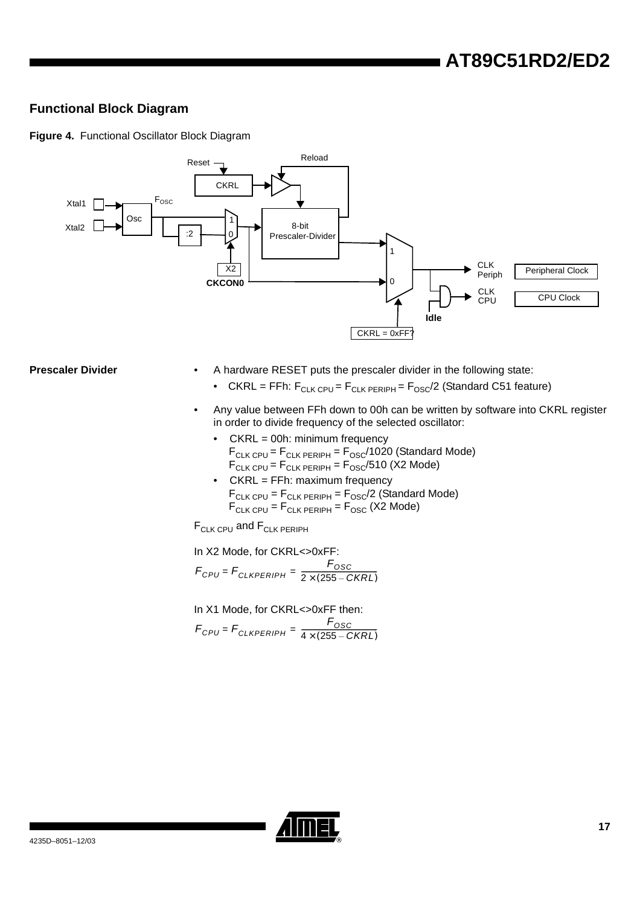## Functional Block Diagram

**Figure 4.** Functional Oscillator Block Diagram

**Prescaler Divider**

- A hardware RESET puts the prescaler divider in the following state:
  - CKRL = FFh: $F_{CLK\ CPU} = F_{CLK\ PERIPH} = F_{OSC}/2$ (Standard C51 feature)
- Any value between FFh down to 00h can be written by software into CKRL register in order to divide frequency of the selected oscillator:
  - CKRL = 00h: minimum frequency
    $F_{CLK\ CPU} = F_{CLK\ PERIPH} = F_{OSC}/1020$ (Standard Mode)
    $F_{CLK\ CPU} = F_{CLK\ PERIPH} = F_{OSC}/510$ (X2 Mode)
  - CKRL = FFh: maximum frequency
    $F_{CLK\ CPU} = F_{CLK\ PERIPH} = F_{OSC}/2$ (Standard Mode)
    $F_{CLK\ CPU} = F_{CLK\ PERIPH} = F_{OSC}$ (X2 Mode)

$F_{CLK\ CPU}$ and $F_{CLK\ PERIPH}$

In X2 Mode, for CKRL<>0xFF:

$$F_{CPU} = F_{CLKPERIPH} = \frac{F_{OSC}}{2 \times (255 - CKRL)}$$

In X1 Mode, for CKRL<>0xFF then:

$$F_{CPU} = F_{CLKPERIPH} = \frac{F_{OSC}}{4 \times (255 - CKRL)}$$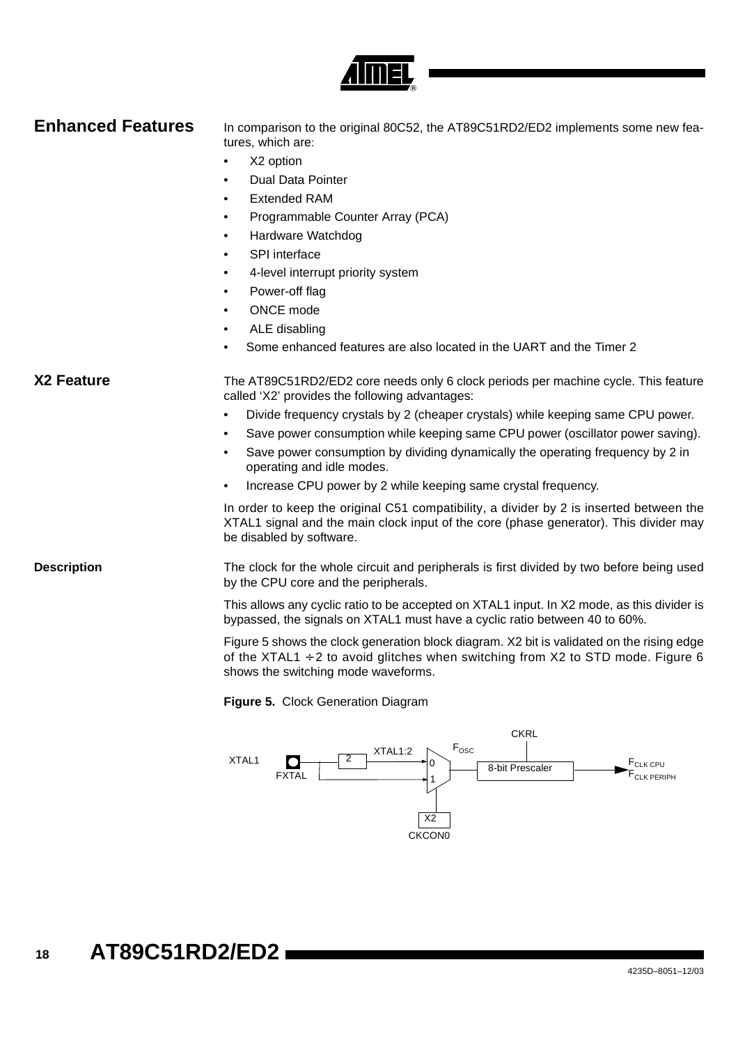## Enhanced Features

In comparison to the original 80C52, the AT89C51RD2/ED2 implements some new features, which are:

- X2 option
- Dual Data Pointer
- Extended RAM
- Programmable Counter Array (PCA)
- Hardware Watchdog
- SPI interface
- 4-level interrupt priority system
- Power-off flag
- ONCE mode
- ALE disabling
- Some enhanced features are also located in the UART and the Timer 2

## X2 Feature

The AT89C51RD2/ED2 core needs only 6 clock periods per machine cycle. This feature called 'X2' provides the following advantages:

- Divide frequency crystals by 2 (cheaper crystals) while keeping same CPU power.
- Save power consumption while keeping same CPU power (oscillator power saving).
- Save power consumption by dividing dynamically the operating frequency by 2 in operating and idle modes.
- Increase CPU power by 2 while keeping same crystal frequency.

In order to keep the original C51 compatibility, a divider by 2 is inserted between the XTAL1 signal and the main clock input of the core (phase generator). This divider may be disabled by software.

### Description

The clock for the whole circuit and peripherals is first divided by two before being used by the CPU core and the peripherals.

This allows any cyclic ratio to be accepted on XTAL1 input. In X2 mode, as this divider is bypassed, the signals on XTAL1 must have a cyclic ratio between 40 to 60%.

Figure 5 shows the clock generation block diagram. X2 bit is validated on the rising edge of the XTAL1 ÷2 to avoid glitches when switching from X2 to STD mode. Figure 6 shows the switching mode waveforms.

**Figure 5.** Clock Generation Diagram

XTAL1, FXTAL, 2, XTAL1:2, 0, 1, $F_{OSC}$, CKRL, 8-bit Prescaler, $F_{CLK\ CPU}$, $F_{CLK\ PERIPH}$, X2, CKCON0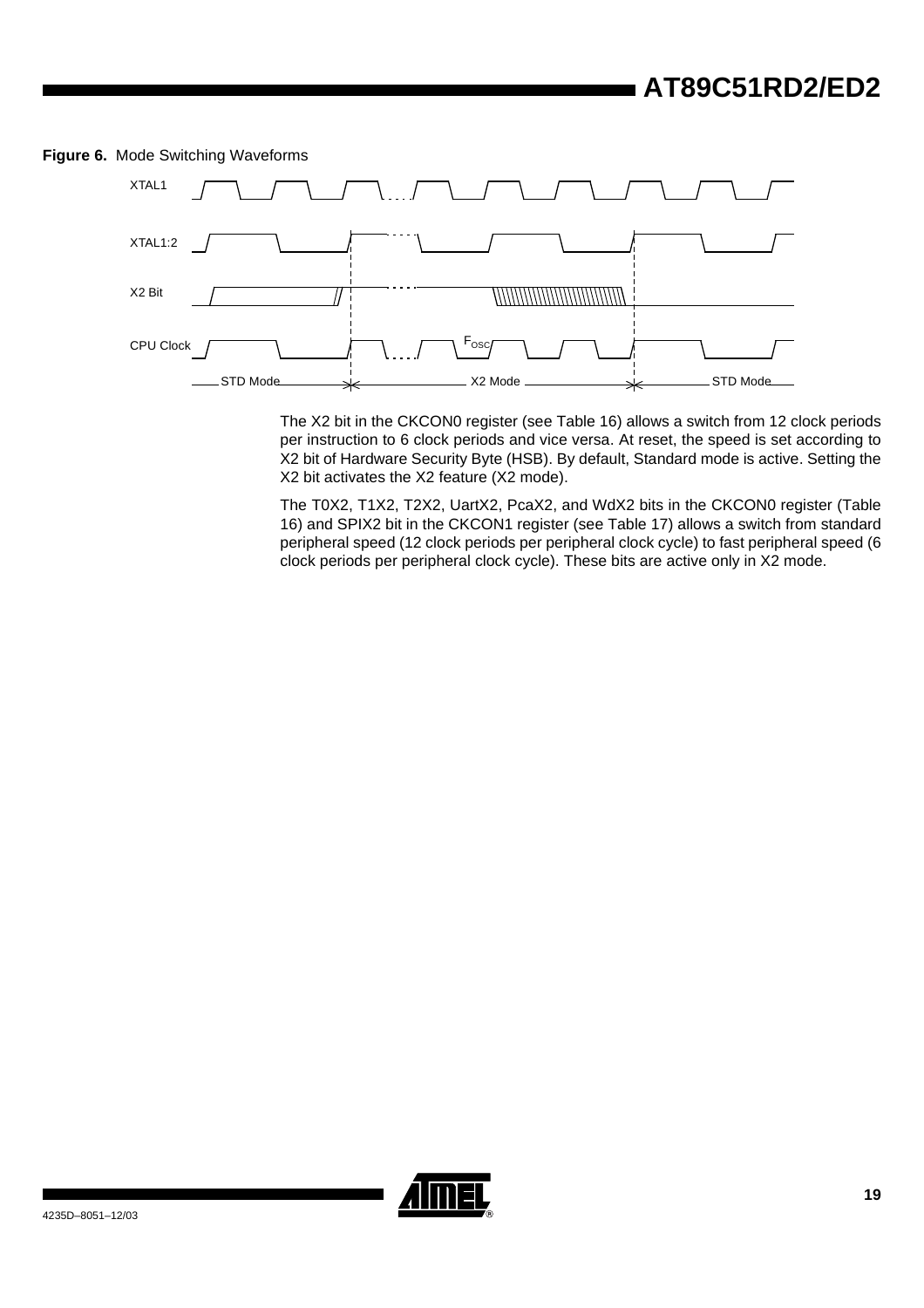**Figure 6.** Mode Switching Waveforms

The X2 bit in the CKCON0 register (see Table 16) allows a switch from 12 clock periods per instruction to 6 clock periods and vice versa. At reset, the speed is set according to X2 bit of Hardware Security Byte (HSB). By default, Standard mode is active. Setting the X2 bit activates the X2 feature (X2 mode).

The T0X2, T1X2, T2X2, UartX2, PcaX2, and WdX2 bits in the CKCON0 register (Table 16) and SPIX2 bit in the CKCON1 register (see Table 17) allows a switch from standard peripheral speed (12 clock periods per peripheral clock cycle) to fast peripheral speed (6 clock periods per peripheral clock cycle). These bits are active only in X2 mode.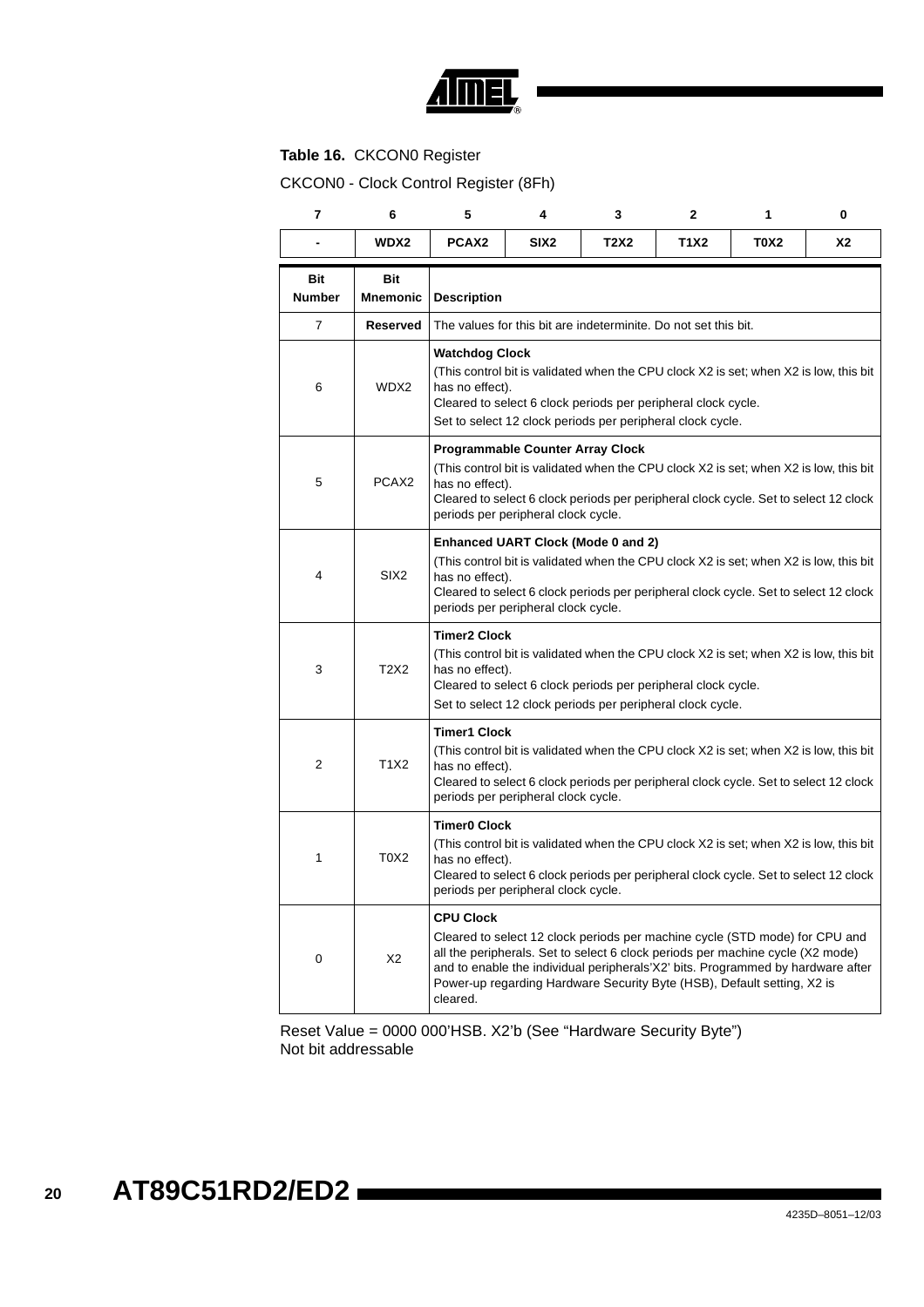**Table 16.** CKCON0 Register

CKCON0 - Clock Control Register (8Fh)

| 7 | 6 | 5 | 4 | 3 | 2 | 1 | 0 |
|---|---|---|---|---|---|---|---|
| - | WDX2 | PCAX2 | SIX2 | T2X2 | T1X2 | T0X2 | X2 |

| Bit Number | Bit Mnemonic | Description |
|---|---|---|
| 7 | **Reserved** | The values for this bit are indeterminite. Do not set this bit. |
| 6 | WDX2 | **Watchdog Clock**<br>(This control bit is validated when the CPU clock X2 is set; when X2 is low, this bit has no effect).<br>Cleared to select 6 clock periods per peripheral clock cycle.<br>Set to select 12 clock periods per peripheral clock cycle. |
| 5 | PCAX2 | **Programmable Counter Array Clock**<br>(This control bit is validated when the CPU clock X2 is set; when X2 is low, this bit has no effect).<br>Cleared to select 6 clock periods per peripheral clock cycle. Set to select 12 clock periods per peripheral clock cycle. |
| 4 | SIX2 | **Enhanced UART Clock (Mode 0 and 2)**<br>(This control bit is validated when the CPU clock X2 is set; when X2 is low, this bit has no effect).<br>Cleared to select 6 clock periods per peripheral clock cycle. Set to select 12 clock periods per peripheral clock cycle. |
| 3 | T2X2 | **Timer2 Clock**<br>(This control bit is validated when the CPU clock X2 is set; when X2 is low, this bit has no effect).<br>Cleared to select 6 clock periods per peripheral clock cycle.<br>Set to select 12 clock periods per peripheral clock cycle. |
| 2 | T1X2 | **Timer1 Clock**<br>(This control bit is validated when the CPU clock X2 is set; when X2 is low, this bit has no effect).<br>Cleared to select 6 clock periods per peripheral clock cycle. Set to select 12 clock periods per peripheral clock cycle. |
| 1 | T0X2 | **Timer0 Clock**<br>(This control bit is validated when the CPU clock X2 is set; when X2 is low, this bit has no effect).<br>Cleared to select 6 clock periods per peripheral clock cycle. Set to select 12 clock periods per peripheral clock cycle. |
| 0 | X2 | **CPU Clock**<br>Cleared to select 12 clock periods per machine cycle (STD mode) for CPU and all the peripherals. Set to select 6 clock periods per machine cycle (X2 mode) and to enable the individual peripherals'X2' bits. Programmed by hardware after Power-up regarding Hardware Security Byte (HSB), Default setting, X2 is cleared. |

Reset Value = 0000 000'HSB. X2'b (See "Hardware Security Byte")
Not bit addressable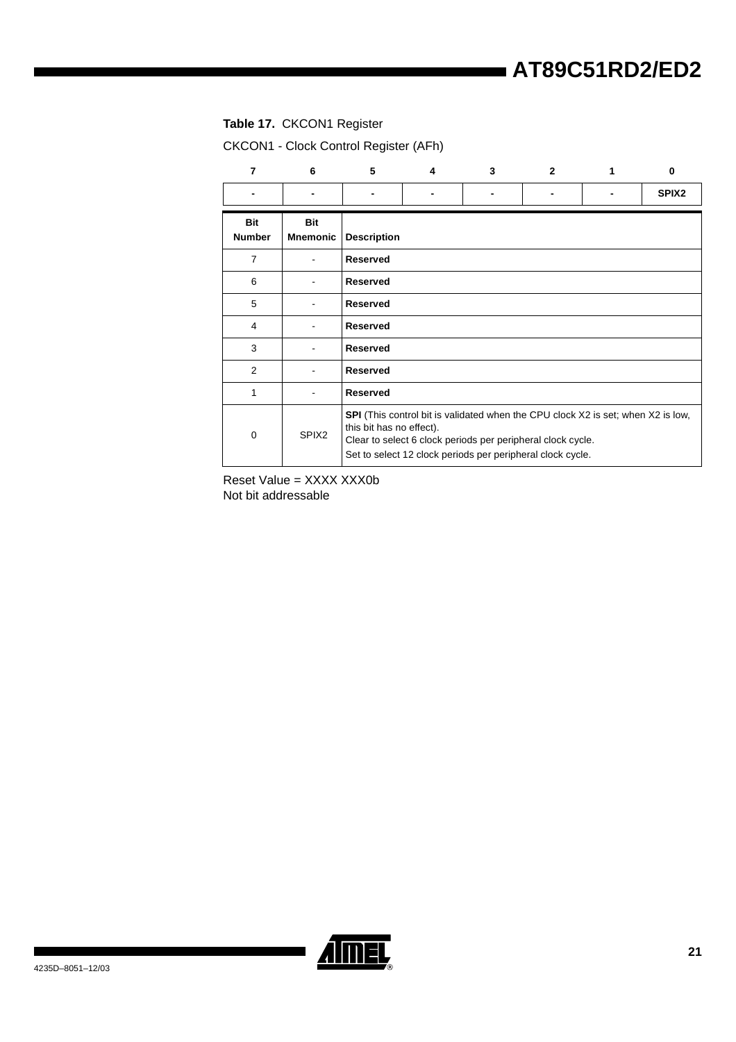**Table 17.** CKCON1 Register

CKCON1 - Clock Control Register (AFh)

| 7 | 6 | 5 | 4 | 3 | 2 | 1 | 0 |
|---|---|---|---|---|---|---|---|
| - | - | - | - | - | - | - | SPIX2 |

| Bit Number | Bit Mnemonic | Description |
|---|---|---|
| 7 | - | **Reserved** |
| 6 | - | **Reserved** |
| 5 | - | **Reserved** |
| 4 | - | **Reserved** |
| 3 | - | **Reserved** |
| 2 | - | **Reserved** |
| 1 | - | **Reserved** |
| 0 | SPIX2 | **SPI** (This control bit is validated when the CPU clock X2 is set; when X2 is low, this bit has no effect).<br>Clear to select 6 clock periods per peripheral clock cycle.<br>Set to select 12 clock periods per peripheral clock cycle. |

Reset Value = XXXX XXX0b
Not bit addressable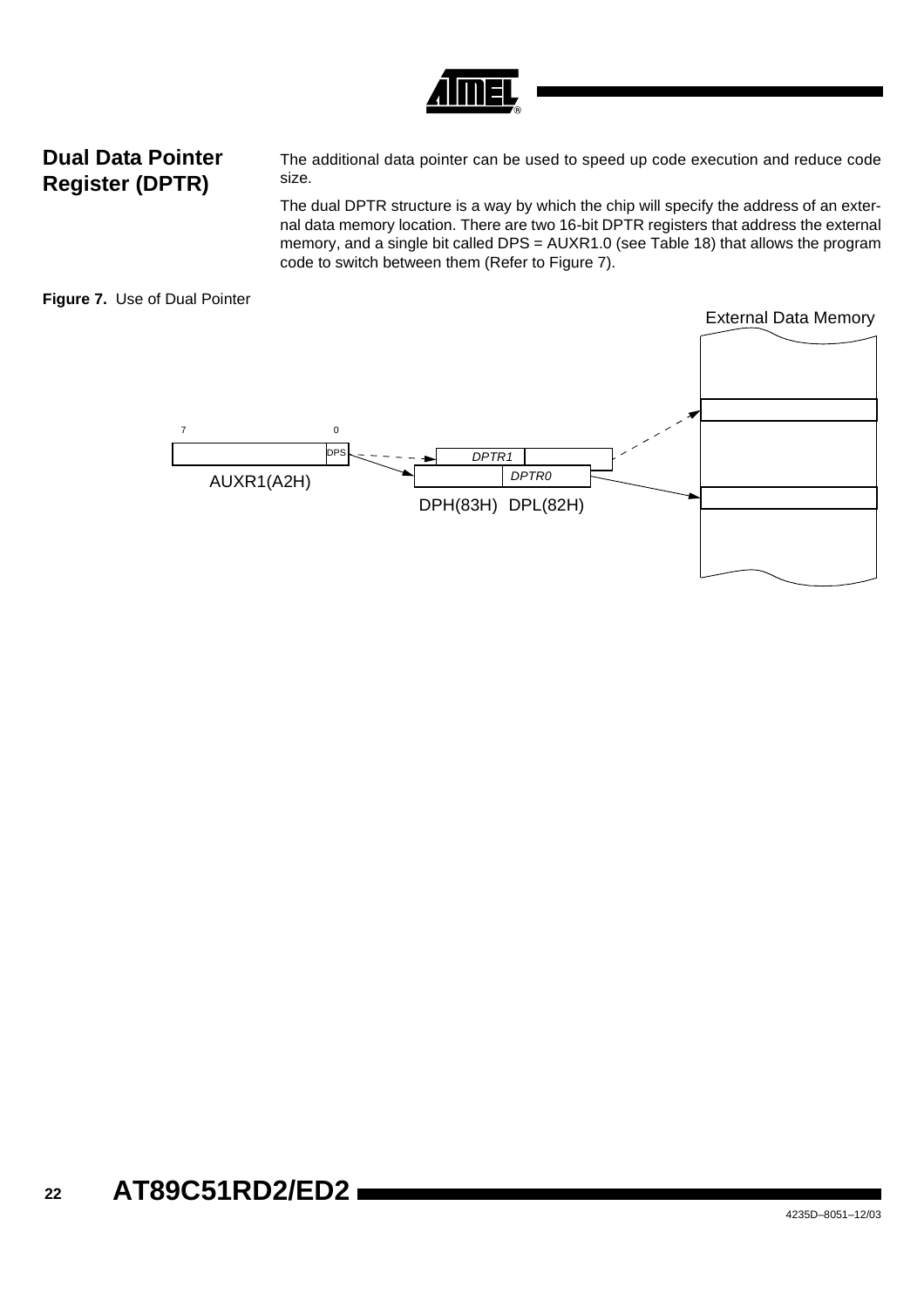## Dual Data Pointer Register (DPTR)

The additional data pointer can be used to speed up code execution and reduce code size.

The dual DPTR structure is a way by which the chip will specify the address of an external data memory location. There are two 16-bit DPTR registers that address the external memory, and a single bit called DPS = AUXR1.0 (see Table 18) that allows the program code to switch between them (Refer to Figure 7).

**Figure 7.** Use of Dual Pointer

External Data Memory

7 0

DPS

AUXR1(A2H)

DPTR1

DPTR0

DPH(83H) DPL(82H)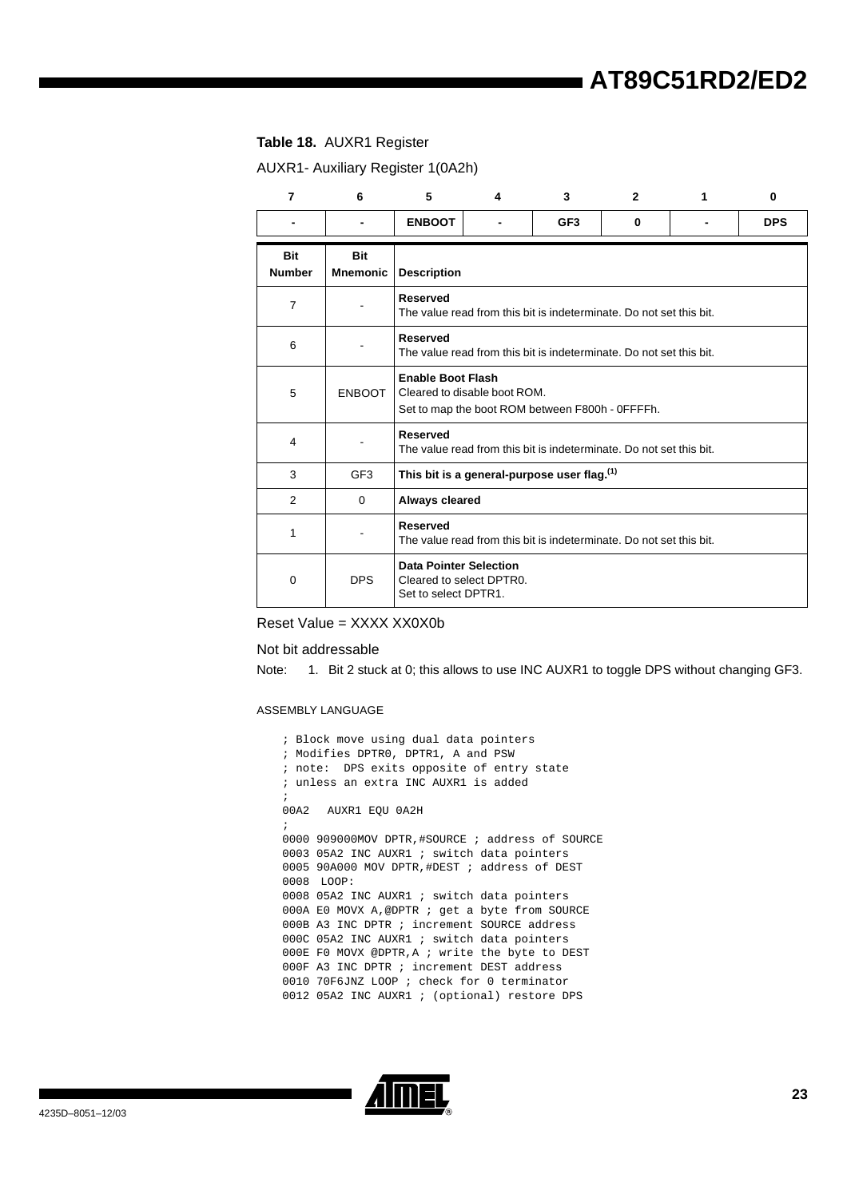**Table 18.** AUXR1 Register

AUXR1- Auxiliary Register 1(0A2h)

| 7 | 6 | 5 | 4 | 3 | 2 | 1 | 0 |
|---|---|---|---|---|---|---|---|
| - | - | ENBOOT | - | GF3 | 0 | - | DPS |

| Bit Number | Bit Mnemonic | Description |
|---|---|---|
| 7 | - | **Reserved**<br>The value read from this bit is indeterminate. Do not set this bit. |
| 6 | - | **Reserved**<br>The value read from this bit is indeterminate. Do not set this bit. |
| 5 | ENBOOT | **Enable Boot Flash**<br>Cleared to disable boot ROM.<br>Set to map the boot ROM between F800h - 0FFFFh. |
| 4 | - | **Reserved**<br>The value read from this bit is indeterminate. Do not set this bit. |
| 3 | GF3 | **This bit is a general-purpose user flag.[1]** |
| 2 | 0 | **Always cleared** |
| 1 | - | **Reserved**<br>The value read from this bit is indeterminate. Do not set this bit. |
| 0 | DPS | **Data Pointer Selection**<br>Cleared to select DPTR0.<br>Set to select DPTR1. |

Reset Value = XXXX XX0X0b

Not bit addressable

Note: 1. Bit 2 stuck at 0; this allows to use INC AUXR1 to toggle DPS without changing GF3.

ASSEMBLY LANGUAGE

```
; Block move using dual data pointers
; Modifies DPTR0, DPTR1, A and PSW
; note:  DPS exits opposite of entry state
; unless an extra INC AUXR1 is added
;
00A2   AUXR1 EQU 0A2H
;
0000 909000MOV DPTR,#SOURCE ; address of SOURCE
0003 05A2 INC AUXR1 ; switch data pointers
0005 90A000 MOV DPTR,#DEST ; address of DEST
0008  LOOP:
0008 05A2 INC AUXR1 ; switch data pointers
000A E0 MOVX A,@DPTR ; get a byte from SOURCE
000B A3 INC DPTR ; increment SOURCE address
000C 05A2 INC AUXR1 ; switch data pointers
000E F0 MOVX @DPTR,A ; write the byte to DEST
000F A3 INC DPTR ; increment DEST address
0010 70F6JNZ LOOP ; check for 0 terminator
0012 05A2 INC AUXR1 ; (optional) restore DPS
```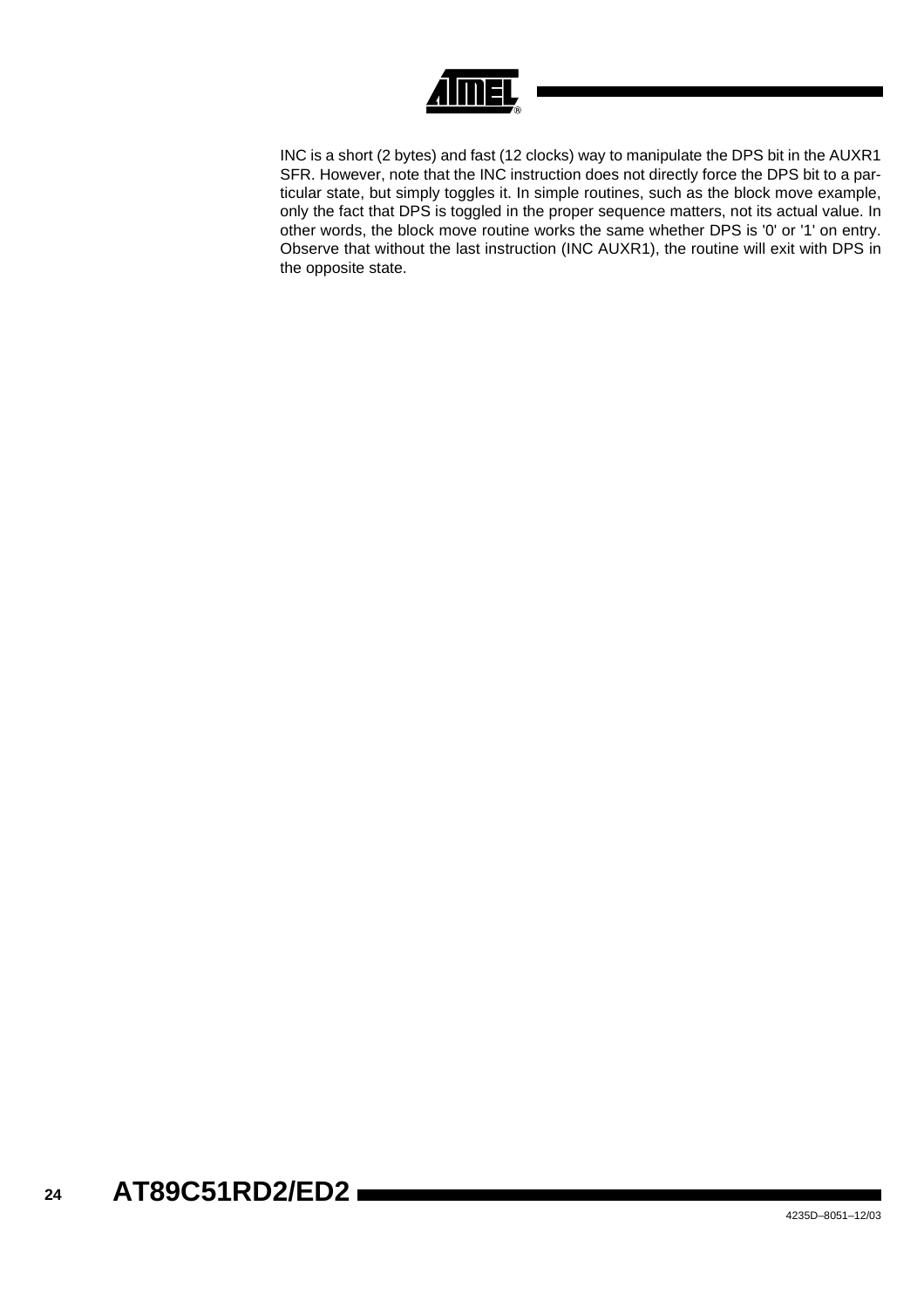INC is a short (2 bytes) and fast (12 clocks) way to manipulate the DPS bit in the AUXR1 SFR. However, note that the INC instruction does not directly force the DPS bit to a particular state, but simply toggles it. In simple routines, such as the block move example, only the fact that DPS is toggled in the proper sequence matters, not its actual value. In other words, the block move routine works the same whether DPS is '0' or '1' on entry. Observe that without the last instruction (INC AUXR1), the routine will exit with DPS in the opposite state.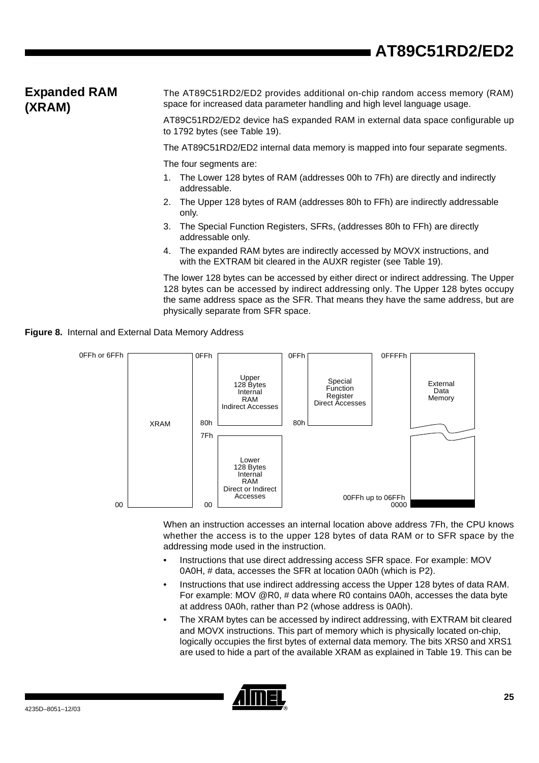## Expanded RAM (XRAM)

The AT89C51RD2/ED2 provides additional on-chip random access memory (RAM) space for increased data parameter handling and high level language usage.

AT89C51RD2/ED2 device haS expanded RAM in external data space configurable up to 1792 bytes (see Table 19).

The AT89C51RD2/ED2 internal data memory is mapped into four separate segments.

The four segments are:

1. The Lower 128 bytes of RAM (addresses 00h to 7Fh) are directly and indirectly addressable.
2. The Upper 128 bytes of RAM (addresses 80h to FFh) are indirectly addressable only.
3. The Special Function Registers, SFRs, (addresses 80h to FFh) are directly addressable only.
4. The expanded RAM bytes are indirectly accessed by MOVX instructions, and with the EXTRAM bit cleared in the AUXR register (see Table 19).

The lower 128 bytes can be accessed by either direct or indirect addressing. The Upper 128 bytes can be accessed by indirect addressing only. The Upper 128 bytes occupy the same address space as the SFR. That means they have the same address, but are physically separate from SFR space.

**Figure 8.** Internal and External Data Memory Address

When an instruction accesses an internal location above address 7Fh, the CPU knows whether the access is to the upper 128 bytes of data RAM or to SFR space by the addressing mode used in the instruction.

- Instructions that use direct addressing access SFR space. For example: MOV 0A0H, # data, accesses the SFR at location 0A0h (which is P2).
- Instructions that use indirect addressing access the Upper 128 bytes of data RAM. For example: MOV @R0, # data where R0 contains 0A0h, accesses the data byte at address 0A0h, rather than P2 (whose address is 0A0h).
- The XRAM bytes can be accessed by indirect addressing, with EXTRAM bit cleared and MOVX instructions. This part of memory which is physically located on-chip, logically occupies the first bytes of external data memory. The bits XRS0 and XRS1 are used to hide a part of the available XRAM as explained in Table 19. This can be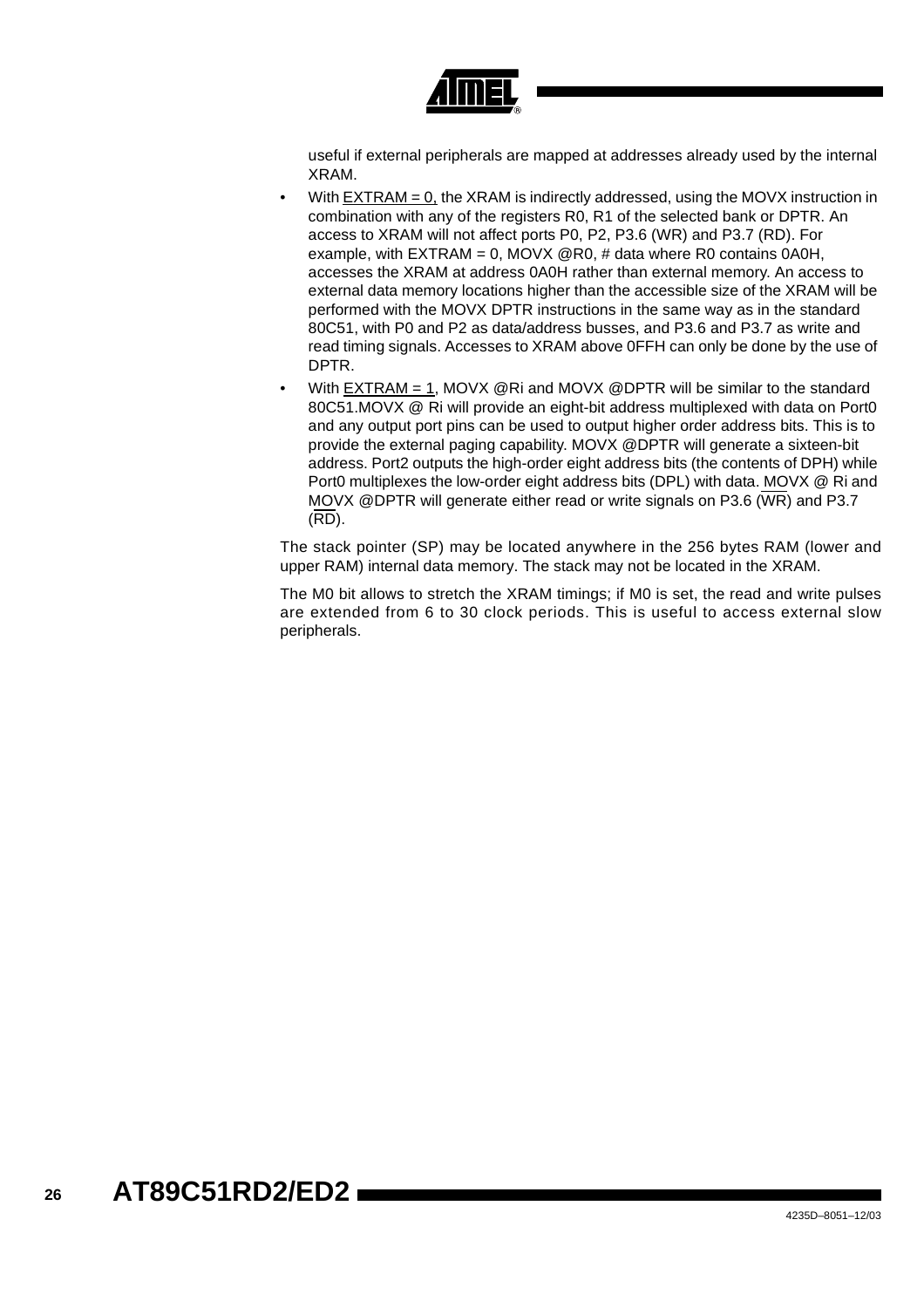useful if external peripherals are mapped at addresses already used by the internal XRAM.

- With EXTRAM = 0, the XRAM is indirectly addressed, using the MOVX instruction in combination with any of the registers R0, R1 of the selected bank or DPTR. An access to XRAM will not affect ports P0, P2, P3.6 (WR) and P3.7 (RD). For example, with EXTRAM = 0, MOVX @R0, # data where R0 contains 0A0H, accesses the XRAM at address 0A0H rather than external memory. An access to external data memory locations higher than the accessible size of the XRAM will be performed with the MOVX DPTR instructions in the same way as in the standard 80C51, with P0 and P2 as data/address busses, and P3.6 and P3.7 as write and read timing signals. Accesses to XRAM above 0FFH can only be done by the use of DPTR.
- With EXTRAM = 1, MOVX @Ri and MOVX @DPTR will be similar to the standard 80C51.MOVX @ Ri will provide an eight-bit address multiplexed with data on Port0 and any output port pins can be used to output higher order address bits. This is to provide the external paging capability. MOVX @DPTR will generate a sixteen-bit address. Port2 outputs the high-order eight address bits (the contents of DPH) while Port0 multiplexes the low-order eight address bits (DPL) with data. MOVX @ Ri and MOVX @DPTR will generate either read or write signals on P3.6 ($\overline{WR}$) and P3.7 ($\overline{RD}$).

The stack pointer (SP) may be located anywhere in the 256 bytes RAM (lower and upper RAM) internal data memory. The stack may not be located in the XRAM.

The M0 bit allows to stretch the XRAM timings; if M0 is set, the read and write pulses are extended from 6 to 30 clock periods. This is useful to access external slow peripherals.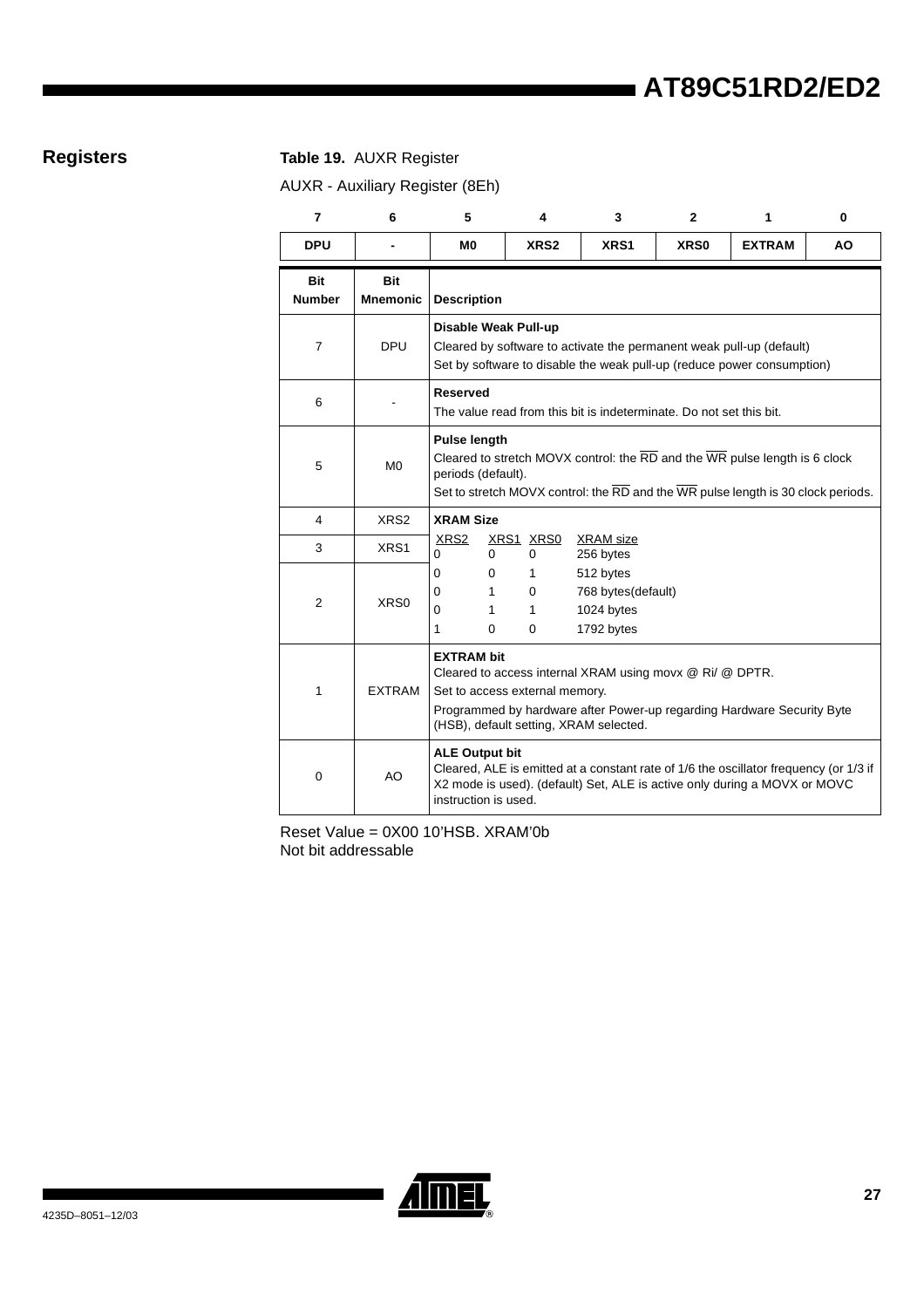## Registers

**Table 19.** AUXR Register

AUXR - Auxiliary Register (8Eh)

| 7 | 6 | 5 | 4 | 3 | 2 | 1 | 0 |
|---|---|---|---|---|---|---|---|
| DPU | - | M0 | XRS2 | XRS1 | XRS0 | EXTRAM | AO |

| Bit Number | Bit Mnemonic | Description |
|---|---|---|
| 7 | DPU | **Disable Weak Pull-up**<br>Cleared by software to activate the permanent weak pull-up (default)<br>Set by software to disable the weak pull-up (reduce power consumption) |
| 6 | - | **Reserved**<br>The value read from this bit is indeterminate. Do not set this bit. |
| 5 | M0 | **Pulse length**<br>Cleared to stretch MOVX control: the $\overline{RD}$ and the $\overline{WR}$ pulse length is 6 clock periods (default).<br>Set to stretch MOVX control: the $\overline{RD}$ and the $\overline{WR}$ pulse length is 30 clock periods. |
| 4 | XRS2 | **XRAM Size** |
| 3 | XRS1 | XRS2 XRS1 XRS0 XRAM size<br>0 0 0 256 bytes |
| 2 | XRS0 | 0 0 1 512 bytes<br>0 1 0 768 bytes(default)<br>0 1 1 1024 bytes<br>1 0 0 1792 bytes |
| 1 | EXTRAM | **EXTRAM bit**<br>Cleared to access internal XRAM using movx @ Ri/ @ DPTR.<br>Set to access external memory.<br>Programmed by hardware after Power-up regarding Hardware Security Byte (HSB), default setting, XRAM selected. |
| 0 | AO | **ALE Output bit**<br>Cleared, ALE is emitted at a constant rate of 1/6 the oscillator frequency (or 1/3 if X2 mode is used). (default) Set, ALE is active only during a MOVX or MOVC instruction is used. |

Reset Value = 0X00 10'HSB. XRAM'0b
Not bit addressable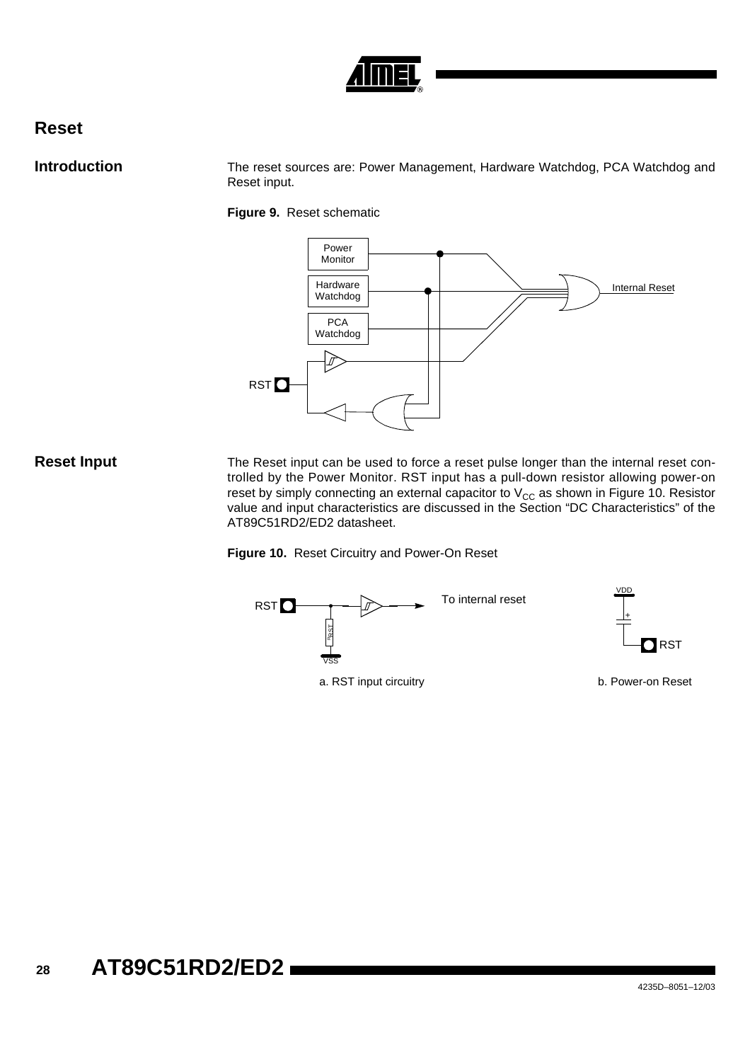# Reset

## Introduction

The reset sources are: Power Management, Hardware Watchdog, PCA Watchdog and Reset input.

**Figure 9.** Reset schematic

## Reset Input

The Reset input can be used to force a reset pulse longer than the internal reset controlled by the Power Monitor. RST input has a pull-down resistor allowing power-on reset by simply connecting an external capacitor to $V_{CC}$ as shown in Figure 10. Resistor value and input characteristics are discussed in the Section “DC Characteristics” of the AT89C51RD2/ED2 datasheet.

**Figure 10.** Reset Circuitry and Power-On Reset

a. RST input circuitry

b. Power-on Reset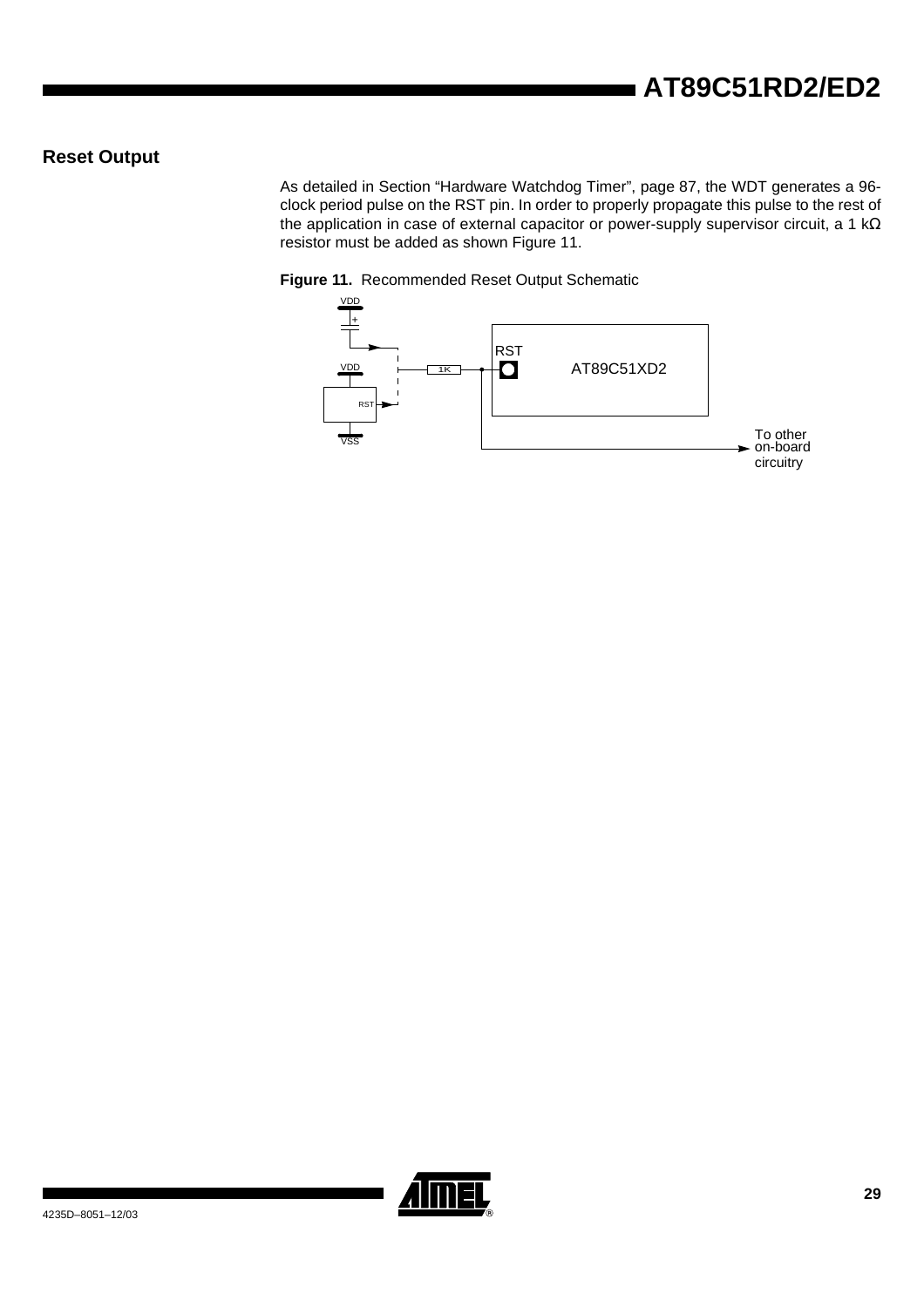## Reset Output

As detailed in Section "Hardware Watchdog Timer", page 87, the WDT generates a 96-clock period pulse on the RST pin. In order to properly propagate this pulse to the rest of the application in case of external capacitor or power-supply supervisor circuit, a 1 kΩ resistor must be added as shown Figure 11.

**Figure 11.** Recommended Reset Output Schematic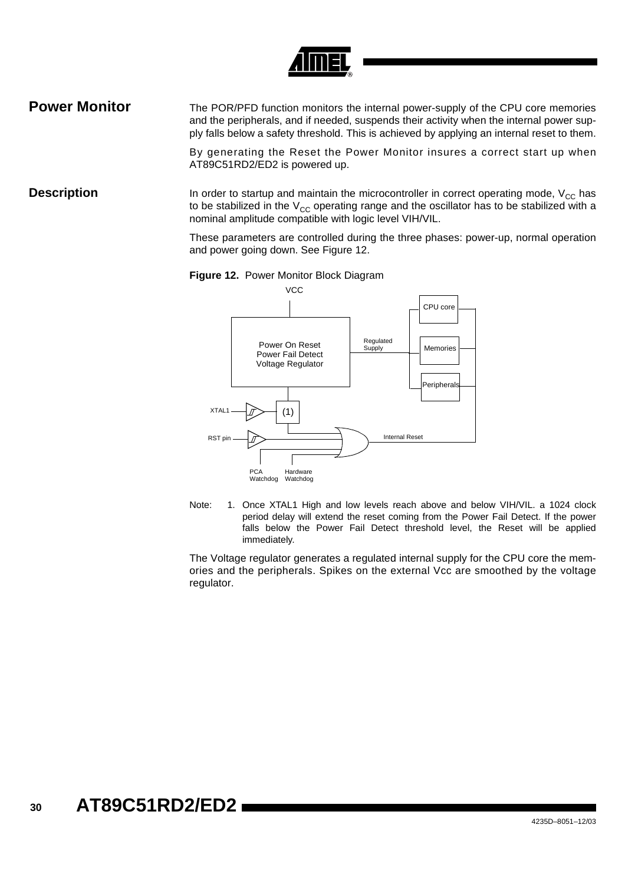## Power Monitor

The POR/PFD function monitors the internal power-supply of the CPU core memories and the peripherals, and if needed, suspends their activity when the internal power supply falls below a safety threshold. This is achieved by applying an internal reset to them.

By generating the Reset the Power Monitor insures a correct start up when AT89C51RD2/ED2 is powered up.

## Description

In order to startup and maintain the microcontroller in correct operating mode, $V_{CC}$ has to be stabilized in the $V_{CC}$ operating range and the oscillator has to be stabilized with a nominal amplitude compatible with logic level VIH/VIL.

These parameters are controlled during the three phases: power-up, normal operation and power going down. See Figure 12.

**Figure 12.** Power Monitor Block Diagram

Note: 1. Once XTAL1 High and low levels reach above and below VIH/VIL. a 1024 clock period delay will extend the reset coming from the Power Fail Detect. If the power falls below the Power Fail Detect threshold level, the Reset will be applied immediately.

The Voltage regulator generates a regulated internal supply for the CPU core the memories and the peripherals. Spikes on the external Vcc are smoothed by the voltage regulator.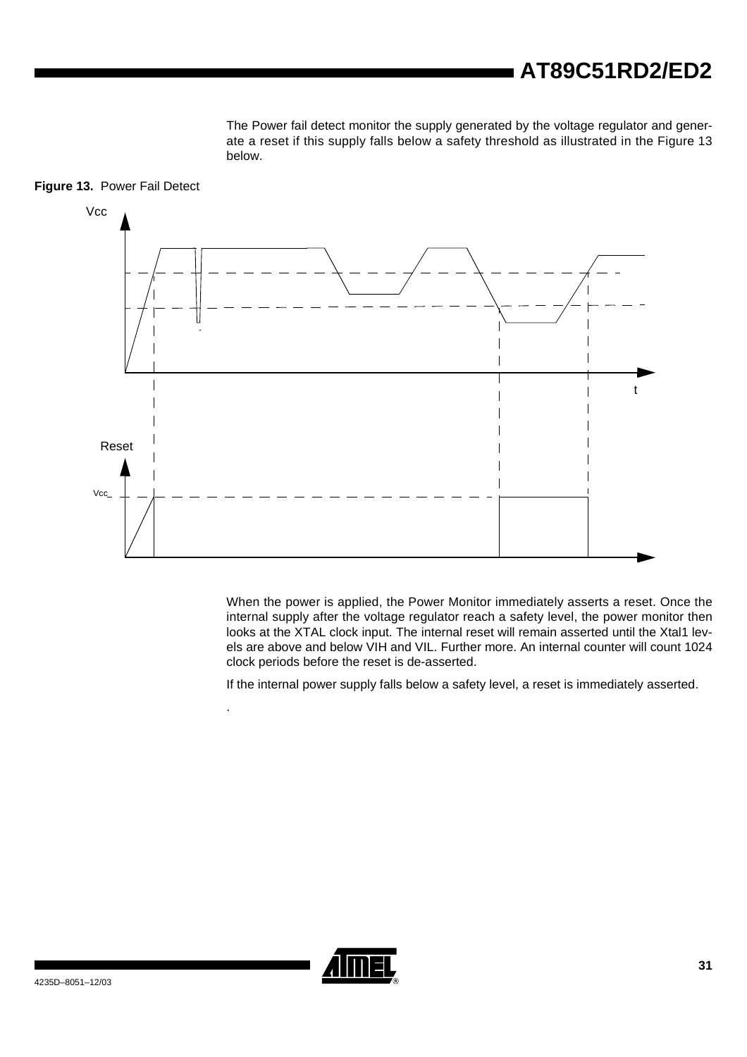The Power fail detect monitor the supply generated by the voltage regulator and generate a reset if this supply falls below a safety threshold as illustrated in the Figure 13 below.

**Figure 13.** Power Fail Detect

When the power is applied, the Power Monitor immediately asserts a reset. Once the internal supply after the voltage regulator reach a safety level, the power monitor then looks at the XTAL clock input. The internal reset will remain asserted until the Xtal1 levels are above and below VIH and VIL. Further more. An internal counter will count 1024 clock periods before the reset is de-asserted.

If the internal power supply falls below a safety level, a reset is immediately asserted.

.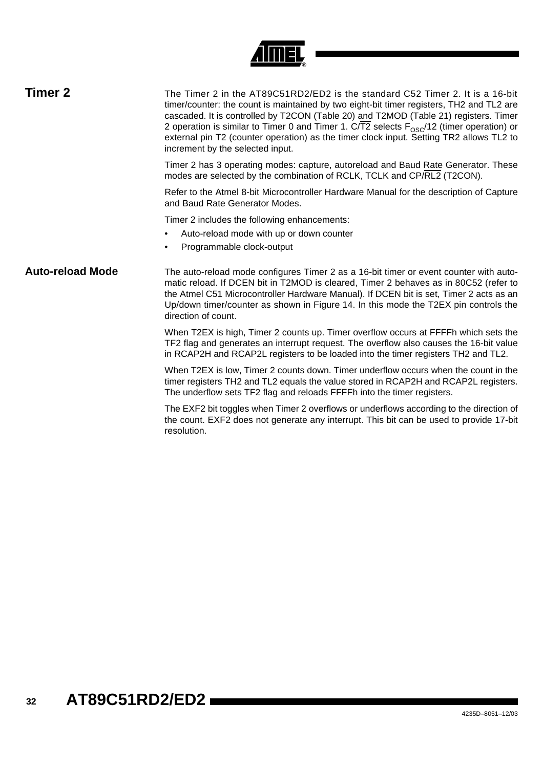## Timer 2

The Timer 2 in the AT89C51RD2/ED2 is the standard C52 Timer 2. It is a 16-bit timer/counter: the count is maintained by two eight-bit timer registers, TH2 and TL2 are cascaded. It is controlled by T2CON (Table 20) and T2MOD (Table 21) registers. Timer 2 operation is similar to Timer 0 and Timer 1. $C/\overline{T2}$ selects $F_{OSC}/12$ (timer operation) or external pin T2 (counter operation) as the timer clock input. Setting TR2 allows TL2 to increment by the selected input.

Timer 2 has 3 operating modes: capture, autoreload and Baud Rate Generator. These modes are selected by the combination of RCLK, TCLK and $CP/\overline{RL2}$ (T2CON).

Refer to the Atmel 8-bit Microcontroller Hardware Manual for the description of Capture and Baud Rate Generator Modes.

Timer 2 includes the following enhancements:

- Auto-reload mode with up or down counter
- Programmable clock-output

## Auto-reload Mode

The auto-reload mode configures Timer 2 as a 16-bit timer or event counter with automatic reload. If DCEN bit in T2MOD is cleared, Timer 2 behaves as in 80C52 (refer to the Atmel C51 Microcontroller Hardware Manual). If DCEN bit is set, Timer 2 acts as an Up/down timer/counter as shown in Figure 14. In this mode the T2EX pin controls the direction of count.

When T2EX is high, Timer 2 counts up. Timer overflow occurs at FFFFh which sets the TF2 flag and generates an interrupt request. The overflow also causes the 16-bit value in RCAP2H and RCAP2L registers to be loaded into the timer registers TH2 and TL2.

When T2EX is low, Timer 2 counts down. Timer underflow occurs when the count in the timer registers TH2 and TL2 equals the value stored in RCAP2H and RCAP2L registers. The underflow sets TF2 flag and reloads FFFFh into the timer registers.

The EXF2 bit toggles when Timer 2 overflows or underflows according to the direction of the count. EXF2 does not generate any interrupt. This bit can be used to provide 17-bit resolution.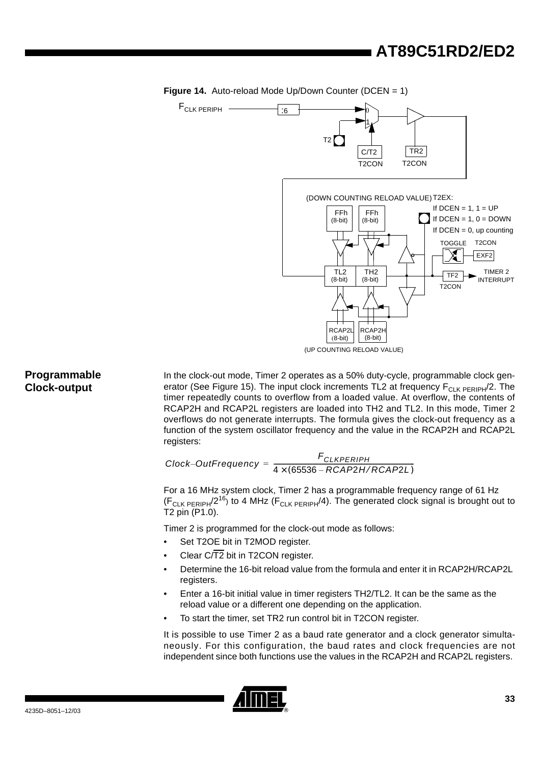**Figure 14.** Auto-reload Mode Up/Down Counter (DCEN = 1)

## Programmable Clock-output

In the clock-out mode, Timer 2 operates as a 50% duty-cycle, programmable clock generator (See Figure 15). The input clock increments TL2 at frequency $F_{CLK\ PERIPH}/2$. The timer repeatedly counts to overflow from a loaded value. At overflow, the contents of RCAP2H and RCAP2L registers are loaded into TH2 and TL2. In this mode, Timer 2 overflows do not generate interrupts. The formula gives the clock-out frequency as a function of the system oscillator frequency and the value in the RCAP2H and RCAP2L registers:

$$Clock\text{-}OutFrequency = \frac{F_{CLKPERIPH}}{4 \times (65536 - RCAP2H/RCAP2L)}$$

For a 16 MHz system clock, Timer 2 has a programmable frequency range of 61 Hz ($F_{CLK\ PERIPH}/2^{16}$) to 4 MHz ($F_{CLK\ PERIPH}/4$). The generated clock signal is brought out to T2 pin (P1.0).

Timer 2 is programmed for the clock-out mode as follows:

- Set T2OE bit in T2MOD register.
- Clear C/$\overline{T2}$ bit in T2CON register.
- Determine the 16-bit reload value from the formula and enter it in RCAP2H/RCAP2L registers.
- Enter a 16-bit initial value in timer registers TH2/TL2. It can be the same as the reload value or a different one depending on the application.
- To start the timer, set TR2 run control bit in T2CON register.

It is possible to use Timer 2 as a baud rate generator and a clock generator simultaneously. For this configuration, the baud rates and clock frequencies are not independent since both functions use the values in the RCAP2H and RCAP2L registers.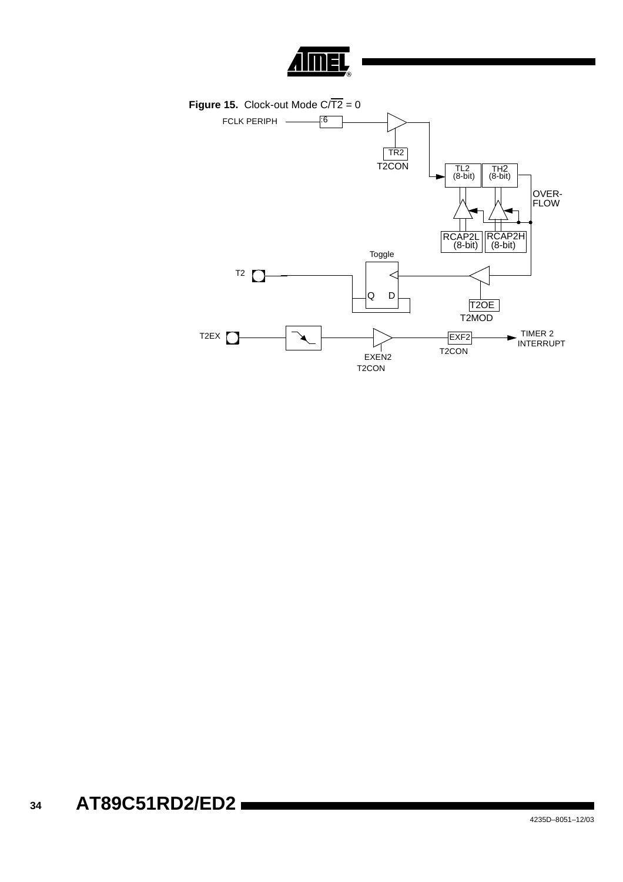**Figure 15.** Clock-out Mode C/$\overline{T2}$ = 0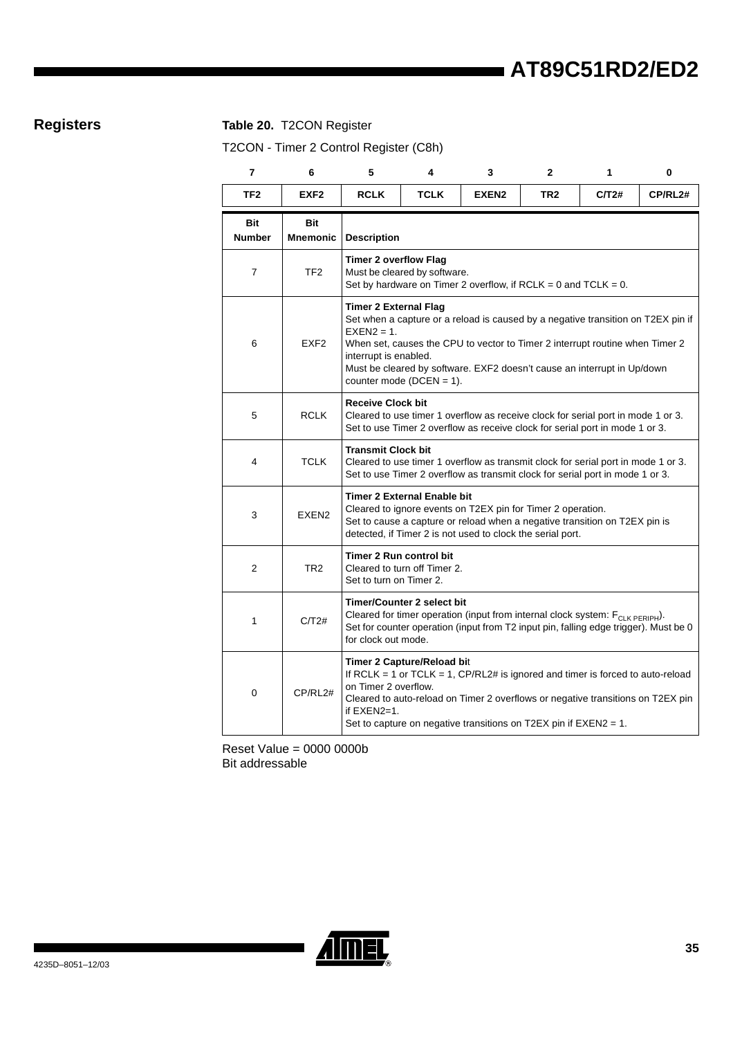## Registers

**Table 20.** T2CON Register

T2CON - Timer 2 Control Register (C8h)

| 7 | 6 | 5 | 4 | 3 | 2 | 1 | 0 |
|---|---|---|---|---|---|---|---|
| **TF2** | **EXF2** | **RCLK** | **TCLK** | **EXEN2** | **TR2** | **C/T2#** | **CP/RL2#** |

| Bit Number | Bit Mnemonic | Description |
|---|---|---|
| 7 | TF2 | **Timer 2 overflow Flag**<br>Must be cleared by software.<br>Set by hardware on Timer 2 overflow, if RCLK = 0 and TCLK = 0. |
| 6 | EXF2 | **Timer 2 External Flag**<br>Set when a capture or a reload is caused by a negative transition on T2EX pin if EXEN2 = 1.<br>When set, causes the CPU to vector to Timer 2 interrupt routine when Timer 2 interrupt is enabled.<br>Must be cleared by software. EXF2 doesn't cause an interrupt in Up/down counter mode (DCEN = 1). |
| 5 | RCLK | **Receive Clock bit**<br>Cleared to use timer 1 overflow as receive clock for serial port in mode 1 or 3.<br>Set to use Timer 2 overflow as receive clock for serial port in mode 1 or 3. |
| 4 | TCLK | **Transmit Clock bit**<br>Cleared to use timer 1 overflow as transmit clock for serial port in mode 1 or 3.<br>Set to use Timer 2 overflow as transmit clock for serial port in mode 1 or 3. |
| 3 | EXEN2 | **Timer 2 External Enable bit**<br>Cleared to ignore events on T2EX pin for Timer 2 operation.<br>Set to cause a capture or reload when a negative transition on T2EX pin is detected, if Timer 2 is not used to clock the serial port. |
| 2 | TR2 | **Timer 2 Run control bit**<br>Cleared to turn off Timer 2.<br>Set to turn on Timer 2. |
| 1 | C/T2# | **Timer/Counter 2 select bit**<br>Cleared for timer operation (input from internal clock system: $F_{CLK\ PERIPH}$).<br>Set for counter operation (input from T2 input pin, falling edge trigger). Must be 0 for clock out mode. |
| 0 | CP/RL2# | **Timer 2 Capture/Reload bit**<br>If RCLK = 1 or TCLK = 1, CP/RL2# is ignored and timer is forced to auto-reload on Timer 2 overflow.<br>Cleared to auto-reload on Timer 2 overflows or negative transitions on T2EX pin if EXEN2=1.<br>Set to capture on negative transitions on T2EX pin if EXEN2 = 1. |

Reset Value = 0000 0000b
Bit addressable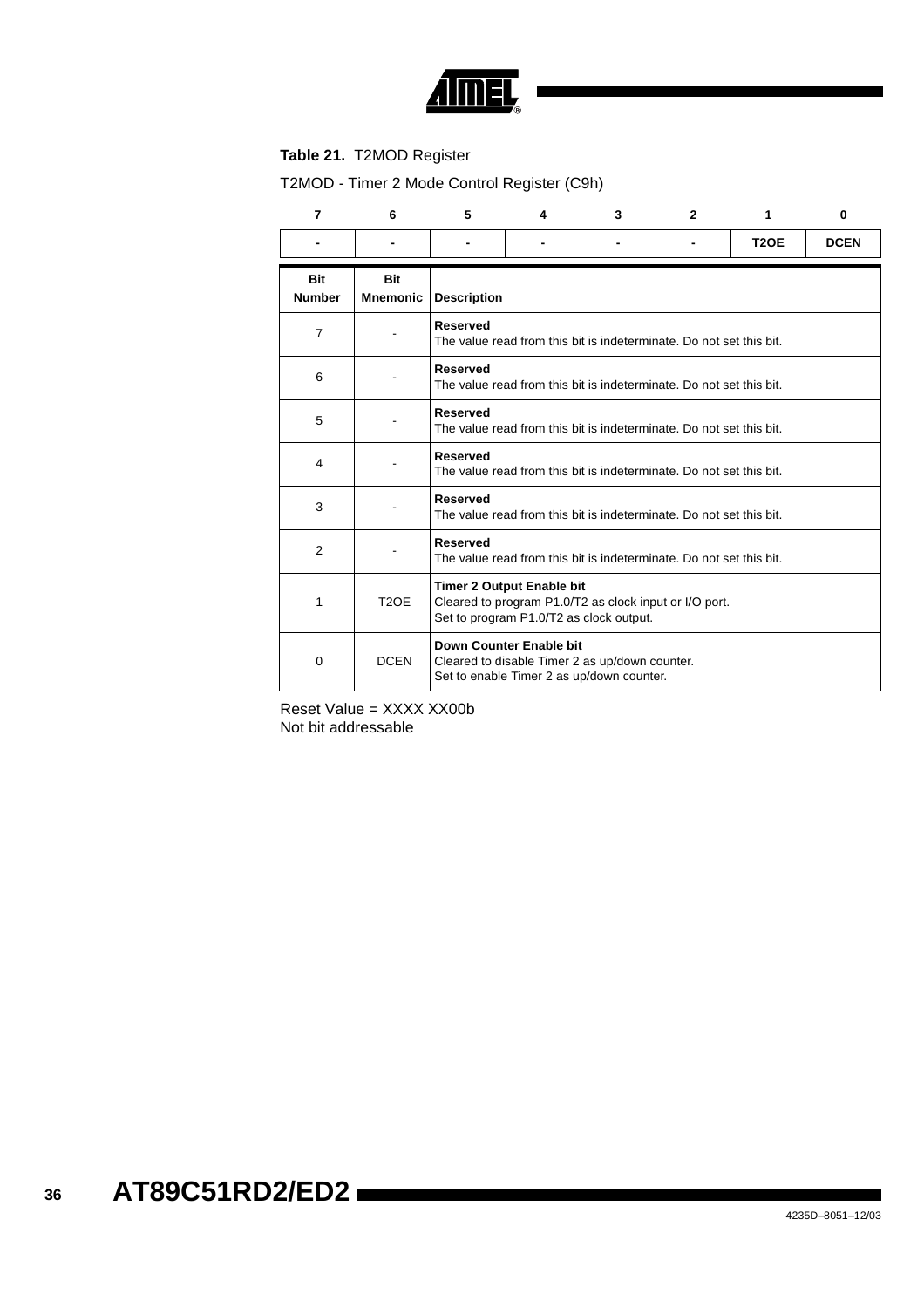**Table 21.** T2MOD Register

T2MOD - Timer 2 Mode Control Register (C9h)

| 7 | 6 | 5 | 4 | 3 | 2 | 1 | 0 |
|---|---|---|---|---|---|---|---|
| - | - | - | - | - | - | T2OE | DCEN |

| Bit Number | Bit Mnemonic | Description |
|---|---|---|
| 7 | - | **Reserved**<br>The value read from this bit is indeterminate. Do not set this bit. |
| 6 | - | **Reserved**<br>The value read from this bit is indeterminate. Do not set this bit. |
| 5 | - | **Reserved**<br>The value read from this bit is indeterminate. Do not set this bit. |
| 4 | - | **Reserved**<br>The value read from this bit is indeterminate. Do not set this bit. |
| 3 | - | **Reserved**<br>The value read from this bit is indeterminate. Do not set this bit. |
| 2 | - | **Reserved**<br>The value read from this bit is indeterminate. Do not set this bit. |
| 1 | T2OE | **Timer 2 Output Enable bit**<br>Cleared to program P1.0/T2 as clock input or I/O port.<br>Set to program P1.0/T2 as clock output. |
| 0 | DCEN | **Down Counter Enable bit**<br>Cleared to disable Timer 2 as up/down counter.<br>Set to enable Timer 2 as up/down counter. |

Reset Value = XXXX XX00b
Not bit addressable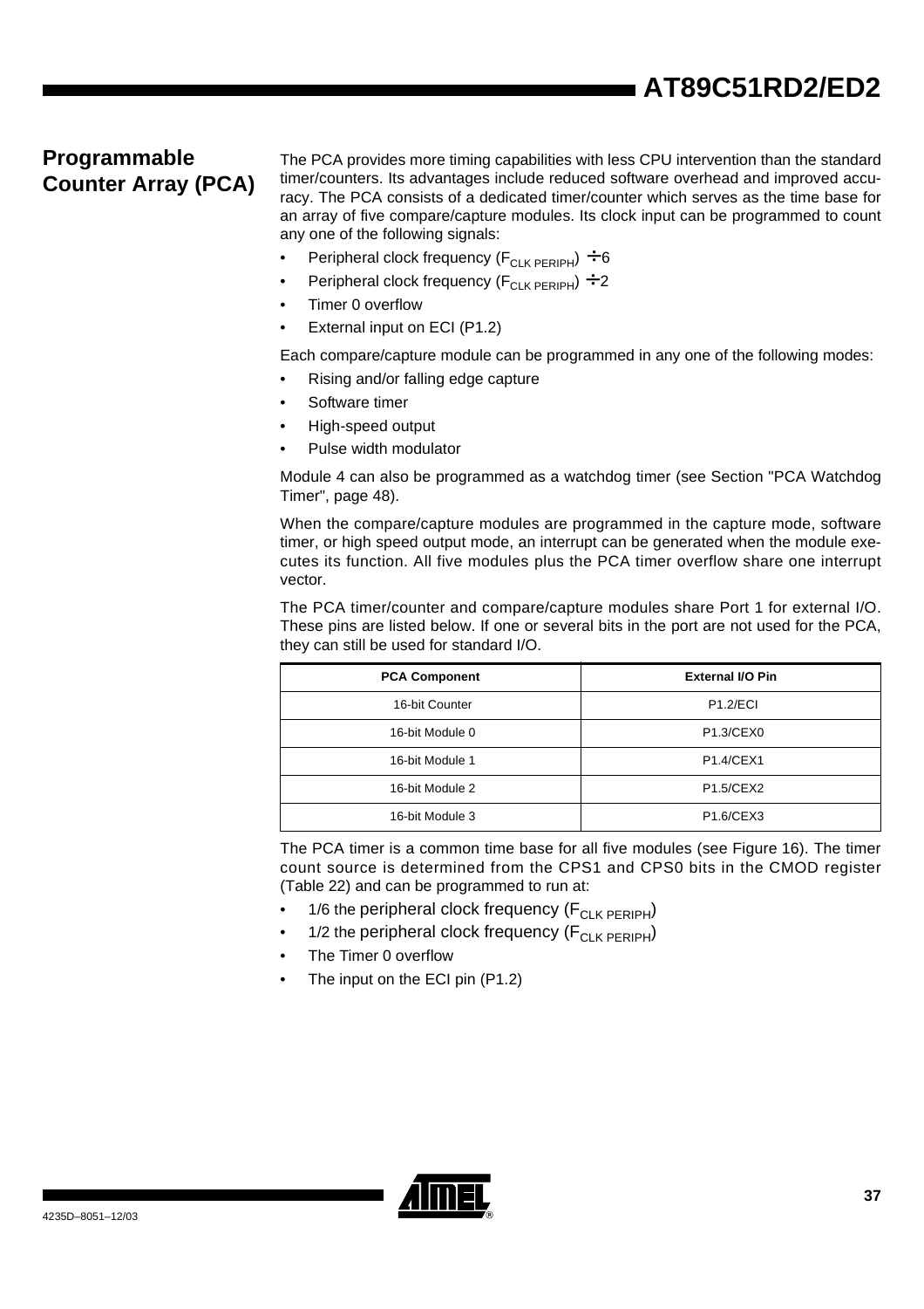## Programmable Counter Array (PCA)

The PCA provides more timing capabilities with less CPU intervention than the standard timer/counters. Its advantages include reduced software overhead and improved accuracy. The PCA consists of a dedicated timer/counter which serves as the time base for an array of five compare/capture modules. Its clock input can be programmed to count any one of the following signals:

- Peripheral clock frequency ($F_{CLK\ PERIPH}$) $\div 6$
- Peripheral clock frequency ($F_{CLK\ PERIPH}$) $\div 2$
- Timer 0 overflow
- External input on ECI (P1.2)

Each compare/capture module can be programmed in any one of the following modes:

- Rising and/or falling edge capture
- Software timer
- High-speed output
- Pulse width modulator

Module 4 can also be programmed as a watchdog timer (see Section "PCA Watchdog Timer", page 48).

When the compare/capture modules are programmed in the capture mode, software timer, or high speed output mode, an interrupt can be generated when the module executes its function. All five modules plus the PCA timer overflow share one interrupt vector.

The PCA timer/counter and compare/capture modules share Port 1 for external I/O. These pins are listed below. If one or several bits in the port are not used for the PCA, they can still be used for standard I/O.

| PCA Component | External I/O Pin |
|---|---|
| 16-bit Counter | P1.2/ECI |
| 16-bit Module 0 | P1.3/CEX0 |
| 16-bit Module 1 | P1.4/CEX1 |
| 16-bit Module 2 | P1.5/CEX2 |
| 16-bit Module 3 | P1.6/CEX3 |

The PCA timer is a common time base for all five modules (see Figure 16). The timer count source is determined from the CPS1 and CPS0 bits in the CMOD register (Table 22) and can be programmed to run at:

- 1/6 the peripheral clock frequency ($F_{CLK\ PERIPH}$)
- 1/2 the peripheral clock frequency ($F_{CLK\ PERIPH}$)
- The Timer 0 overflow
- The input on the ECI pin (P1.2)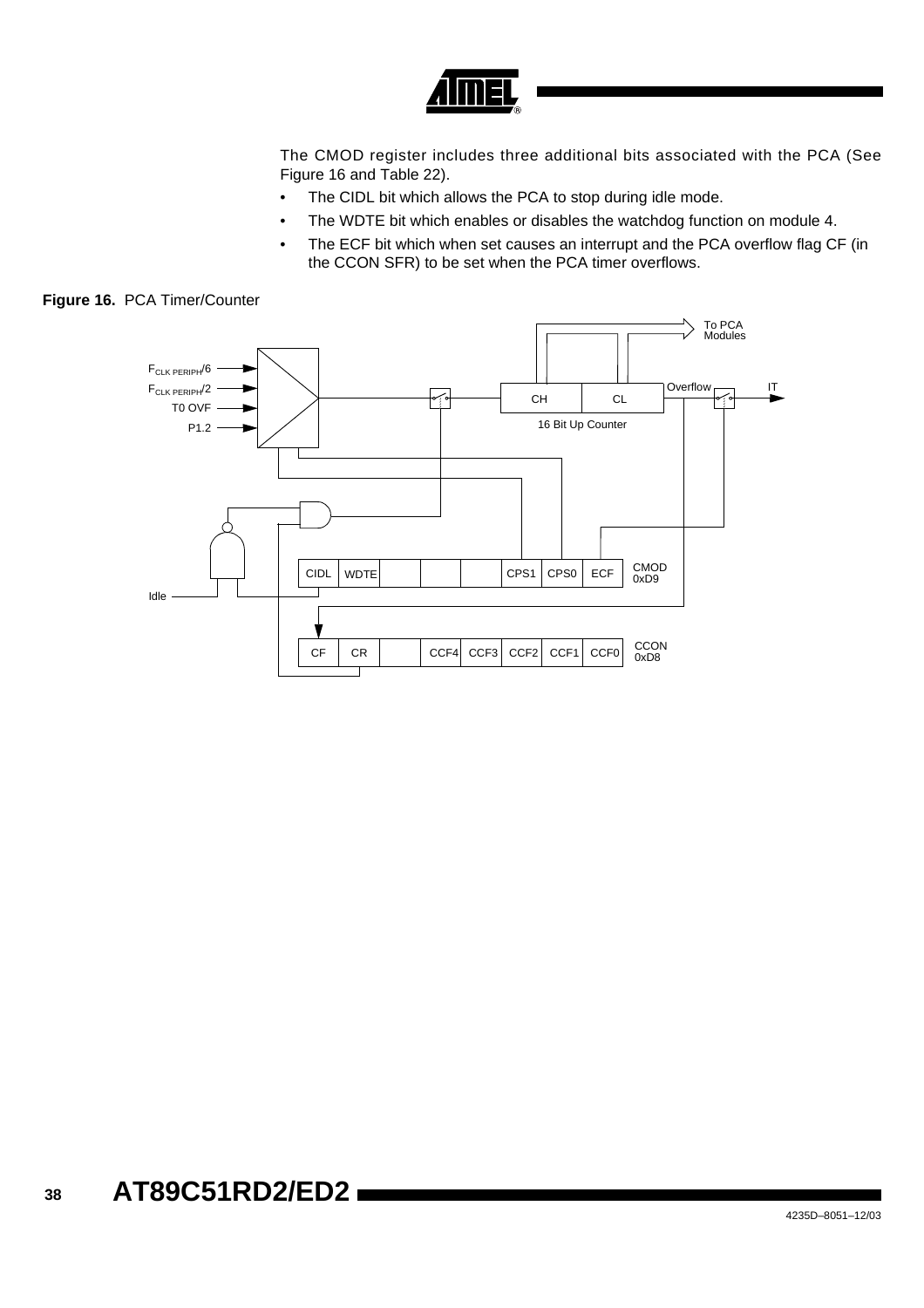The CMOD register includes three additional bits associated with the PCA (See Figure 16 and Table 22).

- The CIDL bit which allows the PCA to stop during idle mode.
- The WDTE bit which enables or disables the watchdog function on module 4.
- The ECF bit which when set causes an interrupt and the PCA overflow flag CF (in the CCON SFR) to be set when the PCA timer overflows.

**Figure 16.** PCA Timer/Counter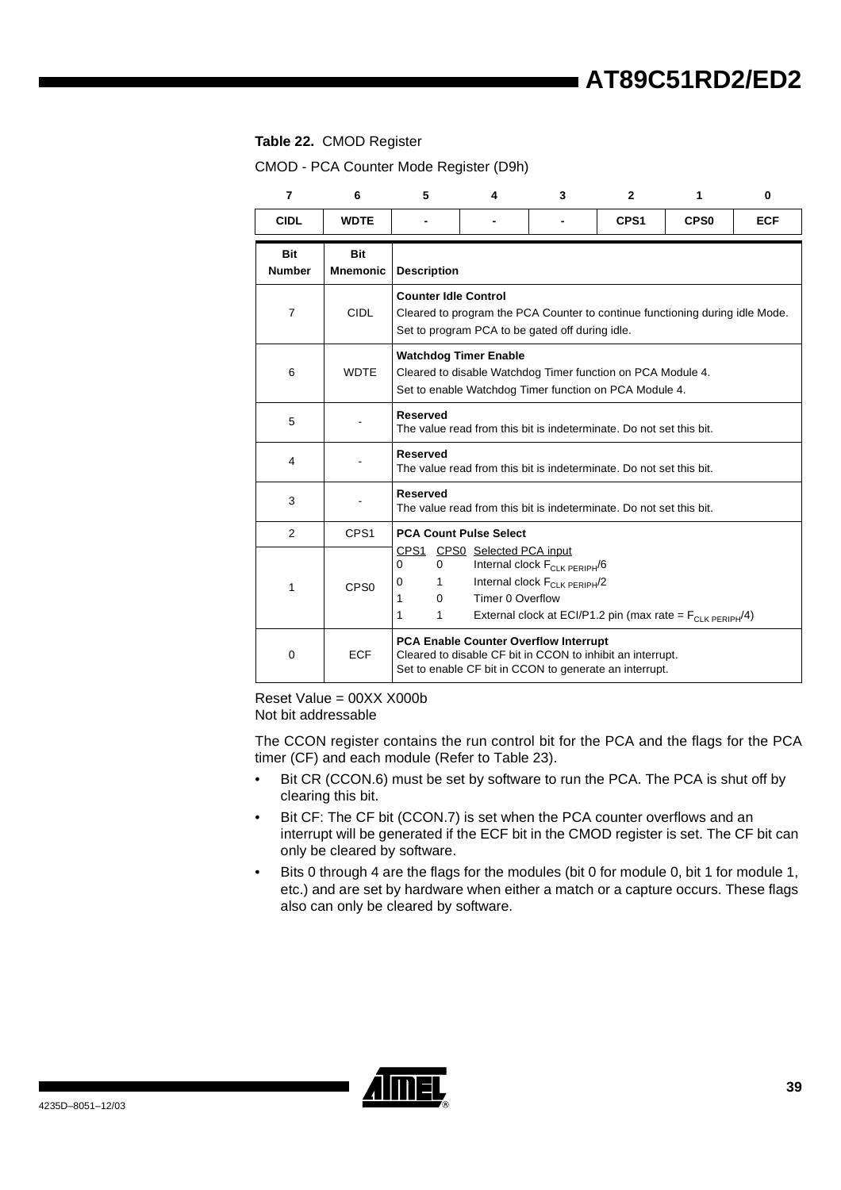**Table 22.** CMOD Register

CMOD - PCA Counter Mode Register (D9h)

| 7 | 6 | 5 | 4 | 3 | 2 | 1 | 0 |
|---|---|---|---|---|---|---|---|
| CIDL | WDTE | - | - | - | CPS1 | CPS0 | ECF |

| Bit Number | Bit Mnemonic | Description |
|---|---|---|
| 7 | CIDL | **Counter Idle Control**<br>Cleared to program the PCA Counter to continue functioning during idle Mode.<br>Set to program PCA to be gated off during idle. |
| 6 | WDTE | **Watchdog Timer Enable**<br>Cleared to disable Watchdog Timer function on PCA Module 4.<br>Set to enable Watchdog Timer function on PCA Module 4. |
| 5 | - | **Reserved**<br>The value read from this bit is indeterminate. Do not set this bit. |
| 4 | - | **Reserved**<br>The value read from this bit is indeterminate. Do not set this bit. |
| 3 | - | **Reserved**<br>The value read from this bit is indeterminate. Do not set this bit. |
| 2 | CPS1 | **PCA Count Pulse Select** |
| 1 | CPS0 | CPS1 CPS0 Selected PCA input<br>0 0 Internal clock $F_{CLK\ PERIPH}/6$<br>0 1 Internal clock $F_{CLK\ PERIPH}/2$<br>1 0 Timer 0 Overflow<br>1 1 External clock at ECI/P1.2 pin (max rate = $F_{CLK\ PERIPH}/4$) |
| 0 | ECF | **PCA Enable Counter Overflow Interrupt**<br>Cleared to disable CF bit in CCON to inhibit an interrupt.<br>Set to enable CF bit in CCON to generate an interrupt. |

Reset Value = 00XX X000b
Not bit addressable

The CCON register contains the run control bit for the PCA and the flags for the PCA timer (CF) and each module (Refer to Table 23).

- Bit CR (CCON.6) must be set by software to run the PCA. The PCA is shut off by clearing this bit.
- Bit CF: The CF bit (CCON.7) is set when the PCA counter overflows and an interrupt will be generated if the ECF bit in the CMOD register is set. The CF bit can only be cleared by software.
- Bits 0 through 4 are the flags for the modules (bit 0 for module 0, bit 1 for module 1, etc.) and are set by hardware when either a match or a capture occurs. These flags also can only be cleared by software.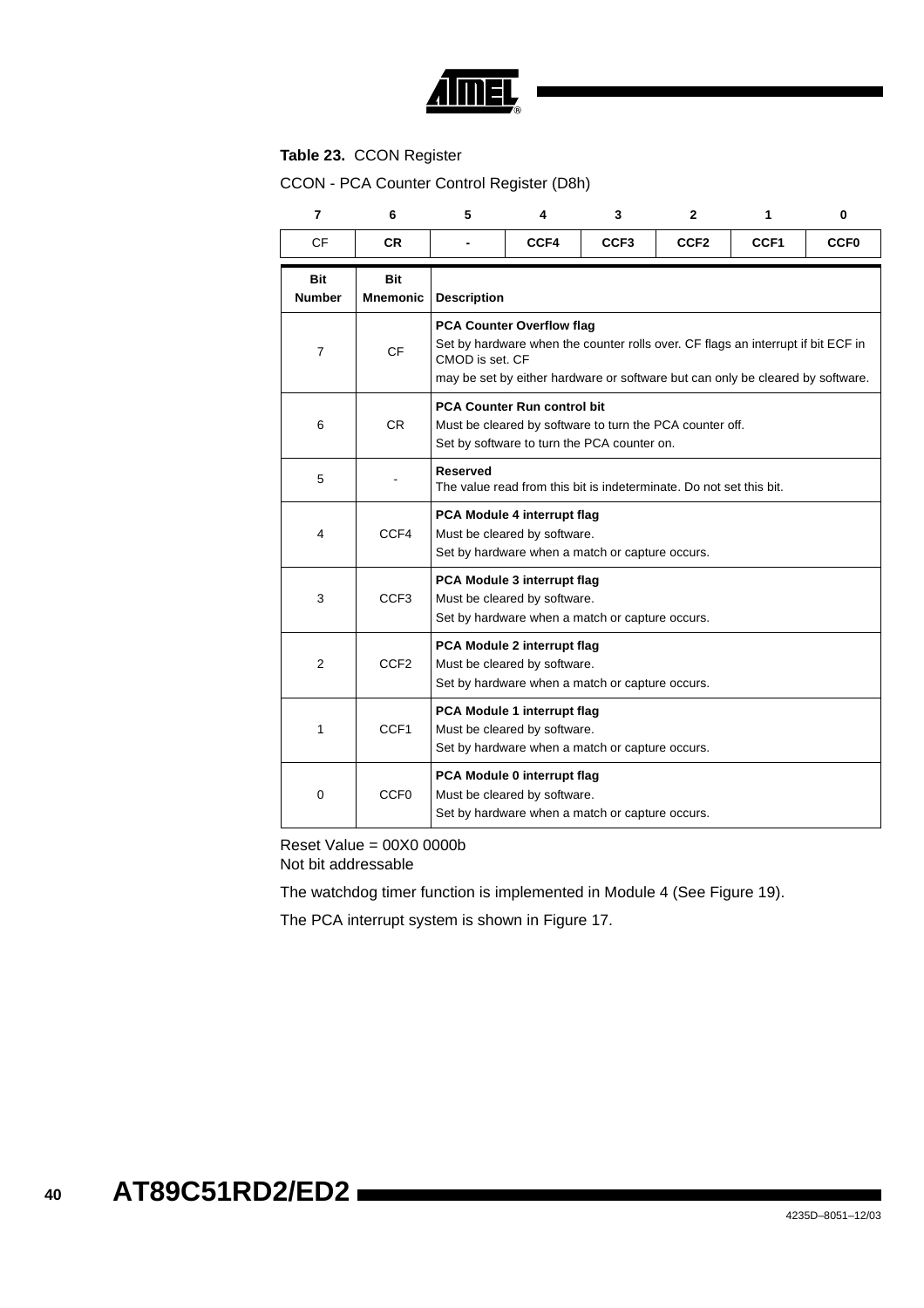**Table 23.** CCON Register

CCON - PCA Counter Control Register (D8h)

| 7 | 6 | 5 | 4 | 3 | 2 | 1 | 0 |
|---|---|---|---|---|---|---|---|
| CF | CR | - | CCF4 | CCF3 | CCF2 | CCF1 | CCF0 |

| Bit Number | Bit Mnemonic | Description |
|---|---|---|
| 7 | CF | **PCA Counter Overflow flag**<br>Set by hardware when the counter rolls over. CF flags an interrupt if bit ECF in CMOD is set. CF<br>may be set by either hardware or software but can only be cleared by software. |
| 6 | CR | **PCA Counter Run control bit**<br>Must be cleared by software to turn the PCA counter off.<br>Set by software to turn the PCA counter on. |
| 5 | - | **Reserved**<br>The value read from this bit is indeterminate. Do not set this bit. |
| 4 | CCF4 | **PCA Module 4 interrupt flag**<br>Must be cleared by software.<br>Set by hardware when a match or capture occurs. |
| 3 | CCF3 | **PCA Module 3 interrupt flag**<br>Must be cleared by software.<br>Set by hardware when a match or capture occurs. |
| 2 | CCF2 | **PCA Module 2 interrupt flag**<br>Must be cleared by software.<br>Set by hardware when a match or capture occurs. |
| 1 | CCF1 | **PCA Module 1 interrupt flag**<br>Must be cleared by software.<br>Set by hardware when a match or capture occurs. |
| 0 | CCF0 | **PCA Module 0 interrupt flag**<br>Must be cleared by software.<br>Set by hardware when a match or capture occurs. |

Reset Value = 00X0 0000b
Not bit addressable

The watchdog timer function is implemented in Module 4 (See Figure 19).

The PCA interrupt system is shown in Figure 17.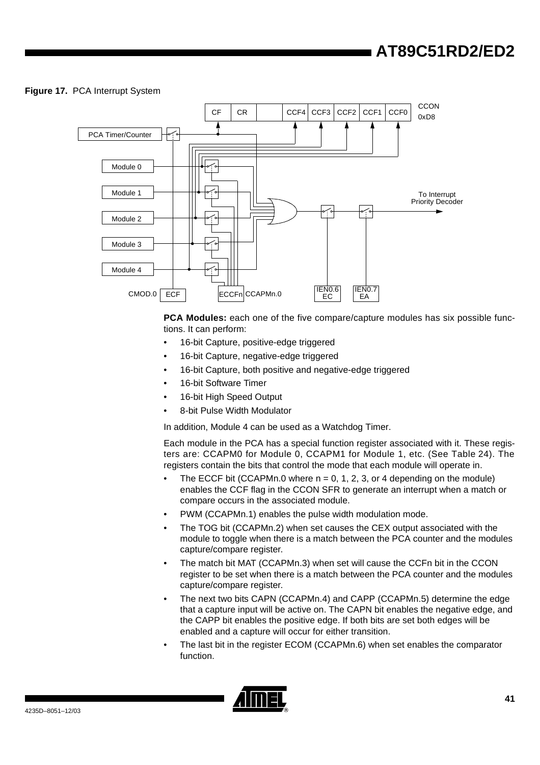**Figure 17.** PCA Interrupt System

**PCA Modules:** each one of the five compare/capture modules has six possible functions. It can perform:

- 16-bit Capture, positive-edge triggered
- 16-bit Capture, negative-edge triggered
- 16-bit Capture, both positive and negative-edge triggered
- 16-bit Software Timer
- 16-bit High Speed Output
- 8-bit Pulse Width Modulator

In addition, Module 4 can be used as a Watchdog Timer.

Each module in the PCA has a special function register associated with it. These registers are: CCAPM0 for Module 0, CCAPM1 for Module 1, etc. (See Table 24). The registers contain the bits that control the mode that each module will operate in.

- The ECCF bit (CCAPMn.0 where n = 0, 1, 2, 3, or 4 depending on the module) enables the CCF flag in the CCON SFR to generate an interrupt when a match or compare occurs in the associated module.
- PWM (CCAPMn.1) enables the pulse width modulation mode.
- The TOG bit (CCAPMn.2) when set causes the CEX output associated with the module to toggle when there is a match between the PCA counter and the modules capture/compare register.
- The match bit MAT (CCAPMn.3) when set will cause the CCFn bit in the CCON register to be set when there is a match between the PCA counter and the modules capture/compare register.
- The next two bits CAPN (CCAPMn.4) and CAPP (CCAPMn.5) determine the edge that a capture input will be active on. The CAPN bit enables the negative edge, and the CAPP bit enables the positive edge. If both bits are set both edges will be enabled and a capture will occur for either transition.
- The last bit in the register ECOM (CCAPMn.6) when set enables the comparator function.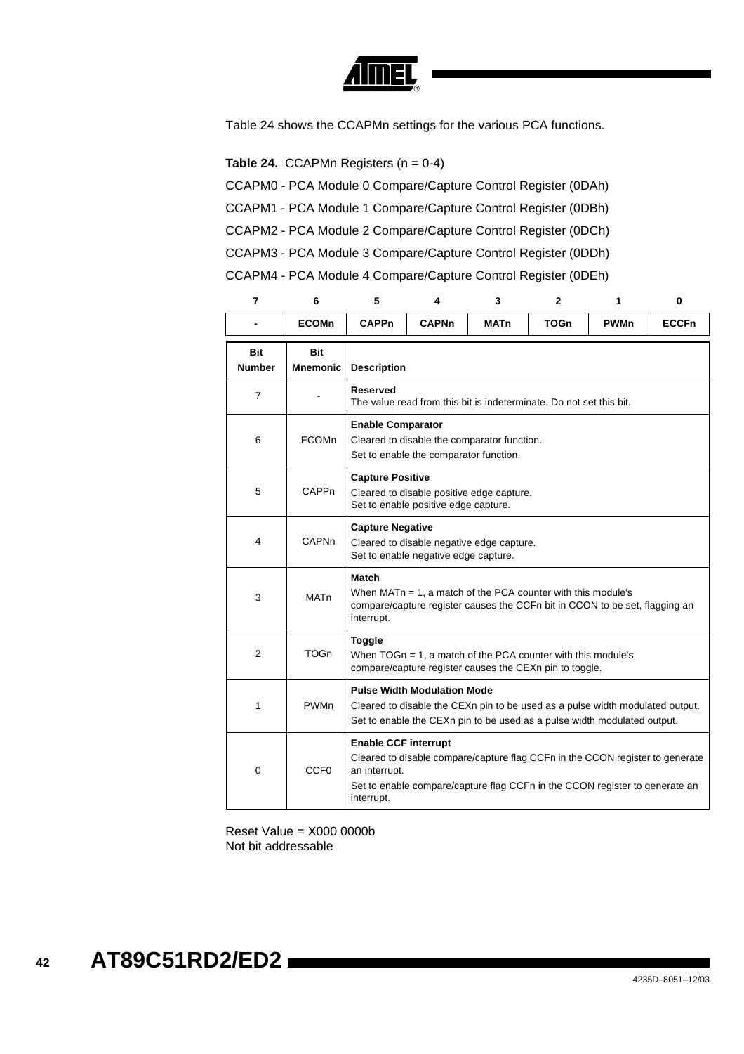Table 24 shows the CCAPMn settings for the various PCA functions.

**Table 24.** CCAPMn Registers (n = 0-4)

CCAPM0 - PCA Module 0 Compare/Capture Control Register (0DAh)

CCAPM1 - PCA Module 1 Compare/Capture Control Register (0DBh)

CCAPM2 - PCA Module 2 Compare/Capture Control Register (0DCh)

CCAPM3 - PCA Module 3 Compare/Capture Control Register (0DDh)

CCAPM4 - PCA Module 4 Compare/Capture Control Register (0DEh)

| 7 | 6 | 5 | 4 | 3 | 2 | 1 | 0 |
|---|---|---|---|---|---|---|---|
| - | ECOMn | CAPPn | CAPNn | MATn | TOGn | PWMn | ECCFn |

| Bit Number | Bit Mnemonic | Description |
|---|---|---|
| 7 | - | **Reserved**<br>The value read from this bit is indeterminate. Do not set this bit. |
| 6 | ECOMn | **Enable Comparator**<br>Cleared to disable the comparator function.<br>Set to enable the comparator function. |
| 5 | CAPPn | **Capture Positive**<br>Cleared to disable positive edge capture.<br>Set to enable positive edge capture. |
| 4 | CAPNn | **Capture Negative**<br>Cleared to disable negative edge capture.<br>Set to enable negative edge capture. |
| 3 | MATn | **Match**<br>When MATn = 1, a match of the PCA counter with this module's compare/capture register causes the CCFn bit in CCON to be set, flagging an interrupt. |
| 2 | TOGn | **Toggle**<br>When TOGn = 1, a match of the PCA counter with this module's compare/capture register causes the CEXn pin to toggle. |
| 1 | PWMn | **Pulse Width Modulation Mode**<br>Cleared to disable the CEXn pin to be used as a pulse width modulated output.<br>Set to enable the CEXn pin to be used as a pulse width modulated output. |
| 0 | CCF0 | **Enable CCF interrupt**<br>Cleared to disable compare/capture flag CCFn in the CCON register to generate an interrupt.<br>Set to enable compare/capture flag CCFn in the CCON register to generate an interrupt. |

Reset Value = X000 0000b
Not bit addressable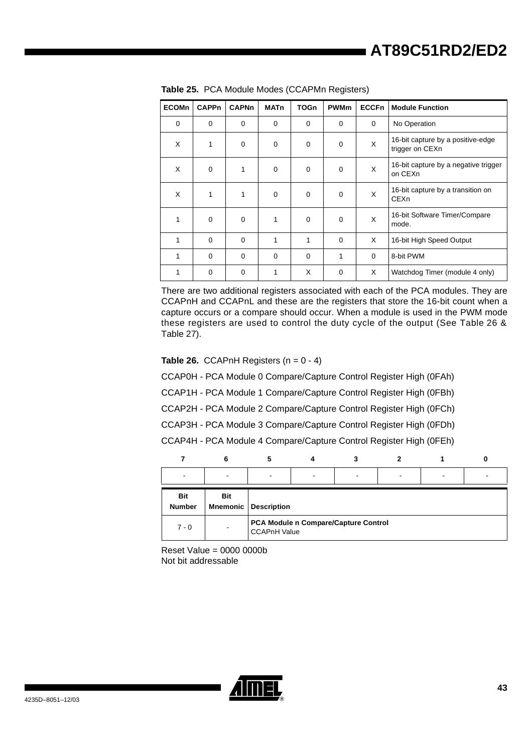**Table 25.** PCA Module Modes (CCAPMn Registers)

| ECOMn | CAPPn | CAPNn | MATn | TOGn | PWMm | ECCFn | Module Function |
|---|---|---|---|---|---|---|---|
| 0 | 0 | 0 | 0 | 0 | 0 | 0 | No Operation |
| X | 1 | 0 | 0 | 0 | 0 | X | 16-bit capture by a positive-edge trigger on CEXn |
| X | 0 | 1 | 0 | 0 | 0 | X | 16-bit capture by a negative trigger on CEXn |
| X | 1 | 1 | 0 | 0 | 0 | X | 16-bit capture by a transition on CEXn |
| 1 | 0 | 0 | 1 | 0 | 0 | X | 16-bit Software Timer/Compare mode. |
| 1 | 0 | 0 | 1 | 1 | 0 | X | 16-bit High Speed Output |
| 1 | 0 | 0 | 0 | 0 | 1 | 0 | 8-bit PWM |
| 1 | 0 | 0 | 1 | X | 0 | X | Watchdog Timer (module 4 only) |

There are two additional registers associated with each of the PCA modules. They are CCAPnH and CCAPnL and these are the registers that store the 16-bit count when a capture occurs or a compare should occur. When a module is used in the PWM mode these registers are used to control the duty cycle of the output (See Table 26 & Table 27).

**Table 26.** CCAPnH Registers (n = 0 - 4)

CCAP0H - PCA Module 0 Compare/Capture Control Register High (0FAh)

CCAP1H - PCA Module 1 Compare/Capture Control Register High (0FBh)

CCAP2H - PCA Module 2 Compare/Capture Control Register High (0FCh)

CCAP3H - PCA Module 3 Compare/Capture Control Register High (0FDh)

CCAP4H - PCA Module 4 Compare/Capture Control Register High (0FEh)

| 7 | 6 | 5 | 4 | 3 | 2 | 1 | 0 |
|---|---|---|---|---|---|---|---|
| - | - | - | - | - | - | - | - |

| Bit Number | Bit Mnemonic | Description |
|---|---|---|
| 7 - 0 | - | **PCA Module n Compare/Capture Control**<br>CCAPnH Value |

Reset Value = 0000 0000b
Not bit addressable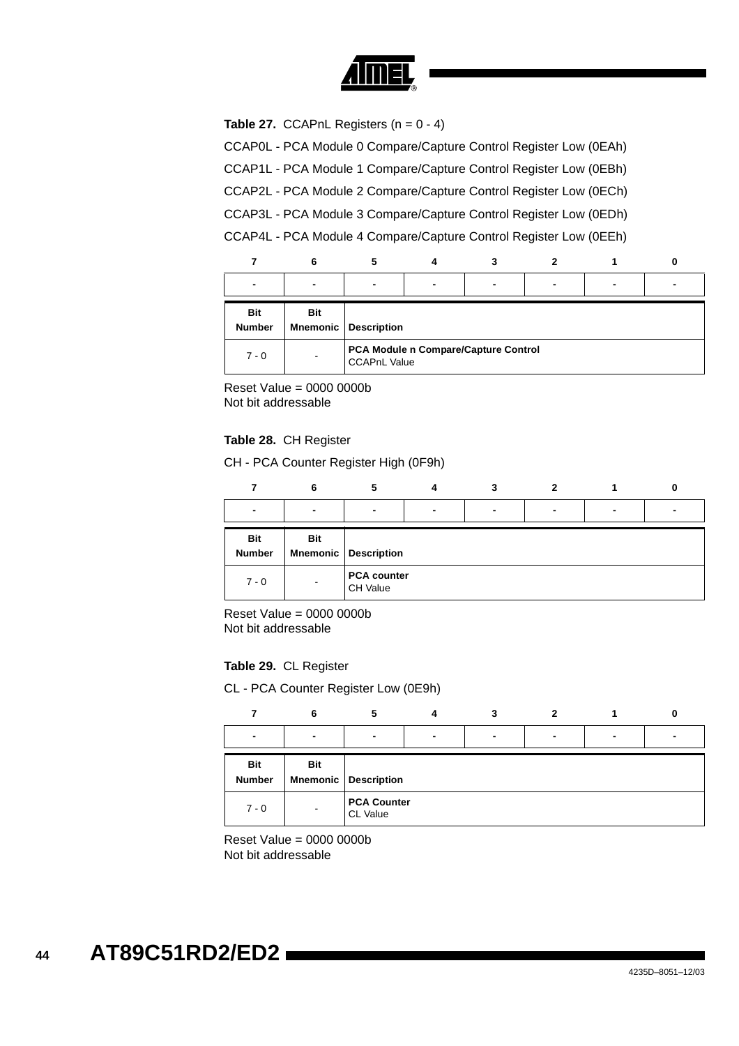**Table 27.** CCAPnL Registers (n = 0 - 4)

CCAP0L - PCA Module 0 Compare/Capture Control Register Low (0EAh)

CCAP1L - PCA Module 1 Compare/Capture Control Register Low (0EBh)

CCAP2L - PCA Module 2 Compare/Capture Control Register Low (0ECh)

CCAP3L - PCA Module 3 Compare/Capture Control Register Low (0EDh)

CCAP4L - PCA Module 4 Compare/Capture Control Register Low (0EEh)

| 7 | 6 | 5 | 4 | 3 | 2 | 1 | 0 |
|---|---|---|---|---|---|---|---|
| - | - | - | - | - | - | - | - |

| Bit Number | Bit Mnemonic | Description |
|---|---|---|
| 7 - 0 | - | **PCA Module n Compare/Capture Control**<br>CCAPnL Value |

Reset Value = 0000 0000b
Not bit addressable

**Table 28.** CH Register

CH - PCA Counter Register High (0F9h)

| 7 | 6 | 5 | 4 | 3 | 2 | 1 | 0 |
|---|---|---|---|---|---|---|---|
| - | - | - | - | - | - | - | - |

| Bit Number | Bit Mnemonic | Description |
|---|---|---|
| 7 - 0 | - | **PCA counter**<br>CH Value |

Reset Value = 0000 0000b
Not bit addressable

**Table 29.** CL Register

CL - PCA Counter Register Low (0E9h)

| 7 | 6 | 5 | 4 | 3 | 2 | 1 | 0 |
|---|---|---|---|---|---|---|---|
| - | - | - | - | - | - | - | - |

| Bit Number | Bit Mnemonic | Description |
|---|---|---|
| 7 - 0 | - | **PCA Counter**<br>CL Value |

Reset Value = 0000 0000b
Not bit addressable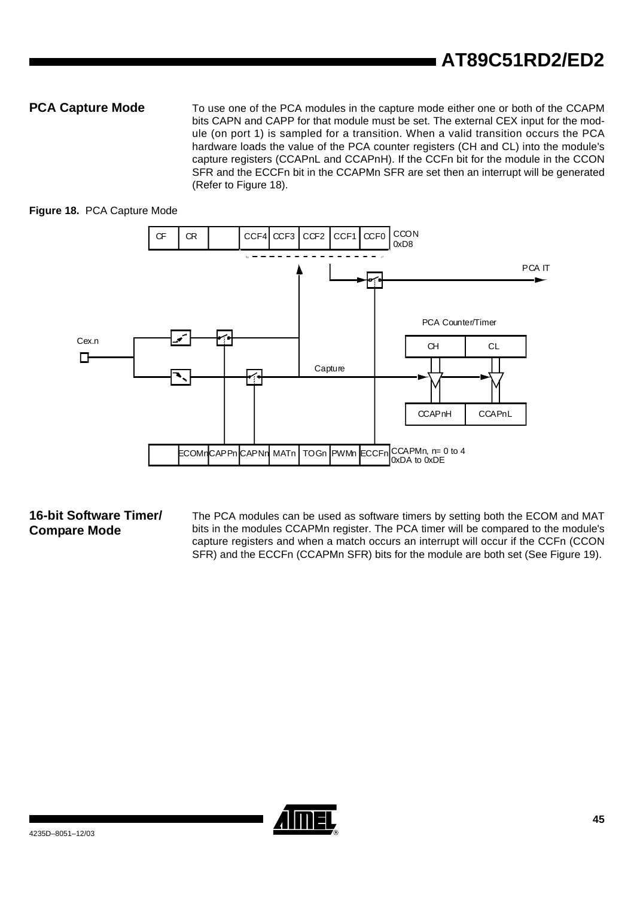## PCA Capture Mode

To use one of the PCA modules in the capture mode either one or both of the CCAPM bits CAPN and CAPP for that module must be set. The external CEX input for the module (on port 1) is sampled for a transition. When a valid transition occurs the PCA hardware loads the value of the PCA counter registers (CH and CL) into the module's capture registers (CCAPnL and CCAPnH). If the CCFn bit for the module in the CCON SFR and the ECCFn bit in the CCAPMn SFR are set then an interrupt will be generated (Refer to Figure 18).

**Figure 18.** PCA Capture Mode

## 16-bit Software Timer/ Compare Mode

The PCA modules can be used as software timers by setting both the ECOM and MAT bits in the modules CCAPMn register. The PCA timer will be compared to the module's capture registers and when a match occurs an interrupt will occur if the CCFn (CCON SFR) and the ECCFn (CCAPMn SFR) bits for the module are both set (See Figure 19).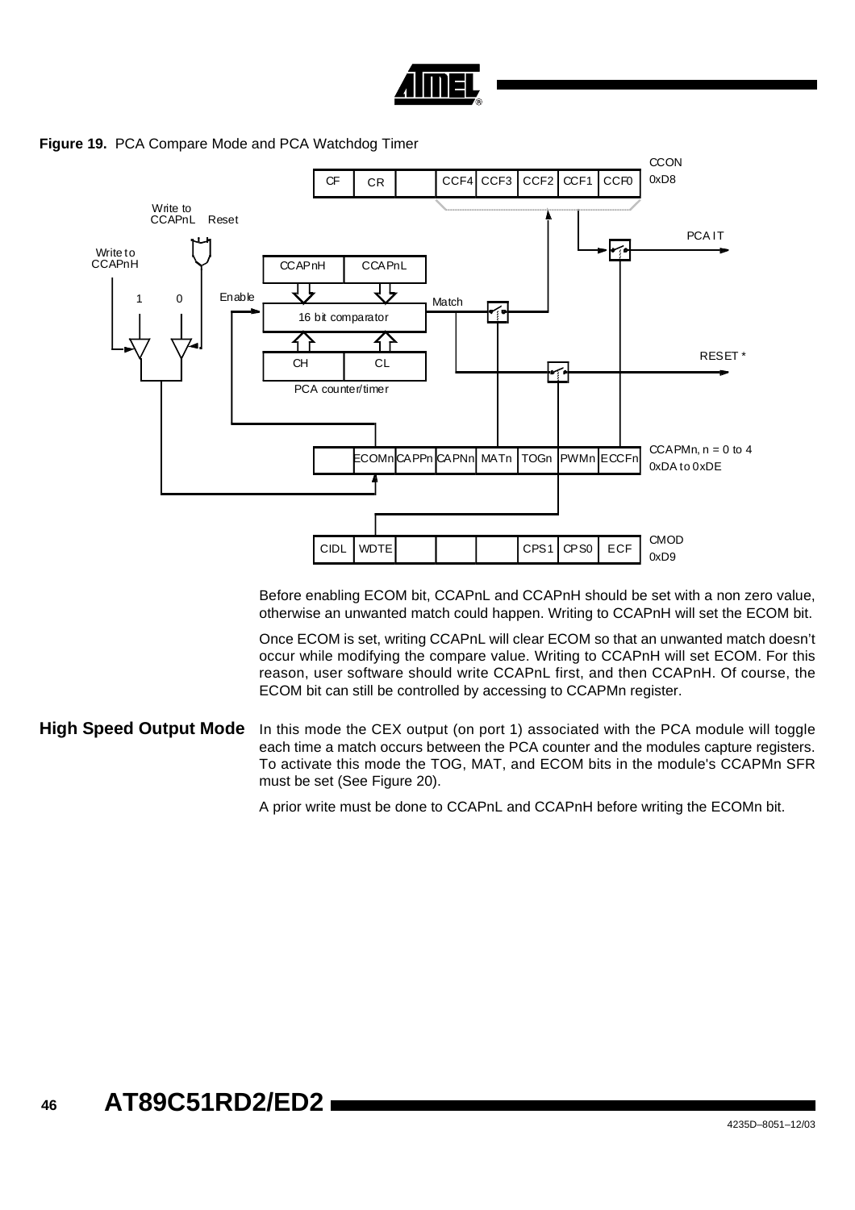**Figure 19.** PCA Compare Mode and PCA Watchdog Timer

Before enabling ECOM bit, CCAPnL and CCAPnH should be set with a non zero value, otherwise an unwanted match could happen. Writing to CCAPnH will set the ECOM bit.

Once ECOM is set, writing CCAPnL will clear ECOM so that an unwanted match doesn't occur while modifying the compare value. Writing to CCAPnH will set ECOM. For this reason, user software should write CCAPnL first, and then CCAPnH. Of course, the ECOM bit can still be controlled by accessing to CCAPMn register.

## High Speed Output Mode

In this mode the CEX output (on port 1) associated with the PCA module will toggle each time a match occurs between the PCA counter and the modules capture registers. To activate this mode the TOG, MAT, and ECOM bits in the module's CCAPMn SFR must be set (See Figure 20).

A prior write must be done to CCAPnL and CCAPnH before writing the ECOMn bit.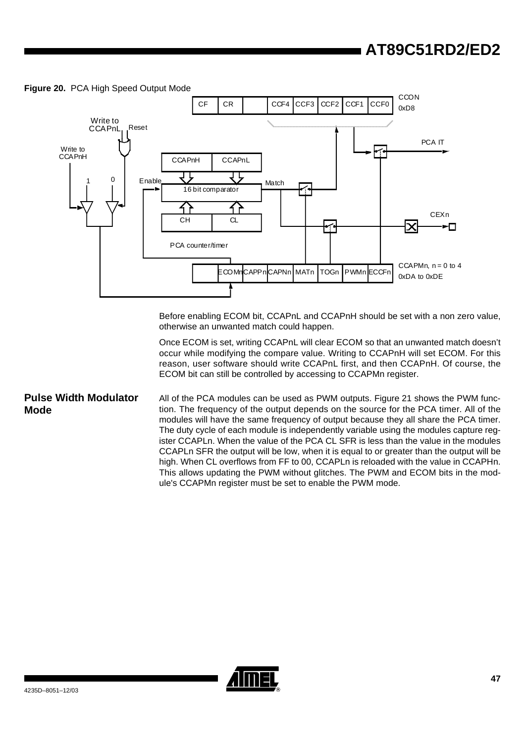**Figure 20.** PCA High Speed Output Mode

Before enabling ECOM bit, CCAPnL and CCAPnH should be set with a non zero value, otherwise an unwanted match could happen.

Once ECOM is set, writing CCAPnL will clear ECOM so that an unwanted match doesn't occur while modifying the compare value. Writing to CCAPnH will set ECOM. For this reason, user software should write CCAPnL first, and then CCAPnH. Of course, the ECOM bit can still be controlled by accessing to CCAPMn register.

## Pulse Width Modulator Mode

All of the PCA modules can be used as PWM outputs. Figure 21 shows the PWM function. The frequency of the output depends on the source for the PCA timer. All of the modules will have the same frequency of output because they all share the PCA timer. The duty cycle of each module is independently variable using the modules capture register CCAPLn. When the value of the PCA CL SFR is less than the value in the modules CCAPLn SFR the output will be low, when it is equal to or greater than the output will be high. When CL overflows from FF to 00, CCAPLn is reloaded with the value in CCAPHn. This allows updating the PWM without glitches. The PWM and ECOM bits in the module's CCAPMn register must be set to enable the PWM mode.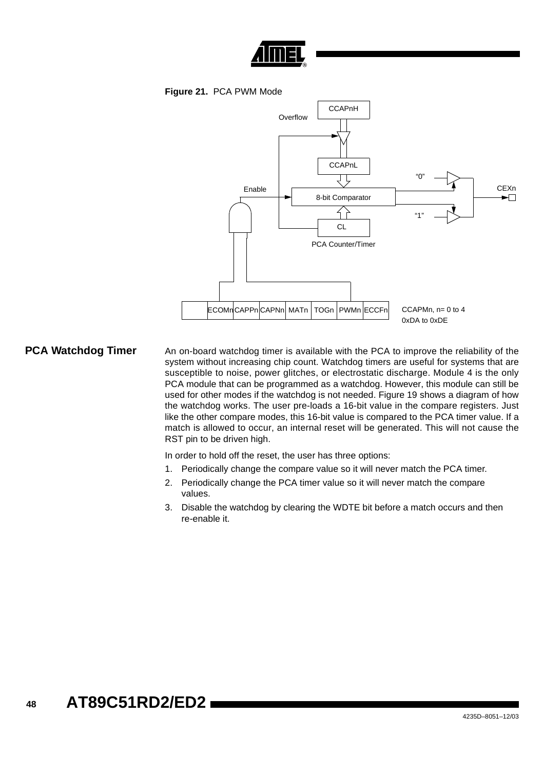**Figure 21.** PCA PWM Mode

CCAPnH

Overflow

CCAPnL

"0"

Enable

8-bit Comparator

CEXn

"1"

CL

PCA Counter/Timer

| | ECOMn | CAPPn | CAPNn | MATn | TOGn | PWMn | ECCFn |
|---|---|---|---|---|---|---|---|

CCAPMn, n= 0 to 4
0xDA to 0xDE

## PCA Watchdog Timer

An on-board watchdog timer is available with the PCA to improve the reliability of the system without increasing chip count. Watchdog timers are useful for systems that are susceptible to noise, power glitches, or electrostatic discharge. Module 4 is the only PCA module that can be programmed as a watchdog. However, this module can still be used for other modes if the watchdog is not needed. Figure 19 shows a diagram of how the watchdog works. The user pre-loads a 16-bit value in the compare registers. Just like the other compare modes, this 16-bit value is compared to the PCA timer value. If a match is allowed to occur, an internal reset will be generated. This will not cause the RST pin to be driven high.

In order to hold off the reset, the user has three options:

1. Periodically change the compare value so it will never match the PCA timer.
2. Periodically change the PCA timer value so it will never match the compare values.
3. Disable the watchdog by clearing the WDTE bit before a match occurs and then re-enable it.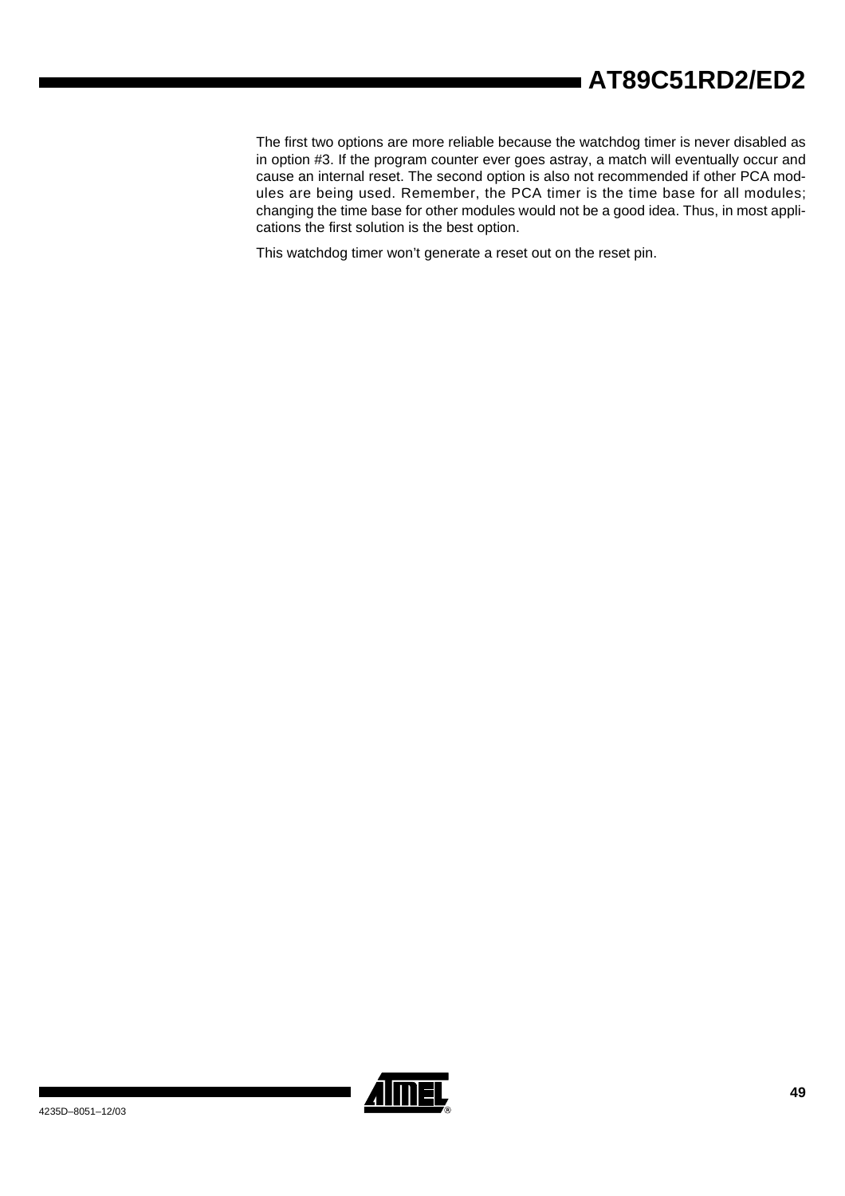The first two options are more reliable because the watchdog timer is never disabled as in option #3. If the program counter ever goes astray, a match will eventually occur and cause an internal reset. The second option is also not recommended if other PCA modules are being used. Remember, the PCA timer is the time base for all modules; changing the time base for other modules would not be a good idea. Thus, in most applications the first solution is the best option.

This watchdog timer won't generate a reset out on the reset pin.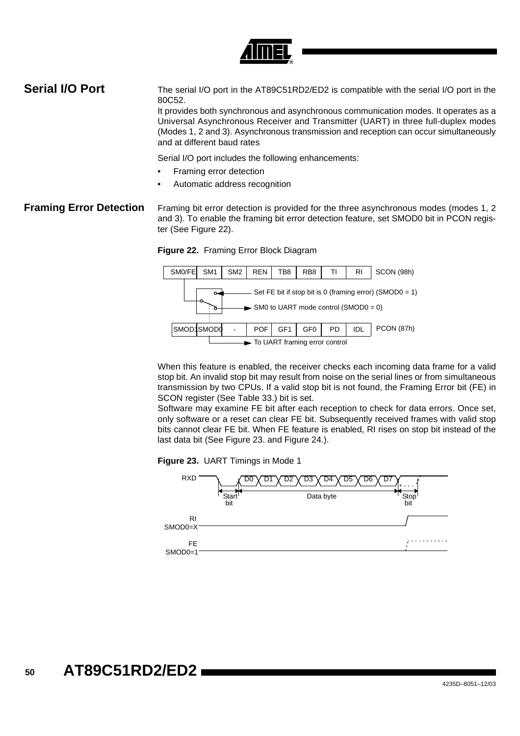## Serial I/O Port

The serial I/O port in the AT89C51RD2/ED2 is compatible with the serial I/O port in the 80C52.

It provides both synchronous and asynchronous communication modes. It operates as a Universal Asynchronous Receiver and Transmitter (UART) in three full-duplex modes (Modes 1, 2 and 3). Asynchronous transmission and reception can occur simultaneously and at different baud rates

Serial I/O port includes the following enhancements:

- Framing error detection
- Automatic address recognition

## Framing Error Detection

Framing bit error detection is provided for the three asynchronous modes (modes 1, 2 and 3). To enable the framing bit error detection feature, set SMOD0 bit in PCON register (See Figure 22).

**Figure 22.** Framing Error Block Diagram

| SM0/FE | SM1 | SM2 | REN | TB8 | RB8 | TI | RI | SCON (98h) |
|---|---|---|---|---|---|---|---|---|

Set FE bit if stop bit is 0 (framing error) (SMOD0 = 1)

SM0 to UART mode control (SMOD0 = 0)

| SMOD1 | SMOD0 | - | POF | GF1 | GF0 | PD | IDL | PCON (87h) |
|---|---|---|---|---|---|---|---|---|

To UART framing error control

When this feature is enabled, the receiver checks each incoming data frame for a valid stop bit. An invalid stop bit may result from noise on the serial lines or from simultaneous transmission by two CPUs. If a valid stop bit is not found, the Framing Error bit (FE) in SCON register (See Table 33.) bit is set.

Software may examine FE bit after each reception to check for data errors. Once set, only software or a reset can clear FE bit. Subsequently received frames with valid stop bits cannot clear FE bit. When FE feature is enabled, RI rises on stop bit instead of the last data bit (See Figure 23. and Figure 24.).

**Figure 23.** UART Timings in Mode 1

RXD: Start bit, D0, D1, D2, D3, D4, D5, D6, D7 (Data byte), Stop bit

RI SMOD0=X

FE SMOD0=1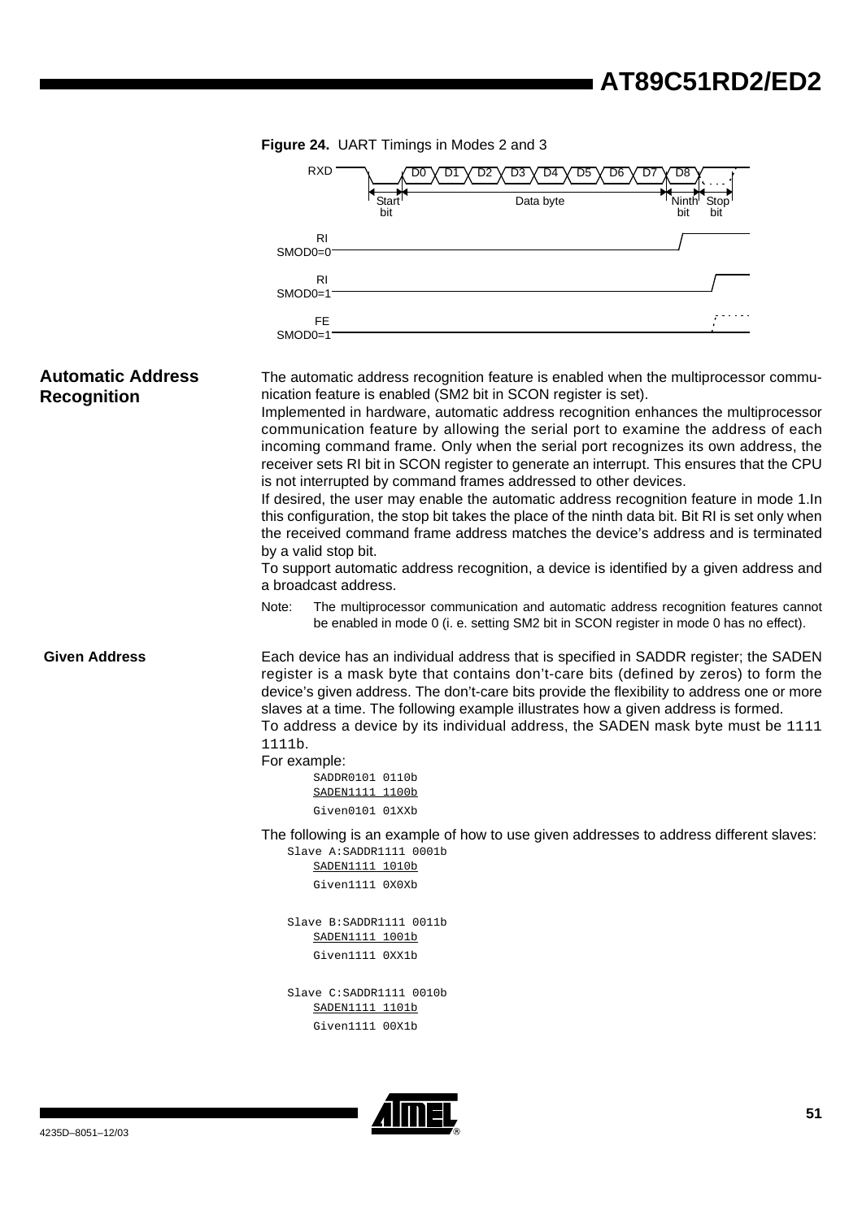**Figure 24.** UART Timings in Modes 2 and 3

## Automatic Address Recognition

The automatic address recognition feature is enabled when the multiprocessor communication feature is enabled (SM2 bit in SCON register is set).

Implemented in hardware, automatic address recognition enhances the multiprocessor communication feature by allowing the serial port to examine the address of each incoming command frame. Only when the serial port recognizes its own address, the receiver sets RI bit in SCON register to generate an interrupt. This ensures that the CPU is not interrupted by command frames addressed to other devices.

If desired, the user may enable the automatic address recognition feature in mode 1.In this configuration, the stop bit takes the place of the ninth data bit. Bit RI is set only when the received command frame address matches the device's address and is terminated by a valid stop bit.

To support automatic address recognition, a device is identified by a given address and a broadcast address.

Note: The multiprocessor communication and automatic address recognition features cannot be enabled in mode 0 (i. e. setting SM2 bit in SCON register in mode 0 has no effect).

### Given Address

Each device has an individual address that is specified in SADDR register; the SADEN register is a mask byte that contains don't-care bits (defined by zeros) to form the device's given address. The don't-care bits provide the flexibility to address one or more slaves at a time. The following example illustrates how a given address is formed.

To address a device by its individual address, the SADEN mask byte must be 1111 1111b.

For example:

```
SADDR0101 0110b
SADEN1111 1100b
Given0101 01XXb
```

The following is an example of how to use given addresses to address different slaves:

```
Slave A:SADDR1111 0001b
        SADEN1111 1010b
        Given1111 0X0Xb

Slave B:SADDR1111 0011b
        SADEN1111 1001b
        Given1111 0XX1b

Slave C:SADDR1111 0010b
        SADEN1111 1101b
        Given1111 00X1b
```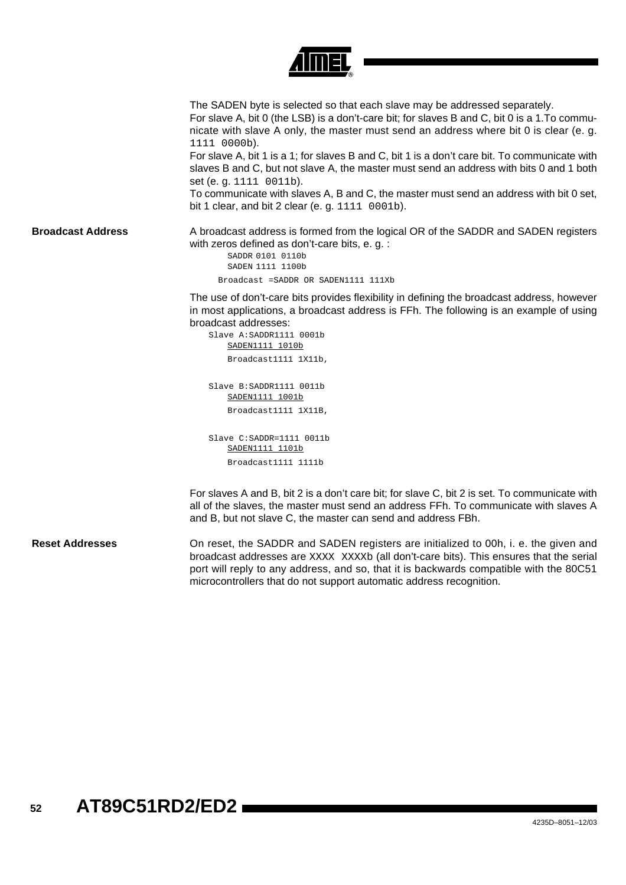The SADEN byte is selected so that each slave may be addressed separately.
For slave A, bit 0 (the LSB) is a don't-care bit; for slaves B and C, bit 0 is a 1.To communicate with slave A only, the master must send an address where bit 0 is clear (e. g. `1111 0000b`).
For slave A, bit 1 is a 1; for slaves B and C, bit 1 is a don't care bit. To communicate with slaves B and C, but not slave A, the master must send an address with bits 0 and 1 both set (e. g. `1111 0011b`).
To communicate with slaves A, B and C, the master must send an address with bit 0 set, bit 1 clear, and bit 2 clear (e. g. `1111 0001b`).

## Broadcast Address

A broadcast address is formed from the logical OR of the SADDR and SADEN registers with zeros defined as don't-care bits, e. g. :

```
SADDR 0101 0110b
SADEN 1111 1100b
Broadcast =SADDR OR SADEN1111 111Xb
```

The use of don't-care bits provides flexibility in defining the broadcast address, however in most applications, a broadcast address is FFh. The following is an example of using broadcast addresses:

```
Slave A:SADDR1111 0001b
    SADEN1111 1010b
    Broadcast1111 1X11b,

Slave B:SADDR1111 0011b
    SADEN1111 1001b
    Broadcast1111 1X11B,

Slave C:SADDR=1111 0011b
    SADEN1111 1101b
    Broadcast1111 1111b
```

For slaves A and B, bit 2 is a don't care bit; for slave C, bit 2 is set. To communicate with all of the slaves, the master must send an address FFh. To communicate with slaves A and B, but not slave C, the master can send and address FBh.

## Reset Addresses

On reset, the SADDR and SADEN registers are initialized to 00h, i. e. the given and broadcast addresses are XXXX XXXXb (all don't-care bits). This ensures that the serial port will reply to any address, and so, that it is backwards compatible with the 80C51 microcontrollers that do not support automatic address recognition.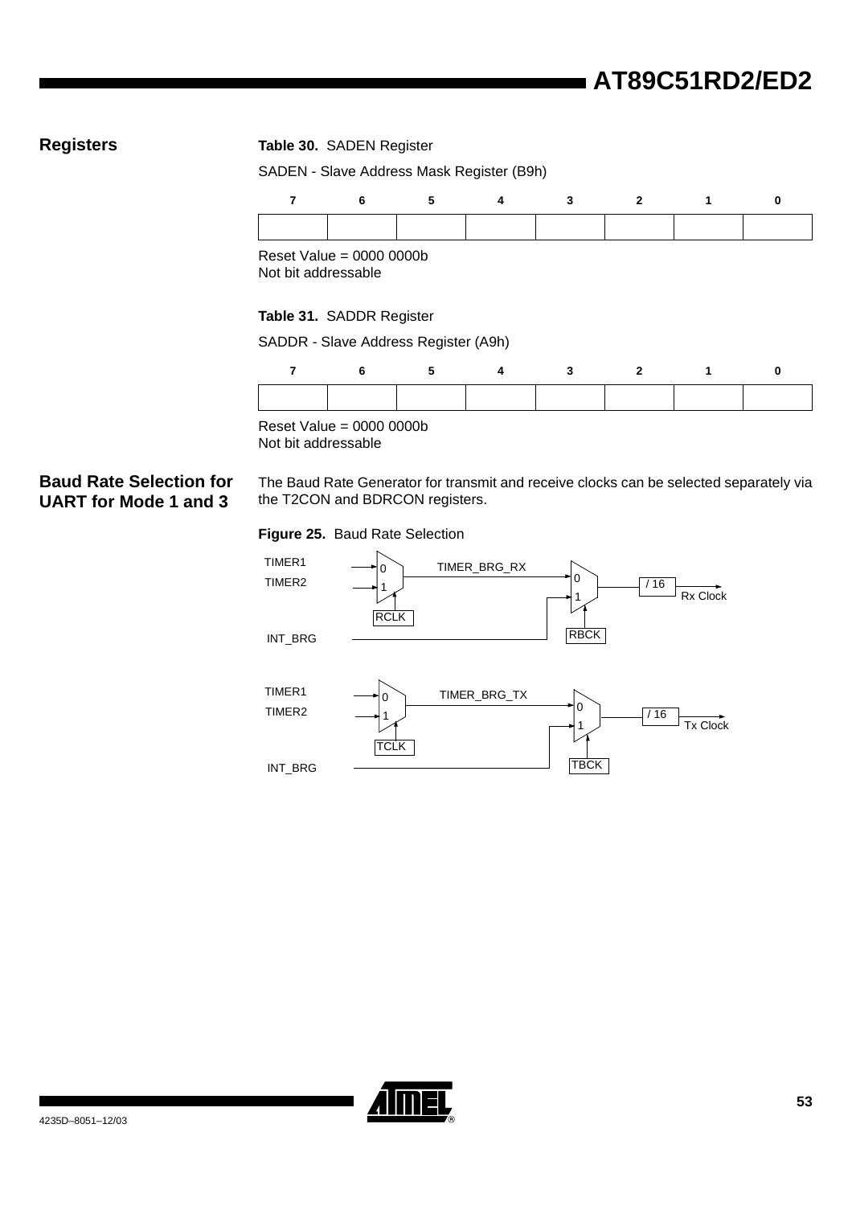## Registers

**Table 30.** SADEN Register

SADEN - Slave Address Mask Register (B9h)

| 7 | 6 | 5 | 4 | 3 | 2 | 1 | 0 |
|---|---|---|---|---|---|---|---|
| | | | | | | | |

Reset Value = 0000 0000b
Not bit addressable

**Table 31.** SADDR Register

SADDR - Slave Address Register (A9h)

| 7 | 6 | 5 | 4 | 3 | 2 | 1 | 0 |
|---|---|---|---|---|---|---|---|
| | | | | | | | |

Reset Value = 0000 0000b
Not bit addressable

## Baud Rate Selection for UART for Mode 1 and 3

The Baud Rate Generator for transmit and receive clocks can be selected separately via the T2CON and BDRCON registers.

**Figure 25.** Baud Rate Selection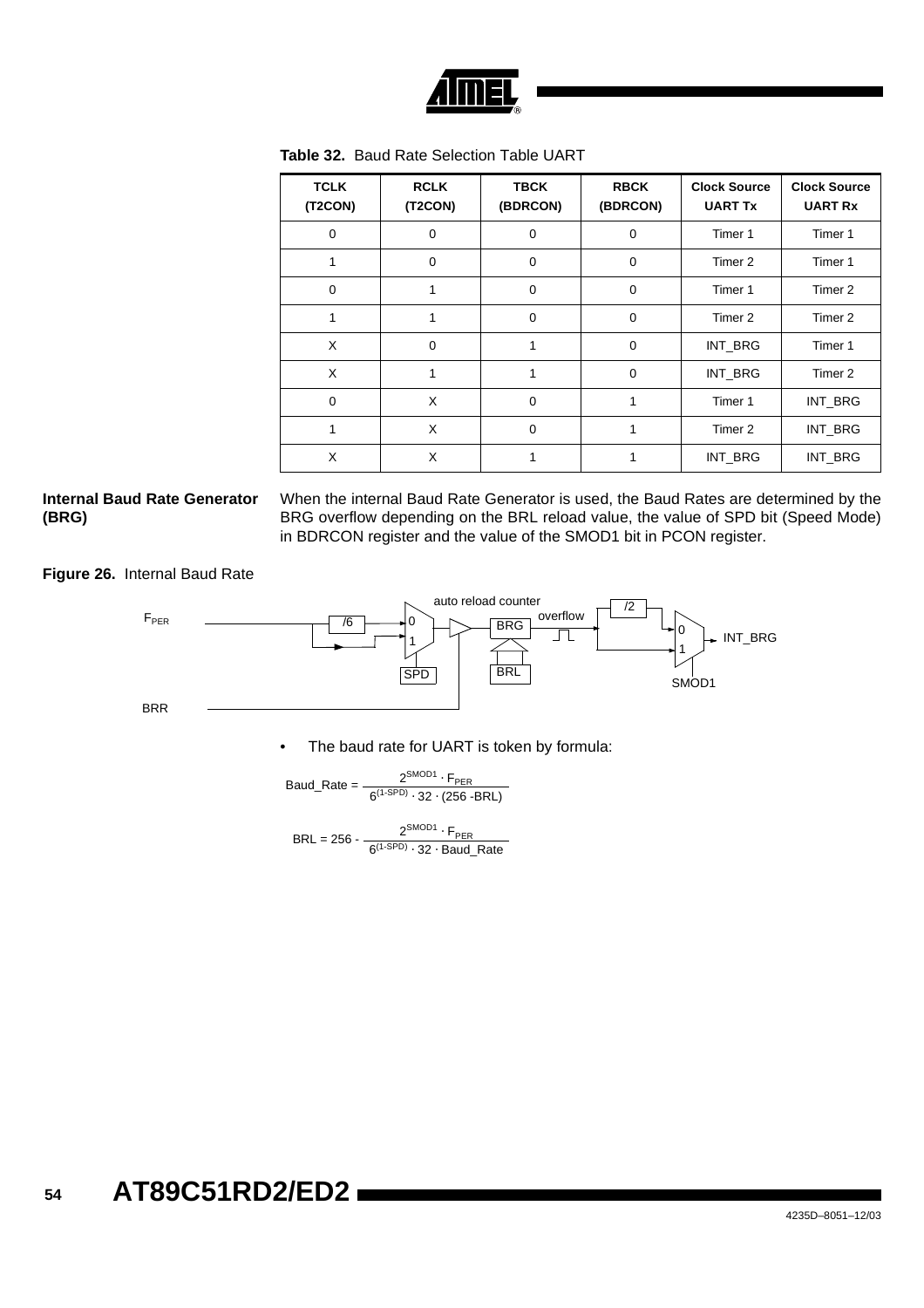**Table 32.** Baud Rate Selection Table UART

| TCLK (T2CON) | RCLK (T2CON) | TBCK (BDRCON) | RBCK (BDRCON) | Clock Source UART Tx | Clock Source UART Rx |
|---|---|---|---|---|---|
| 0 | 0 | 0 | 0 | Timer 1 | Timer 1 |
| 1 | 0 | 0 | 0 | Timer 2 | Timer 1 |
| 0 | 1 | 0 | 0 | Timer 1 | Timer 2 |
| 1 | 1 | 0 | 0 | Timer 2 | Timer 2 |
| X | 0 | 1 | 0 | INT_BRG | Timer 1 |
| X | 1 | 1 | 0 | INT_BRG | Timer 2 |
| 0 | X | 0 | 1 | Timer 1 | INT_BRG |
| 1 | X | 0 | 1 | Timer 2 | INT_BRG |
| X | X | 1 | 1 | INT_BRG | INT_BRG |

**Internal Baud Rate Generator (BRG)**

When the internal Baud Rate Generator is used, the Baud Rates are determined by the BRG overflow depending on the BRL reload value, the value of SPD bit (Speed Mode) in BDRCON register and the value of the SMOD1 bit in PCON register.

**Figure 26.** Internal Baud Rate

- The baud rate for UART is token by formula:

$$\text{Baud\_Rate} = \frac{2^{SMOD1} \cdot F_{PER}}{6^{(1-SPD)} \cdot 32 \cdot (256 - BRL)}$$

$$BRL = 256 - \frac{2^{SMOD1} \cdot F_{PER}}{6^{(1-SPD)} \cdot 32 \cdot \text{Baud\_Rate}}$$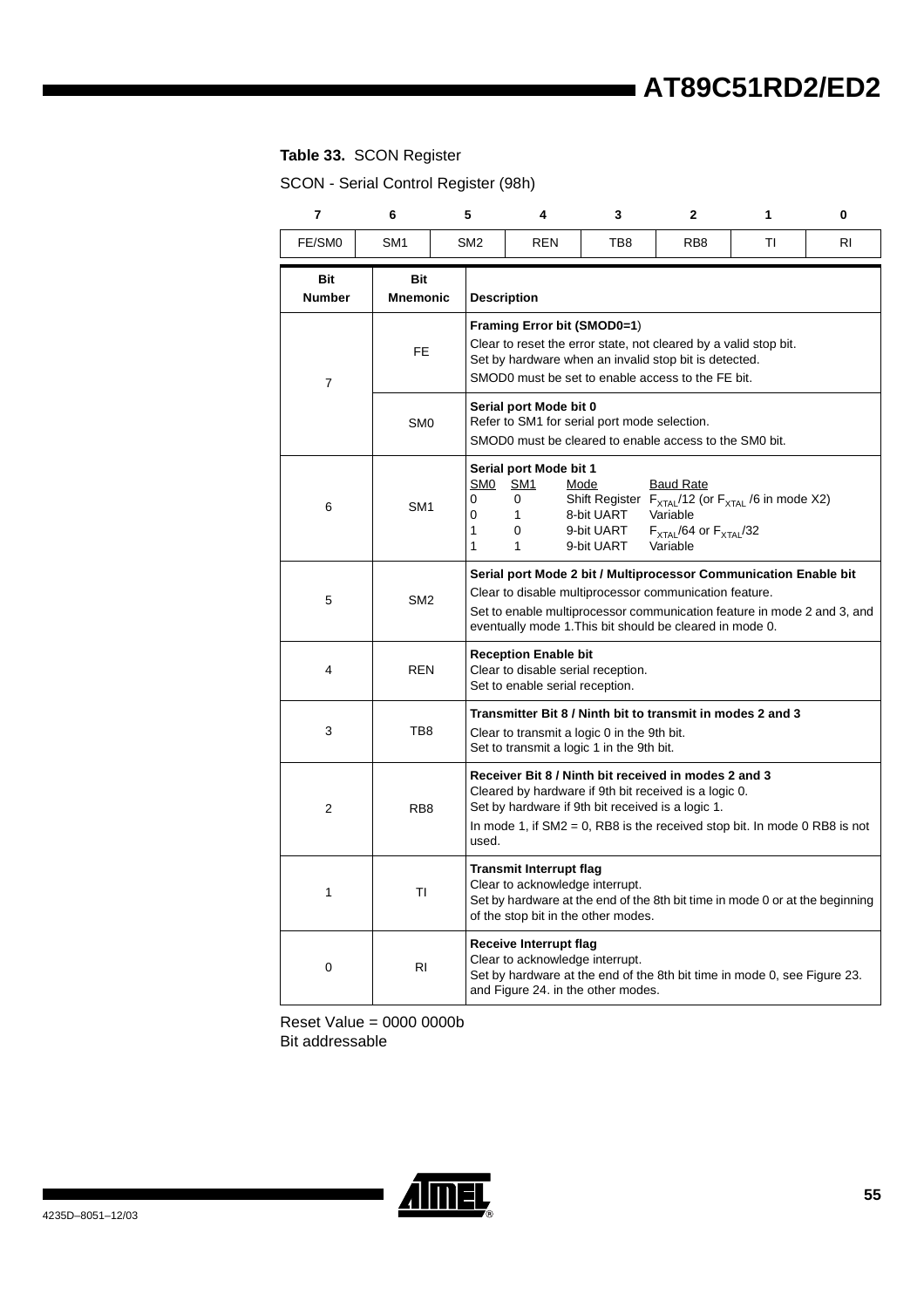**Table 33.** SCON Register

SCON - Serial Control Register (98h)

| 7 | 6 | 5 | 4 | 3 | 2 | 1 | 0 |
|---|---|---|---|---|---|---|---|
| FE/SM0 | SM1 | SM2 | REN | TB8 | RB8 | TI | RI |

| Bit Number | Bit Mnemonic | Description |
|---|---|---|
| 7 | FE | **Framing Error bit (SMOD0=1)**<br>Clear to reset the error state, not cleared by a valid stop bit.<br>Set by hardware when an invalid stop bit is detected.<br>SMOD0 must be set to enable access to the FE bit. |
| | SM0 | **Serial port Mode bit 0**<br>Refer to SM1 for serial port mode selection.<br>SMOD0 must be cleared to enable access to the SM0 bit. |
| 6 | SM1 | **Serial port Mode bit 1**<br>SM0 SM1 Mode Baud Rate<br>0 0 Shift Register $F_{XTAL}/12$ (or $F_{XTAL}$ /6 in mode X2)<br>0 1 8-bit UART Variable<br>1 0 9-bit UART $F_{XTAL}/64$ or $F_{XTAL}/32$<br>1 1 9-bit UART Variable |
| 5 | SM2 | **Serial port Mode 2 bit / Multiprocessor Communication Enable bit**<br>Clear to disable multiprocessor communication feature.<br>Set to enable multiprocessor communication feature in mode 2 and 3, and eventually mode 1.This bit should be cleared in mode 0. |
| 4 | REN | **Reception Enable bit**<br>Clear to disable serial reception.<br>Set to enable serial reception. |
| 3 | TB8 | **Transmitter Bit 8 / Ninth bit to transmit in modes 2 and 3**<br>Clear to transmit a logic 0 in the 9th bit.<br>Set to transmit a logic 1 in the 9th bit. |
| 2 | RB8 | **Receiver Bit 8 / Ninth bit received in modes 2 and 3**<br>Cleared by hardware if 9th bit received is a logic 0.<br>Set by hardware if 9th bit received is a logic 1.<br>In mode 1, if SM2 = 0, RB8 is the received stop bit. In mode 0 RB8 is not used. |
| 1 | TI | **Transmit Interrupt flag**<br>Clear to acknowledge interrupt.<br>Set by hardware at the end of the 8th bit time in mode 0 or at the beginning of the stop bit in the other modes. |
| 0 | RI | **Receive Interrupt flag**<br>Clear to acknowledge interrupt.<br>Set by hardware at the end of the 8th bit time in mode 0, see Figure 23. and Figure 24. in the other modes. |

Reset Value = 0000 0000b
Bit addressable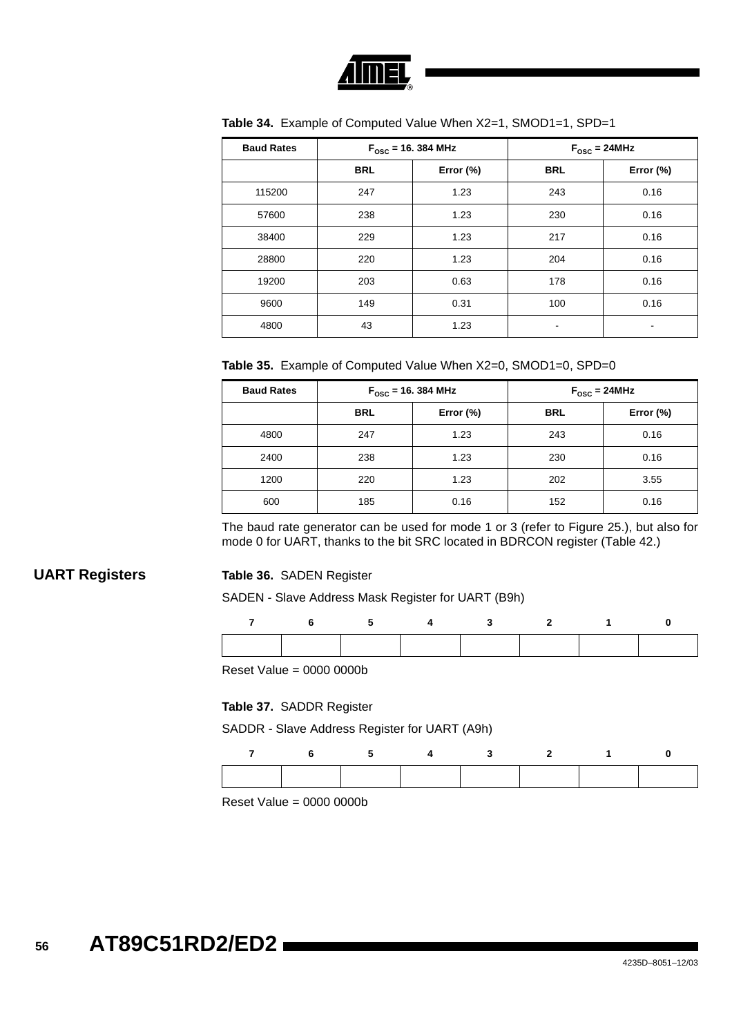**Table 34.** Example of Computed Value When X2=1, SMOD1=1, SPD=1

| Baud Rates | $F_{OSC}$ = 16. 384 MHz | | $F_{OSC}$ = 24MHz | |
|---|---|---|---|---|
| | BRL | Error (%) | BRL | Error (%) |
| 115200 | 247 | 1.23 | 243 | 0.16 |
| 57600 | 238 | 1.23 | 230 | 0.16 |
| 38400 | 229 | 1.23 | 217 | 0.16 |
| 28800 | 220 | 1.23 | 204 | 0.16 |
| 19200 | 203 | 0.63 | 178 | 0.16 |
| 9600 | 149 | 0.31 | 100 | 0.16 |
| 4800 | 43 | 1.23 | - | - |

**Table 35.** Example of Computed Value When X2=0, SMOD1=0, SPD=0

| Baud Rates | $F_{OSC}$ = 16. 384 MHz | | $F_{OSC}$ = 24MHz | |
|---|---|---|---|---|
| | BRL | Error (%) | BRL | Error (%) |
| 4800 | 247 | 1.23 | 243 | 0.16 |
| 2400 | 238 | 1.23 | 230 | 0.16 |
| 1200 | 220 | 1.23 | 202 | 3.55 |
| 600 | 185 | 0.16 | 152 | 0.16 |

The baud rate generator can be used for mode 1 or 3 (refer to Figure 25.), but also for mode 0 for UART, thanks to the bit SRC located in BDRCON register (Table 42.)

## UART Registers

**Table 36.** SADEN Register

SADEN - Slave Address Mask Register for UART (B9h)

| 7 | 6 | 5 | 4 | 3 | 2 | 1 | 0 |
|---|---|---|---|---|---|---|---|
| | | | | | | | |

Reset Value = 0000 0000b

**Table 37.** SADDR Register

SADDR - Slave Address Register for UART (A9h)

| 7 | 6 | 5 | 4 | 3 | 2 | 1 | 0 |
|---|---|---|---|---|---|---|---|
| | | | | | | | |

Reset Value = 0000 0000b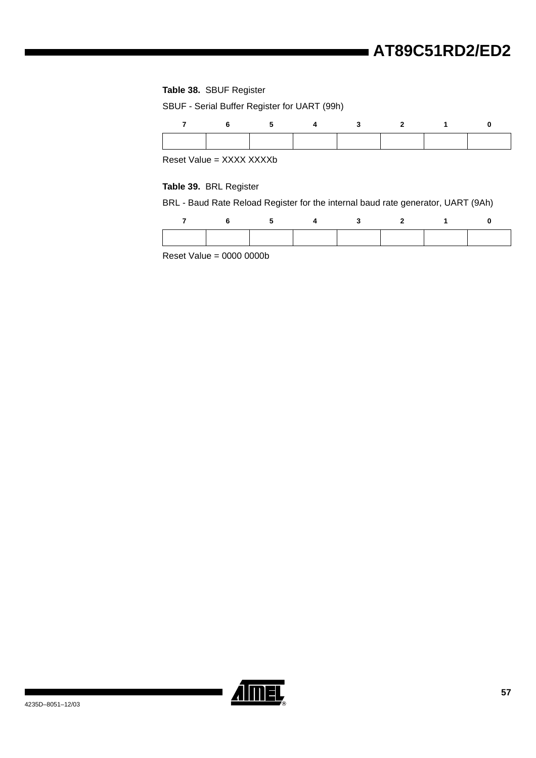**Table 38.** SBUF Register

SBUF - Serial Buffer Register for UART (99h)

| 7 | 6 | 5 | 4 | 3 | 2 | 1 | 0 |
|---|---|---|---|---|---|---|---|
| | | | | | | | |

Reset Value = XXXX XXXXb

**Table 39.** BRL Register

BRL - Baud Rate Reload Register for the internal baud rate generator, UART (9Ah)

| 7 | 6 | 5 | 4 | 3 | 2 | 1 | 0 |
|---|---|---|---|---|---|---|---|
| | | | | | | | |

Reset Value = 0000 0000b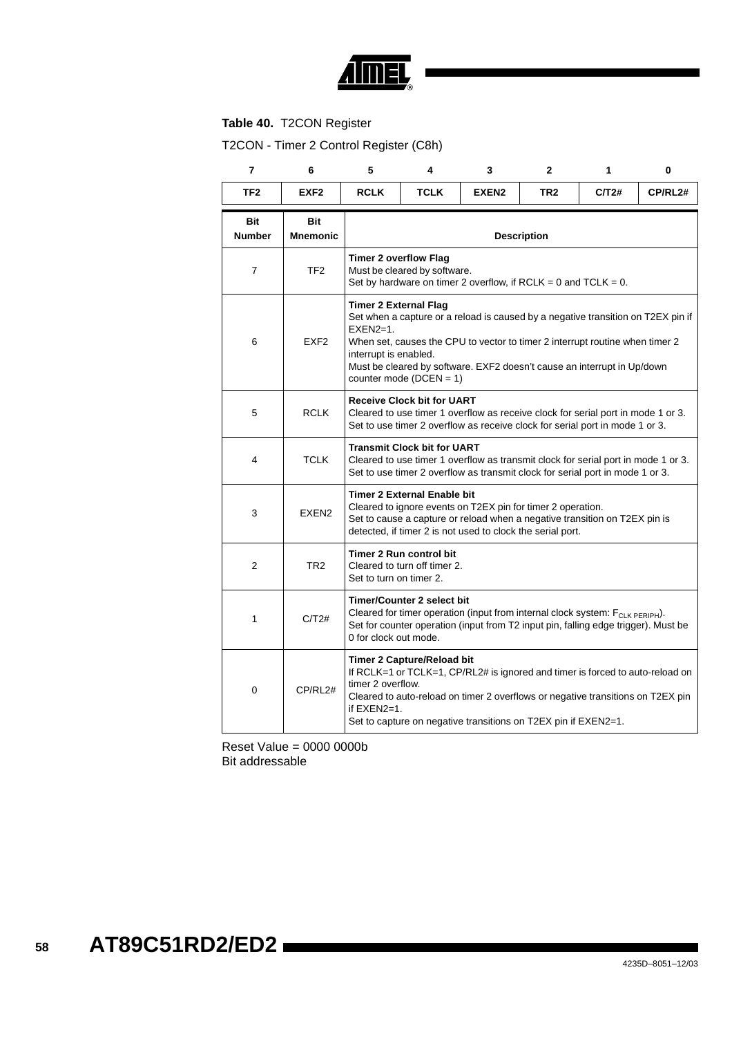**Table 40.** T2CON Register

T2CON - Timer 2 Control Register (C8h)

| 7 | 6 | 5 | 4 | 3 | 2 | 1 | 0 |
|---|---|---|---|---|---|---|---|
| TF2 | EXF2 | RCLK | TCLK | EXEN2 | TR2 | C/T2# | CP/RL2# |

| Bit Number | Bit Mnemonic | Description |
|---|---|---|
| 7 | TF2 | **Timer 2 overflow Flag**<br>Must be cleared by software.<br>Set by hardware on timer 2 overflow, if RCLK = 0 and TCLK = 0. |
| 6 | EXF2 | **Timer 2 External Flag**<br>Set when a capture or a reload is caused by a negative transition on T2EX pin if EXEN2=1.<br>When set, causes the CPU to vector to timer 2 interrupt routine when timer 2 interrupt is enabled.<br>Must be cleared by software. EXF2 doesn't cause an interrupt in Up/down counter mode (DCEN = 1) |
| 5 | RCLK | **Receive Clock bit for UART**<br>Cleared to use timer 1 overflow as receive clock for serial port in mode 1 or 3.<br>Set to use timer 2 overflow as receive clock for serial port in mode 1 or 3. |
| 4 | TCLK | **Transmit Clock bit for UART**<br>Cleared to use timer 1 overflow as transmit clock for serial port in mode 1 or 3.<br>Set to use timer 2 overflow as transmit clock for serial port in mode 1 or 3. |
| 3 | EXEN2 | **Timer 2 External Enable bit**<br>Cleared to ignore events on T2EX pin for timer 2 operation.<br>Set to cause a capture or reload when a negative transition on T2EX pin is detected, if timer 2 is not used to clock the serial port. |
| 2 | TR2 | **Timer 2 Run control bit**<br>Cleared to turn off timer 2.<br>Set to turn on timer 2. |
| 1 | C/T2# | **Timer/Counter 2 select bit**<br>Cleared for timer operation (input from internal clock system: $F_{CLK\ PERIPH}$).<br>Set for counter operation (input from T2 input pin, falling edge trigger). Must be 0 for clock out mode. |
| 0 | CP/RL2# | **Timer 2 Capture/Reload bit**<br>If RCLK=1 or TCLK=1, CP/RL2# is ignored and timer is forced to auto-reload on timer 2 overflow.<br>Cleared to auto-reload on timer 2 overflows or negative transitions on T2EX pin if EXEN2=1.<br>Set to capture on negative transitions on T2EX pin if EXEN2=1. |

Reset Value = 0000 0000b
Bit addressable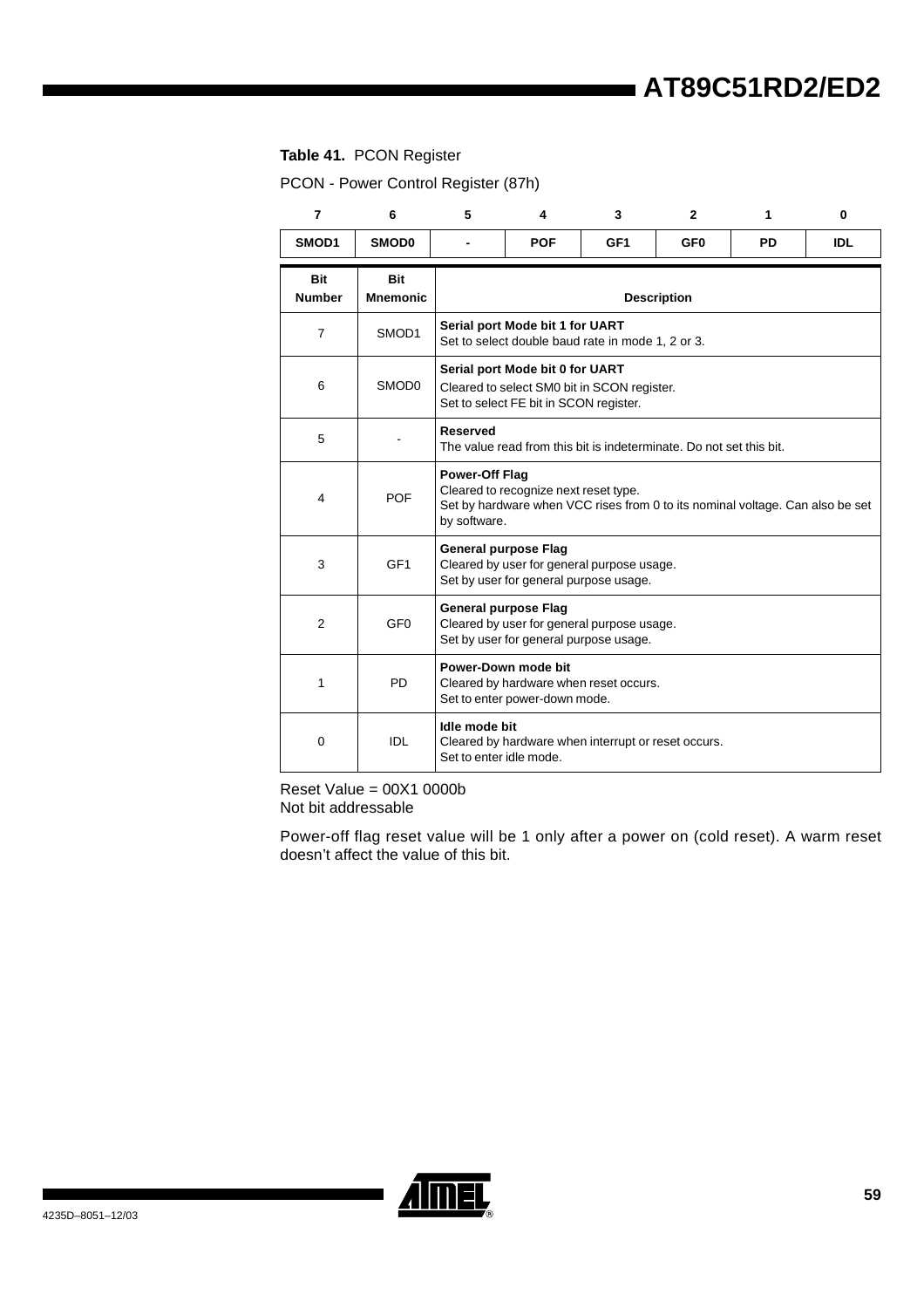**Table 41.** PCON Register

PCON - Power Control Register (87h)

| 7 | 6 | 5 | 4 | 3 | 2 | 1 | 0 |
|---|---|---|---|---|---|---|---|
| SMOD1 | SMOD0 | - | POF | GF1 | GF0 | PD | IDL |

| Bit Number | Bit Mnemonic | Description |
|---|---|---|
| 7 | SMOD1 | **Serial port Mode bit 1 for UART**<br>Set to select double baud rate in mode 1, 2 or 3. |
| 6 | SMOD0 | **Serial port Mode bit 0 for UART**<br>Cleared to select SM0 bit in SCON register.<br>Set to select FE bit in SCON register. |
| 5 | - | **Reserved**<br>The value read from this bit is indeterminate. Do not set this bit. |
| 4 | POF | **Power-Off Flag**<br>Cleared to recognize next reset type.<br>Set by hardware when VCC rises from 0 to its nominal voltage. Can also be set by software. |
| 3 | GF1 | **General purpose Flag**<br>Cleared by user for general purpose usage.<br>Set by user for general purpose usage. |
| 2 | GF0 | **General purpose Flag**<br>Cleared by user for general purpose usage.<br>Set by user for general purpose usage. |
| 1 | PD | **Power-Down mode bit**<br>Cleared by hardware when reset occurs.<br>Set to enter power-down mode. |
| 0 | IDL | **Idle mode bit**<br>Cleared by hardware when interrupt or reset occurs.<br>Set to enter idle mode. |

Reset Value = 00X1 0000b
Not bit addressable

Power-off flag reset value will be 1 only after a power on (cold reset). A warm reset doesn't affect the value of this bit.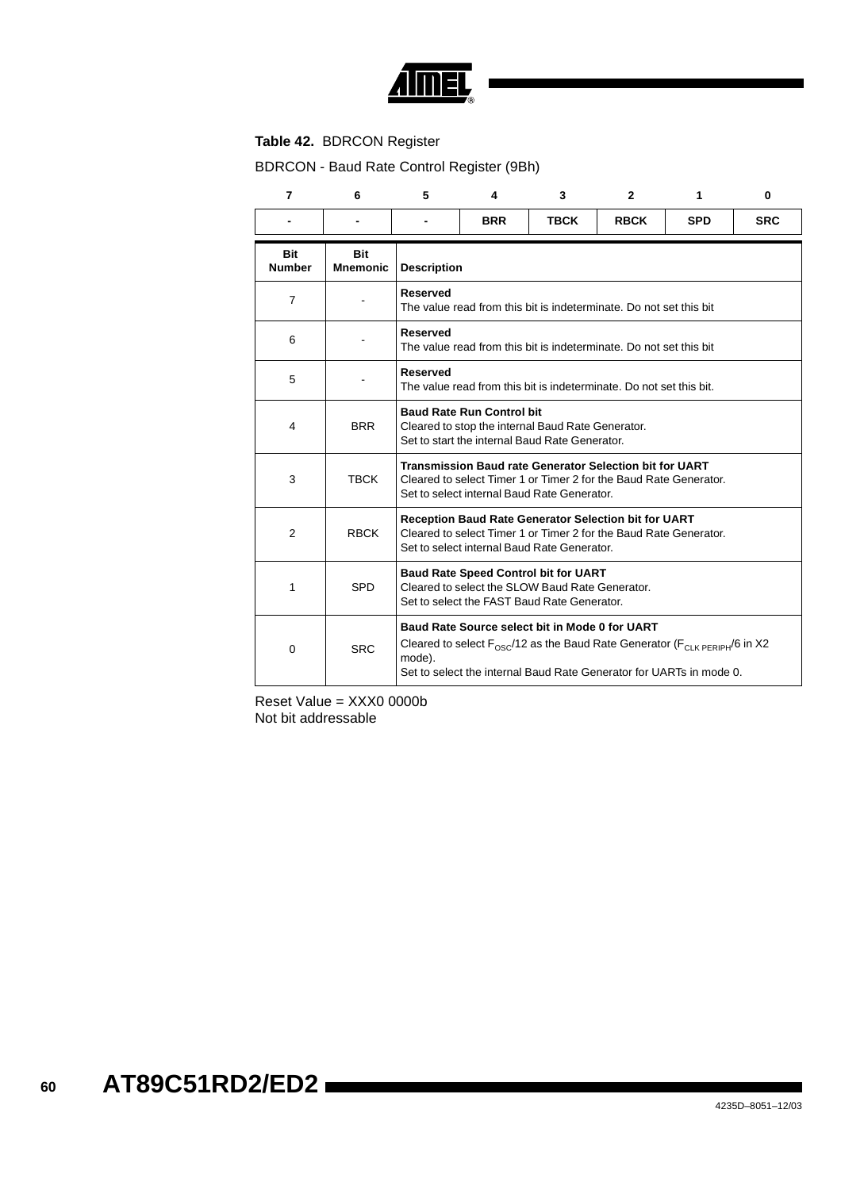**Table 42.** BDRCON Register

BDRCON - Baud Rate Control Register (9Bh)

| 7 | 6 | 5 | 4 | 3 | 2 | 1 | 0 |
|---|---|---|---|---|---|---|---|
| - | - | - | BRR | TBCK | RBCK | SPD | SRC |

| Bit Number | Bit Mnemonic | Description |
|---|---|---|
| 7 | - | **Reserved**<br>The value read from this bit is indeterminate. Do not set this bit |
| 6 | - | **Reserved**<br>The value read from this bit is indeterminate. Do not set this bit |
| 5 | - | **Reserved**<br>The value read from this bit is indeterminate. Do not set this bit. |
| 4 | BRR | **Baud Rate Run Control bit**<br>Cleared to stop the internal Baud Rate Generator.<br>Set to start the internal Baud Rate Generator. |
| 3 | TBCK | **Transmission Baud rate Generator Selection bit for UART**<br>Cleared to select Timer 1 or Timer 2 for the Baud Rate Generator.<br>Set to select internal Baud Rate Generator. |
| 2 | RBCK | **Reception Baud Rate Generator Selection bit for UART**<br>Cleared to select Timer 1 or Timer 2 for the Baud Rate Generator.<br>Set to select internal Baud Rate Generator. |
| 1 | SPD | **Baud Rate Speed Control bit for UART**<br>Cleared to select the SLOW Baud Rate Generator.<br>Set to select the FAST Baud Rate Generator. |
| 0 | SRC | **Baud Rate Source select bit in Mode 0 for UART**<br>Cleared to select $F_{OSC}/12$ as the Baud Rate Generator ($F_{CLK\ PERIPH}/6$ in X2 mode).<br>Set to select the internal Baud Rate Generator for UARTs in mode 0. |

Reset Value = XXX0 0000b
Not bit addressable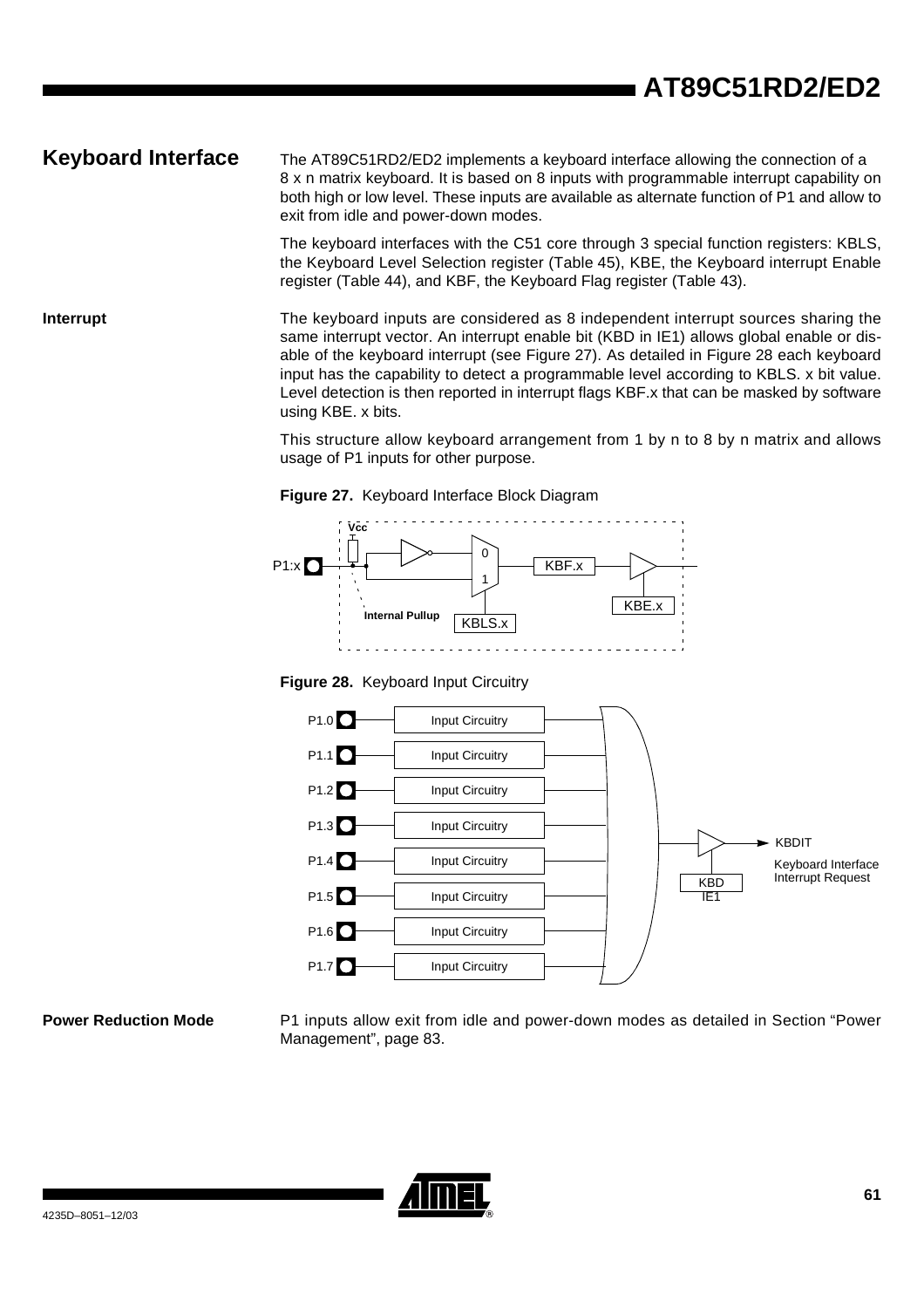## Keyboard Interface

The AT89C51RD2/ED2 implements a keyboard interface allowing the connection of a 8 x n matrix keyboard. It is based on 8 inputs with programmable interrupt capability on both high or low level. These inputs are available as alternate function of P1 and allow to exit from idle and power-down modes.

The keyboard interfaces with the C51 core through 3 special function registers: KBLS, the Keyboard Level Selection register (Table 45), KBE, the Keyboard interrupt Enable register (Table 44), and KBF, the Keyboard Flag register (Table 43).

### Interrupt

The keyboard inputs are considered as 8 independent interrupt sources sharing the same interrupt vector. An interrupt enable bit (KBD in IE1) allows global enable or disable of the keyboard interrupt (see Figure 27). As detailed in Figure 28 each keyboard input has the capability to detect a programmable level according to KBLS. x bit value. Level detection is then reported in interrupt flags KBF.x that can be masked by software using KBE. x bits.

This structure allow keyboard arrangement from 1 by n to 8 by n matrix and allows usage of P1 inputs for other purpose.

**Figure 27.** Keyboard Interface Block Diagram

**Figure 28.** Keyboard Input Circuitry

### Power Reduction Mode

P1 inputs allow exit from idle and power-down modes as detailed in Section "Power Management", page 83.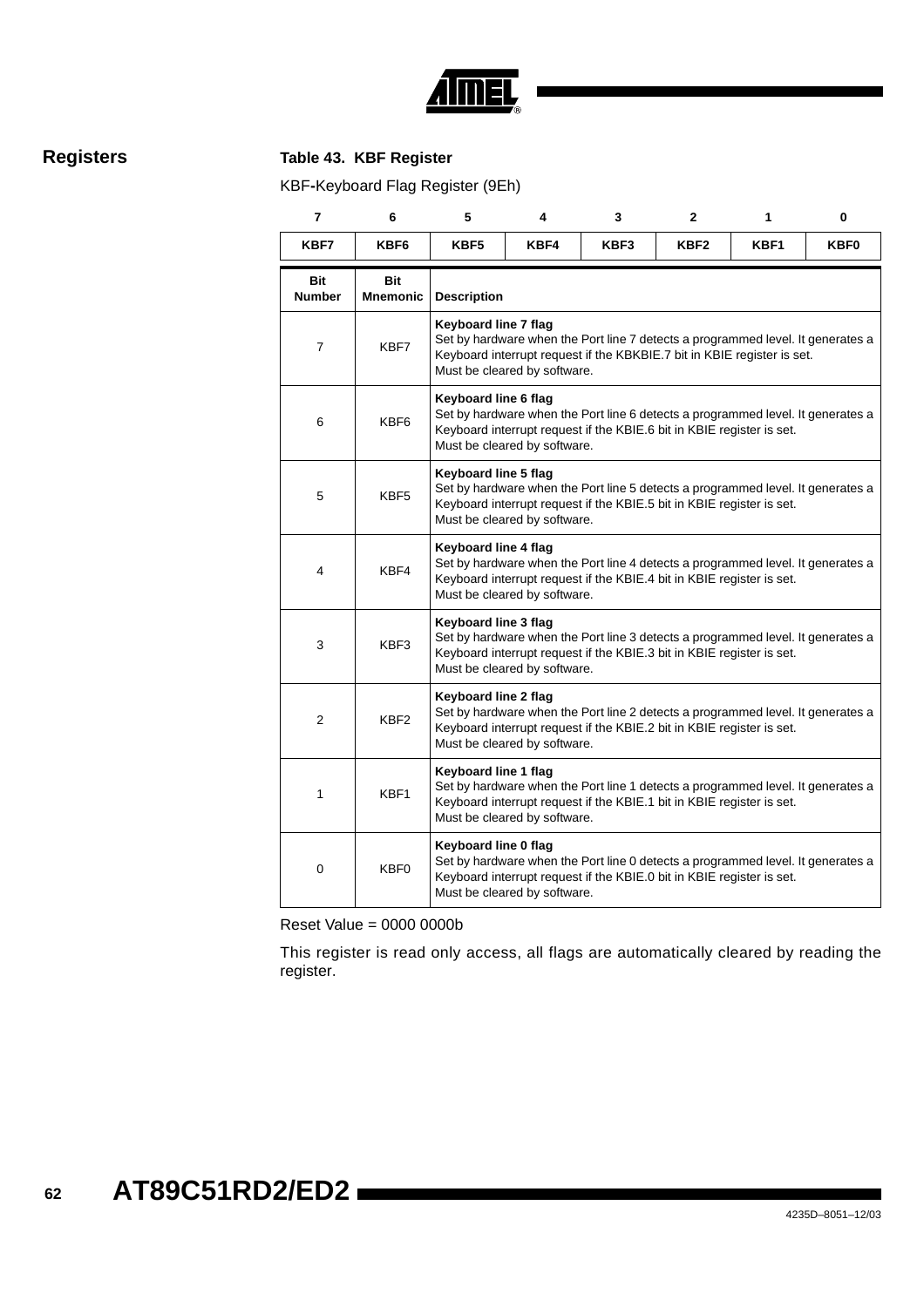## Registers

**Table 43. KBF Register**

KBF-Keyboard Flag Register (9Eh)

| 7 | 6 | 5 | 4 | 3 | 2 | 1 | 0 |
|---|---|---|---|---|---|---|---|
| KBF7 | KBF6 | KBF5 | KBF4 | KBF3 | KBF2 | KBF1 | KBF0 |

| Bit Number | Bit Mnemonic | Description |
|---|---|---|
| 7 | KBF7 | **Keyboard line 7 flag** Set by hardware when the Port line 7 detects a programmed level. It generates a Keyboard interrupt request if the KBKBIE.7 bit in KBIE register is set. Must be cleared by software. |
| 6 | KBF6 | **Keyboard line 6 flag** Set by hardware when the Port line 6 detects a programmed level. It generates a Keyboard interrupt request if the KBIE.6 bit in KBIE register is set. Must be cleared by software. |
| 5 | KBF5 | **Keyboard line 5 flag** Set by hardware when the Port line 5 detects a programmed level. It generates a Keyboard interrupt request if the KBIE.5 bit in KBIE register is set. Must be cleared by software. |
| 4 | KBF4 | **Keyboard line 4 flag** Set by hardware when the Port line 4 detects a programmed level. It generates a Keyboard interrupt request if the KBIE.4 bit in KBIE register is set. Must be cleared by software. |
| 3 | KBF3 | **Keyboard line 3 flag** Set by hardware when the Port line 3 detects a programmed level. It generates a Keyboard interrupt request if the KBIE.3 bit in KBIE register is set. Must be cleared by software. |
| 2 | KBF2 | **Keyboard line 2 flag** Set by hardware when the Port line 2 detects a programmed level. It generates a Keyboard interrupt request if the KBIE.2 bit in KBIE register is set. Must be cleared by software. |
| 1 | KBF1 | **Keyboard line 1 flag** Set by hardware when the Port line 1 detects a programmed level. It generates a Keyboard interrupt request if the KBIE.1 bit in KBIE register is set. Must be cleared by software. |
| 0 | KBF0 | **Keyboard line 0 flag** Set by hardware when the Port line 0 detects a programmed level. It generates a Keyboard interrupt request if the KBIE.0 bit in KBIE register is set. Must be cleared by software. |

Reset Value = 0000 0000b

This register is read only access, all flags are automatically cleared by reading the register.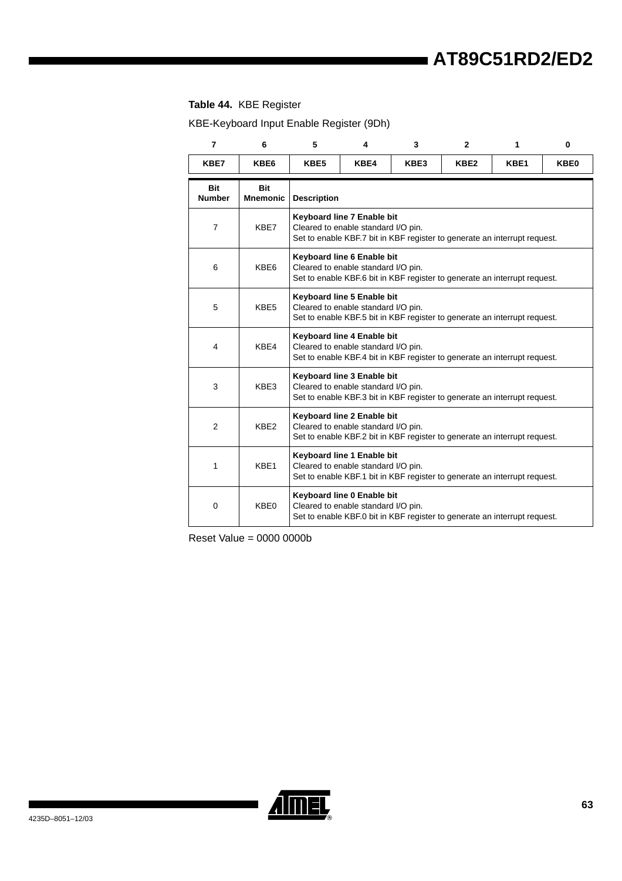**Table 44.** KBE Register

KBE-Keyboard Input Enable Register (9Dh)

| 7 | 6 | 5 | 4 | 3 | 2 | 1 | 0 |
|---|---|---|---|---|---|---|---|
| KBE7 | KBE6 | KBE5 | KBE4 | KBE3 | KBE2 | KBE1 | KBE0 |

| Bit Number | Bit Mnemonic | Description |
|---|---|---|
| 7 | KBE7 | **Keyboard line 7 Enable bit**<br>Cleared to enable standard I/O pin.<br>Set to enable KBF.7 bit in KBF register to generate an interrupt request. |
| 6 | KBE6 | **Keyboard line 6 Enable bit**<br>Cleared to enable standard I/O pin.<br>Set to enable KBF.6 bit in KBF register to generate an interrupt request. |
| 5 | KBE5 | **Keyboard line 5 Enable bit**<br>Cleared to enable standard I/O pin.<br>Set to enable KBF.5 bit in KBF register to generate an interrupt request. |
| 4 | KBE4 | **Keyboard line 4 Enable bit**<br>Cleared to enable standard I/O pin.<br>Set to enable KBF.4 bit in KBF register to generate an interrupt request. |
| 3 | KBE3 | **Keyboard line 3 Enable bit**<br>Cleared to enable standard I/O pin.<br>Set to enable KBF.3 bit in KBF register to generate an interrupt request. |
| 2 | KBE2 | **Keyboard line 2 Enable bit**<br>Cleared to enable standard I/O pin.<br>Set to enable KBF.2 bit in KBF register to generate an interrupt request. |
| 1 | KBE1 | **Keyboard line 1 Enable bit**<br>Cleared to enable standard I/O pin.<br>Set to enable KBF.1 bit in KBF register to generate an interrupt request. |
| 0 | KBE0 | **Keyboard line 0 Enable bit**<br>Cleared to enable standard I/O pin.<br>Set to enable KBF.0 bit in KBF register to generate an interrupt request. |

Reset Value = 0000 0000b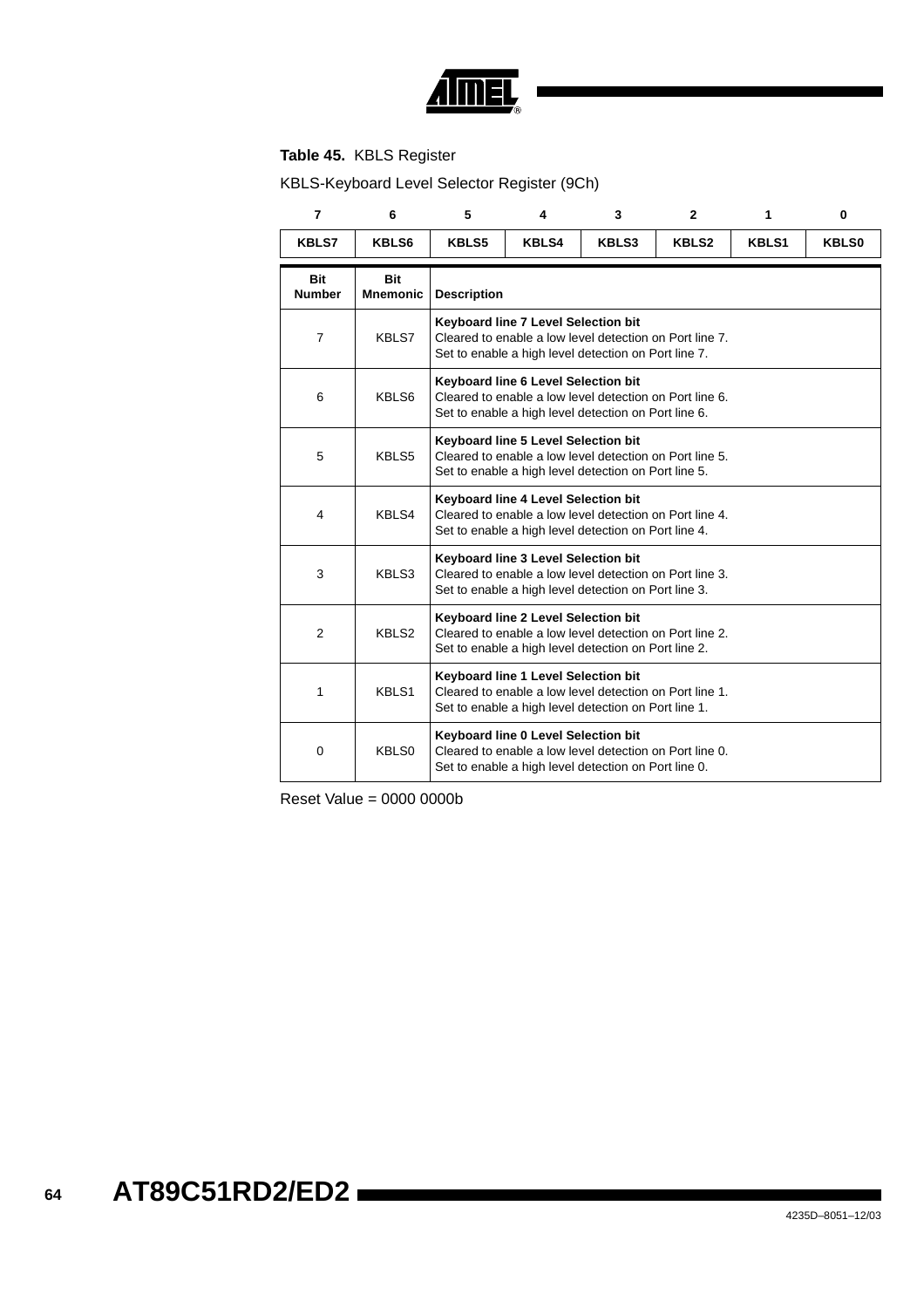**Table 45.** KBLS Register

KBLS-Keyboard Level Selector Register (9Ch)

| 7 | 6 | 5 | 4 | 3 | 2 | 1 | 0 |
|---|---|---|---|---|---|---|---|
| KBLS7 | KBLS6 | KBLS5 | KBLS4 | KBLS3 | KBLS2 | KBLS1 | KBLS0 |

| Bit Number | Bit Mnemonic | Description |
|---|---|---|
| 7 | KBLS7 | **Keyboard line 7 Level Selection bit**<br>Cleared to enable a low level detection on Port line 7.<br>Set to enable a high level detection on Port line 7. |
| 6 | KBLS6 | **Keyboard line 6 Level Selection bit**<br>Cleared to enable a low level detection on Port line 6.<br>Set to enable a high level detection on Port line 6. |
| 5 | KBLS5 | **Keyboard line 5 Level Selection bit**<br>Cleared to enable a low level detection on Port line 5.<br>Set to enable a high level detection on Port line 5. |
| 4 | KBLS4 | **Keyboard line 4 Level Selection bit**<br>Cleared to enable a low level detection on Port line 4.<br>Set to enable a high level detection on Port line 4. |
| 3 | KBLS3 | **Keyboard line 3 Level Selection bit**<br>Cleared to enable a low level detection on Port line 3.<br>Set to enable a high level detection on Port line 3. |
| 2 | KBLS2 | **Keyboard line 2 Level Selection bit**<br>Cleared to enable a low level detection on Port line 2.<br>Set to enable a high level detection on Port line 2. |
| 1 | KBLS1 | **Keyboard line 1 Level Selection bit**<br>Cleared to enable a low level detection on Port line 1.<br>Set to enable a high level detection on Port line 1. |
| 0 | KBLS0 | **Keyboard line 0 Level Selection bit**<br>Cleared to enable a low level detection on Port line 0.<br>Set to enable a high level detection on Port line 0. |

Reset Value = 0000 0000b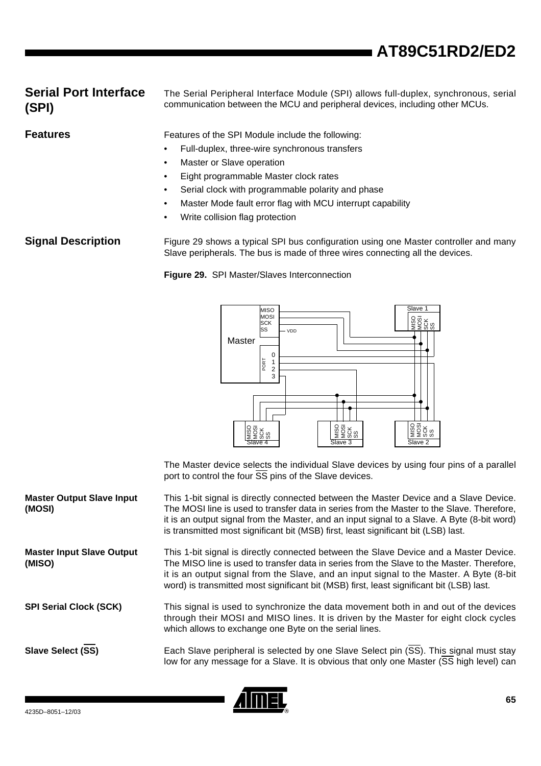## Serial Port Interface (SPI)

The Serial Peripheral Interface Module (SPI) allows full-duplex, synchronous, serial communication between the MCU and peripheral devices, including other MCUs.

### Features

Features of the SPI Module include the following:

- Full-duplex, three-wire synchronous transfers
- Master or Slave operation
- Eight programmable Master clock rates
- Serial clock with programmable polarity and phase
- Master Mode fault error flag with MCU interrupt capability
- Write collision flag protection

### Signal Description

Figure 29 shows a typical SPI bus configuration using one Master controller and many Slave peripherals. The bus is made of three wires connecting all the devices.

**Figure 29.** SPI Master/Slaves Interconnection

The Master device selects the individual Slave devices by using four pins of a parallel port to control the four $\overline{SS}$ pins of the Slave devices.

#### Master Output Slave Input (MOSI)

This 1-bit signal is directly connected between the Master Device and a Slave Device. The MOSI line is used to transfer data in series from the Master to the Slave. Therefore, it is an output signal from the Master, and an input signal to a Slave. A Byte (8-bit word) is transmitted most significant bit (MSB) first, least significant bit (LSB) last.

#### Master Input Slave Output (MISO)

This 1-bit signal is directly connected between the Slave Device and a Master Device. The MISO line is used to transfer data in series from the Slave to the Master. Therefore, it is an output signal from the Slave, and an input signal to the Master. A Byte (8-bit word) is transmitted most significant bit (MSB) first, least significant bit (LSB) last.

#### SPI Serial Clock (SCK)

This signal is used to synchronize the data movement both in and out of the devices through their MOSI and MISO lines. It is driven by the Master for eight clock cycles which allows to exchange one Byte on the serial lines.

#### Slave Select ($\overline{SS}$)

Each Slave peripheral is selected by one Slave Select pin ($\overline{SS}$). This signal must stay low for any message for a Slave. It is obvious that only one Master ($\overline{SS}$ high level) can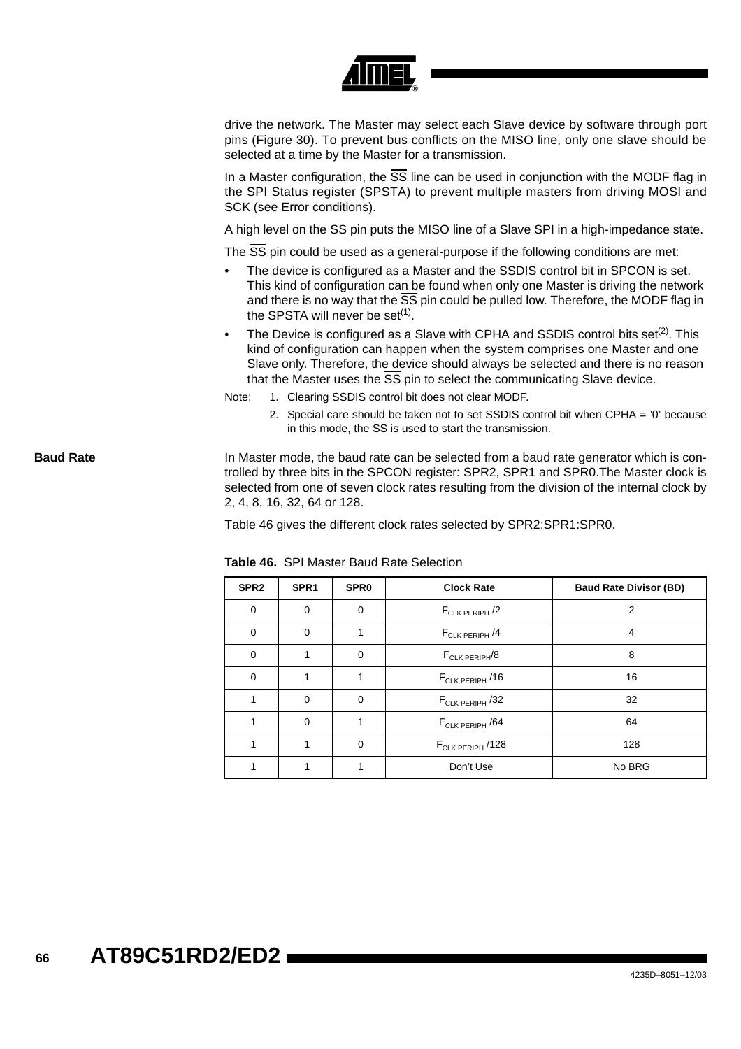drive the network. The Master may select each Slave device by software through port pins (Figure 30). To prevent bus conflicts on the MISO line, only one slave should be selected at a time by the Master for a transmission.

In a Master configuration, the $\overline{SS}$ line can be used in conjunction with the MODF flag in the SPI Status register (SPSTA) to prevent multiple masters from driving MOSI and SCK (see Error conditions).

A high level on the $\overline{SS}$ pin puts the MISO line of a Slave SPI in a high-impedance state.

The $\overline{SS}$ pin could be used as a general-purpose if the following conditions are met:

- The device is configured as a Master and the SSDIS control bit in SPCON is set. This kind of configuration can be found when only one Master is driving the network and there is no way that the $\overline{SS}$ pin could be pulled low. Therefore, the MODF flag in the SPSTA will never be set[(1)].
- The Device is configured as a Slave with CPHA and SSDIS control bits set[(2)]. This kind of configuration can happen when the system comprises one Master and one Slave only. Therefore, the device should always be selected and there is no reason that the Master uses the $\overline{SS}$ pin to select the communicating Slave device.

Note: 1. Clearing SSDIS control bit does not clear MODF.

2. Special care should be taken not to set SSDIS control bit when CPHA = '0' because in this mode, the $\overline{SS}$ is used to start the transmission.

## Baud Rate

In Master mode, the baud rate can be selected from a baud rate generator which is controlled by three bits in the SPCON register: SPR2, SPR1 and SPR0.The Master clock is selected from one of seven clock rates resulting from the division of the internal clock by 2, 4, 8, 16, 32, 64 or 128.

Table 46 gives the different clock rates selected by SPR2:SPR1:SPR0.

**Table 46.** SPI Master Baud Rate Selection

| SPR2 | SPR1 | SPR0 | Clock Rate | Baud Rate Divisor (BD) |
|---|---|---|---|---|
| 0 | 0 | 0 | $F_{CLK\ PERIPH}$ /2 | 2 |
| 0 | 0 | 1 | $F_{CLK\ PERIPH}$ /4 | 4 |
| 0 | 1 | 0 | $F_{CLK\ PERIPH}$/8 | 8 |
| 0 | 1 | 1 | $F_{CLK\ PERIPH}$ /16 | 16 |
| 1 | 0 | 0 | $F_{CLK\ PERIPH}$ /32 | 32 |
| 1 | 0 | 1 | $F_{CLK\ PERIPH}$ /64 | 64 |
| 1 | 1 | 0 | $F_{CLK\ PERIPH}$ /128 | 128 |
| 1 | 1 | 1 | Don't Use | No BRG |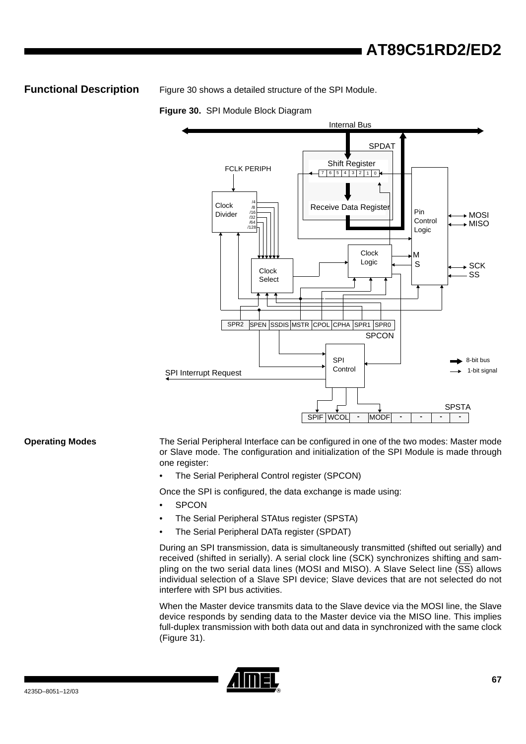## Functional Description

Figure 30 shows a detailed structure of the SPI Module.

**Figure 30.** SPI Module Block Diagram

## Operating Modes

The Serial Peripheral Interface can be configured in one of the two modes: Master mode or Slave mode. The configuration and initialization of the SPI Module is made through one register:

- The Serial Peripheral Control register (SPCON)

Once the SPI is configured, the data exchange is made using:

- SPCON
- The Serial Peripheral STAtus register (SPSTA)
- The Serial Peripheral DATa register (SPDAT)

During an SPI transmission, data is simultaneously transmitted (shifted out serially) and received (shifted in serially). A serial clock line (SCK) synchronizes shifting and sampling on the two serial data lines (MOSI and MISO). A Slave Select line (SS) allows individual selection of a Slave SPI device; Slave devices that are not selected do not interfere with SPI bus activities.

When the Master device transmits data to the Slave device via the MOSI line, the Slave device responds by sending data to the Master device via the MISO line. This implies full-duplex transmission with both data out and data in synchronized with the same clock (Figure 31).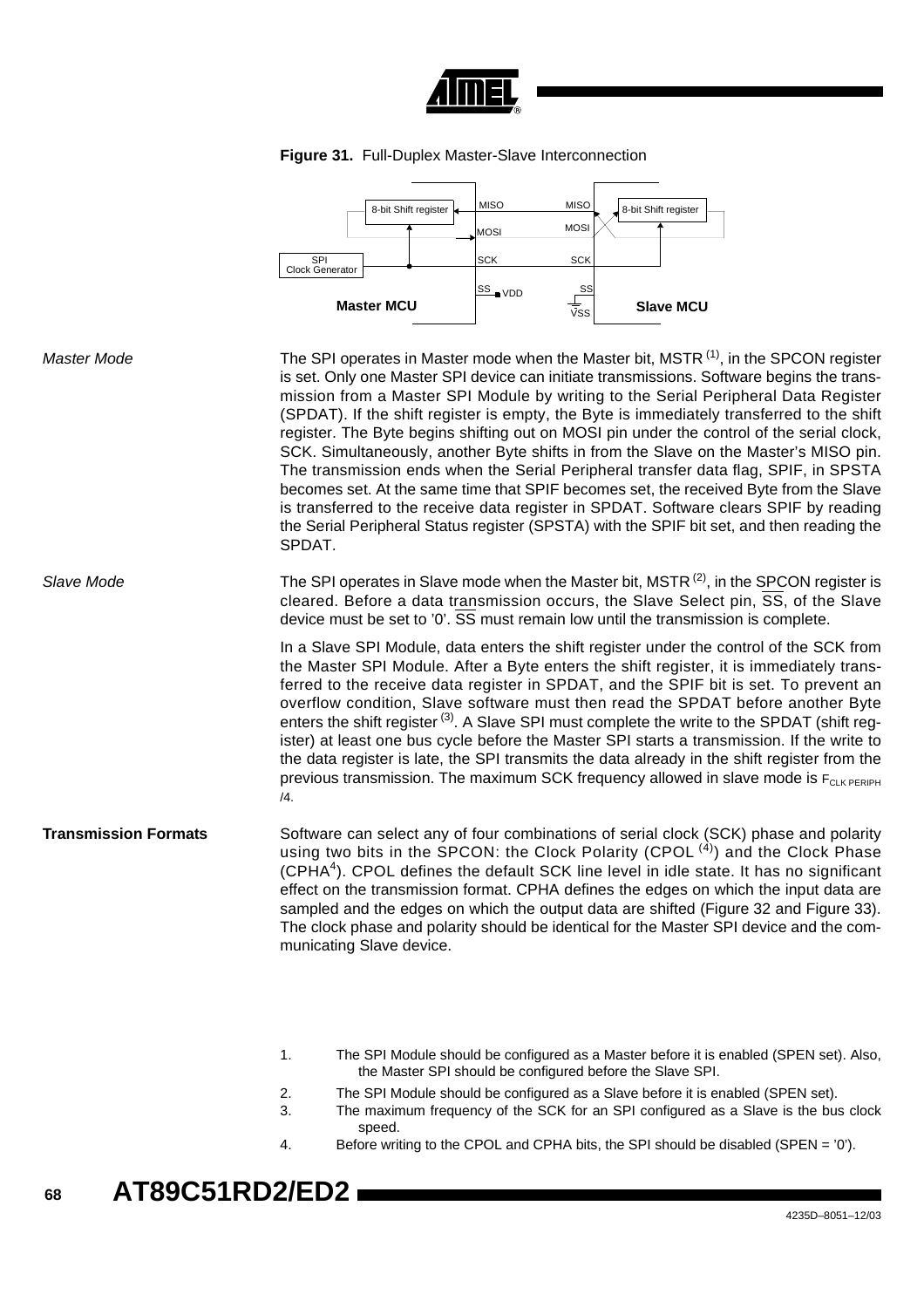**Figure 31.** Full-Duplex Master-Slave Interconnection

*Master Mode*

The SPI operates in Master mode when the Master bit, MSTR [(1)], in the SPCON register is set. Only one Master SPI device can initiate transmissions. Software begins the transmission from a Master SPI Module by writing to the Serial Peripheral Data Register (SPDAT). If the shift register is empty, the Byte is immediately transferred to the shift register. The Byte begins shifting out on MOSI pin under the control of the serial clock, SCK. Simultaneously, another Byte shifts in from the Slave on the Master's MISO pin. The transmission ends when the Serial Peripheral transfer data flag, SPIF, in SPSTA becomes set. At the same time that SPIF becomes set, the received Byte from the Slave is transferred to the receive data register in SPDAT. Software clears SPIF by reading the Serial Peripheral Status register (SPSTA) with the SPIF bit set, and then reading the SPDAT.

*Slave Mode*

The SPI operates in Slave mode when the Master bit, MSTR [(2)], in the SPCON register is cleared. Before a data transmission occurs, the Slave Select pin, $\overline{SS}$, of the Slave device must be set to '0'. $\overline{SS}$ must remain low until the transmission is complete.

In a Slave SPI Module, data enters the shift register under the control of the SCK from the Master SPI Module. After a Byte enters the shift register, it is immediately transferred to the receive data register in SPDAT, and the SPIF bit is set. To prevent an overflow condition, Slave software must then read the SPDAT before another Byte enters the shift register [(3)]. A Slave SPI must complete the write to the SPDAT (shift register) at least one bus cycle before the Master SPI starts a transmission. If the write to the data register is late, the SPI transmits the data already in the shift register from the previous transmission. The maximum SCK frequency allowed in slave mode is $F_{CLK\ PERIPH}$ /4.

**Transmission Formats**

Software can select any of four combinations of serial clock (SCK) phase and polarity using two bits in the SPCON: the Clock Polarity (CPOL [(4)]) and the Clock Phase (CPHA[4]). CPOL defines the default SCK line level in idle state. It has no significant effect on the transmission format. CPHA defines the edges on which the input data are sampled and the edges on which the output data are shifted (Figure 32 and Figure 33). The clock phase and polarity should be identical for the Master SPI device and the communicating Slave device.

1. The SPI Module should be configured as a Master before it is enabled (SPEN set). Also, the Master SPI should be configured before the Slave SPI.
2. The SPI Module should be configured as a Slave before it is enabled (SPEN set).
3. The maximum frequency of the SCK for an SPI configured as a Slave is the bus clock speed.
4. Before writing to the CPOL and CPHA bits, the SPI should be disabled (SPEN = '0').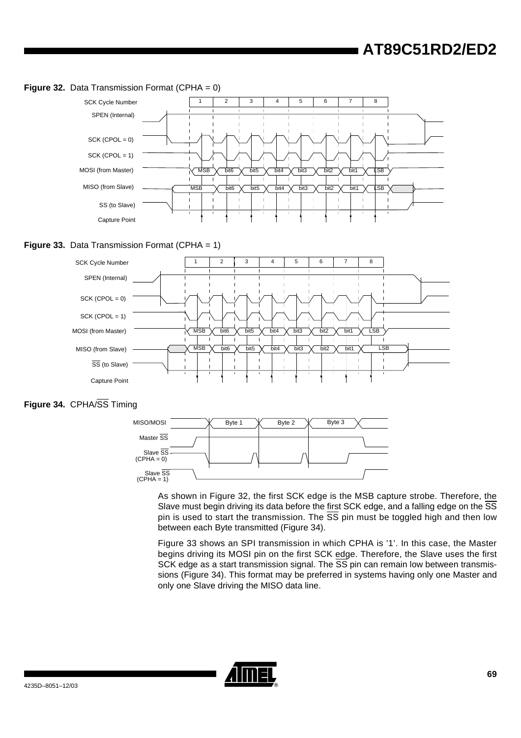**Figure 32.** Data Transmission Format (CPHA = 0)

**Figure 33.** Data Transmission Format (CPHA = 1)

**Figure 34.** CPHA/$\overline{SS}$ Timing

As shown in Figure 32, the first SCK edge is the MSB capture strobe. Therefore, the Slave must begin driving its data before the first SCK edge, and a falling edge on the $\overline{SS}$ pin is used to start the transmission. The $\overline{SS}$ pin must be toggled high and then low between each Byte transmitted (Figure 34).

Figure 33 shows an SPI transmission in which CPHA is '1'. In this case, the Master begins driving its MOSI pin on the first SCK edge. Therefore, the Slave uses the first SCK edge as a start transmission signal. The $\overline{SS}$ pin can remain low between transmissions (Figure 34). This format may be preferred in systems having only one Master and only one Slave driving the MISO data line.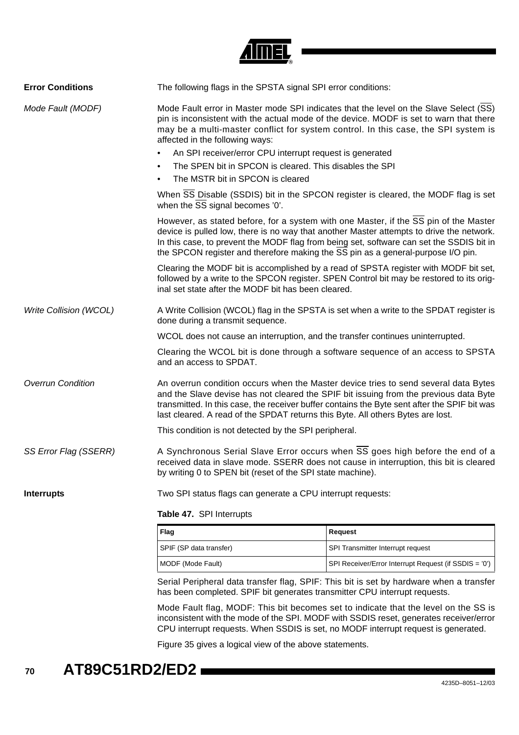## Error Conditions

The following flags in the SPSTA signal SPI error conditions:

### *Mode Fault (MODF)*

Mode Fault error in Master mode SPI indicates that the level on the Slave Select ($\overline{SS}$) pin is inconsistent with the actual mode of the device. MODF is set to warn that there may be a multi-master conflict for system control. In this case, the SPI system is affected in the following ways:

- An SPI receiver/error CPU interrupt request is generated
- The SPEN bit in SPCON is cleared. This disables the SPI
- The MSTR bit in SPCON is cleared

When $\overline{SS}$ Disable (SSDIS) bit in the SPCON register is cleared, the MODF flag is set when the $\overline{SS}$ signal becomes '0'.

However, as stated before, for a system with one Master, if the $\overline{SS}$ pin of the Master device is pulled low, there is no way that another Master attempts to drive the network. In this case, to prevent the MODF flag from being set, software can set the SSDIS bit in the SPCON register and therefore making the $\overline{SS}$ pin as a general-purpose I/O pin.

Clearing the MODF bit is accomplished by a read of SPSTA register with MODF bit set, followed by a write to the SPCON register. SPEN Control bit may be restored to its original set state after the MODF bit has been cleared.

### *Write Collision (WCOL)*

A Write Collision (WCOL) flag in the SPSTA is set when a write to the SPDAT register is done during a transmit sequence.

WCOL does not cause an interruption, and the transfer continues uninterrupted.

Clearing the WCOL bit is done through a software sequence of an access to SPSTA and an access to SPDAT.

### *Overrun Condition*

An overrun condition occurs when the Master device tries to send several data Bytes and the Slave devise has not cleared the SPIF bit issuing from the previous data Byte transmitted. In this case, the receiver buffer contains the Byte sent after the SPIF bit was last cleared. A read of the SPDAT returns this Byte. All others Bytes are lost.

This condition is not detected by the SPI peripheral.

### *SS Error Flag (SSERR)*

A Synchronous Serial Slave Error occurs when $\overline{SS}$ goes high before the end of a received data in slave mode. SSERR does not cause in interruption, this bit is cleared by writing 0 to SPEN bit (reset of the SPI state machine).

## Interrupts

Two SPI status flags can generate a CPU interrupt requests:

**Table 47.** SPI Interrupts

| Flag | Request |
|---|---|
| SPIF (SP data transfer) | SPI Transmitter Interrupt request |
| MODF (Mode Fault) | SPI Receiver/Error Interrupt Request (if SSDIS = '0') |

Serial Peripheral data transfer flag, SPIF: This bit is set by hardware when a transfer has been completed. SPIF bit generates transmitter CPU interrupt requests.

Mode Fault flag, MODF: This bit becomes set to indicate that the level on the SS is inconsistent with the mode of the SPI. MODF with SSDIS reset, generates receiver/error CPU interrupt requests. When SSDIS is set, no MODF interrupt request is generated.

Figure 35 gives a logical view of the above statements.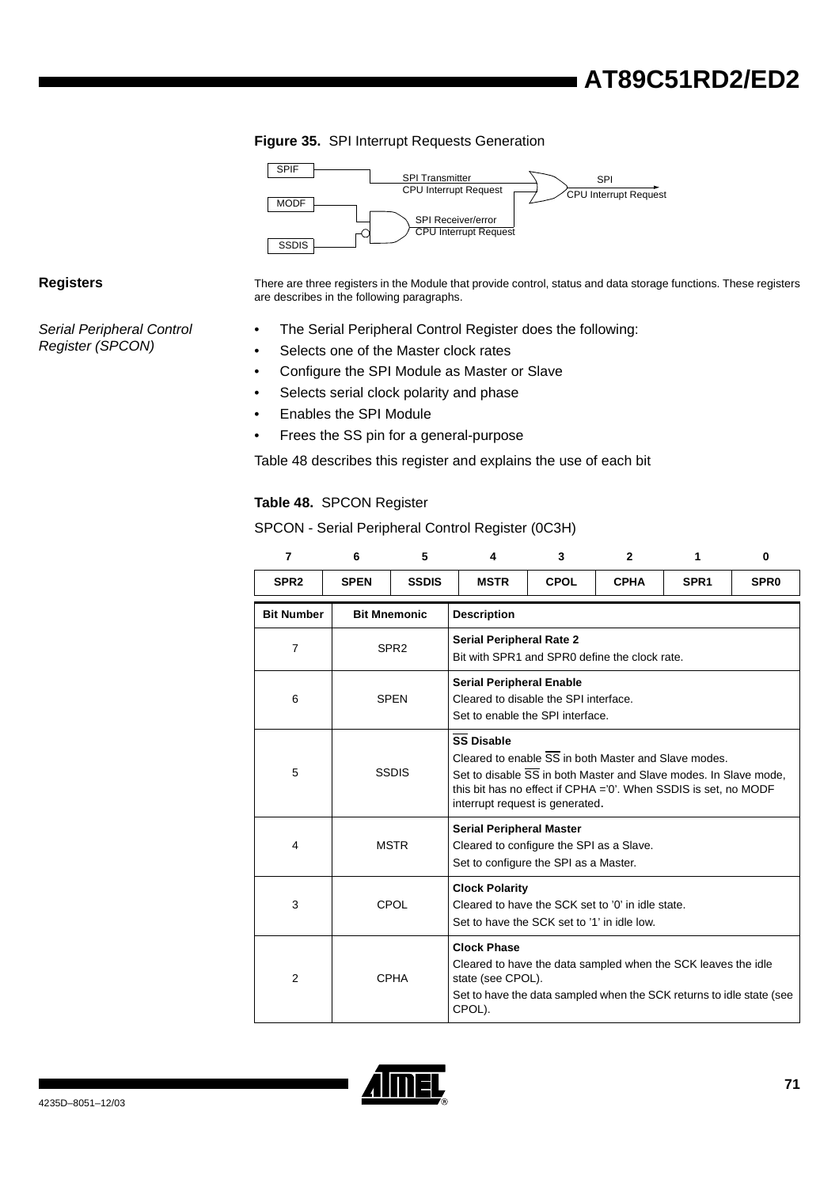**Figure 35.** SPI Interrupt Requests Generation

SPIF — SPI Transmitter CPU Interrupt Request

MODF, SSDIS — SPI Receiver/error CPU Interrupt Request

SPI CPU Interrupt Request

## Registers

There are three registers in the Module that provide control, status and data storage functions. These registers are describes in the following paragraphs.

### *Serial Peripheral Control Register (SPCON)*

- The Serial Peripheral Control Register does the following:
- Selects one of the Master clock rates
- Configure the SPI Module as Master or Slave
- Selects serial clock polarity and phase
- Enables the SPI Module
- Frees the SS pin for a general-purpose

Table 48 describes this register and explains the use of each bit

**Table 48.** SPCON Register

SPCON - Serial Peripheral Control Register (0C3H)

| 7 | 6 | 5 | 4 | 3 | 2 | 1 | 0 |
|---|---|---|---|---|---|---|---|
| SPR2 | SPEN | SSDIS | MSTR | CPOL | CPHA | SPR1 | SPR0 |

| Bit Number | Bit Mnemonic | Description |
|---|---|---|
| 7 | SPR2 | **Serial Peripheral Rate 2**<br>Bit with SPR1 and SPR0 define the clock rate. |
| 6 | SPEN | **Serial Peripheral Enable**<br>Cleared to disable the SPI interface.<br>Set to enable the SPI interface. |
| 5 | SSDIS | **$\overline{SS}$ Disable**<br>Cleared to enable $\overline{SS}$ in both Master and Slave modes.<br>Set to disable $\overline{SS}$ in both Master and Slave modes. In Slave mode, this bit has no effect if CPHA ='0'. When SSDIS is set, no MODF interrupt request is generated. |
| 4 | MSTR | **Serial Peripheral Master**<br>Cleared to configure the SPI as a Slave.<br>Set to configure the SPI as a Master. |
| 3 | CPOL | **Clock Polarity**<br>Cleared to have the SCK set to '0' in idle state.<br>Set to have the SCK set to '1' in idle low. |
| 2 | CPHA | **Clock Phase**<br>Cleared to have the data sampled when the SCK leaves the idle state (see CPOL).<br>Set to have the data sampled when the SCK returns to idle state (see CPOL). |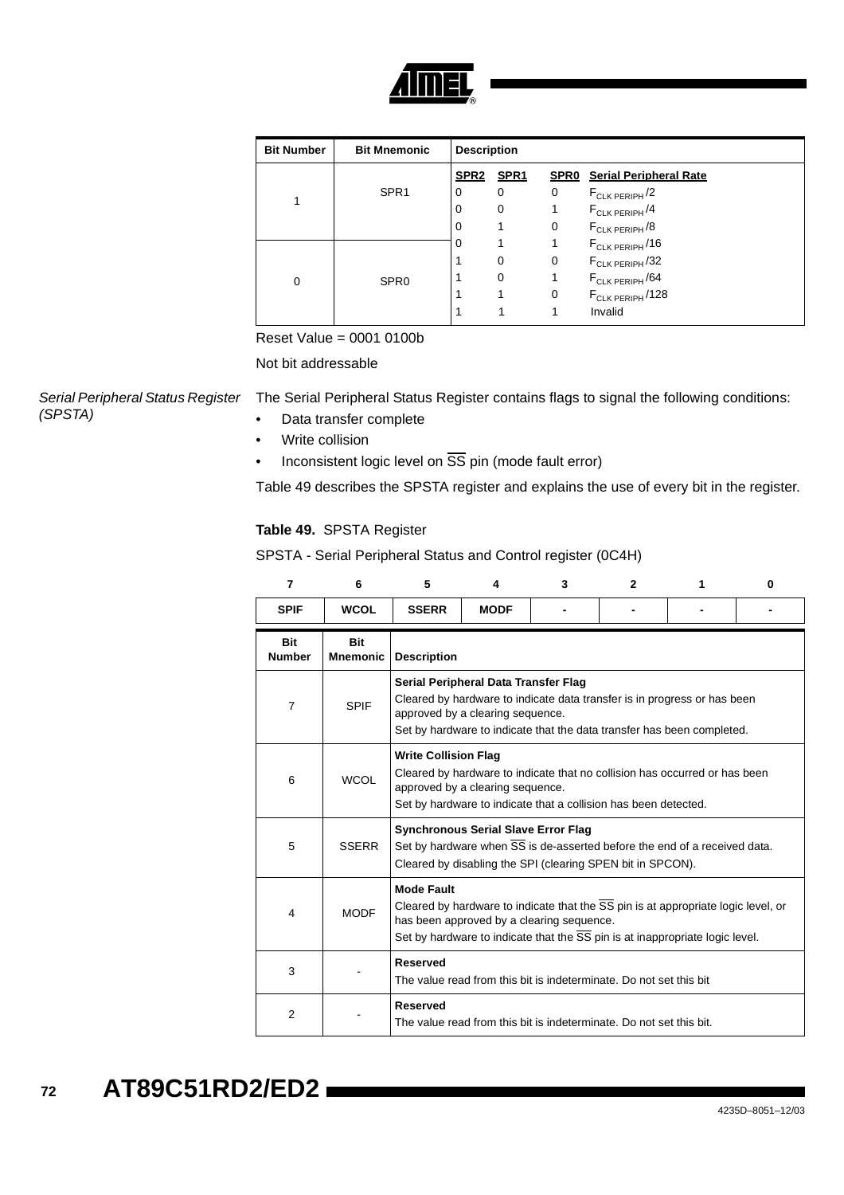| Bit Number | Bit Mnemonic | Description |
|---|---|---|
| 1 | SPR1 | **SPR2 SPR1 SPR0 Serial Peripheral Rate**<br>0 0 0 $F_{CLK\ PERIPH}/2$<br>0 0 1 $F_{CLK\ PERIPH}/4$<br>0 1 0 $F_{CLK\ PERIPH}/8$ |
| 0 | SPR0 | 0 1 1 $F_{CLK\ PERIPH}/16$<br>1 0 0 $F_{CLK\ PERIPH}/32$<br>1 0 1 $F_{CLK\ PERIPH}/64$<br>1 1 0 $F_{CLK\ PERIPH}/128$<br>1 1 1 Invalid |

Reset Value = 0001 0100b

Not bit addressable

*Serial Peripheral Status Register (SPSTA)*

The Serial Peripheral Status Register contains flags to signal the following conditions:

- Data transfer complete
- Write collision
- Inconsistent logic level on $\overline{SS}$ pin (mode fault error)

Table 49 describes the SPSTA register and explains the use of every bit in the register.

**Table 49.** SPSTA Register

SPSTA - Serial Peripheral Status and Control register (0C4H)

| 7 | 6 | 5 | 4 | 3 | 2 | 1 | 0 |
|---|---|---|---|---|---|---|---|
| SPIF | WCOL | SSERR | MODF | - | - | - | - |

| Bit Number | Bit Mnemonic | Description |
|---|---|---|
| 7 | SPIF | **Serial Peripheral Data Transfer Flag**<br>Cleared by hardware to indicate data transfer is in progress or has been approved by a clearing sequence.<br>Set by hardware to indicate that the data transfer has been completed. |
| 6 | WCOL | **Write Collision Flag**<br>Cleared by hardware to indicate that no collision has occurred or has been approved by a clearing sequence.<br>Set by hardware to indicate that a collision has been detected. |
| 5 | SSERR | **Synchronous Serial Slave Error Flag**<br>Set by hardware when $\overline{SS}$ is de-asserted before the end of a received data.<br>Cleared by disabling the SPI (clearing SPEN bit in SPCON). |
| 4 | MODF | **Mode Fault**<br>Cleared by hardware to indicate that the $\overline{SS}$ pin is at appropriate logic level, or has been approved by a clearing sequence.<br>Set by hardware to indicate that the $\overline{SS}$ pin is at inappropriate logic level. |
| 3 | - | **Reserved**<br>The value read from this bit is indeterminate. Do not set this bit |
| 2 | - | **Reserved**<br>The value read from this bit is indeterminate. Do not set this bit. |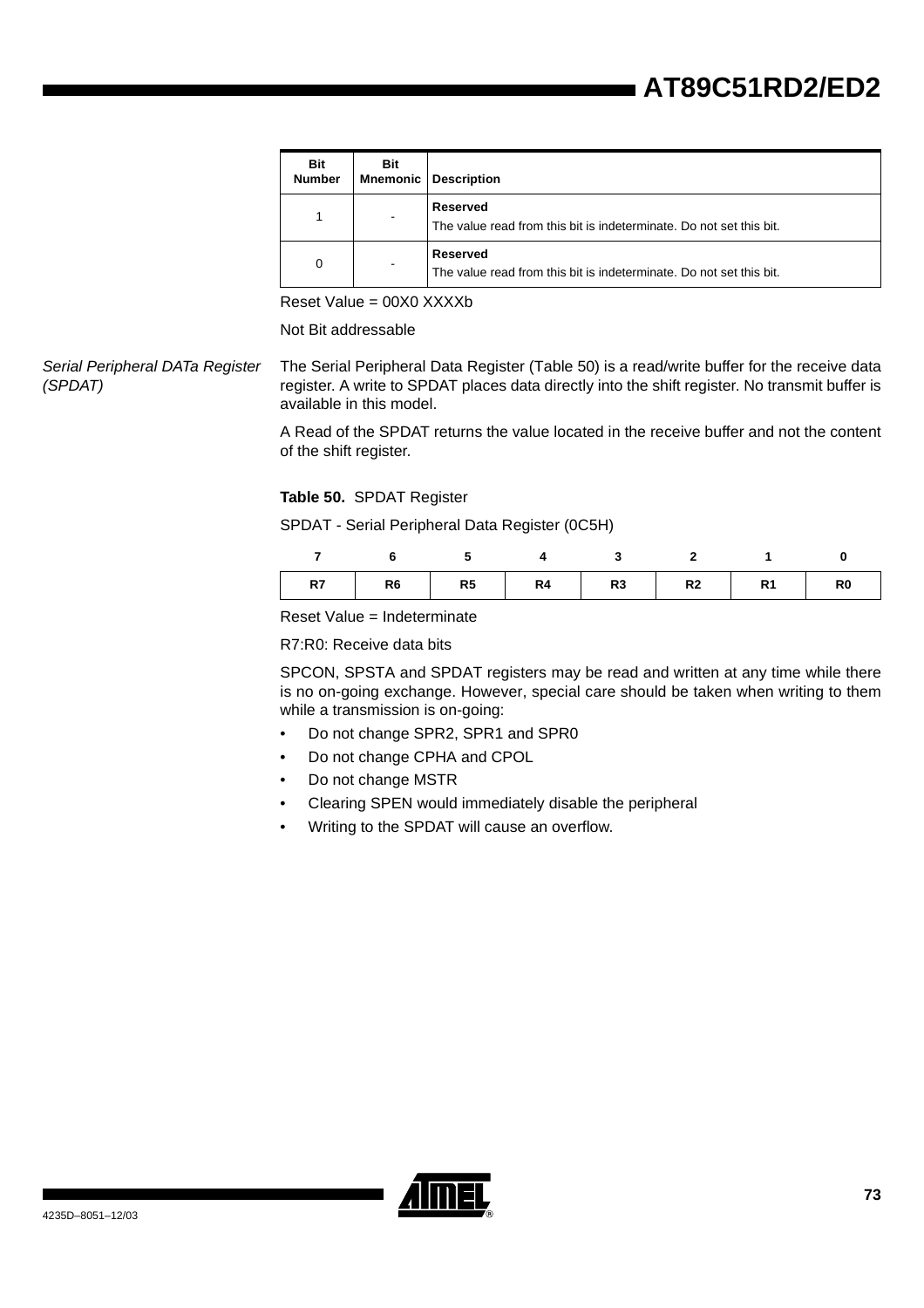| Bit Number | Bit Mnemonic | Description |
|---|---|---|
| 1 | - | **Reserved**<br>The value read from this bit is indeterminate. Do not set this bit. |
| 0 | - | **Reserved**<br>The value read from this bit is indeterminate. Do not set this bit. |

Reset Value = 00X0 XXXXb

Not Bit addressable

*Serial Peripheral DATa Register (SPDAT)*

The Serial Peripheral Data Register (Table 50) is a read/write buffer for the receive data register. A write to SPDAT places data directly into the shift register. No transmit buffer is available in this model.

A Read of the SPDAT returns the value located in the receive buffer and not the content of the shift register.

**Table 50.** SPDAT Register

SPDAT - Serial Peripheral Data Register (0C5H)

| 7 | 6 | 5 | 4 | 3 | 2 | 1 | 0 |
|---|---|---|---|---|---|---|---|
| R7 | R6 | R5 | R4 | R3 | R2 | R1 | R0 |

Reset Value = Indeterminate

R7:R0: Receive data bits

SPCON, SPSTA and SPDAT registers may be read and written at any time while there is no on-going exchange. However, special care should be taken when writing to them while a transmission is on-going:

- Do not change SPR2, SPR1 and SPR0
- Do not change CPHA and CPOL
- Do not change MSTR
- Clearing SPEN would immediately disable the peripheral
- Writing to the SPDAT will cause an overflow.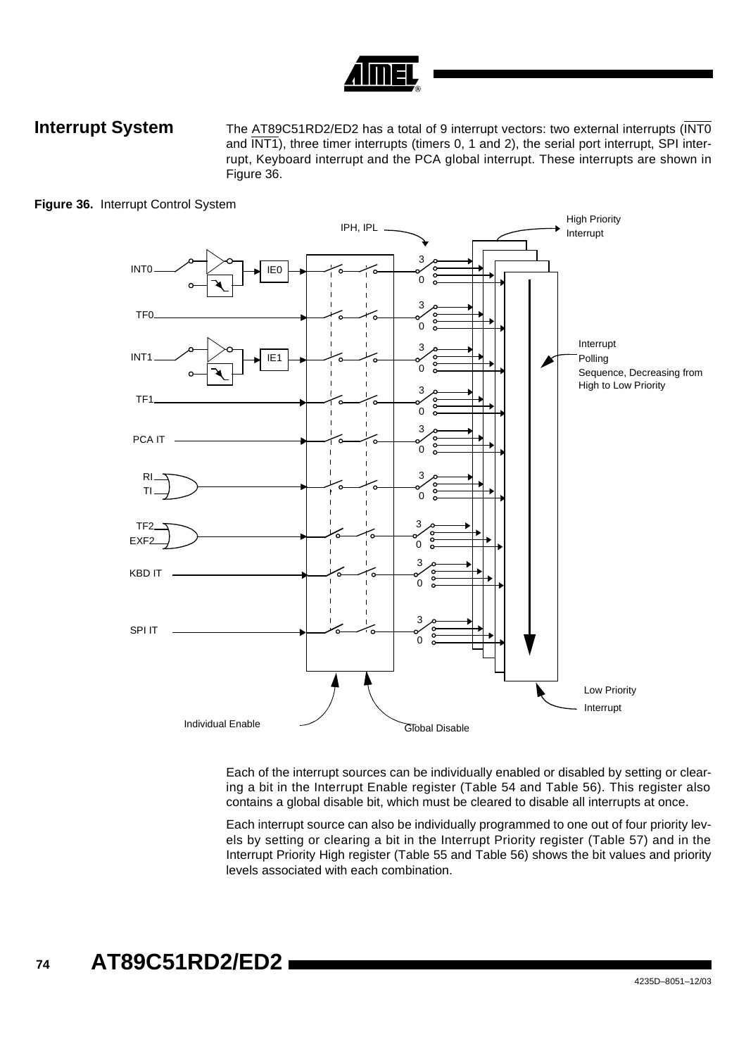## Interrupt System

The AT89C51RD2/ED2 has a total of 9 interrupt vectors: two external interrupts ($\overline{INT0}$ and $\overline{INT1}$), three timer interrupts (timers 0, 1 and 2), the serial port interrupt, SPI interrupt, Keyboard interrupt and the PCA global interrupt. These interrupts are shown in Figure 36.

**Figure 36.** Interrupt Control System

Each of the interrupt sources can be individually enabled or disabled by setting or clearing a bit in the Interrupt Enable register (Table 54 and Table 56). This register also contains a global disable bit, which must be cleared to disable all interrupts at once.

Each interrupt source can also be individually programmed to one out of four priority levels by setting or clearing a bit in the Interrupt Priority register (Table 57) and in the Interrupt Priority High register (Table 55 and Table 56) shows the bit values and priority levels associated with each combination.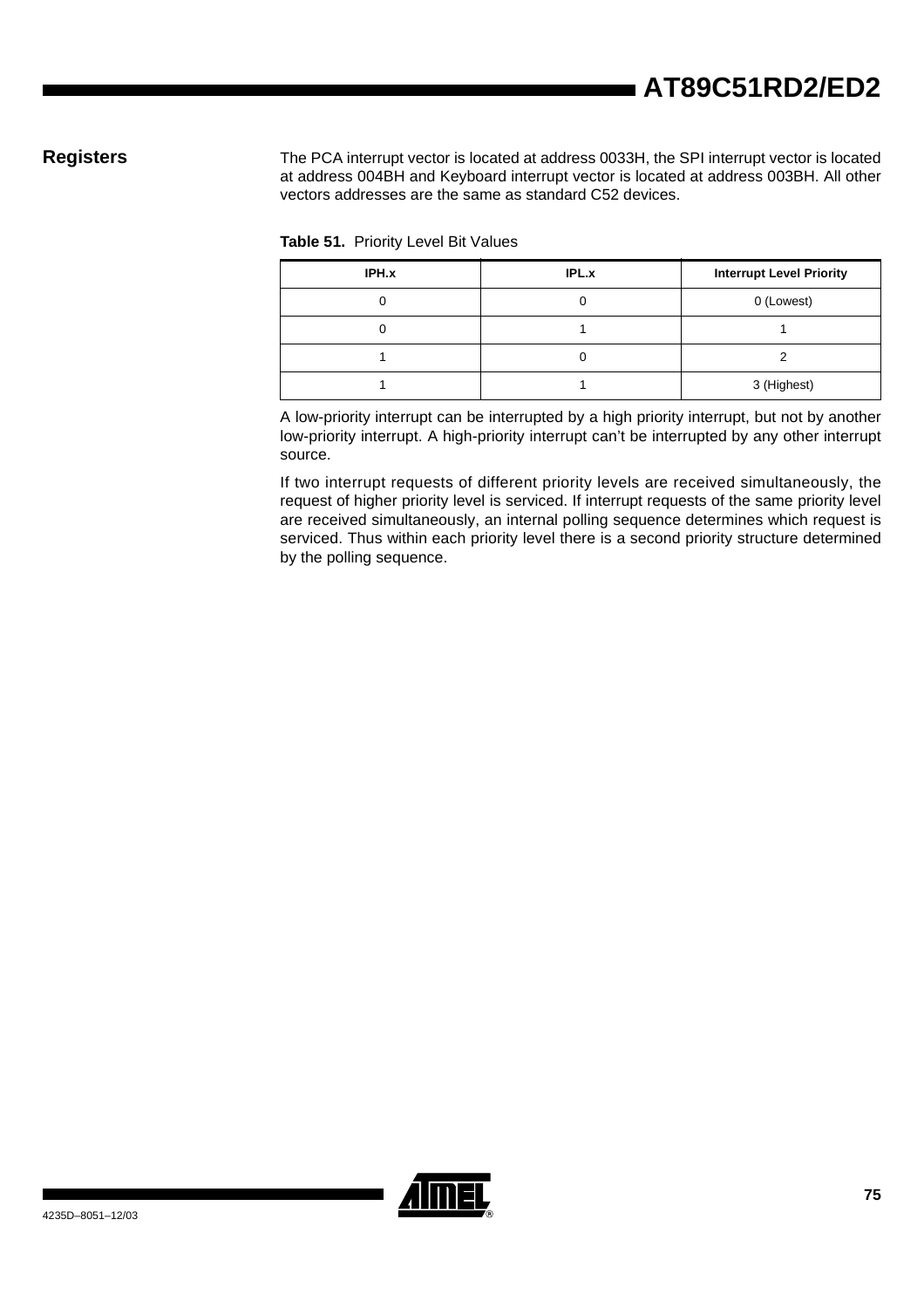## Registers

The PCA interrupt vector is located at address 0033H, the SPI interrupt vector is located at address 004BH and Keyboard interrupt vector is located at address 003BH. All other vectors addresses are the same as standard C52 devices.

**Table 51.** Priority Level Bit Values

| IPH.x | IPL.x | Interrupt Level Priority |
|---|---|---|
| 0 | 0 | 0 (Lowest) |
| 0 | 1 | 1 |
| 1 | 0 | 2 |
| 1 | 1 | 3 (Highest) |

A low-priority interrupt can be interrupted by a high priority interrupt, but not by another low-priority interrupt. A high-priority interrupt can't be interrupted by any other interrupt source.

If two interrupt requests of different priority levels are received simultaneously, the request of higher priority level is serviced. If interrupt requests of the same priority level are received simultaneously, an internal polling sequence determines which request is serviced. Thus within each priority level there is a second priority structure determined by the polling sequence.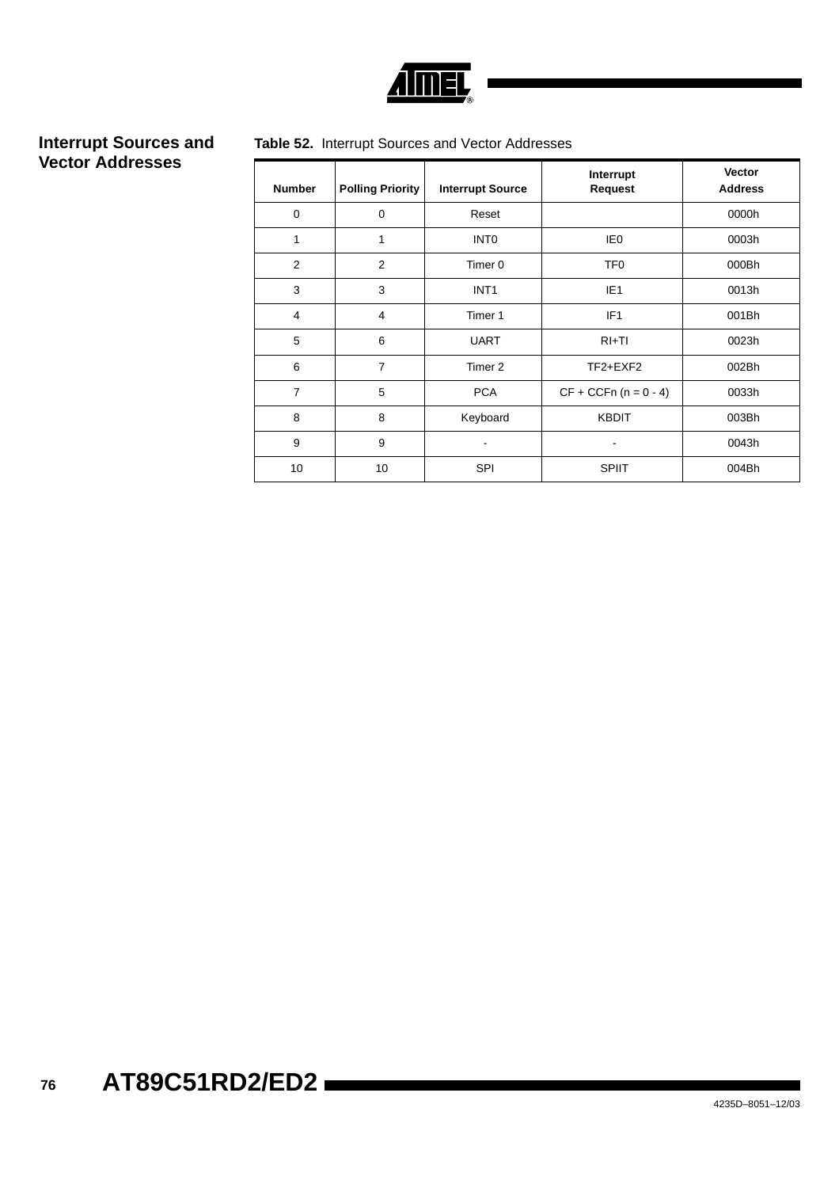## Interrupt Sources and Vector Addresses

**Table 52.** Interrupt Sources and Vector Addresses

| Number | Polling Priority | Interrupt Source | Interrupt Request | Vector Address |
|---|---|---|---|---|
| 0 | 0 | Reset | | 0000h |
| 1 | 1 | INT0 | IE0 | 0003h |
| 2 | 2 | Timer 0 | TF0 | 000Bh |
| 3 | 3 | INT1 | IE1 | 0013h |
| 4 | 4 | Timer 1 | IF1 | 001Bh |
| 5 | 6 | UART | RI+TI | 0023h |
| 6 | 7 | Timer 2 | TF2+EXF2 | 002Bh |
| 7 | 5 | PCA | CF + CCFn (n = 0 - 4) | 0033h |
| 8 | 8 | Keyboard | KBDIT | 003Bh |
| 9 | 9 | - | - | 0043h |
| 10 | 10 | SPI | SPIIT | 004Bh |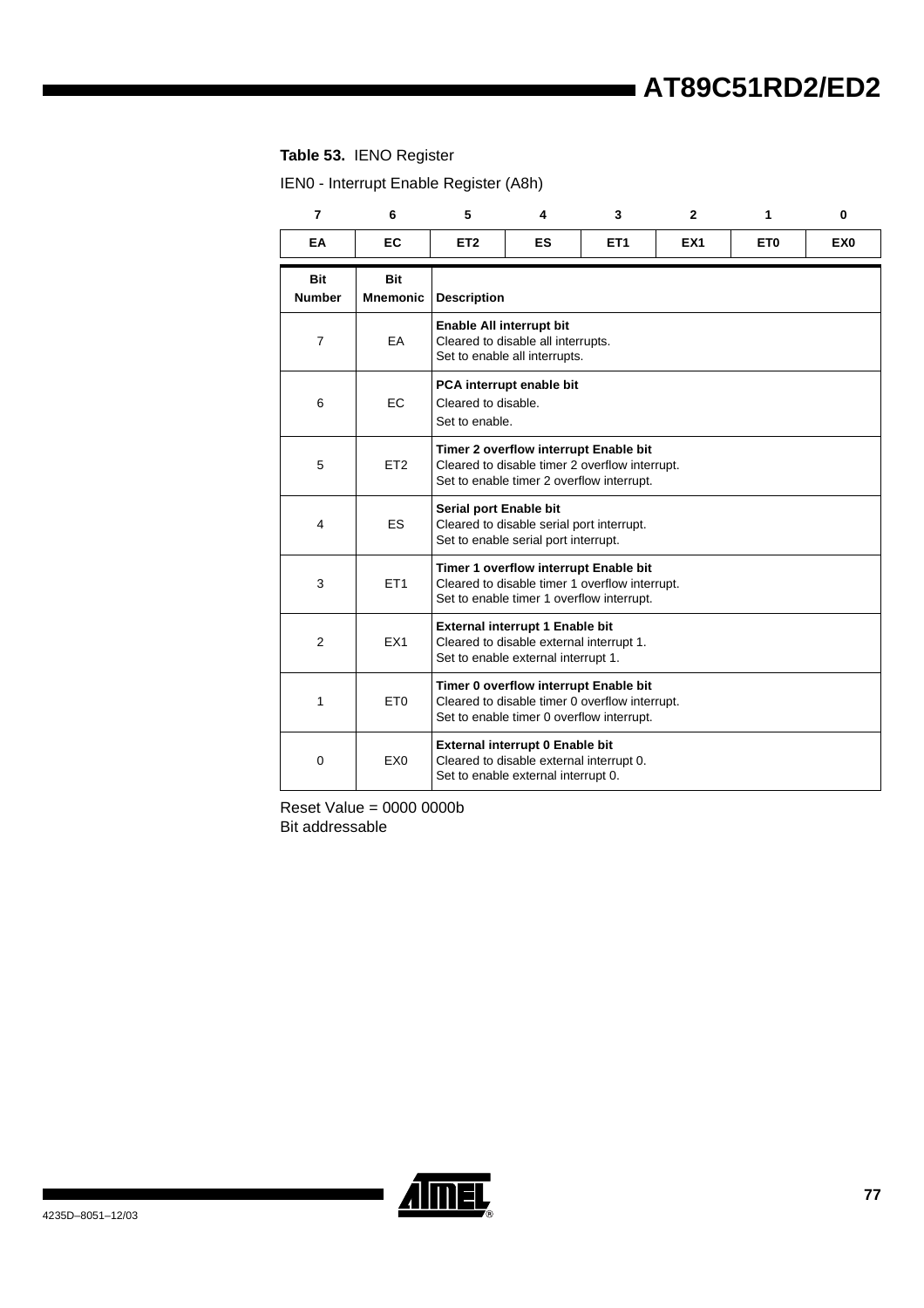**Table 53.** IENO Register

IEN0 - Interrupt Enable Register (A8h)

| 7 | 6 | 5 | 4 | 3 | 2 | 1 | 0 |
|---|---|---|---|---|---|---|---|
| EA | EC | ET2 | ES | ET1 | EX1 | ET0 | EX0 |

| Bit Number | Bit Mnemonic | Description |
|---|---|---|
| 7 | EA | **Enable All interrupt bit**<br>Cleared to disable all interrupts.<br>Set to enable all interrupts. |
| 6 | EC | **PCA interrupt enable bit**<br>Cleared to disable.<br>Set to enable. |
| 5 | ET2 | **Timer 2 overflow interrupt Enable bit**<br>Cleared to disable timer 2 overflow interrupt.<br>Set to enable timer 2 overflow interrupt. |
| 4 | ES | **Serial port Enable bit**<br>Cleared to disable serial port interrupt.<br>Set to enable serial port interrupt. |
| 3 | ET1 | **Timer 1 overflow interrupt Enable bit**<br>Cleared to disable timer 1 overflow interrupt.<br>Set to enable timer 1 overflow interrupt. |
| 2 | EX1 | **External interrupt 1 Enable bit**<br>Cleared to disable external interrupt 1.<br>Set to enable external interrupt 1. |
| 1 | ET0 | **Timer 0 overflow interrupt Enable bit**<br>Cleared to disable timer 0 overflow interrupt.<br>Set to enable timer 0 overflow interrupt. |
| 0 | EX0 | **External interrupt 0 Enable bit**<br>Cleared to disable external interrupt 0.<br>Set to enable external interrupt 0. |

Reset Value = 0000 0000b
Bit addressable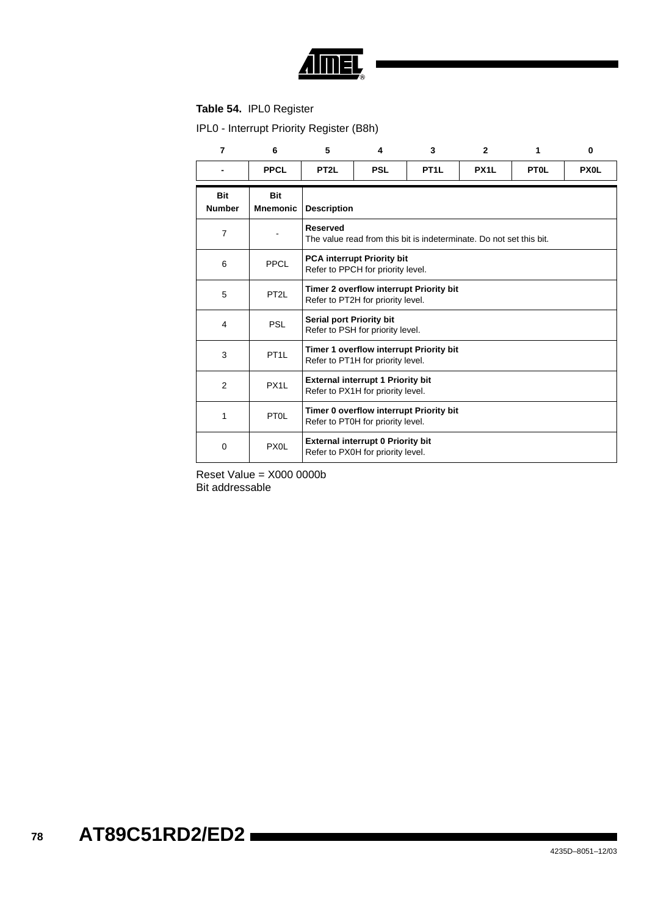**Table 54.** IPL0 Register

IPL0 - Interrupt Priority Register (B8h)

| 7 | 6 | 5 | 4 | 3 | 2 | 1 | 0 |
|---|---|---|---|---|---|---|---|
| - | PPCL | PT2L | PSL | PT1L | PX1L | PT0L | PX0L |

| Bit Number | Bit Mnemonic | Description |
|---|---|---|
| 7 | - | **Reserved**<br>The value read from this bit is indeterminate. Do not set this bit. |
| 6 | PPCL | **PCA interrupt Priority bit**<br>Refer to PPCH for priority level. |
| 5 | PT2L | **Timer 2 overflow interrupt Priority bit**<br>Refer to PT2H for priority level. |
| 4 | PSL | **Serial port Priority bit**<br>Refer to PSH for priority level. |
| 3 | PT1L | **Timer 1 overflow interrupt Priority bit**<br>Refer to PT1H for priority level. |
| 2 | PX1L | **External interrupt 1 Priority bit**<br>Refer to PX1H for priority level. |
| 1 | PT0L | **Timer 0 overflow interrupt Priority bit**<br>Refer to PT0H for priority level. |
| 0 | PX0L | **External interrupt 0 Priority bit**<br>Refer to PX0H for priority level. |

Reset Value = X000 0000b
Bit addressable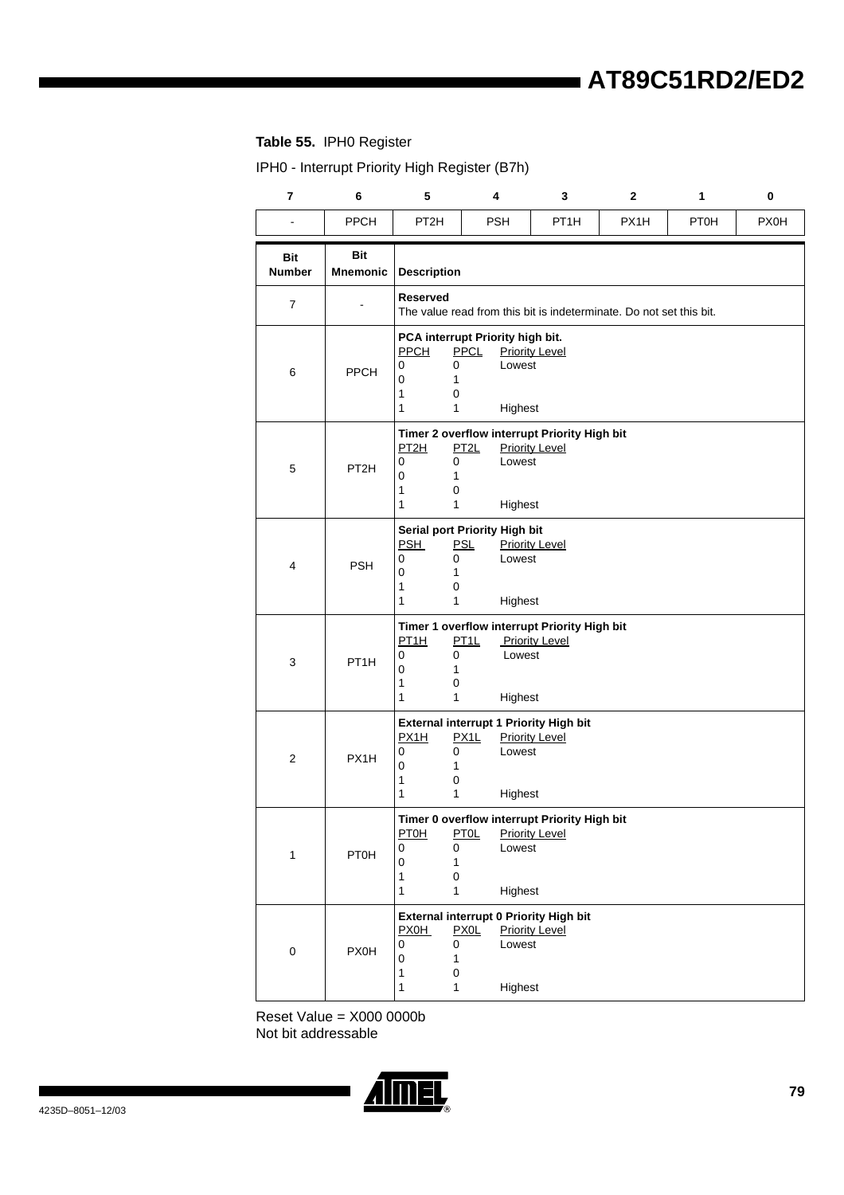**Table 55.** IPH0 Register

IPH0 - Interrupt Priority High Register (B7h)

| 7 | 6 | 5 | 4 | 3 | 2 | 1 | 0 |
|---|---|---|---|---|---|---|---|
| - | PPCH | PT2H | PSH | PT1H | PX1H | PT0H | PX0H |

| Bit Number | Bit Mnemonic | Description |
|---|---|---|
| 7 | - | **Reserved**<br>The value read from this bit is indeterminate. Do not set this bit. |
| 6 | PPCH | **PCA interrupt Priority high bit.**<br>PPCH PPCL Priority Level<br>0 0 Lowest<br>0 1<br>1 0<br>1 1 Highest |
| 5 | PT2H | **Timer 2 overflow interrupt Priority High bit**<br>PT2H PT2L Priority Level<br>0 0 Lowest<br>0 1<br>1 0<br>1 1 Highest |
| 4 | PSH | **Serial port Priority High bit**<br>PSH PSL Priority Level<br>0 0 Lowest<br>0 1<br>1 0<br>1 1 Highest |
| 3 | PT1H | **Timer 1 overflow interrupt Priority High bit**<br>PT1H PT1L Priority Level<br>0 0 Lowest<br>0 1<br>1 0<br>1 1 Highest |
| 2 | PX1H | **External interrupt 1 Priority High bit**<br>PX1H PX1L Priority Level<br>0 0 Lowest<br>0 1<br>1 0<br>1 1 Highest |
| 1 | PT0H | **Timer 0 overflow interrupt Priority High bit**<br>PT0H PT0L Priority Level<br>0 0 Lowest<br>0 1<br>1 0<br>1 1 Highest |
| 0 | PX0H | **External interrupt 0 Priority High bit**<br>PX0H PX0L Priority Level<br>0 0 Lowest<br>0 1<br>1 0<br>1 1 Highest |

Reset Value = X000 0000b
Not bit addressable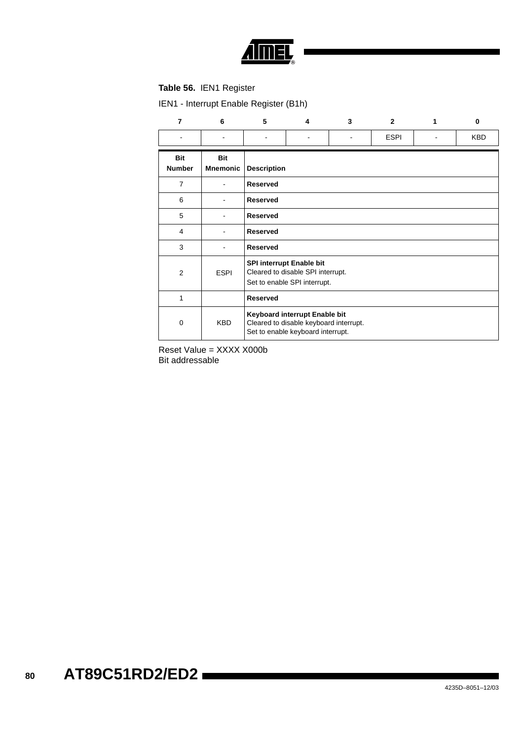**Table 56.** IEN1 Register

IEN1 - Interrupt Enable Register (B1h)

| 7 | 6 | 5 | 4 | 3 | 2 | 1 | 0 |
|---|---|---|---|---|---|---|---|
| - | - | - | - | - | ESPI | - | KBD |

| Bit Number | Bit Mnemonic | Description |
|---|---|---|
| 7 | - | **Reserved** |
| 6 | - | **Reserved** |
| 5 | - | **Reserved** |
| 4 | - | **Reserved** |
| 3 | - | **Reserved** |
| 2 | ESPI | **SPI interrupt Enable bit** Cleared to disable SPI interrupt. Set to enable SPI interrupt. |
| 1 | | **Reserved** |
| 0 | KBD | **Keyboard interrupt Enable bit** Cleared to disable keyboard interrupt. Set to enable keyboard interrupt. |

Reset Value = XXXX X000b
Bit addressable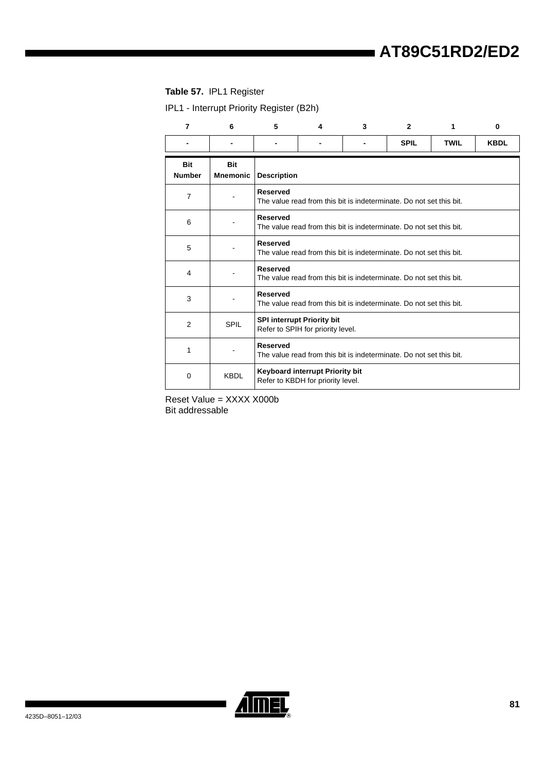**Table 57.** IPL1 Register

IPL1 - Interrupt Priority Register (B2h)

| 7 | 6 | 5 | 4 | 3 | 2 | 1 | 0 |
|---|---|---|---|---|---|---|---|
| - | - | - | - | - | SPIL | TWIL | KBDL |

| Bit Number | Bit Mnemonic | Description |
|---|---|---|
| 7 | - | **Reserved**<br>The value read from this bit is indeterminate. Do not set this bit. |
| 6 | - | **Reserved**<br>The value read from this bit is indeterminate. Do not set this bit. |
| 5 | - | **Reserved**<br>The value read from this bit is indeterminate. Do not set this bit. |
| 4 | - | **Reserved**<br>The value read from this bit is indeterminate. Do not set this bit. |
| 3 | - | **Reserved**<br>The value read from this bit is indeterminate. Do not set this bit. |
| 2 | SPIL | **SPI interrupt Priority bit**<br>Refer to SPIH for priority level. |
| 1 | - | **Reserved**<br>The value read from this bit is indeterminate. Do not set this bit. |
| 0 | KBDL | **Keyboard interrupt Priority bit**<br>Refer to KBDH for priority level. |

Reset Value = XXXX X000b
Bit addressable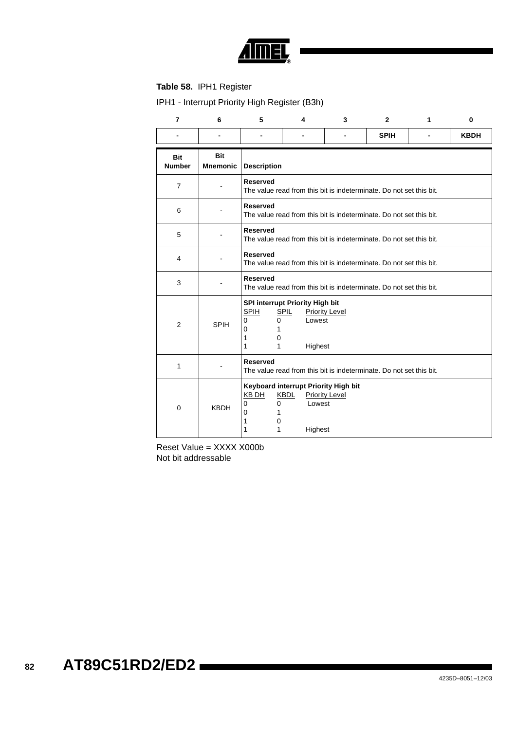**Table 58.** IPH1 Register

IPH1 - Interrupt Priority High Register (B3h)

| 7 | 6 | 5 | 4 | 3 | 2 | 1 | 0 |
|---|---|---|---|---|---|---|---|
| - | - | - | - | - | SPIH | - | KBDH |

| Bit Number | Bit Mnemonic | Description |
|---|---|---|
| 7 | - | **Reserved**<br>The value read from this bit is indeterminate. Do not set this bit. |
| 6 | - | **Reserved**<br>The value read from this bit is indeterminate. Do not set this bit. |
| 5 | - | **Reserved**<br>The value read from this bit is indeterminate. Do not set this bit. |
| 4 | - | **Reserved**<br>The value read from this bit is indeterminate. Do not set this bit. |
| 3 | - | **Reserved**<br>The value read from this bit is indeterminate. Do not set this bit. |
| 2 | SPIH | **SPI interrupt Priority High bit**<br>SPIH SPIL Priority Level<br>0 0 Lowest<br>0 1<br>1 0<br>1 1 Highest |
| 1 | - | **Reserved**<br>The value read from this bit is indeterminate. Do not set this bit. |
| 0 | KBDH | **Keyboard interrupt Priority High bit**<br>KB DH KBDL Priority Level<br>0 0 Lowest<br>0 1<br>1 0<br>1 1 Highest |

Reset Value = XXXX X000b
Not bit addressable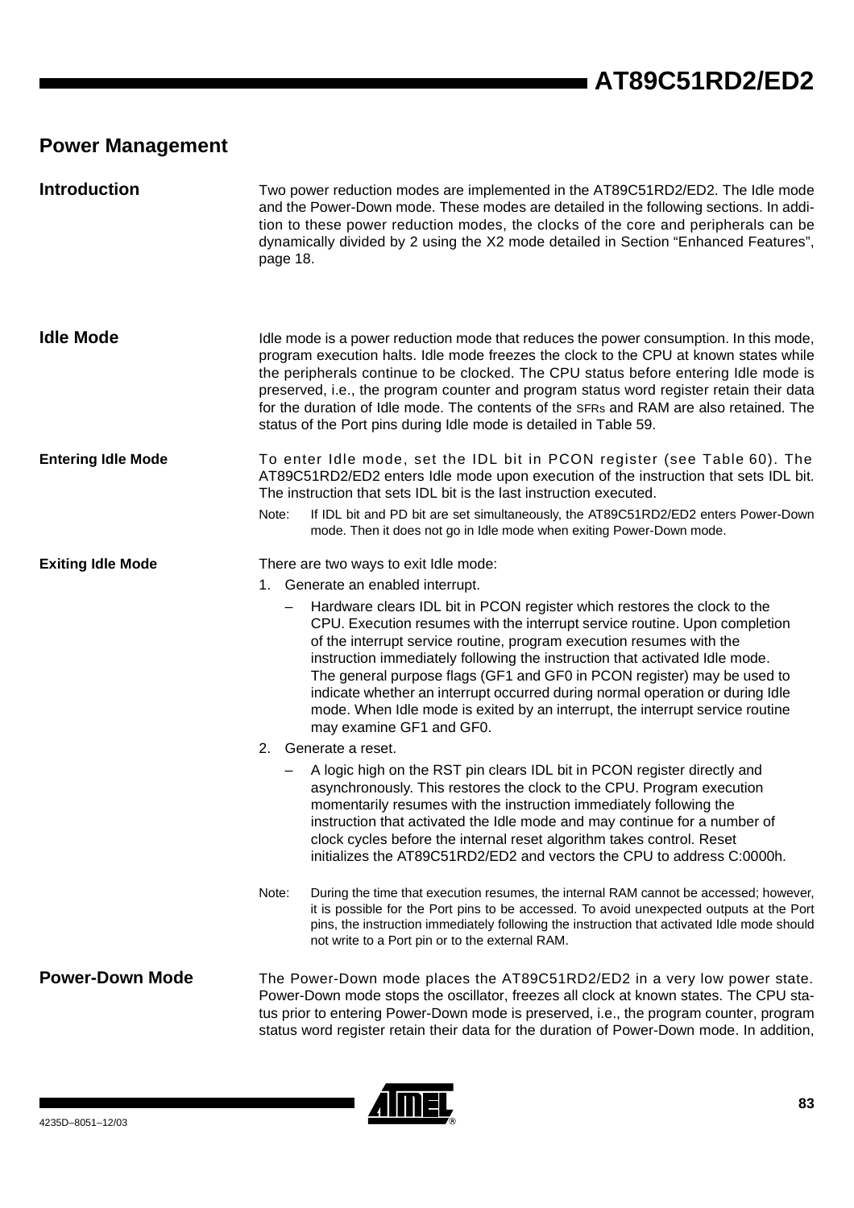## Power Management

### Introduction

Two power reduction modes are implemented in the AT89C51RD2/ED2. The Idle mode and the Power-Down mode. These modes are detailed in the following sections. In addition to these power reduction modes, the clocks of the core and peripherals can be dynamically divided by 2 using the X2 mode detailed in Section "Enhanced Features", page 18.

### Idle Mode

Idle mode is a power reduction mode that reduces the power consumption. In this mode, program execution halts. Idle mode freezes the clock to the CPU at known states while the peripherals continue to be clocked. The CPU status before entering Idle mode is preserved, i.e., the program counter and program status word register retain their data for the duration of Idle mode. The contents of the SFRs and RAM are also retained. The status of the Port pins during Idle mode is detailed in Table 59.

#### Entering Idle Mode

To enter Idle mode, set the IDL bit in PCON register (see Table 60). The AT89C51RD2/ED2 enters Idle mode upon execution of the instruction that sets IDL bit. The instruction that sets IDL bit is the last instruction executed.

Note: If IDL bit and PD bit are set simultaneously, the AT89C51RD2/ED2 enters Power-Down mode. Then it does not go in Idle mode when exiting Power-Down mode.

#### Exiting Idle Mode

There are two ways to exit Idle mode:

1. Generate an enabled interrupt.
   - Hardware clears IDL bit in PCON register which restores the clock to the CPU. Execution resumes with the interrupt service routine. Upon completion of the interrupt service routine, program execution resumes with the instruction immediately following the instruction that activated Idle mode. The general purpose flags (GF1 and GF0 in PCON register) may be used to indicate whether an interrupt occurred during normal operation or during Idle mode. When Idle mode is exited by an interrupt, the interrupt service routine may examine GF1 and GF0.
2. Generate a reset.
   - A logic high on the RST pin clears IDL bit in PCON register directly and asynchronously. This restores the clock to the CPU. Program execution momentarily resumes with the instruction immediately following the instruction that activated the Idle mode and may continue for a number of clock cycles before the internal reset algorithm takes control. Reset initializes the AT89C51RD2/ED2 and vectors the CPU to address C:0000h.

Note: During the time that execution resumes, the internal RAM cannot be accessed; however, it is possible for the Port pins to be accessed. To avoid unexpected outputs at the Port pins, the instruction immediately following the instruction that activated Idle mode should not write to a Port pin or to the external RAM.

### Power-Down Mode

The Power-Down mode places the AT89C51RD2/ED2 in a very low power state. Power-Down mode stops the oscillator, freezes all clock at known states. The CPU status prior to entering Power-Down mode is preserved, i.e., the program counter, program status word register retain their data for the duration of Power-Down mode. In addition,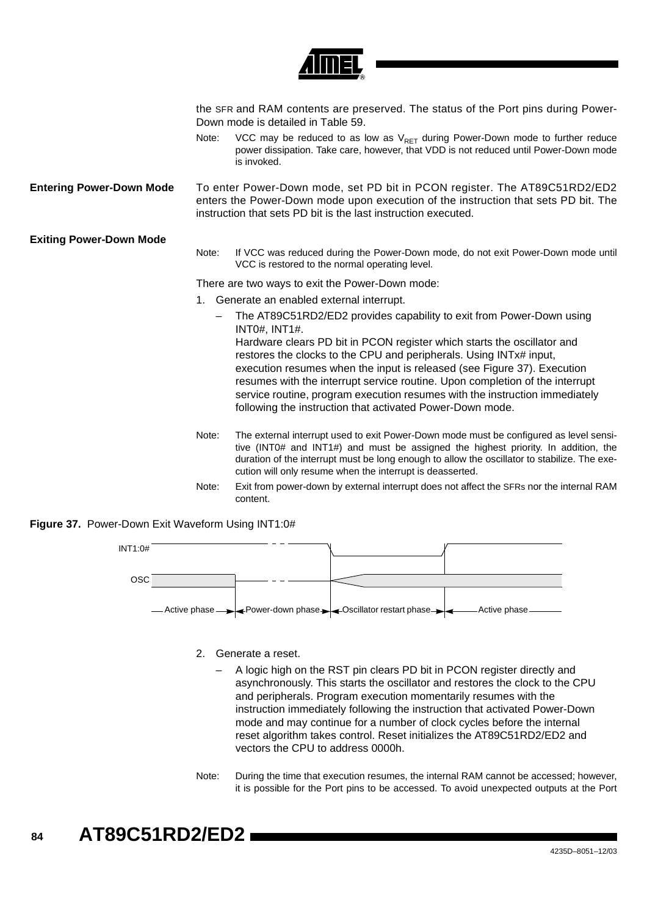the SFR and RAM contents are preserved. The status of the Port pins during Power-Down mode is detailed in Table 59.

Note: VCC may be reduced to as low as $V_{RET}$ during Power-Down mode to further reduce power dissipation. Take care, however, that VDD is not reduced until Power-Down mode is invoked.

### Entering Power-Down Mode

To enter Power-Down mode, set PD bit in PCON register. The AT89C51RD2/ED2 enters the Power-Down mode upon execution of the instruction that sets PD bit. The instruction that sets PD bit is the last instruction executed.

### Exiting Power-Down Mode

Note: If VCC was reduced during the Power-Down mode, do not exit Power-Down mode until VCC is restored to the normal operating level.

There are two ways to exit the Power-Down mode:

1. Generate an enabled external interrupt.
   - The AT89C51RD2/ED2 provides capability to exit from Power-Down using INT0#, INT1#.
     Hardware clears PD bit in PCON register which starts the oscillator and restores the clocks to the CPU and peripherals. Using INTx# input, execution resumes when the input is released (see Figure 37). Execution resumes with the interrupt service routine. Upon completion of the interrupt service routine, program execution resumes with the instruction immediately following the instruction that activated Power-Down mode.

Note: The external interrupt used to exit Power-Down mode must be configured as level sensitive (INT0# and INT1#) and must be assigned the highest priority. In addition, the duration of the interrupt must be long enough to allow the oscillator to stabilize. The execution will only resume when the interrupt is deasserted.

Note: Exit from power-down by external interrupt does not affect the SFRs nor the internal RAM content.

**Figure 37.** Power-Down Exit Waveform Using INT1:0#

INT1:0#

OSC

Active phase | Power-down phase | Oscillator restart phase | Active phase

2. Generate a reset.
   - A logic high on the RST pin clears PD bit in PCON register directly and asynchronously. This starts the oscillator and restores the clock to the CPU and peripherals. Program execution momentarily resumes with the instruction immediately following the instruction that activated Power-Down mode and may continue for a number of clock cycles before the internal reset algorithm takes control. Reset initializes the AT89C51RD2/ED2 and vectors the CPU to address 0000h.

Note: During the time that execution resumes, the internal RAM cannot be accessed; however, it is possible for the Port pins to be accessed. To avoid unexpected outputs at the Port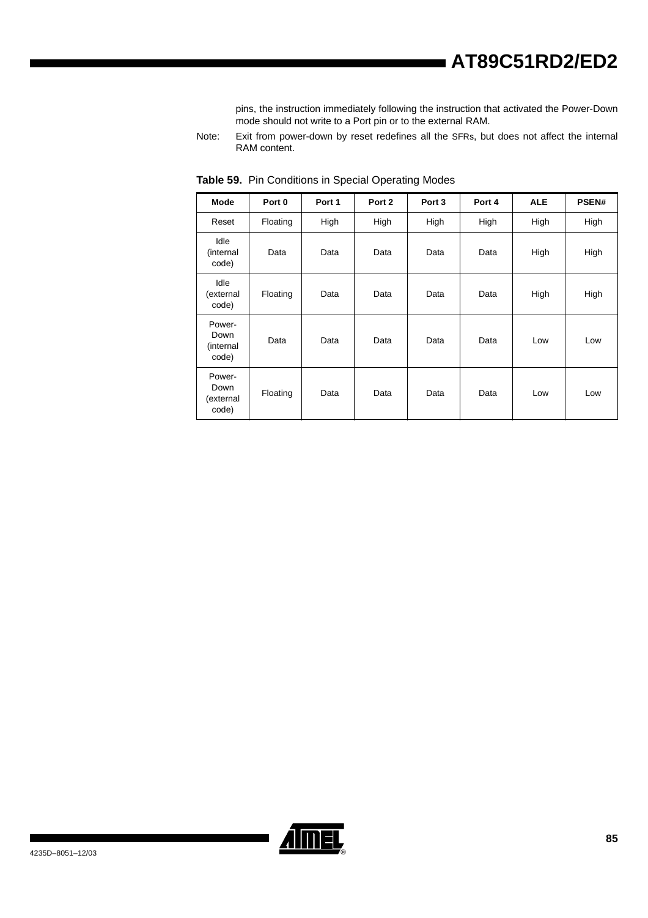pins, the instruction immediately following the instruction that activated the Power-Down mode should not write to a Port pin or to the external RAM.

Note: Exit from power-down by reset redefines all the SFRs, but does not affect the internal RAM content.

**Table 59.** Pin Conditions in Special Operating Modes

| Mode | Port 0 | Port 1 | Port 2 | Port 3 | Port 4 | ALE | PSEN# |
|---|---|---|---|---|---|---|---|
| Reset | Floating | High | High | High | High | High | High |
| Idle (internal code) | Data | Data | Data | Data | Data | High | High |
| Idle (external code) | Floating | Data | Data | Data | Data | High | High |
| Power-Down (internal code) | Data | Data | Data | Data | Data | Low | Low |
| Power-Down (external code) | Floating | Data | Data | Data | Data | Low | Low |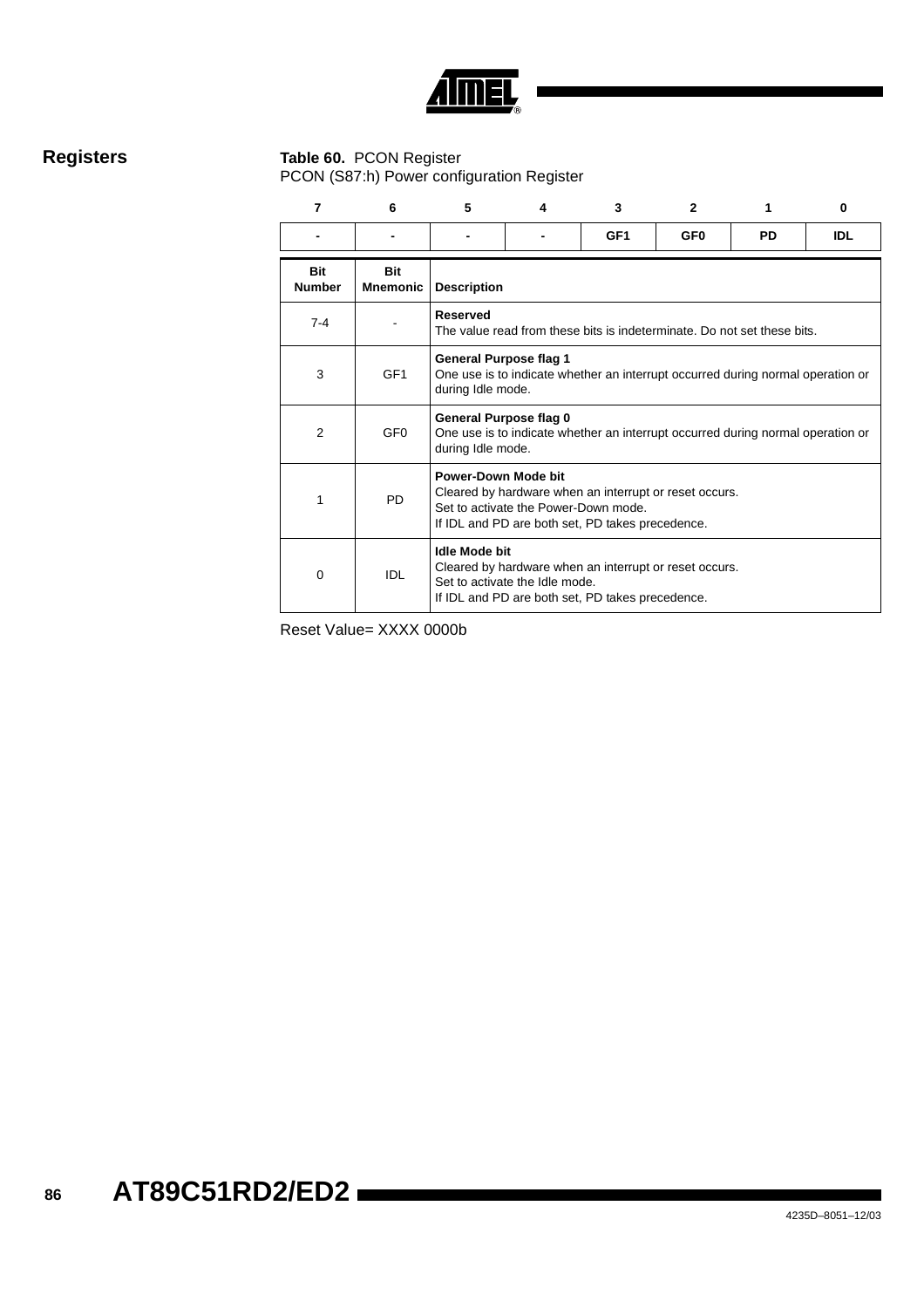## Registers

**Table 60.** PCON Register

PCON (S87:h) Power configuration Register

| 7 | 6 | 5 | 4 | 3 | 2 | 1 | 0 |
|---|---|---|---|---|---|---|---|
| - | - | - | - | GF1 | GF0 | PD | IDL |

| Bit Number | Bit Mnemonic | Description |
|---|---|---|
| 7-4 | - | **Reserved**<br>The value read from these bits is indeterminate. Do not set these bits. |
| 3 | GF1 | **General Purpose flag 1**<br>One use is to indicate whether an interrupt occurred during normal operation or during Idle mode. |
| 2 | GF0 | **General Purpose flag 0**<br>One use is to indicate whether an interrupt occurred during normal operation or during Idle mode. |
| 1 | PD | **Power-Down Mode bit**<br>Cleared by hardware when an interrupt or reset occurs.<br>Set to activate the Power-Down mode.<br>If IDL and PD are both set, PD takes precedence. |
| 0 | IDL | **Idle Mode bit**<br>Cleared by hardware when an interrupt or reset occurs.<br>Set to activate the Idle mode.<br>If IDL and PD are both set, PD takes precedence. |

Reset Value= XXXX 0000b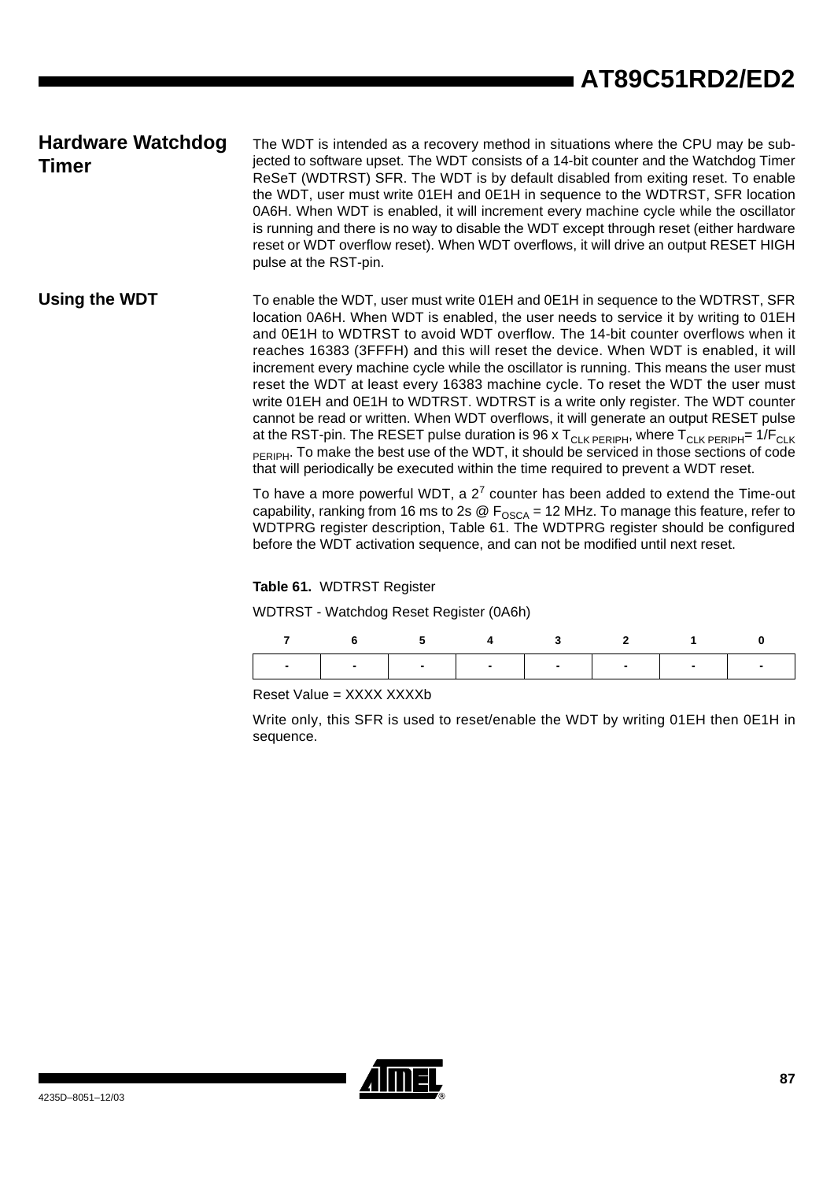## Hardware Watchdog Timer

The WDT is intended as a recovery method in situations where the CPU may be subjected to software upset. The WDT consists of a 14-bit counter and the Watchdog Timer ReSeT (WDTRST) SFR. The WDT is by default disabled from exiting reset. To enable the WDT, user must write 01EH and 0E1H in sequence to the WDTRST, SFR location 0A6H. When WDT is enabled, it will increment every machine cycle while the oscillator is running and there is no way to disable the WDT except through reset (either hardware reset or WDT overflow reset). When WDT overflows, it will drive an output RESET HIGH pulse at the RST-pin.

## Using the WDT

To enable the WDT, user must write 01EH and 0E1H in sequence to the WDTRST, SFR location 0A6H. When WDT is enabled, the user needs to service it by writing to 01EH and 0E1H to WDTRST to avoid WDT overflow. The 14-bit counter overflows when it reaches 16383 (3FFFH) and this will reset the device. When WDT is enabled, it will increment every machine cycle while the oscillator is running. This means the user must reset the WDT at least every 16383 machine cycle. To reset the WDT the user must write 01EH and 0E1H to WDTRST. WDTRST is a write only register. The WDT counter cannot be read or written. When WDT overflows, it will generate an output RESET pulse at the RST-pin. The RESET pulse duration is 96 x $T_{CLK\ PERIPH}$, where $T_{CLK\ PERIPH}= 1/F_{CLK\ PERIPH}$. To make the best use of the WDT, it should be serviced in those sections of code that will periodically be executed within the time required to prevent a WDT reset.

To have a more powerful WDT, a $2^7$ counter has been added to extend the Time-out capability, ranking from 16 ms to 2s @ $F_{OSCA}$ = 12 MHz. To manage this feature, refer to WDTPRG register description, Table 61. The WDTPRG register should be configured before the WDT activation sequence, and can not be modified until next reset.

**Table 61.** WDTRST Register

WDTRST - Watchdog Reset Register (0A6h)

| 7 | 6 | 5 | 4 | 3 | 2 | 1 | 0 |
|---|---|---|---|---|---|---|---|
| - | - | - | - | - | - | - | - |

Reset Value = XXXX XXXXb

Write only, this SFR is used to reset/enable the WDT by writing 01EH then 0E1H in sequence.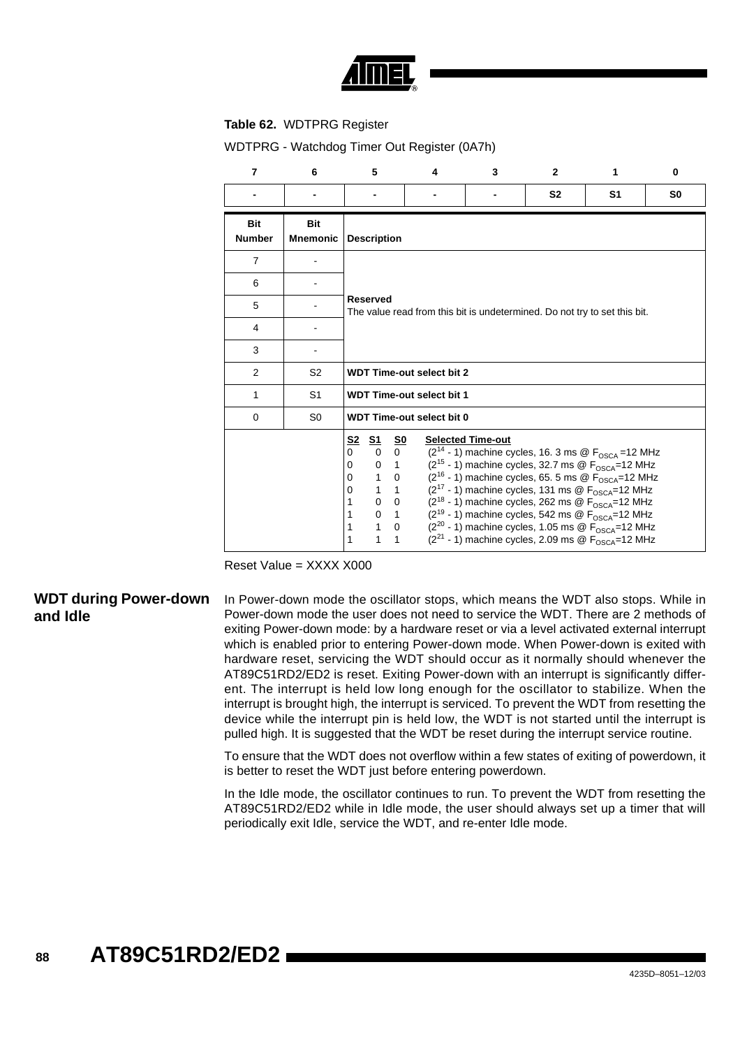**Table 62.** WDTPRG Register

WDTPRG - Watchdog Timer Out Register (0A7h)

| 7 | 6 | 5 | 4 | 3 | 2 | 1 | 0 |
|---|---|---|---|---|---|---|---|
| - | - | - | - | - | S2 | S1 | S0 |

| Bit Number | Bit Mnemonic | Description |
|---|---|---|
| 7 | - | **Reserved** The value read from this bit is undetermined. Do not try to set this bit. |
| 6 | - | |
| 5 | - | |
| 4 | - | |
| 3 | - | |
| 2 | S2 | **WDT Time-out select bit 2** |
| 1 | S1 | **WDT Time-out select bit 1** |
| 0 | S0 | **WDT Time-out select bit 0** |
| | | <u>S2</u> <u>S1</u> <u>S0</u> <u>Selected Time-out</u><br>0 0 0 ($2^{14}$ - 1) machine cycles, 16. 3 ms @ $F_{OSCA}$ =12 MHz<br>0 0 1 ($2^{15}$ - 1) machine cycles, 32.7 ms @ $F_{OSCA}$=12 MHz<br>0 1 0 ($2^{16}$ - 1) machine cycles, 65. 5 ms @ $F_{OSCA}$=12 MHz<br>0 1 1 ($2^{17}$ - 1) machine cycles, 131 ms @ $F_{OSCA}$=12 MHz<br>1 0 0 ($2^{18}$ - 1) machine cycles, 262 ms @ $F_{OSCA}$=12 MHz<br>1 0 1 ($2^{19}$ - 1) machine cycles, 542 ms @ $F_{OSCA}$=12 MHz<br>1 1 0 ($2^{20}$ - 1) machine cycles, 1.05 ms @ $F_{OSCA}$=12 MHz<br>1 1 1 ($2^{21}$ - 1) machine cycles, 2.09 ms @ $F_{OSCA}$=12 MHz |

Reset Value = XXXX X000

## WDT during Power-down and Idle

In Power-down mode the oscillator stops, which means the WDT also stops. While in Power-down mode the user does not need to service the WDT. There are 2 methods of exiting Power-down mode: by a hardware reset or via a level activated external interrupt which is enabled prior to entering Power-down mode. When Power-down is exited with hardware reset, servicing the WDT should occur as it normally should whenever the AT89C51RD2/ED2 is reset. Exiting Power-down with an interrupt is significantly different. The interrupt is held low long enough for the oscillator to stabilize. When the interrupt is brought high, the interrupt is serviced. To prevent the WDT from resetting the device while the interrupt pin is held low, the WDT is not started until the interrupt is pulled high. It is suggested that the WDT be reset during the interrupt service routine.

To ensure that the WDT does not overflow within a few states of exiting of powerdown, it is better to reset the WDT just before entering powerdown.

In the Idle mode, the oscillator continues to run. To prevent the WDT from resetting the AT89C51RD2/ED2 while in Idle mode, the user should always set up a timer that will periodically exit Idle, service the WDT, and re-enter Idle mode.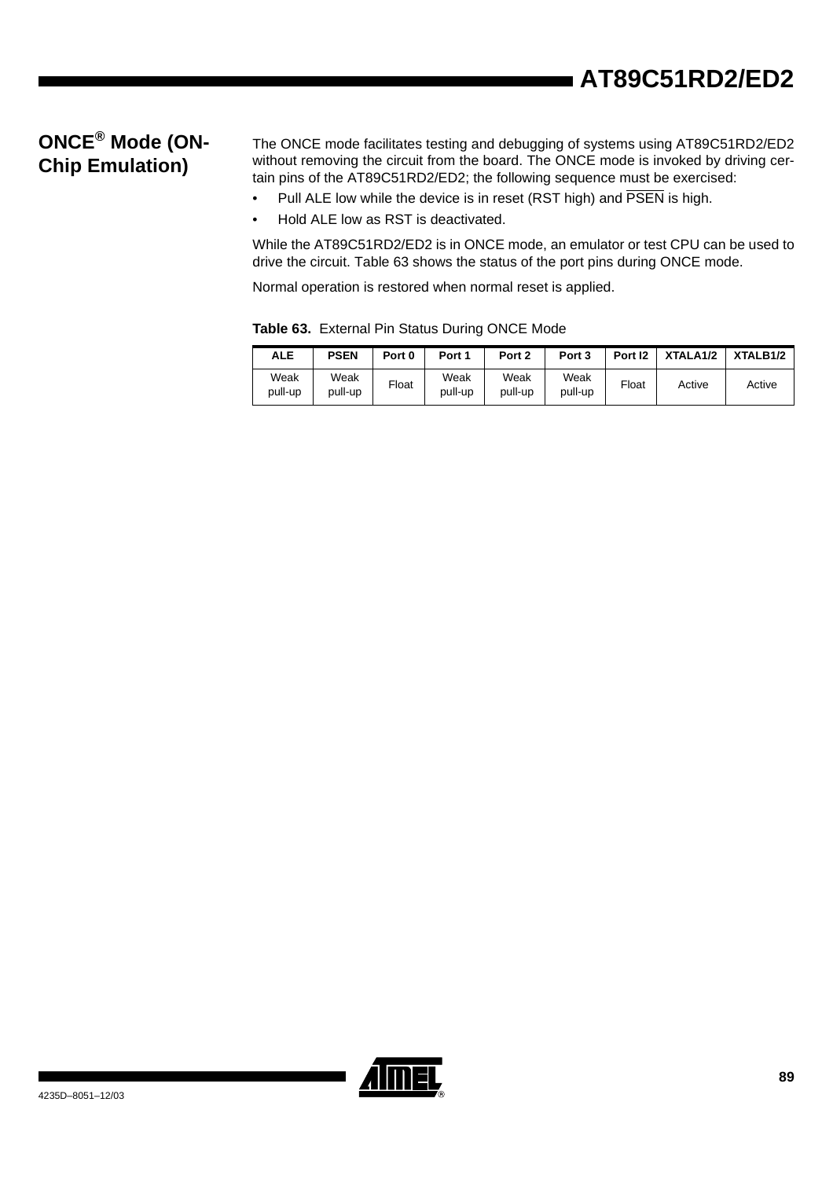## ONCE® Mode (ON-Chip Emulation)

The ONCE mode facilitates testing and debugging of systems using AT89C51RD2/ED2 without removing the circuit from the board. The ONCE mode is invoked by driving certain pins of the AT89C51RD2/ED2; the following sequence must be exercised:

- Pull ALE low while the device is in reset (RST high) and $\overline{PSEN}$ is high.
- Hold ALE low as RST is deactivated.

While the AT89C51RD2/ED2 is in ONCE mode, an emulator or test CPU can be used to drive the circuit. Table 63 shows the status of the port pins during ONCE mode.

Normal operation is restored when normal reset is applied.

**Table 63.** External Pin Status During ONCE Mode

| ALE | PSEN | Port 0 | Port 1 | Port 2 | Port 3 | Port I2 | XTALA1/2 | XTALB1/2 |
|---|---|---|---|---|---|---|---|---|
| Weak pull-up | Weak pull-up | Float | Weak pull-up | Weak pull-up | Weak pull-up | Float | Active | Active |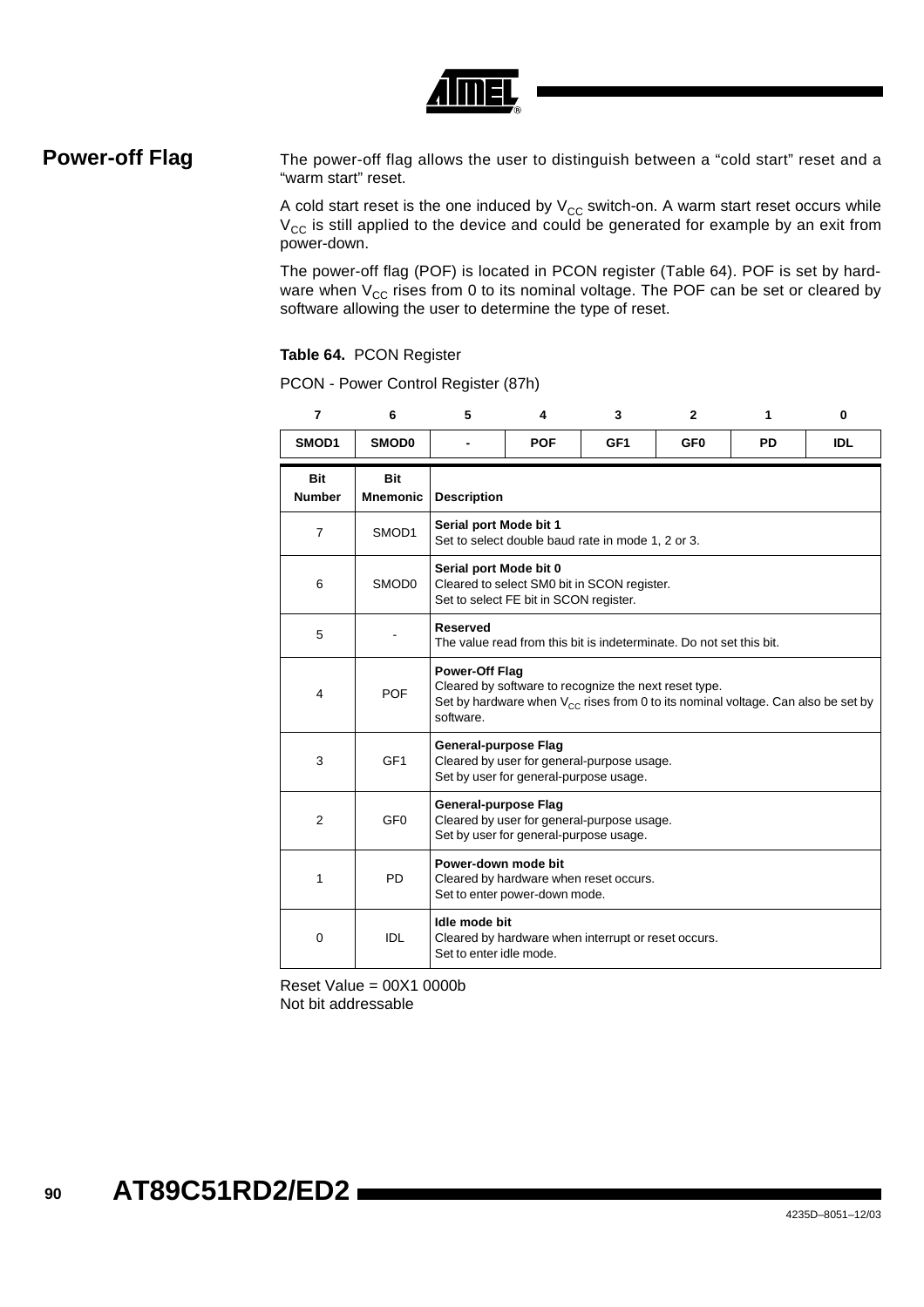## Power-off Flag

The power-off flag allows the user to distinguish between a "cold start" reset and a "warm start" reset.

A cold start reset is the one induced by $V_{CC}$ switch-on. A warm start reset occurs while $V_{CC}$ is still applied to the device and could be generated for example by an exit from power-down.

The power-off flag (POF) is located in PCON register (Table 64). POF is set by hardware when $V_{CC}$ rises from 0 to its nominal voltage. The POF can be set or cleared by software allowing the user to determine the type of reset.

**Table 64.** PCON Register

PCON - Power Control Register (87h)

| 7 | 6 | 5 | 4 | 3 | 2 | 1 | 0 |
|---|---|---|---|---|---|---|---|
| **SMOD1** | **SMOD0** | **-** | **POF** | **GF1** | **GF0** | **PD** | **IDL** |

| Bit Number | Bit Mnemonic | Description |
|---|---|---|
| 7 | SMOD1 | **Serial port Mode bit 1**<br>Set to select double baud rate in mode 1, 2 or 3. |
| 6 | SMOD0 | **Serial port Mode bit 0**<br>Cleared to select SM0 bit in SCON register.<br>Set to select FE bit in SCON register. |
| 5 | - | **Reserved**<br>The value read from this bit is indeterminate. Do not set this bit. |
| 4 | POF | **Power-Off Flag**<br>Cleared by software to recognize the next reset type.<br>Set by hardware when $V_{CC}$ rises from 0 to its nominal voltage. Can also be set by software. |
| 3 | GF1 | **General-purpose Flag**<br>Cleared by user for general-purpose usage.<br>Set by user for general-purpose usage. |
| 2 | GF0 | **General-purpose Flag**<br>Cleared by user for general-purpose usage.<br>Set by user for general-purpose usage. |
| 1 | PD | **Power-down mode bit**<br>Cleared by hardware when reset occurs.<br>Set to enter power-down mode. |
| 0 | IDL | **Idle mode bit**<br>Cleared by hardware when interrupt or reset occurs.<br>Set to enter idle mode. |

Reset Value = 00X1 0000b
Not bit addressable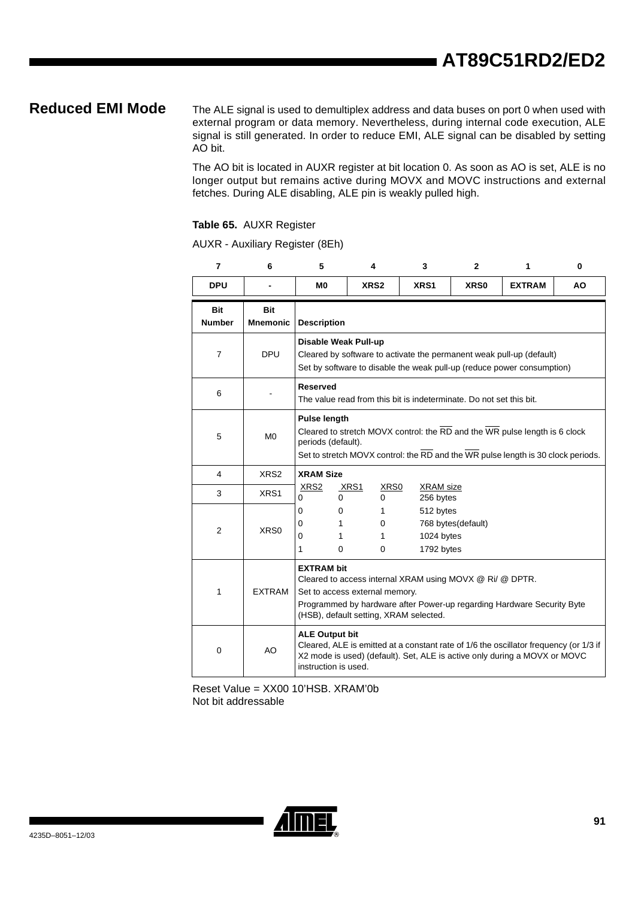## Reduced EMI Mode

The ALE signal is used to demultiplex address and data buses on port 0 when used with external program or data memory. Nevertheless, during internal code execution, ALE signal is still generated. In order to reduce EMI, ALE signal can be disabled by setting AO bit.

The AO bit is located in AUXR register at bit location 0. As soon as AO is set, ALE is no longer output but remains active during MOVX and MOVC instructions and external fetches. During ALE disabling, ALE pin is weakly pulled high.

**Table 65.** AUXR Register

AUXR - Auxiliary Register (8Eh)

| 7 | 6 | 5 | 4 | 3 | 2 | 1 | 0 |
|---|---|---|---|---|---|---|---|
| DPU | - | M0 | XRS2 | XRS1 | XRS0 | EXTRAM | AO |

| Bit Number | Bit Mnemonic | Description |
|---|---|---|
| 7 | DPU | **Disable Weak Pull-up**<br>Cleared by software to activate the permanent weak pull-up (default)<br>Set by software to disable the weak pull-up (reduce power consumption) |
| 6 | - | **Reserved**<br>The value read from this bit is indeterminate. Do not set this bit. |
| 5 | M0 | **Pulse length**<br>Cleared to stretch MOVX control: the $\overline{RD}$ and the $\overline{WR}$ pulse length is 6 clock periods (default).<br>Set to stretch MOVX control: the $\overline{RD}$ and the $\overline{WR}$ pulse length is 30 clock periods. |
| 4 | XRS2 | **XRAM Size** |
| 3 | XRS1 | XRS2 XRS1 XRS0 XRAM size<br>0 0 0 256 bytes |
| 2 | XRS0 | 0 0 1 512 bytes<br>0 1 0 768 bytes(default)<br>0 1 1 1024 bytes<br>1 0 0 1792 bytes |
| 1 | EXTRAM | **EXTRAM bit**<br>Cleared to access internal XRAM using MOVX @ Ri/ @ DPTR.<br>Set to access external memory.<br>Programmed by hardware after Power-up regarding Hardware Security Byte (HSB), default setting, XRAM selected. |
| 0 | AO | **ALE Output bit**<br>Cleared, ALE is emitted at a constant rate of 1/6 the oscillator frequency (or 1/3 if X2 mode is used) (default). Set, ALE is active only during a MOVX or MOVC instruction is used. |

Reset Value = XX00 10'HSB. XRAM'0b
Not bit addressable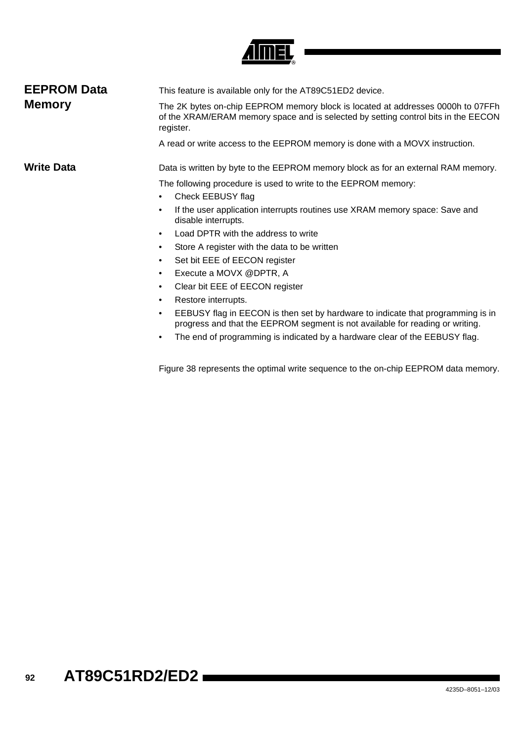## EEPROM Data Memory

This feature is available only for the AT89C51ED2 device.

The 2K bytes on-chip EEPROM memory block is located at addresses 0000h to 07FFh of the XRAM/ERAM memory space and is selected by setting control bits in the EECON register.

A read or write access to the EEPROM memory is done with a MOVX instruction.

## Write Data

Data is written by byte to the EEPROM memory block as for an external RAM memory.

The following procedure is used to write to the EEPROM memory:

- Check EEBUSY flag
- If the user application interrupts routines use XRAM memory space: Save and disable interrupts.
- Load DPTR with the address to write
- Store A register with the data to be written
- Set bit EEE of EECON register
- Execute a MOVX @DPTR, A
- Clear bit EEE of EECON register
- Restore interrupts.
- EEBUSY flag in EECON is then set by hardware to indicate that programming is in progress and that the EEPROM segment is not available for reading or writing.
- The end of programming is indicated by a hardware clear of the EEBUSY flag.

Figure 38 represents the optimal write sequence to the on-chip EEPROM data memory.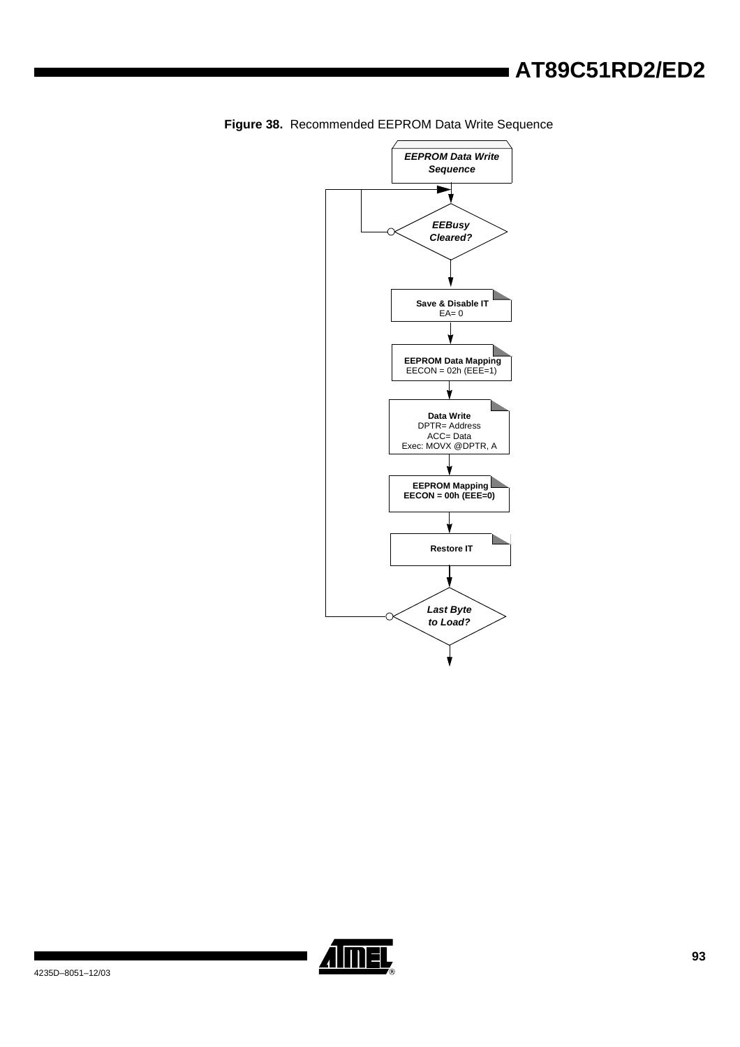**Figure 38.** Recommended EEPROM Data Write Sequence

*EEPROM Data Write Sequence*

*EEBusy Cleared?*

**Save & Disable IT**
EA= 0

**EEPROM Data Mapping**
EECON = 02h (EEE=1)

**Data Write**
DPTR= Address
ACC= Data
Exec: MOVX @DPTR, A

**EEPROM Mapping**
**EECON = 00h (EEE=0)**

**Restore IT**

*Last Byte to Load?*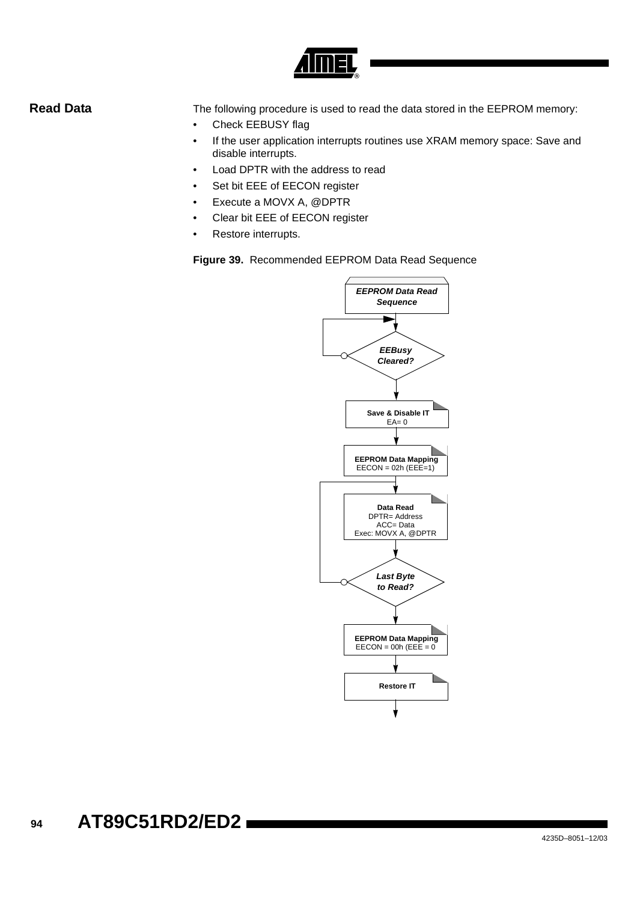## Read Data

The following procedure is used to read the data stored in the EEPROM memory:

- Check EEBUSY flag
- If the user application interrupts routines use XRAM memory space: Save and disable interrupts.
- Load DPTR with the address to read
- Set bit EEE of EECON register
- Execute a MOVX A, @DPTR
- Clear bit EEE of EECON register
- Restore interrupts.

**Figure 39.** Recommended EEPROM Data Read Sequence

*EEPROM Data Read Sequence*

*EEBusy Cleared?*

**Save & Disable IT**
EA= 0

**EEPROM Data Mapping**
EECON = 02h (EEE=1)

**Data Read**
DPTR= Address
ACC= Data
Exec: MOVX A, @DPTR

*Last Byte to Read?*

**EEPROM Data Mapping**
EECON = 00h (EEE = 0

**Restore IT**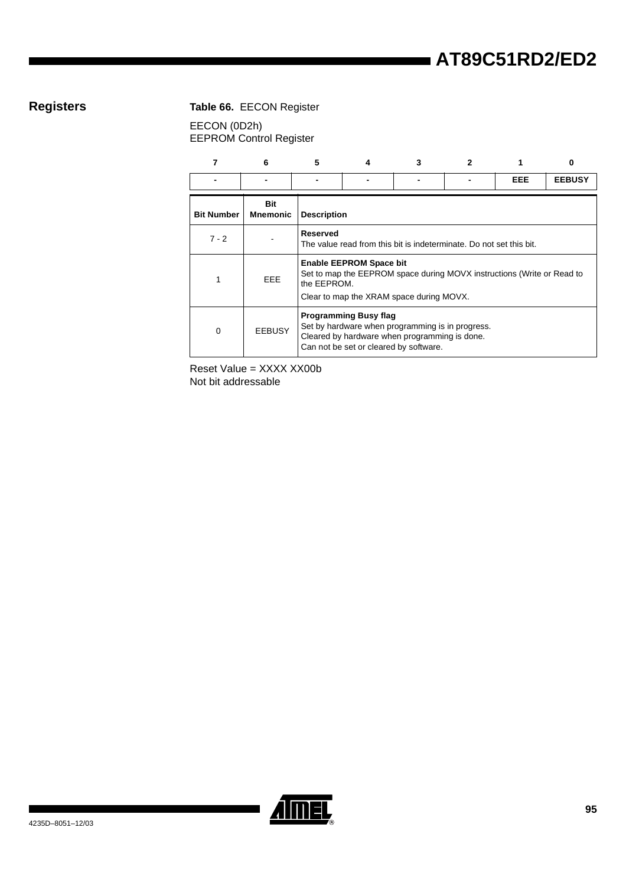## Registers

**Table 66.** EECON Register

EECON (0D2h)
EEPROM Control Register

| 7 | 6 | 5 | 4 | 3 | 2 | 1 | 0 |
|---|---|---|---|---|---|---|---|
| - | - | - | - | - | - | EEE | EEBUSY |

| Bit Number | Bit Mnemonic | Description |
|---|---|---|
| 7 - 2 | - | **Reserved**<br>The value read from this bit is indeterminate. Do not set this bit. |
| 1 | EEE | **Enable EEPROM Space bit**<br>Set to map the EEPROM space during MOVX instructions (Write or Read to the EEPROM.<br>Clear to map the XRAM space during MOVX. |
| 0 | EEBUSY | **Programming Busy flag**<br>Set by hardware when programming is in progress.<br>Cleared by hardware when programming is done.<br>Can not be set or cleared by software. |

Reset Value = XXXX XX00b
Not bit addressable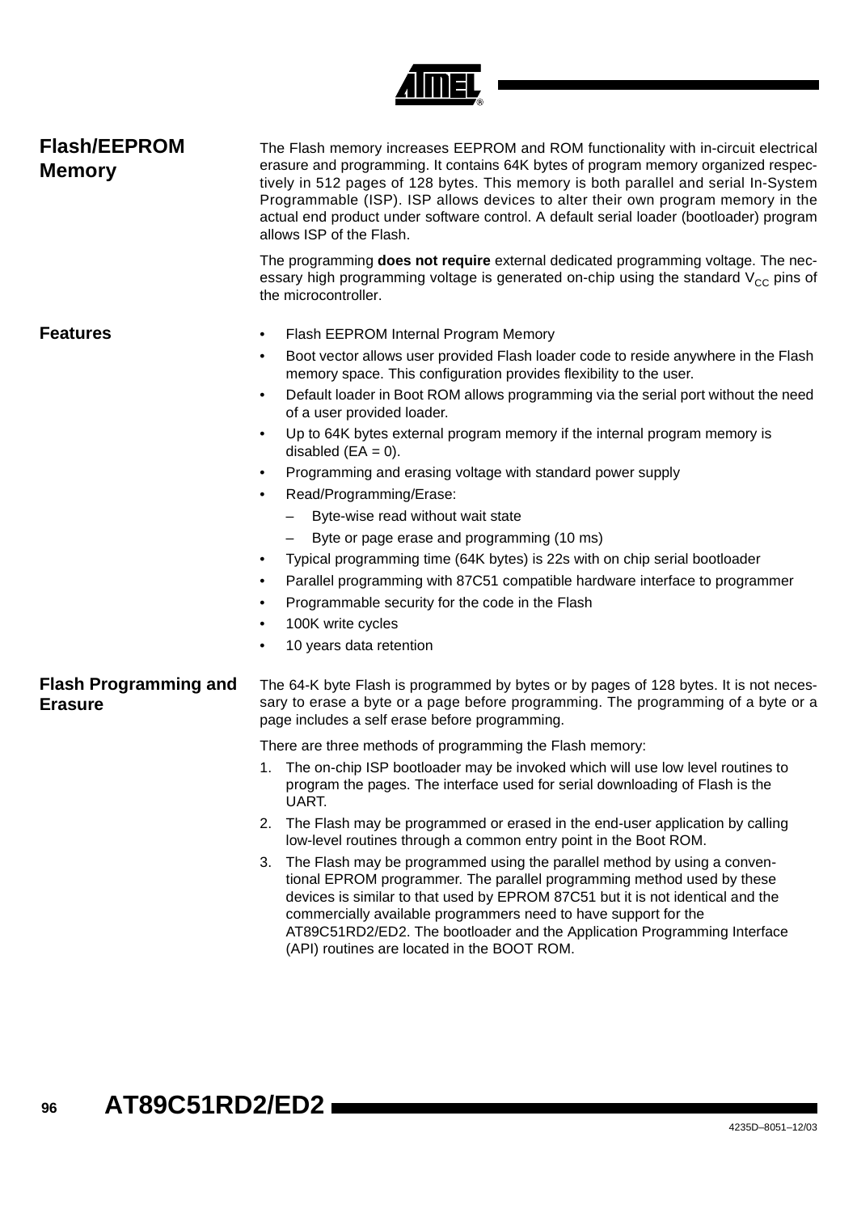## Flash/EEPROM Memory

The Flash memory increases EEPROM and ROM functionality with in-circuit electrical erasure and programming. It contains 64K bytes of program memory organized respectively in 512 pages of 128 bytes. This memory is both parallel and serial In-System Programmable (ISP). ISP allows devices to alter their own program memory in the actual end product under software control. A default serial loader (bootloader) program allows ISP of the Flash.

The programming **does not require** external dedicated programming voltage. The necessary high programming voltage is generated on-chip using the standard $V_{CC}$ pins of the microcontroller.

## Features

- Flash EEPROM Internal Program Memory
- Boot vector allows user provided Flash loader code to reside anywhere in the Flash memory space. This configuration provides flexibility to the user.
- Default loader in Boot ROM allows programming via the serial port without the need of a user provided loader.
- Up to 64K bytes external program memory if the internal program memory is disabled (EA = 0).
- Programming and erasing voltage with standard power supply
- Read/Programming/Erase:
  - Byte-wise read without wait state
  - Byte or page erase and programming (10 ms)
- Typical programming time (64K bytes) is 22s with on chip serial bootloader
- Parallel programming with 87C51 compatible hardware interface to programmer
- Programmable security for the code in the Flash
- 100K write cycles
- 10 years data retention

## Flash Programming and Erasure

The 64-K byte Flash is programmed by bytes or by pages of 128 bytes. It is not necessary to erase a byte or a page before programming. The programming of a byte or a page includes a self erase before programming.

There are three methods of programming the Flash memory:

1. The on-chip ISP bootloader may be invoked which will use low level routines to program the pages. The interface used for serial downloading of Flash is the UART.
2. The Flash may be programmed or erased in the end-user application by calling low-level routines through a common entry point in the Boot ROM.
3. The Flash may be programmed using the parallel method by using a conventional EPROM programmer. The parallel programming method used by these devices is similar to that used by EPROM 87C51 but it is not identical and the commercially available programmers need to have support for the AT89C51RD2/ED2. The bootloader and the Application Programming Interface (API) routines are located in the BOOT ROM.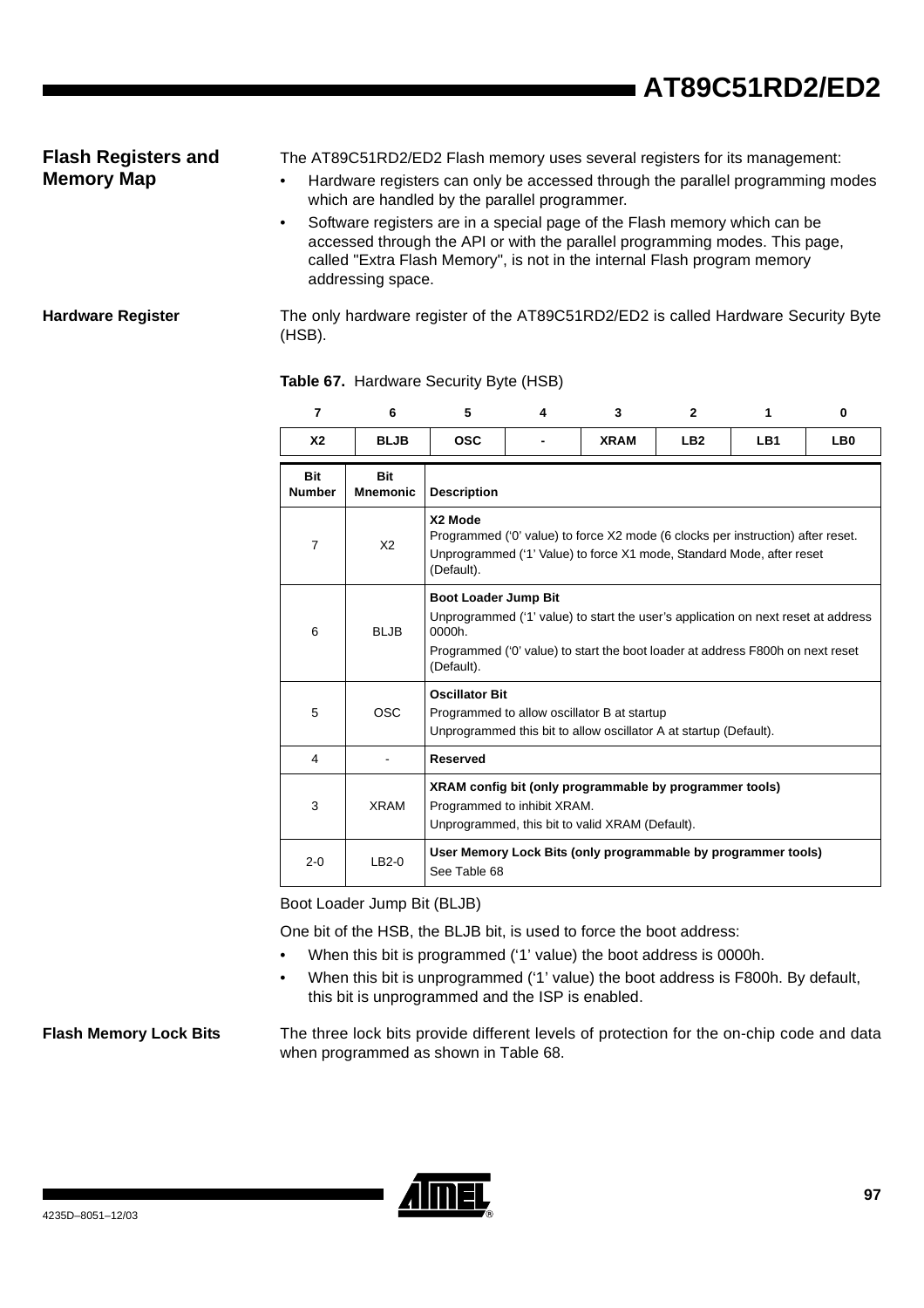## Flash Registers and Memory Map

The AT89C51RD2/ED2 Flash memory uses several registers for its management:

- Hardware registers can only be accessed through the parallel programming modes which are handled by the parallel programmer.
- Software registers are in a special page of the Flash memory which can be accessed through the API or with the parallel programming modes. This page, called "Extra Flash Memory", is not in the internal Flash program memory addressing space.

### Hardware Register

The only hardware register of the AT89C51RD2/ED2 is called Hardware Security Byte (HSB).

**Table 67.** Hardware Security Byte (HSB)

| 7 | 6 | 5 | 4 | 3 | 2 | 1 | 0 |
|---|---|---|---|---|---|---|---|
| **X2** | **BLJB** | **OSC** | **-** | **XRAM** | **LB2** | **LB1** | **LB0** |

| Bit Number | Bit Mnemonic | Description |
|---|---|---|
| 7 | X2 | **X2 Mode**<br>Programmed ('0' value) to force X2 mode (6 clocks per instruction) after reset.<br>Unprogrammed ('1' Value) to force X1 mode, Standard Mode, after reset (Default). |
| 6 | BLJB | **Boot Loader Jump Bit**<br>Unprogrammed ('1' value) to start the user's application on next reset at address 0000h.<br>Programmed ('0' value) to start the boot loader at address F800h on next reset (Default). |
| 5 | OSC | **Oscillator Bit**<br>Programmed to allow oscillator B at startup<br>Unprogrammed this bit to allow oscillator A at startup (Default). |
| 4 | - | **Reserved** |
| 3 | XRAM | **XRAM config bit (only programmable by programmer tools)**<br>Programmed to inhibit XRAM.<br>Unprogrammed, this bit to valid XRAM (Default). |
| 2-0 | LB2-0 | **User Memory Lock Bits (only programmable by programmer tools)**<br>See Table 68 |

Boot Loader Jump Bit (BLJB)

One bit of the HSB, the BLJB bit, is used to force the boot address:

- When this bit is programmed ('1' value) the boot address is 0000h.
- When this bit is unprogrammed ('1' value) the boot address is F800h. By default, this bit is unprogrammed and the ISP is enabled.

### Flash Memory Lock Bits

The three lock bits provide different levels of protection for the on-chip code and data when programmed as shown in Table 68.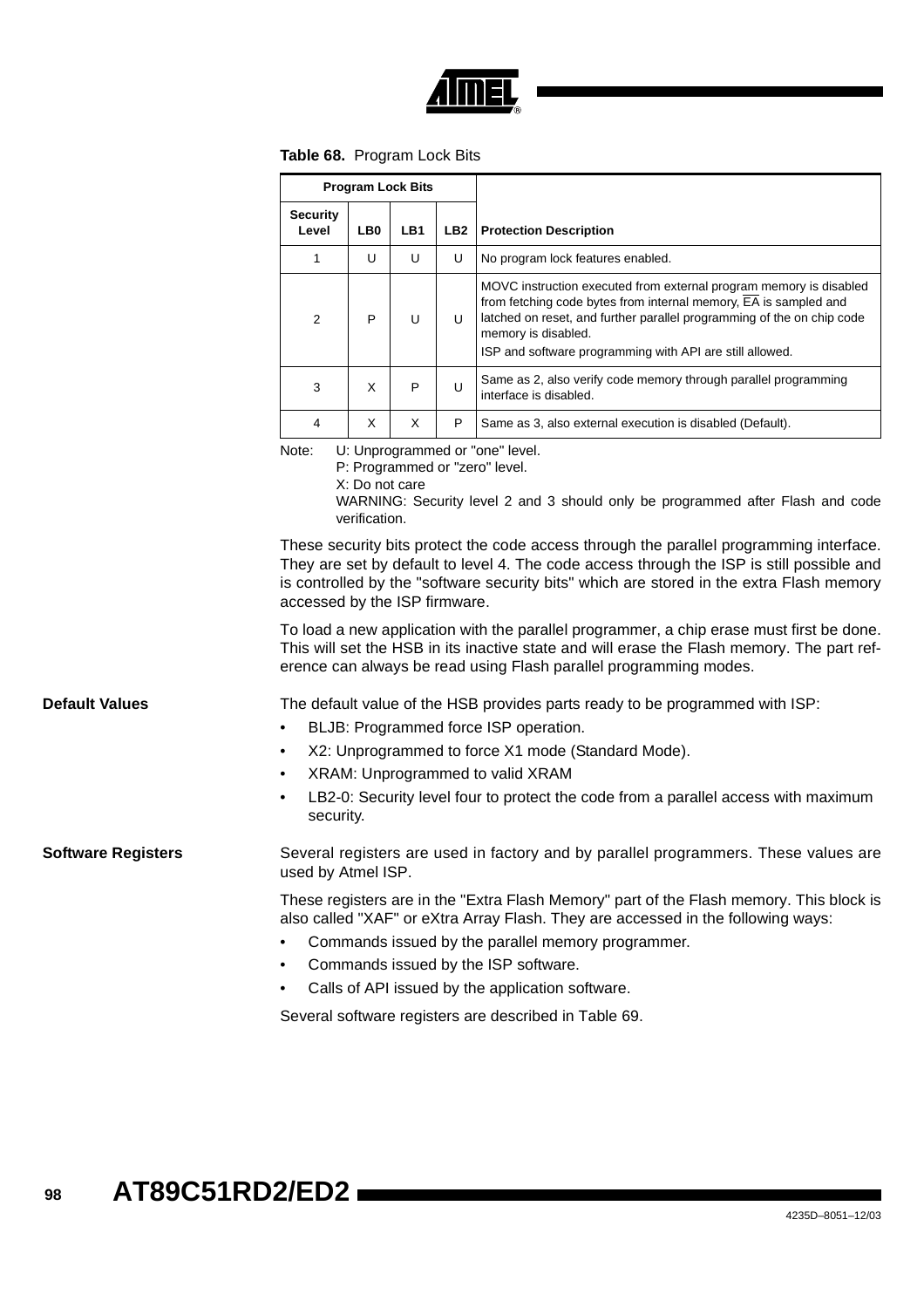**Table 68.** Program Lock Bits

| Program Lock Bits | | | | |
|---|---|---|---|---|
| **Security Level** | **LB0** | **LB1** | **LB2** | **Protection Description** |
| 1 | U | U | U | No program lock features enabled. |
| 2 | P | U | U | MOVC instruction executed from external program memory is disabled from fetching code bytes from internal memory, $\overline{EA}$ is sampled and latched on reset, and further parallel programming of the on chip code memory is disabled.<br>ISP and software programming with API are still allowed. |
| 3 | X | P | U | Same as 2, also verify code memory through parallel programming interface is disabled. |
| 4 | X | X | P | Same as 3, also external execution is disabled (Default). |

Note: U: Unprogrammed or "one" level.
P: Programmed or "zero" level.
X: Do not care
WARNING: Security level 2 and 3 should only be programmed after Flash and code verification.

These security bits protect the code access through the parallel programming interface. They are set by default to level 4. The code access through the ISP is still possible and is controlled by the "software security bits" which are stored in the extra Flash memory accessed by the ISP firmware.

To load a new application with the parallel programmer, a chip erase must first be done. This will set the HSB in its inactive state and will erase the Flash memory. The part reference can always be read using Flash parallel programming modes.

## Default Values

The default value of the HSB provides parts ready to be programmed with ISP:

- BLJB: Programmed force ISP operation.
- X2: Unprogrammed to force X1 mode (Standard Mode).
- XRAM: Unprogrammed to valid XRAM
- LB2-0: Security level four to protect the code from a parallel access with maximum security.

## Software Registers

Several registers are used in factory and by parallel programmers. These values are used by Atmel ISP.

These registers are in the "Extra Flash Memory" part of the Flash memory. This block is also called "XAF" or eXtra Array Flash. They are accessed in the following ways:

- Commands issued by the parallel memory programmer.
- Commands issued by the ISP software.
- Calls of API issued by the application software.

Several software registers are described in Table 69.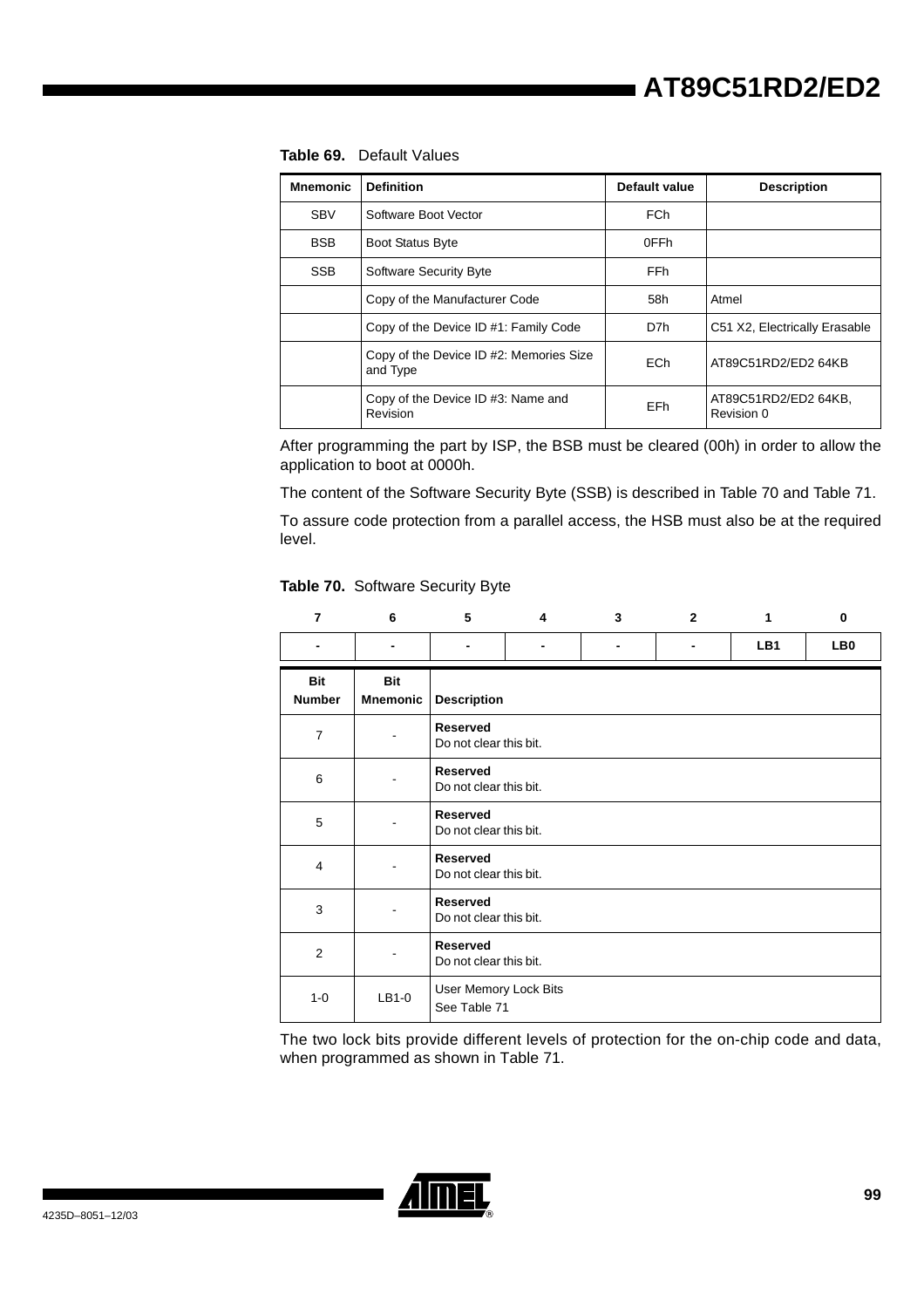**Table 69.** Default Values

| Mnemonic | Definition | Default value | Description |
|---|---|---|---|
| SBV | Software Boot Vector | FCh | |
| BSB | Boot Status Byte | 0FFh | |
| SSB | Software Security Byte | FFh | |
| | Copy of the Manufacturer Code | 58h | Atmel |
| | Copy of the Device ID #1: Family Code | D7h | C51 X2, Electrically Erasable |
| | Copy of the Device ID #2: Memories Size and Type | ECh | AT89C51RD2/ED2 64KB |
| | Copy of the Device ID #3: Name and Revision | EFh | AT89C51RD2/ED2 64KB, Revision 0 |

After programming the part by ISP, the BSB must be cleared (00h) in order to allow the application to boot at 0000h.

The content of the Software Security Byte (SSB) is described in Table 70 and Table 71.

To assure code protection from a parallel access, the HSB must also be at the required level.

**Table 70.** Software Security Byte

| 7 | 6 | 5 | 4 | 3 | 2 | 1 | 0 |
|---|---|---|---|---|---|---|---|
| - | - | - | - | - | - | LB1 | LB0 |

| Bit Number | Bit Mnemonic | Description |
|---|---|---|
| 7 | - | **Reserved**<br>Do not clear this bit. |
| 6 | - | **Reserved**<br>Do not clear this bit. |
| 5 | - | **Reserved**<br>Do not clear this bit. |
| 4 | - | **Reserved**<br>Do not clear this bit. |
| 3 | - | **Reserved**<br>Do not clear this bit. |
| 2 | - | **Reserved**<br>Do not clear this bit. |
| 1-0 | LB1-0 | User Memory Lock Bits<br>See Table 71 |

The two lock bits provide different levels of protection for the on-chip code and data, when programmed as shown in Table 71.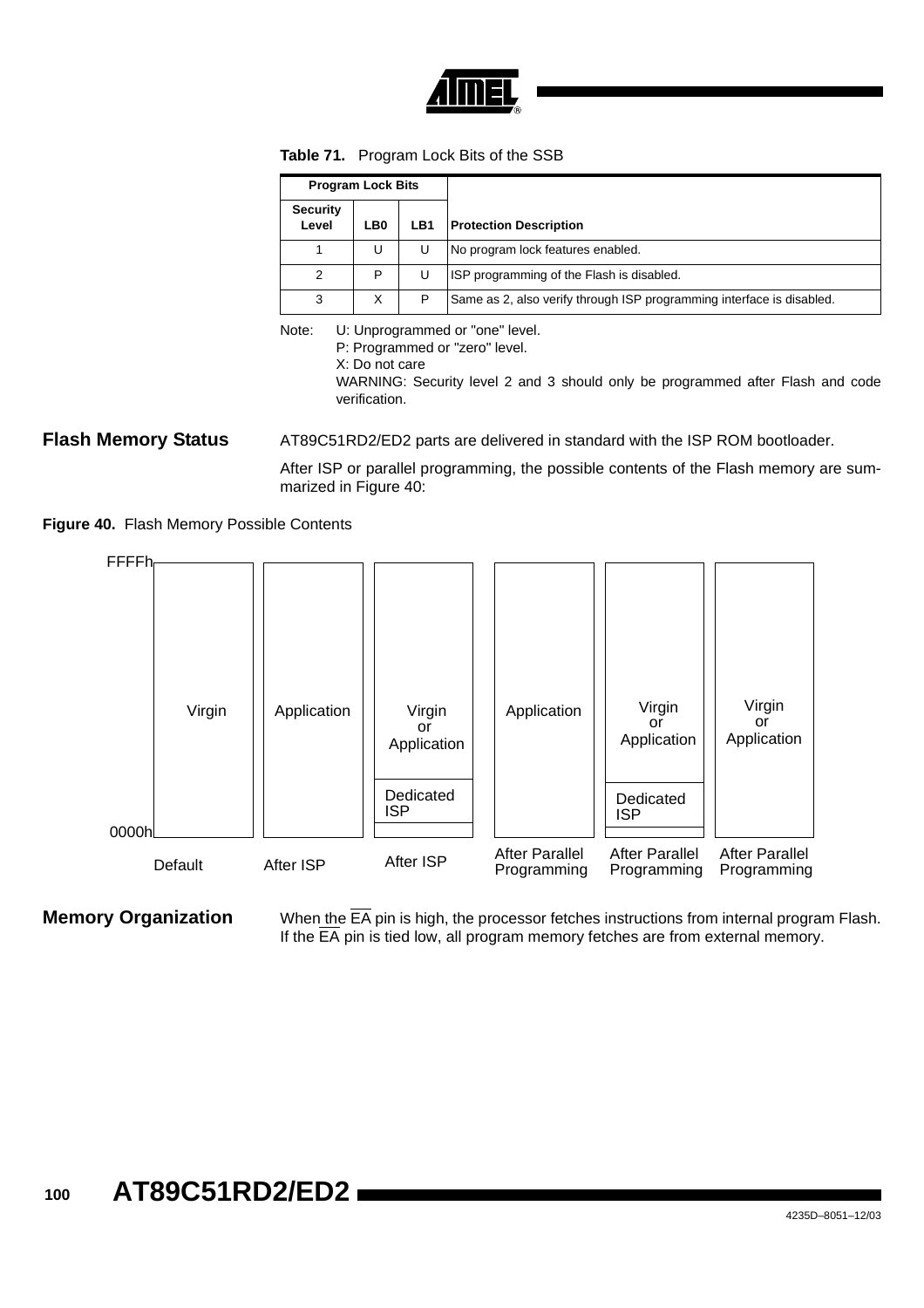**Table 71.** Program Lock Bits of the SSB

| Program Lock Bits | | | |
|---|---|---|---|
| Security Level | LB0 | LB1 | Protection Description |
| 1 | U | U | No program lock features enabled. |
| 2 | P | U | ISP programming of the Flash is disabled. |
| 3 | X | P | Same as 2, also verify through ISP programming interface is disabled. |

Note: U: Unprogrammed or "one" level.
P: Programmed or "zero" level.
X: Do not care
WARNING: Security level 2 and 3 should only be programmed after Flash and code verification.

## Flash Memory Status

AT89C51RD2/ED2 parts are delivered in standard with the ISP ROM bootloader.

After ISP or parallel programming, the possible contents of the Flash memory are summarized in Figure 40:

**Figure 40.** Flash Memory Possible Contents

| | Default | After ISP | After ISP | After Parallel Programming | After Parallel Programming | After Parallel Programming |
|---|---|---|---|---|---|---|
| FFFFh – 0000h | Virgin | Application | Virgin or Application / Dedicated ISP | Application | Virgin or Application / Dedicated ISP | Virgin or Application |

## Memory Organization

When the $\overline{EA}$ pin is high, the processor fetches instructions from internal program Flash. If the $\overline{EA}$ pin is tied low, all program memory fetches are from external memory.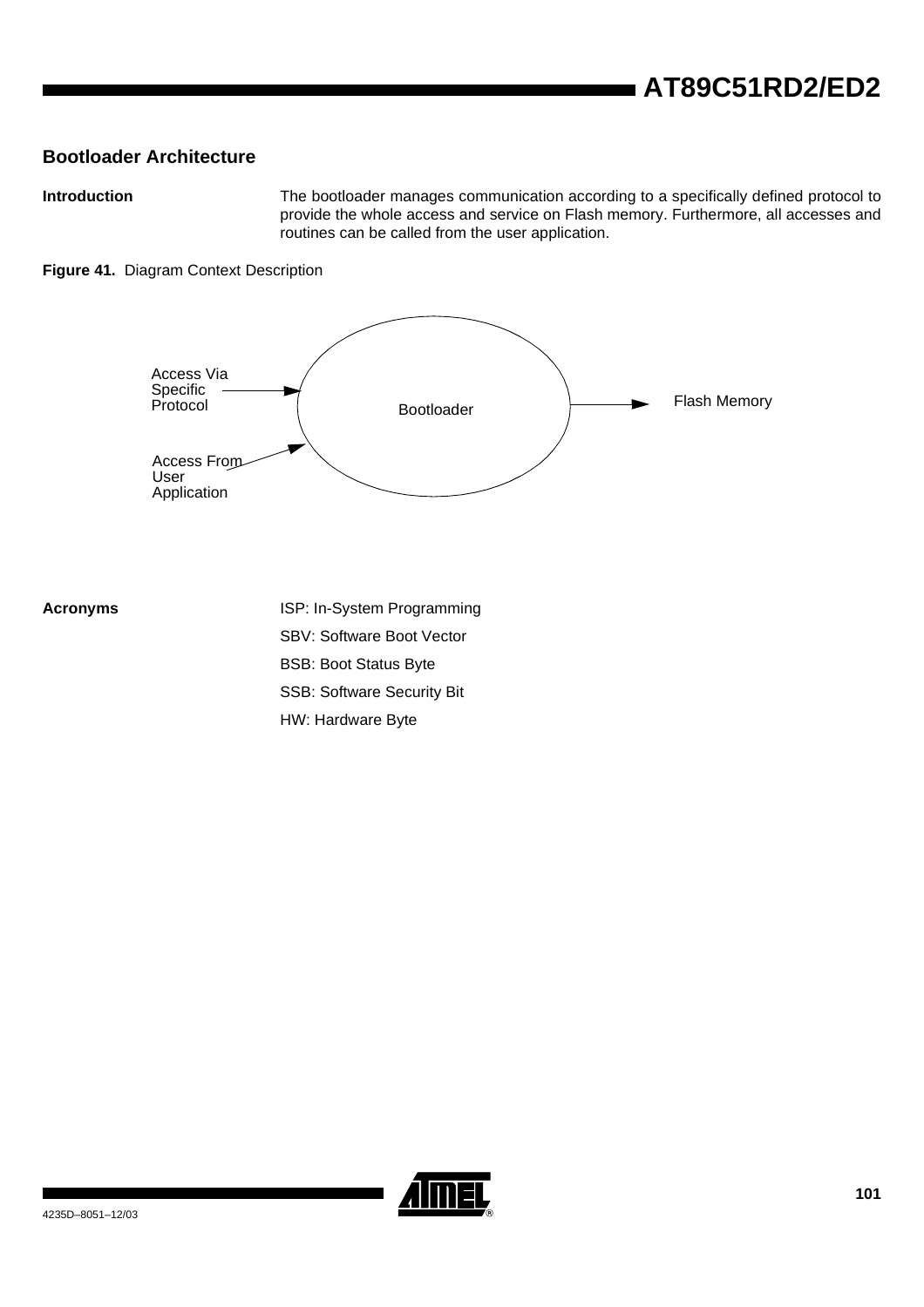## Bootloader Architecture

### Introduction

The bootloader manages communication according to a specifically defined protocol to provide the whole access and service on Flash memory. Furthermore, all accesses and routines can be called from the user application.

**Figure 41.** Diagram Context Description

Access Via Specific Protocol → Bootloader → Flash Memory

Access From User Application → Bootloader

### Acronyms

ISP: In-System Programming

SBV: Software Boot Vector

BSB: Boot Status Byte

SSB: Software Security Bit

HW: Hardware Byte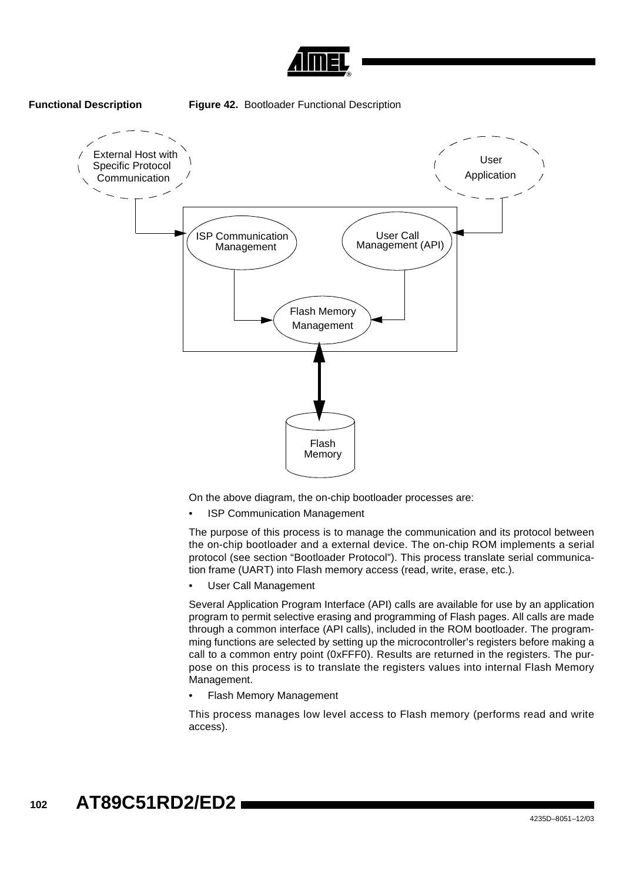## Functional Description

**Figure 42.** Bootloader Functional Description

External Host with Specific Protocol Communication

User Application

ISP Communication Management

User Call Management (API)

Flash Memory Management

Flash Memory

On the above diagram, the on-chip bootloader processes are:

- ISP Communication Management

The purpose of this process is to manage the communication and its protocol between the on-chip bootloader and a external device. The on-chip ROM implements a serial protocol (see section "Bootloader Protocol"). This process translate serial communication frame (UART) into Flash memory access (read, write, erase, etc.).

- User Call Management

Several Application Program Interface (API) calls are available for use by an application program to permit selective erasing and programming of Flash pages. All calls are made through a common interface (API calls), included in the ROM bootloader. The programming functions are selected by setting up the microcontroller's registers before making a call to a common entry point (0xFFF0). Results are returned in the registers. The purpose on this process is to translate the registers values into internal Flash Memory Management.

- Flash Memory Management

This process manages low level access to Flash memory (performs read and write access).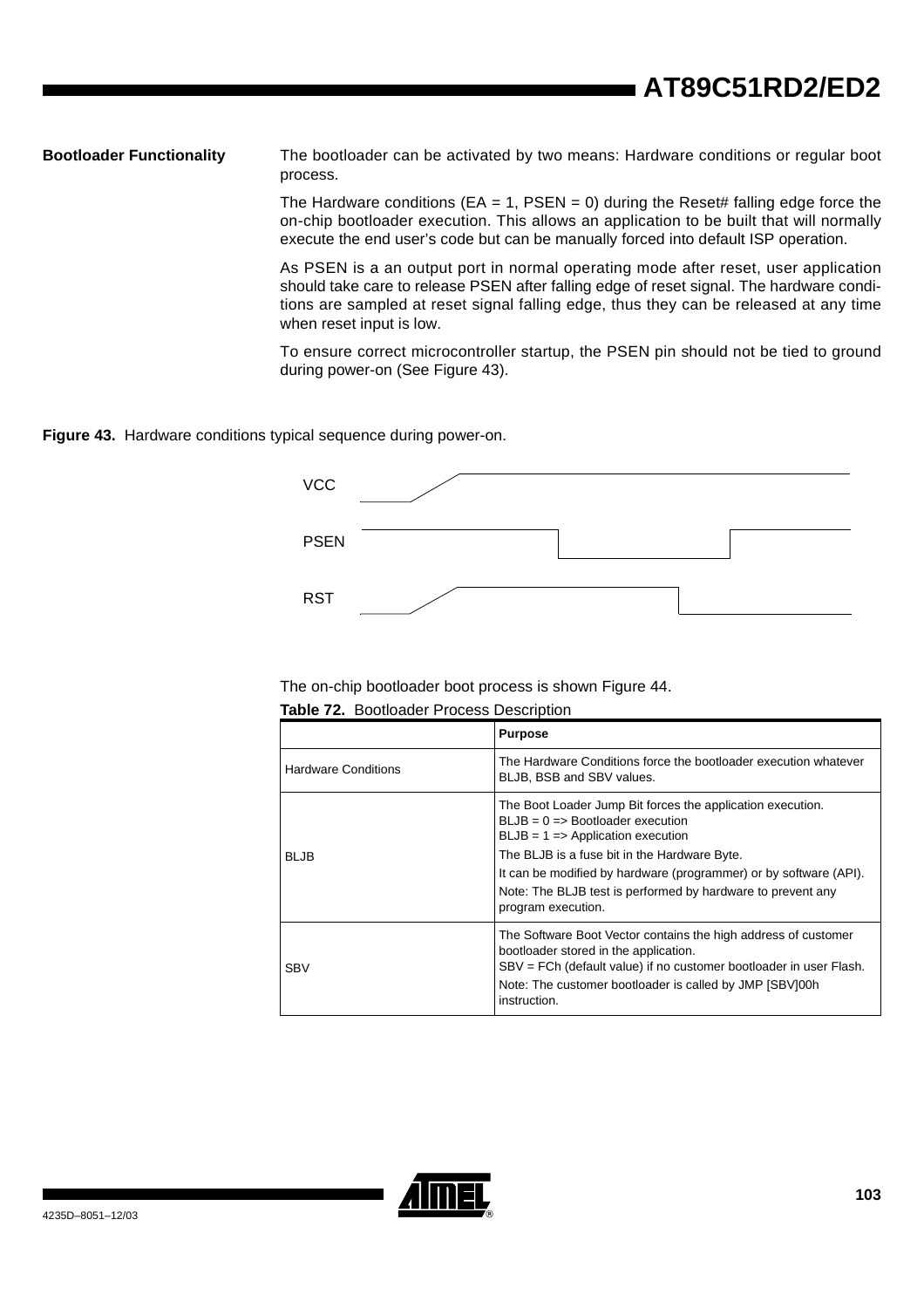## Bootloader Functionality

The bootloader can be activated by two means: Hardware conditions or regular boot process.

The Hardware conditions (EA = 1, PSEN = 0) during the Reset# falling edge force the on-chip bootloader execution. This allows an application to be built that will normally execute the end user's code but can be manually forced into default ISP operation.

As PSEN is a an output port in normal operating mode after reset, user application should take care to release PSEN after falling edge of reset signal. The hardware conditions are sampled at reset signal falling edge, thus they can be released at any time when reset input is low.

To ensure correct microcontroller startup, the PSEN pin should not be tied to ground during power-on (See Figure 43).

**Figure 43.** Hardware conditions typical sequence during power-on.

VCC

PSEN

RST

The on-chip bootloader boot process is shown Figure 44.

**Table 72.** Bootloader Process Description

| | Purpose |
|---|---|
| Hardware Conditions | The Hardware Conditions force the bootloader execution whatever BLJB, BSB and SBV values. |
| BLJB | The Boot Loader Jump Bit forces the application execution.<br>BLJB = 0 => Bootloader execution<br>BLJB = 1 => Application execution<br>The BLJB is a fuse bit in the Hardware Byte.<br>It can be modified by hardware (programmer) or by software (API).<br>Note: The BLJB test is performed by hardware to prevent any program execution. |
| SBV | The Software Boot Vector contains the high address of customer bootloader stored in the application.<br>SBV = FCh (default value) if no customer bootloader in user Flash.<br>Note: The customer bootloader is called by JMP [SBV]00h instruction. |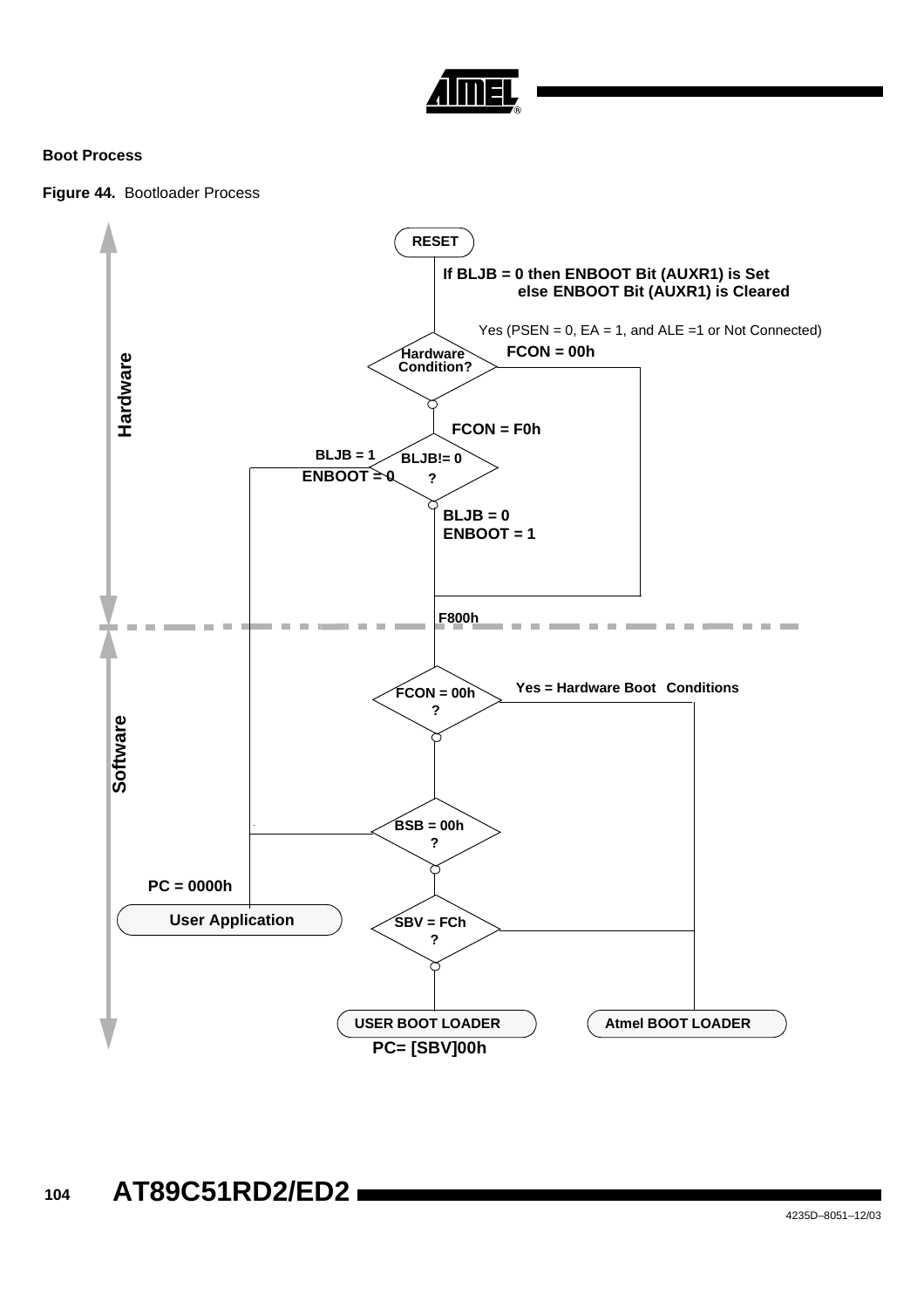## Boot Process

**Figure 44.** Bootloader Process

RESET

**If BLJB = 0 then ENBOOT Bit (AUXR1) is Set else ENBOOT Bit (AUXR1) is Cleared**

Hardware

Hardware Condition?

Yes (PSEN = 0, EA = 1, and ALE =1 or Not Connected)

**FCON = 00h**

**FCON = F0h**

BLJB!= 0 ?

**BLJB = 1**
**ENBOOT = 0**

**BLJB = 0**
**ENBOOT = 1**

**F800h**

Software

FCON = 00h ?

**Yes = Hardware Boot Conditions**

BSB = 00h ?

**PC = 0000h**

**User Application**

SBV = FCh ?

**USER BOOT LOADER**

**PC= [SBV]00h**

**Atmel BOOT LOADER**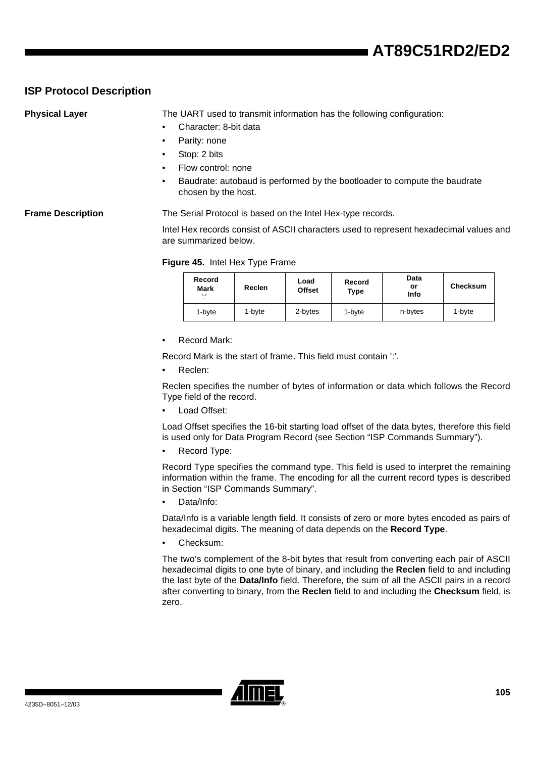## ISP Protocol Description

### Physical Layer

The UART used to transmit information has the following configuration:

- Character: 8-bit data
- Parity: none
- Stop: 2 bits
- Flow control: none
- Baudrate: autobaud is performed by the bootloader to compute the baudrate chosen by the host.

### Frame Description

The Serial Protocol is based on the Intel Hex-type records.

Intel Hex records consist of ASCII characters used to represent hexadecimal values and are summarized below.

**Figure 45.** Intel Hex Type Frame

| Record Mark ':' | Reclen | Load Offset | Record Type | Data or Info | Checksum |
|---|---|---|---|---|---|
| 1-byte | 1-byte | 2-bytes | 1-byte | n-bytes | 1-byte |

- Record Mark:

Record Mark is the start of frame. This field must contain ':'.

- Reclen:

Reclen specifies the number of bytes of information or data which follows the Record Type field of the record.

- Load Offset:

Load Offset specifies the 16-bit starting load offset of the data bytes, therefore this field is used only for Data Program Record (see Section "ISP Commands Summary").

- Record Type:

Record Type specifies the command type. This field is used to interpret the remaining information within the frame. The encoding for all the current record types is described in Section "ISP Commands Summary".

- Data/Info:

Data/Info is a variable length field. It consists of zero or more bytes encoded as pairs of hexadecimal digits. The meaning of data depends on the **Record Type**.

- Checksum:

The two's complement of the 8-bit bytes that result from converting each pair of ASCII hexadecimal digits to one byte of binary, and including the **Reclen** field to and including the last byte of the **Data/Info** field. Therefore, the sum of all the ASCII pairs in a record after converting to binary, from the **Reclen** field to and including the **Checksum** field, is zero.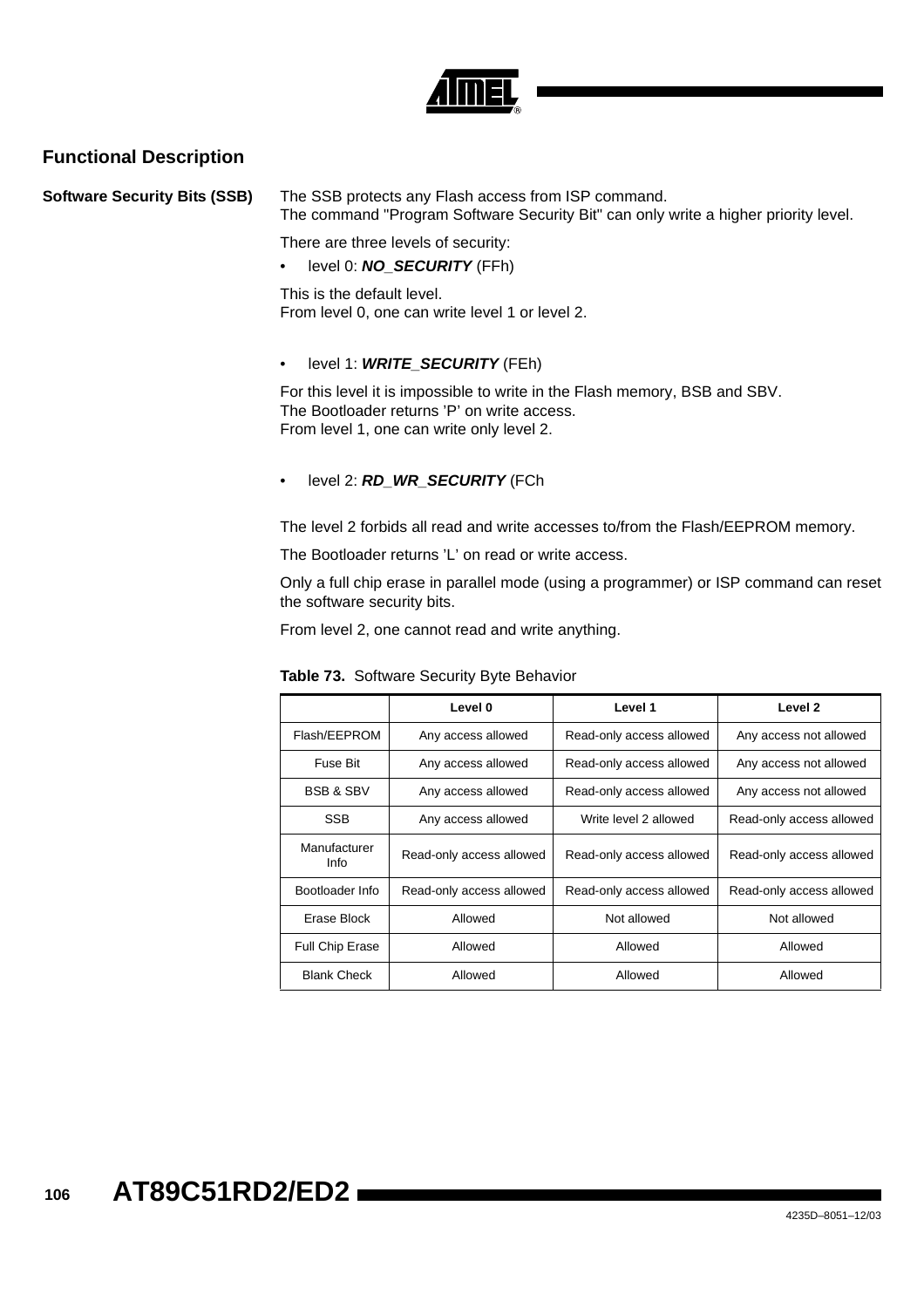## Functional Description

### Software Security Bits (SSB)

The SSB protects any Flash access from ISP command.
The command "Program Software Security Bit" can only write a higher priority level.

There are three levels of security:

- level 0: ***NO_SECURITY*** (FFh)

This is the default level.
From level 0, one can write level 1 or level 2.

- level 1: ***WRITE_SECURITY*** (FEh)

For this level it is impossible to write in the Flash memory, BSB and SBV.
The Bootloader returns 'P' on write access.
From level 1, one can write only level 2.

- level 2: ***RD_WR_SECURITY*** (FCh

The level 2 forbids all read and write accesses to/from the Flash/EEPROM memory.

The Bootloader returns 'L' on read or write access.

Only a full chip erase in parallel mode (using a programmer) or ISP command can reset the software security bits.

From level 2, one cannot read and write anything.

**Table 73.** Software Security Byte Behavior

| | Level 0 | Level 1 | Level 2 |
|---|---|---|---|
| Flash/EEPROM | Any access allowed | Read-only access allowed | Any access not allowed |
| Fuse Bit | Any access allowed | Read-only access allowed | Any access not allowed |
| BSB & SBV | Any access allowed | Read-only access allowed | Any access not allowed |
| SSB | Any access allowed | Write level 2 allowed | Read-only access allowed |
| Manufacturer Info | Read-only access allowed | Read-only access allowed | Read-only access allowed |
| Bootloader Info | Read-only access allowed | Read-only access allowed | Read-only access allowed |
| Erase Block | Allowed | Not allowed | Not allowed |
| Full Chip Erase | Allowed | Allowed | Allowed |
| Blank Check | Allowed | Allowed | Allowed |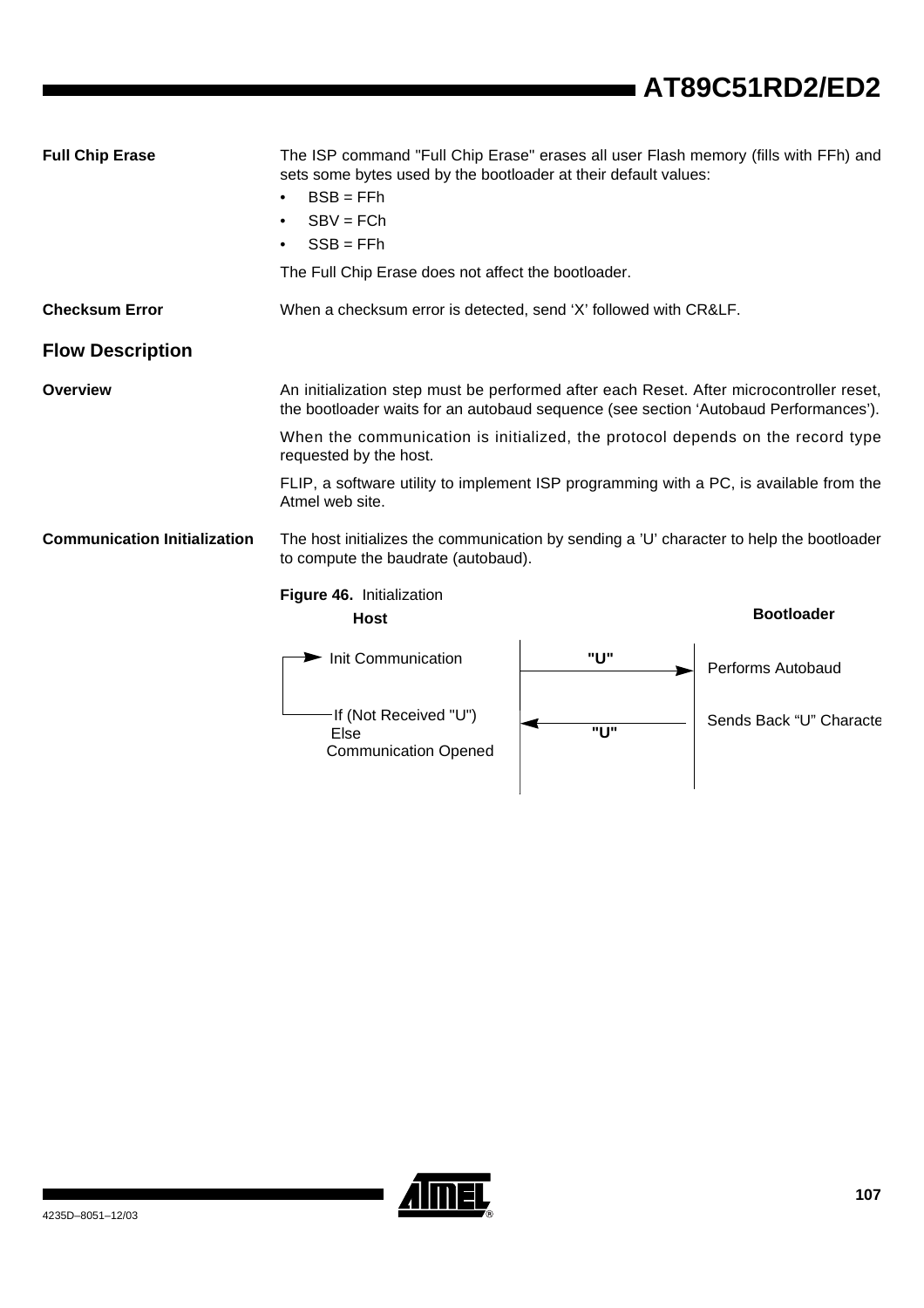**Full Chip Erase**

The ISP command "Full Chip Erase" erases all user Flash memory (fills with FFh) and sets some bytes used by the bootloader at their default values:

- BSB = FFh
- SBV = FCh
- SSB = FFh

The Full Chip Erase does not affect the bootloader.

**Checksum Error**

When a checksum error is detected, send 'X' followed with CR&LF.

## Flow Description

**Overview**

An initialization step must be performed after each Reset. After microcontroller reset, the bootloader waits for an autobaud sequence (see section 'Autobaud Performances').

When the communication is initialized, the protocol depends on the record type requested by the host.

FLIP, a software utility to implement ISP programming with a PC, is available from the Atmel web site.

**Communication Initialization**

The host initializes the communication by sending a 'U' character to help the bootloader to compute the baudrate (autobaud).

**Figure 46.** Initialization

| Host | | Bootloader |
|---|---|---|
| Init Communication | "U" → | Performs Autobaud |
| If (Not Received "U") Else Communication Opened | ← "U" | Sends Back "U" Characte |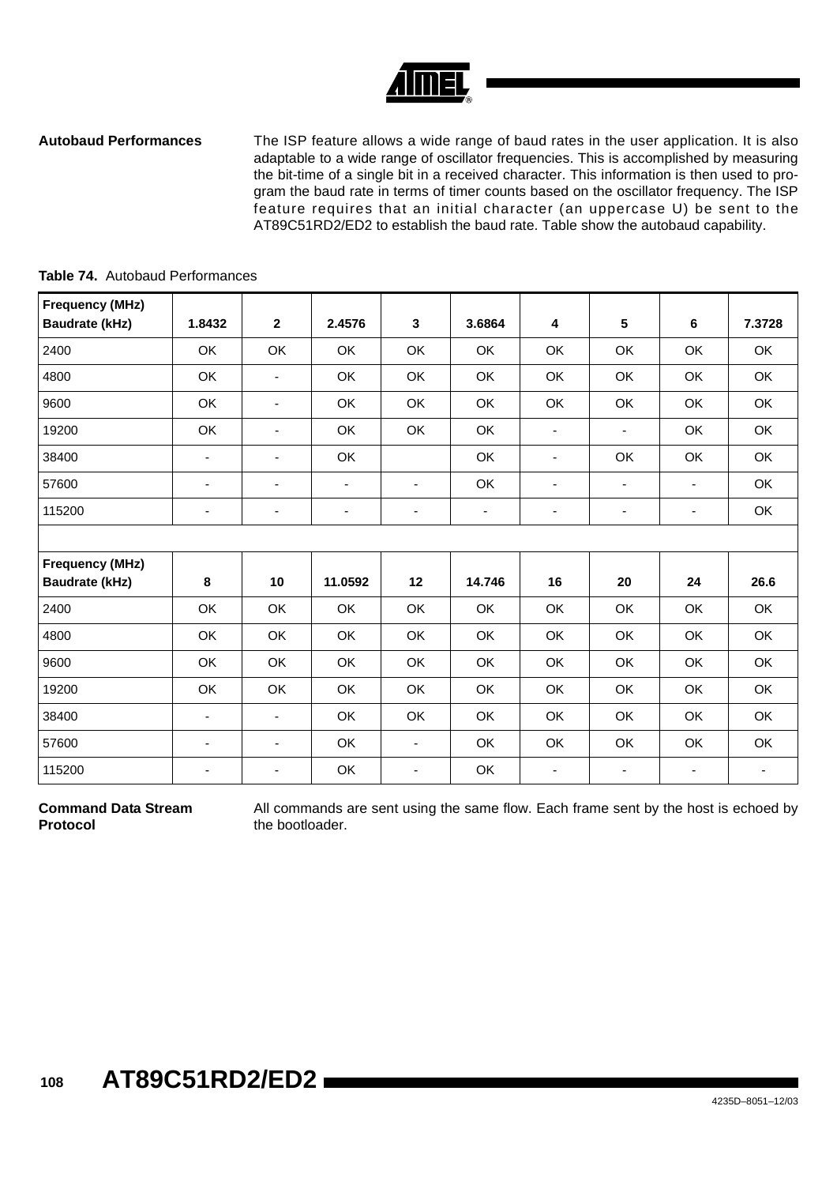### Autobaud Performances

The ISP feature allows a wide range of baud rates in the user application. It is also adaptable to a wide range of oscillator frequencies. This is accomplished by measuring the bit-time of a single bit in a received character. This information is then used to program the baud rate in terms of timer counts based on the oscillator frequency. The ISP feature requires that an initial character (an uppercase U) be sent to the AT89C51RD2/ED2 to establish the baud rate. Table show the autobaud capability.

**Table 74.** Autobaud Performances

| **Frequency (MHz)** **Baudrate (kHz)** | **1.8432** | **2** | **2.4576** | **3** | **3.6864** | **4** | **5** | **6** | **7.3728** |
|---|---|---|---|---|---|---|---|---|---|
| 2400 | OK | OK | OK | OK | OK | OK | OK | OK | OK |
| 4800 | OK | - | OK | OK | OK | OK | OK | OK | OK |
| 9600 | OK | - | OK | OK | OK | OK | OK | OK | OK |
| 19200 | OK | - | OK | OK | OK | - | - | OK | OK |
| 38400 | - | - | OK | | OK | - | OK | OK | OK |
| 57600 | - | - | - | - | OK | - | - | - | OK |
| 115200 | - | - | - | - | - | - | - | - | OK |
| | | | | | | | | | |
| **Frequency (MHz)** **Baudrate (kHz)** | **8** | **10** | **11.0592** | **12** | **14.746** | **16** | **20** | **24** | **26.6** |
| 2400 | OK | OK | OK | OK | OK | OK | OK | OK | OK |
| 4800 | OK | OK | OK | OK | OK | OK | OK | OK | OK |
| 9600 | OK | OK | OK | OK | OK | OK | OK | OK | OK |
| 19200 | OK | OK | OK | OK | OK | OK | OK | OK | OK |
| 38400 | - | - | OK | OK | OK | OK | OK | OK | OK |
| 57600 | - | - | OK | - | OK | OK | OK | OK | OK |
| 115200 | - | - | OK | - | OK | - | - | - | - |

### Command Data Stream Protocol

All commands are sent using the same flow. Each frame sent by the host is echoed by the bootloader.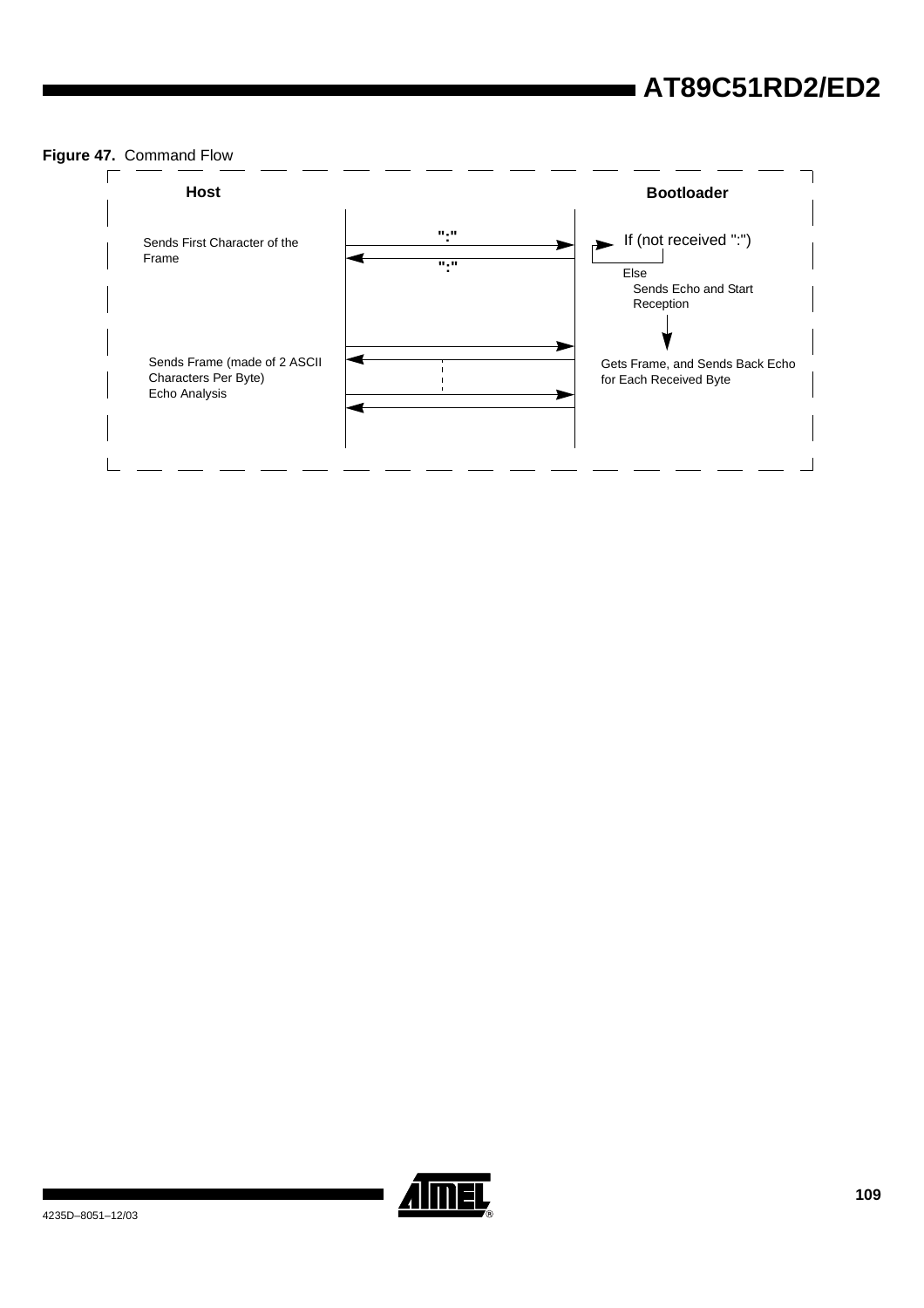**Figure 47.** Command Flow

| Host | | Bootloader |
|---|---|---|
| Sends First Character of the Frame | ":" → | If (not received ":") |
| | ← ":" | Else Sends Echo and Start Reception |
| Sends Frame (made of 2 ASCII Characters Per Byte) Echo Analysis | → ← → ← | Gets Frame, and Sends Back Echo for Each Received Byte |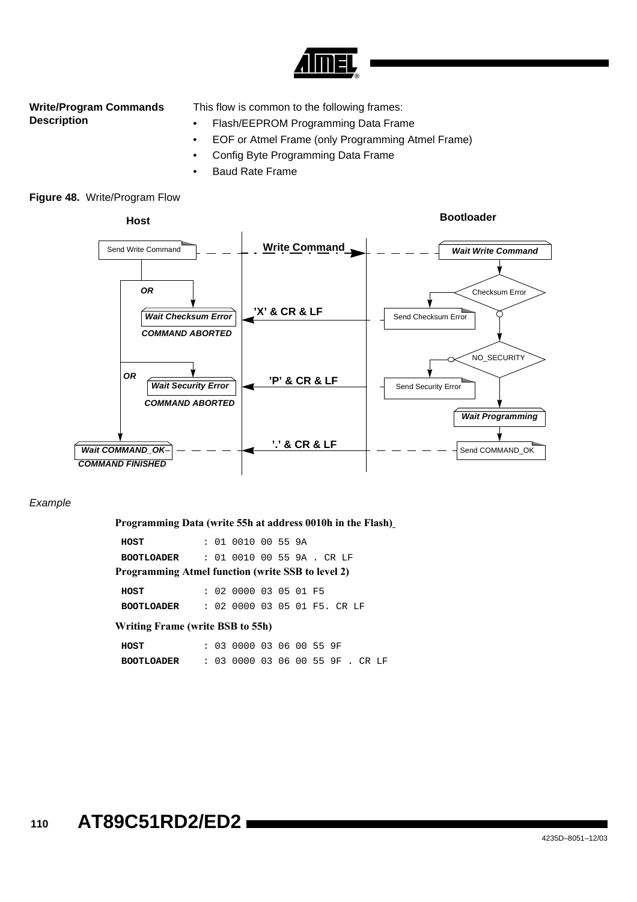## Write/Program Commands Description

This flow is common to the following frames:

- Flash/EEPROM Programming Data Frame
- EOF or Atmel Frame (only Programming Atmel Frame)
- Config Byte Programming Data Frame
- Baud Rate Frame

**Figure 48.** Write/Program Flow

*Example*

**Programming Data (write 55h at address 0010h in the Flash)**

```
HOST          : 01 0010 00 55 9A
BOOTLOADER    : 01 0010 00 55 9A . CR LF
```

**Programming Atmel function (write SSB to level 2)**

```
HOST          : 02 0000 03 05 01 F5
BOOTLOADER    : 02 0000 03 05 01 F5. CR LF
```

**Writing Frame (write BSB to 55h)**

```
HOST          : 03 0000 03 06 00 55 9F
BOOTLOADER    : 03 0000 03 06 00 55 9F . CR LF
```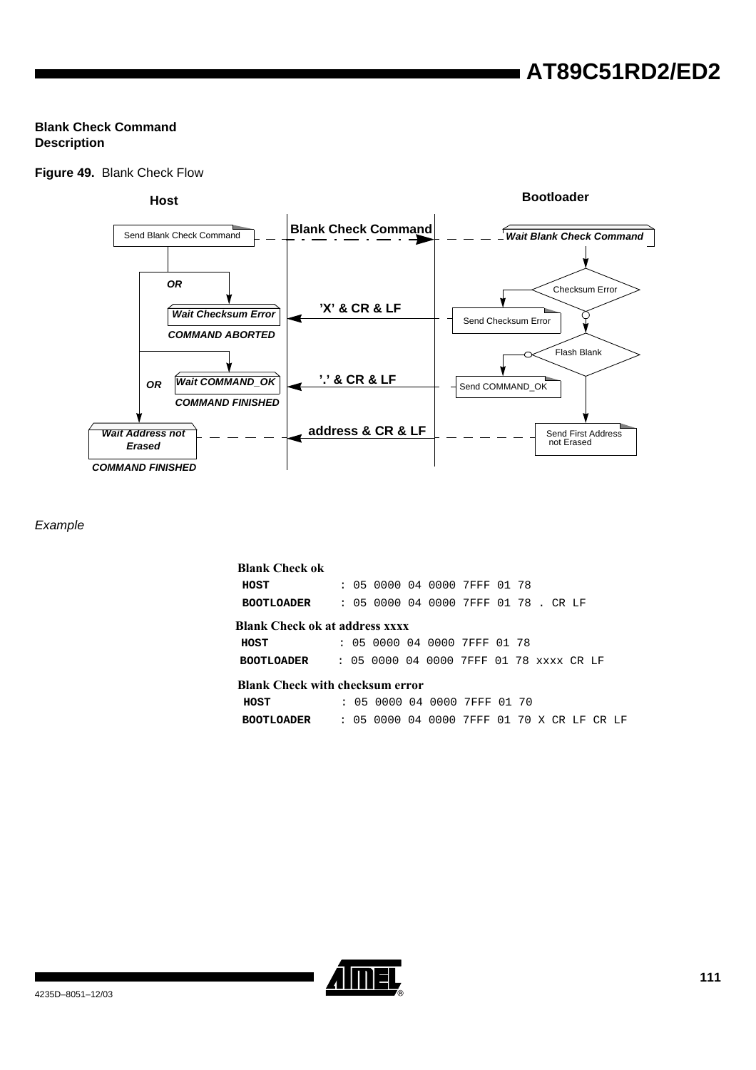### Blank Check Command Description

**Figure 49.** Blank Check Flow

Host | Bootloader

- Send Blank Check Command — **Blank Check Command** → *Wait Blank Check Command*
- Checksum Error → Send Checksum Error — **'X' & CR & LF** → *Wait Checksum Error* — *COMMAND ABORTED*
- Flash Blank → Send COMMAND_OK — **'.' & CR & LF** → *Wait COMMAND_OK* — *COMMAND FINISHED*
- Send First Address not Erased — **address & CR & LF** → *Wait Address not Erased* — *COMMAND FINISHED*

*Example*

**Blank Check ok**

```
HOST          : 05 0000 04 0000 7FFF 01 78
BOOTLOADER    : 05 0000 04 0000 7FFF 01 78 . CR LF
```

**Blank Check ok at address xxxx**

```
HOST          : 05 0000 04 0000 7FFF 01 78
BOOTLOADER    : 05 0000 04 0000 7FFF 01 78 xxxx CR LF
```

**Blank Check with checksum error**

```
HOST          : 05 0000 04 0000 7FFF 01 70
BOOTLOADER    : 05 0000 04 0000 7FFF 01 70 X CR LF CR LF
```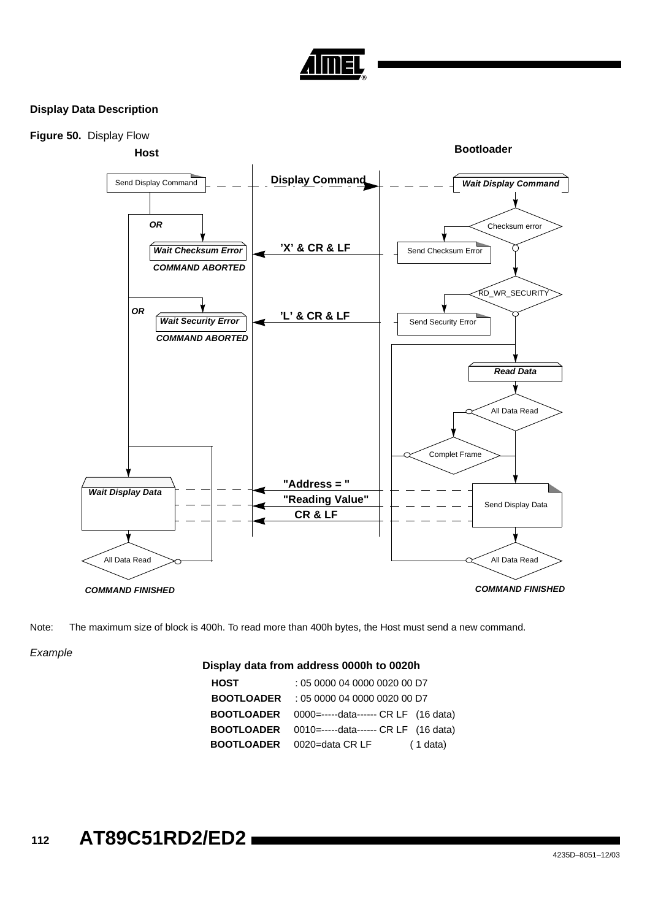### Display Data Description

**Figure 50.** Display Flow

Note: The maximum size of block is 400h. To read more than 400h bytes, the Host must send a new command.

*Example*

**Display data from address 0000h to 0020h**

| | | |
|---|---|---|
| **HOST** | : 05 0000 04 0000 0020 00 D7 | |
| **BOOTLOADER** | : 05 0000 04 0000 0020 00 D7 | |
| **BOOTLOADER** | 0000=-----data------ CR LF | (16 data) |
| **BOOTLOADER** | 0010=-----data------ CR LF | (16 data) |
| **BOOTLOADER** | 0020=data CR LF | ( 1 data) |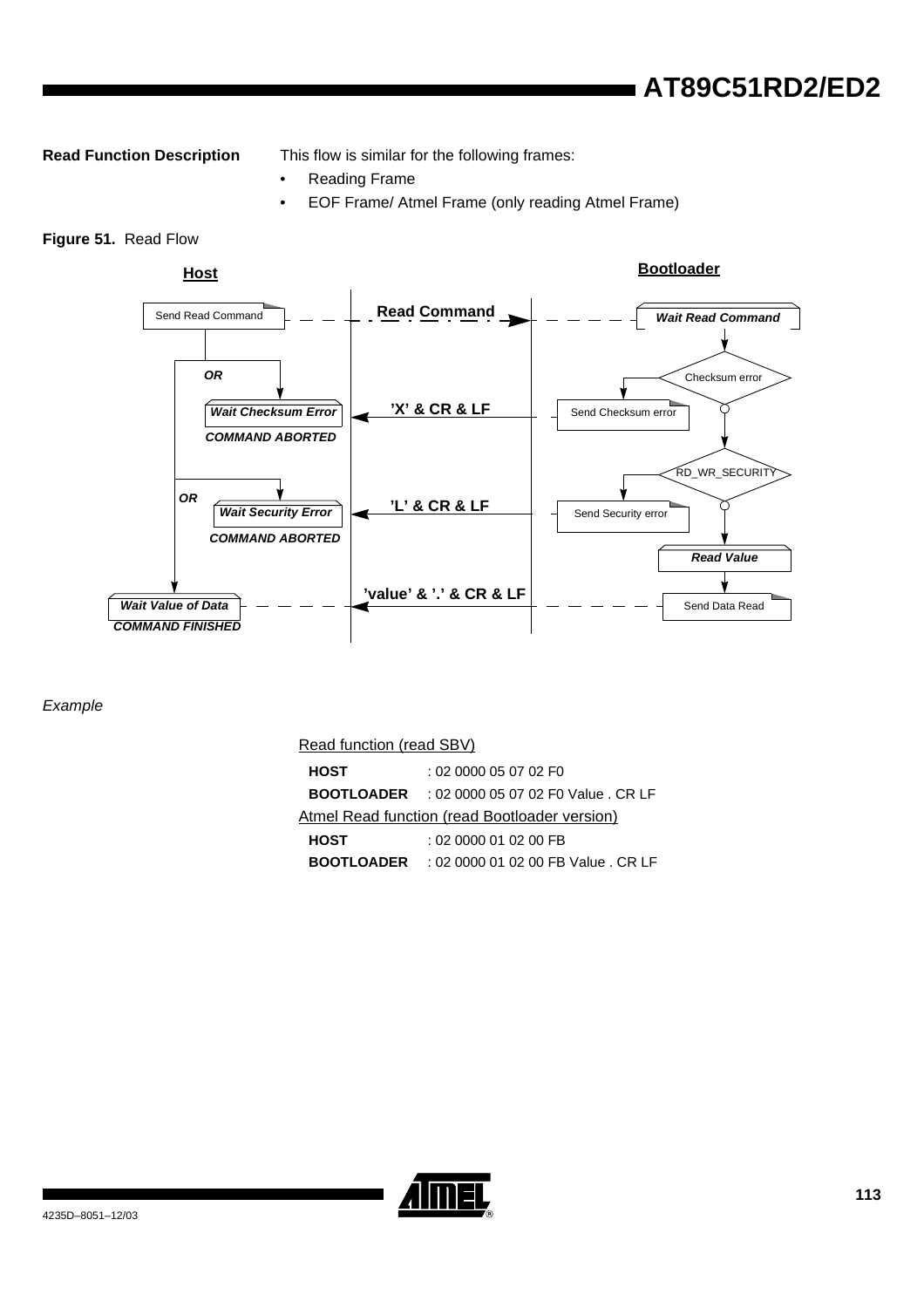**Read Function Description**

This flow is similar for the following frames:

- Reading Frame
- EOF Frame/ Atmel Frame (only reading Atmel Frame)

**Figure 51.** Read Flow

*Example*

Read function (read SBV)

| | |
|---|---|
| **HOST** | : 02 0000 05 07 02 F0 |
| **BOOTLOADER** | : 02 0000 05 07 02 F0 Value . CR LF |

Atmel Read function (read Bootloader version)

| | |
|---|---|
| **HOST** | : 02 0000 01 02 00 FB |
| **BOOTLOADER** | : 02 0000 01 02 00 FB Value . CR LF |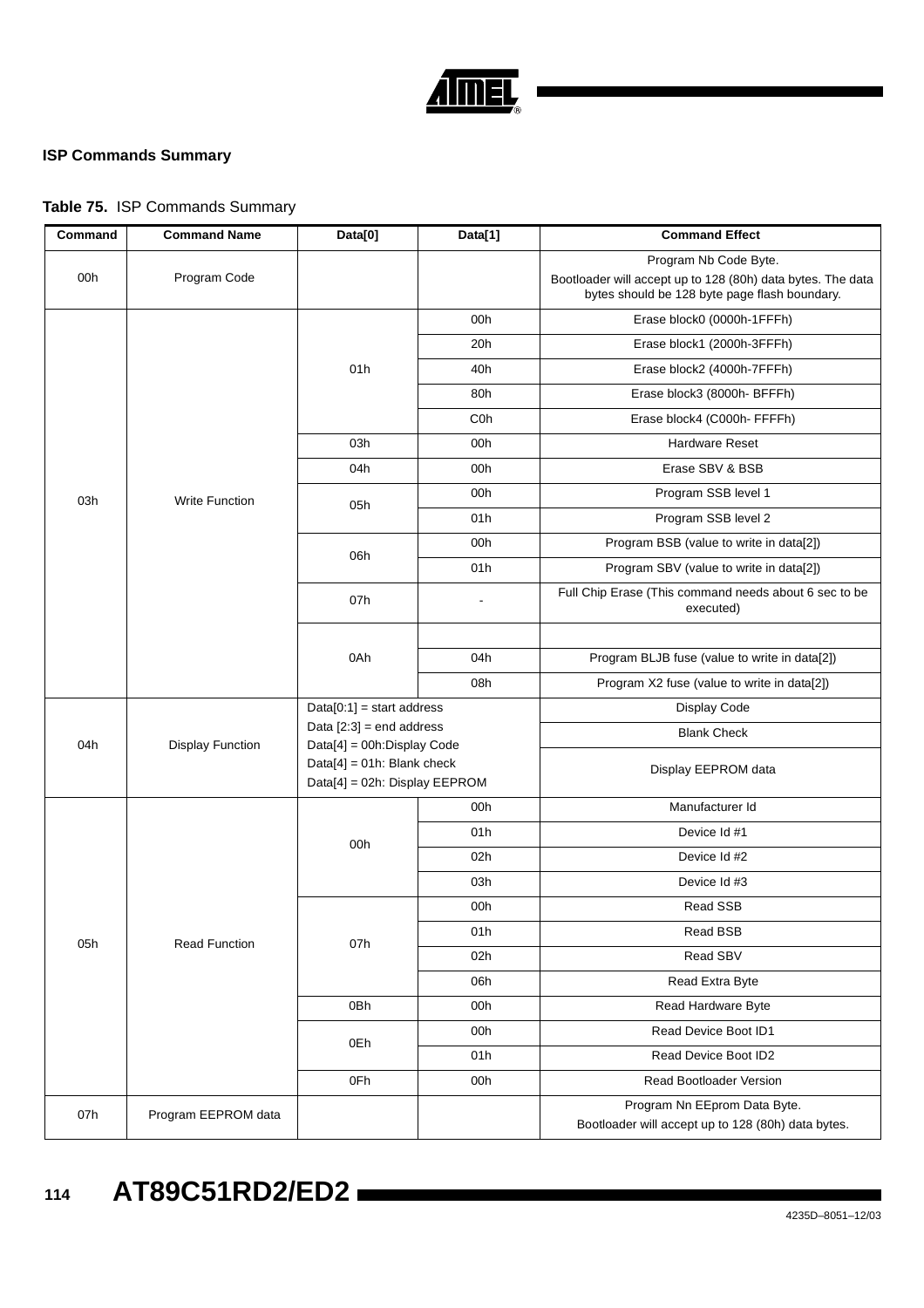### ISP Commands Summary

**Table 75.** ISP Commands Summary

| Command | Command Name | Data[0] | Data[1] | Command Effect |
|---|---|---|---|---|
| 00h | Program Code | | | Program Nb Code Byte.<br>Bootloader will accept up to 128 (80h) data bytes. The data bytes should be 128 byte page flash boundary. |
| 03h | Write Function | 01h | 00h | Erase block0 (0000h-1FFFh) |
| | | | 20h | Erase block1 (2000h-3FFFh) |
| | | | 40h | Erase block2 (4000h-7FFFh) |
| | | | 80h | Erase block3 (8000h- BFFFh) |
| | | | C0h | Erase block4 (C000h- FFFFh) |
| | | 03h | 00h | Hardware Reset |
| | | 04h | 00h | Erase SBV & BSB |
| | | 05h | 00h | Program SSB level 1 |
| | | | 01h | Program SSB level 2 |
| | | 06h | 00h | Program BSB (value to write in data[2]) |
| | | | 01h | Program SBV (value to write in data[2]) |
| | | 07h | - | Full Chip Erase (This command needs about 6 sec to be executed) |
| | | 0Ah | | |
| | | | 04h | Program BLJB fuse (value to write in data[2]) |
| | | | 08h | Program X2 fuse (value to write in data[2]) |
| 04h | Display Function | Data[0:1] = start address<br>Data [2:3] = end address<br>Data[4] = 00h:Display Code<br>Data[4] = 01h: Blank check<br>Data[4] = 02h: Display EEPROM | | Display Code |
| | | | | Blank Check |
| | | | | Display EEPROM data |
| 05h | Read Function | 00h | 00h | Manufacturer Id |
| | | | 01h | Device Id #1 |
| | | | 02h | Device Id #2 |
| | | | 03h | Device Id #3 |
| | | 07h | 00h | Read SSB |
| | | | 01h | Read BSB |
| | | | 02h | Read SBV |
| | | | 06h | Read Extra Byte |
| | | 0Bh | 00h | Read Hardware Byte |
| | | 0Eh | 00h | Read Device Boot ID1 |
| | | | 01h | Read Device Boot ID2 |
| | | 0Fh | 00h | Read Bootloader Version |
| 07h | Program EEPROM data | | | Program Nn EEprom Data Byte.<br>Bootloader will accept up to 128 (80h) data bytes. |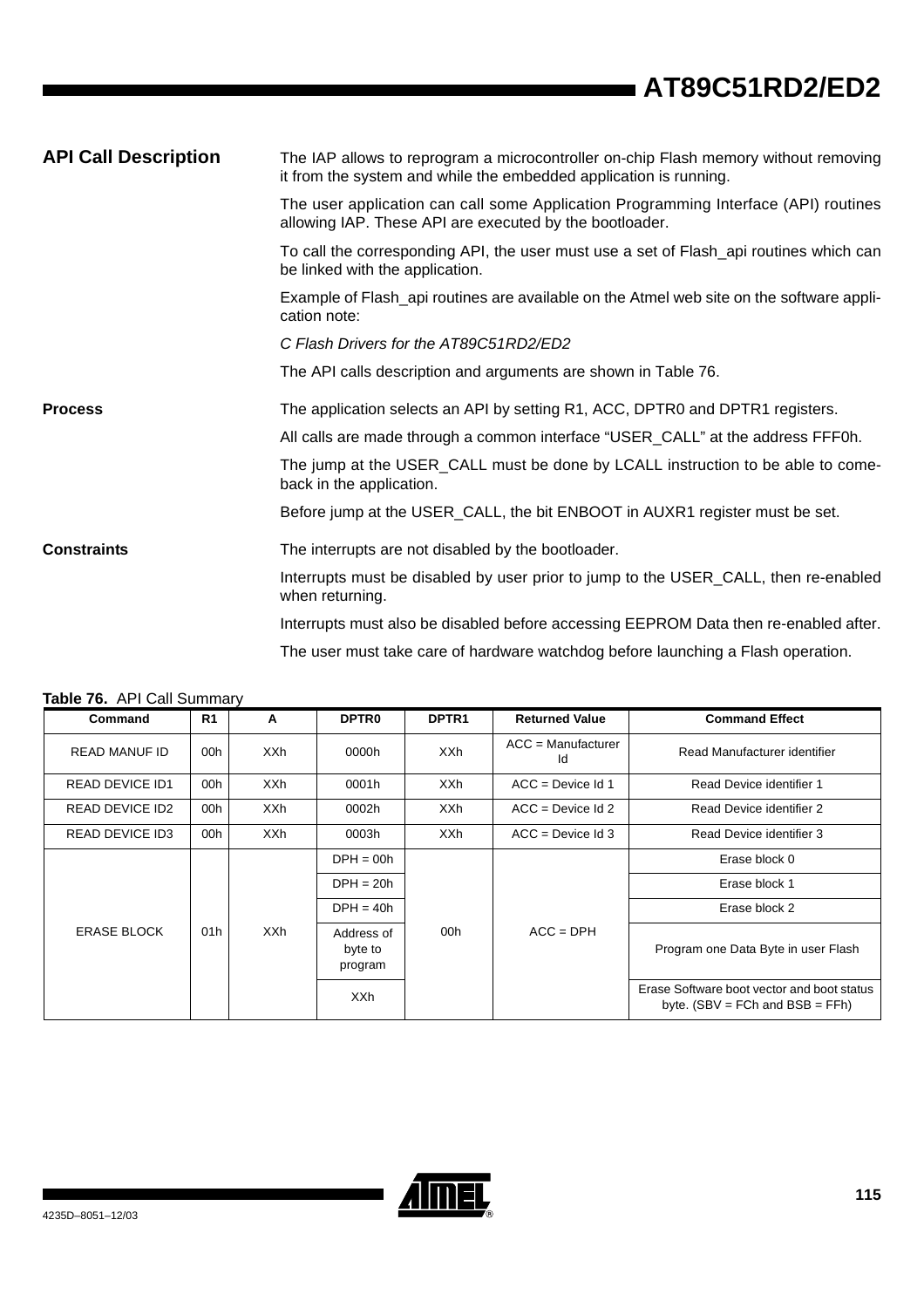## API Call Description

The IAP allows to reprogram a microcontroller on-chip Flash memory without removing it from the system and while the embedded application is running.

The user application can call some Application Programming Interface (API) routines allowing IAP. These API are executed by the bootloader.

To call the corresponding API, the user must use a set of Flash_api routines which can be linked with the application.

Example of Flash_api routines are available on the Atmel web site on the software application note:

*C Flash Drivers for the AT89C51RD2/ED2*

The API calls description and arguments are shown in Table 76.

## Process

The application selects an API by setting R1, ACC, DPTR0 and DPTR1 registers.

All calls are made through a common interface "USER_CALL" at the address FFF0h.

The jump at the USER_CALL must be done by LCALL instruction to be able to comeback in the application.

Before jump at the USER_CALL, the bit ENBOOT in AUXR1 register must be set.

## Constraints

The interrupts are not disabled by the bootloader.

Interrupts must be disabled by user prior to jump to the USER_CALL, then re-enabled when returning.

Interrupts must also be disabled before accessing EEPROM Data then re-enabled after.

The user must take care of hardware watchdog before launching a Flash operation.

**Table 76.** API Call Summary

| Command | R1 | A | DPTR0 | DPTR1 | Returned Value | Command Effect |
|---|---|---|---|---|---|---|
| READ MANUF ID | 00h | XXh | 0000h | XXh | ACC = Manufacturer Id | Read Manufacturer identifier |
| READ DEVICE ID1 | 00h | XXh | 0001h | XXh | ACC = Device Id 1 | Read Device identifier 1 |
| READ DEVICE ID2 | 00h | XXh | 0002h | XXh | ACC = Device Id 2 | Read Device identifier 2 |
| READ DEVICE ID3 | 00h | XXh | 0003h | XXh | ACC = Device Id 3 | Read Device identifier 3 |
| ERASE BLOCK | 01h | XXh | DPH = 00h | 00h | ACC = DPH | Erase block 0 |
| | | | DPH = 20h | | | Erase block 1 |
| | | | DPH = 40h | | | Erase block 2 |
| | | | Address of byte to program | | | Program one Data Byte in user Flash |
| | | | XXh | | | Erase Software boot vector and boot status byte. (SBV = FCh and BSB = FFh) |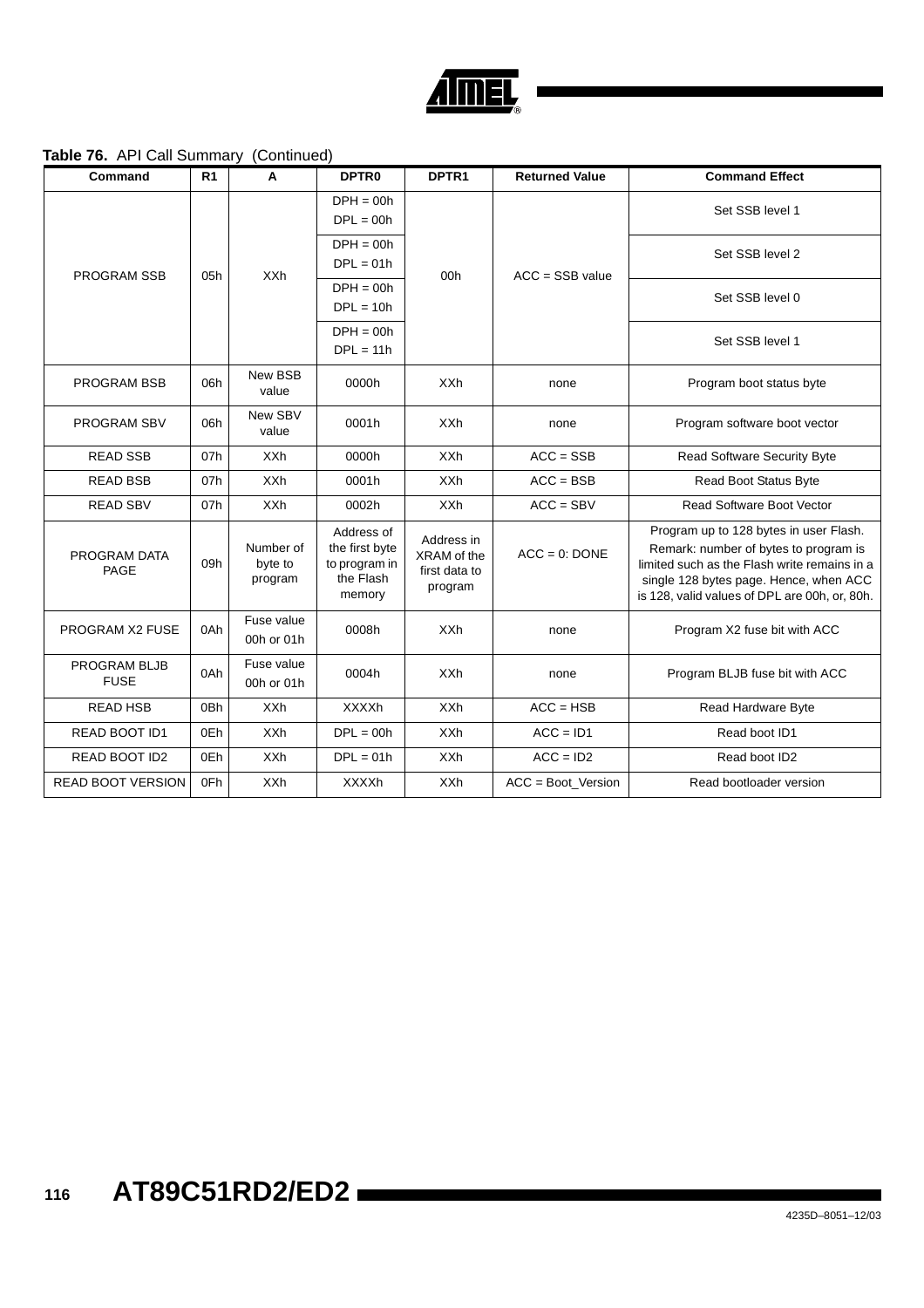**Table 76.** API Call Summary (Continued)

| Command | R1 | A | DPTR0 | DPTR1 | Returned Value | Command Effect |
|---|---|---|---|---|---|---|
| PROGRAM SSB | 05h | XXh | DPH = 00h<br>DPL = 00h | 00h | ACC = SSB value | Set SSB level 1 |
| | | | DPH = 00h<br>DPL = 01h | | | Set SSB level 2 |
| | | | DPH = 00h<br>DPL = 10h | | | Set SSB level 0 |
| | | | DPH = 00h<br>DPL = 11h | | | Set SSB level 1 |
| PROGRAM BSB | 06h | New BSB value | 0000h | XXh | none | Program boot status byte |
| PROGRAM SBV | 06h | New SBV value | 0001h | XXh | none | Program software boot vector |
| READ SSB | 07h | XXh | 0000h | XXh | ACC = SSB | Read Software Security Byte |
| READ BSB | 07h | XXh | 0001h | XXh | ACC = BSB | Read Boot Status Byte |
| READ SBV | 07h | XXh | 0002h | XXh | ACC = SBV | Read Software Boot Vector |
| PROGRAM DATA PAGE | 09h | Number of byte to program | Address of the first byte to program in the Flash memory | Address in XRAM of the first data to program | ACC = 0: DONE | Program up to 128 bytes in user Flash. Remark: number of bytes to program is limited such as the Flash write remains in a single 128 bytes page. Hence, when ACC is 128, valid values of DPL are 00h, or, 80h. |
| PROGRAM X2 FUSE | 0Ah | Fuse value 00h or 01h | 0008h | XXh | none | Program X2 fuse bit with ACC |
| PROGRAM BLJB FUSE | 0Ah | Fuse value 00h or 01h | 0004h | XXh | none | Program BLJB fuse bit with ACC |
| READ HSB | 0Bh | XXh | XXXXh | XXh | ACC = HSB | Read Hardware Byte |
| READ BOOT ID1 | 0Eh | XXh | DPL = 00h | XXh | ACC = ID1 | Read boot ID1 |
| READ BOOT ID2 | 0Eh | XXh | DPL = 01h | XXh | ACC = ID2 | Read boot ID2 |
| READ BOOT VERSION | 0Fh | XXh | XXXXh | XXh | ACC = Boot_Version | Read bootloader version |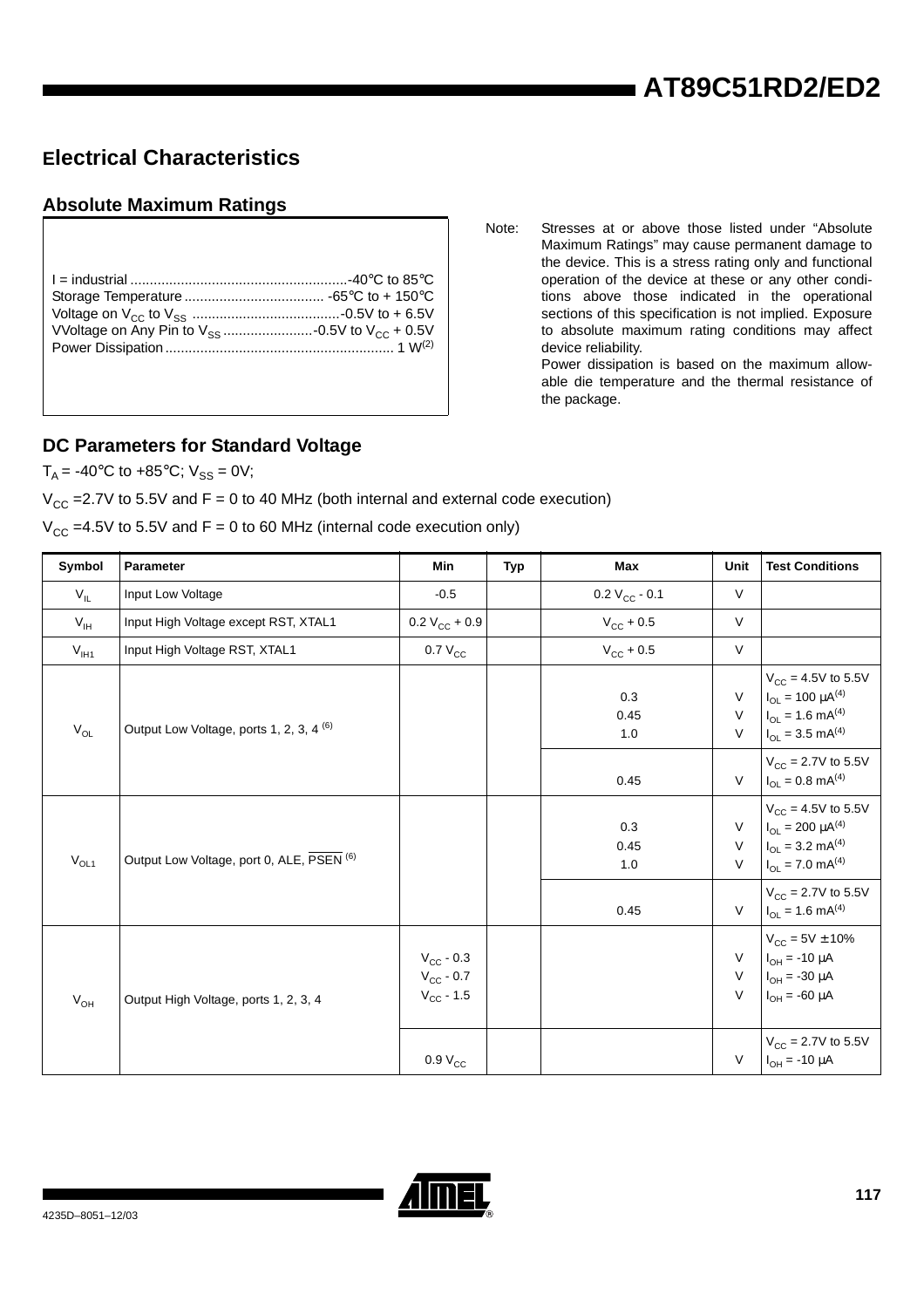## Electrical Characteristics

### Absolute Maximum Ratings

I = industrial ........................................................-40°C to 85°C
Storage Temperature .................................... -65°C to + 150°C
Voltage on $V_{CC}$ to $V_{SS}$ ......................................-0.5V to + 6.5V
VVoltage on Any Pin to $V_{SS}$ .......................-0.5V to $V_{CC}$ + 0.5V
Power Dissipation ........................................................... 1 W[(2)]

Note: Stresses at or above those listed under "Absolute Maximum Ratings" may cause permanent damage to the device. This is a stress rating only and functional operation of the device at these or any other conditions above those indicated in the operational sections of this specification is not implied. Exposure to absolute maximum rating conditions may affect device reliability.
Power dissipation is based on the maximum allowable die temperature and the thermal resistance of the package.

### DC Parameters for Standard Voltage

$T_A$ = -40°C to +85°C; $V_{SS}$ = 0V;

$V_{CC}$ =2.7V to 5.5V and F = 0 to 40 MHz (both internal and external code execution)

$V_{CC}$ =4.5V to 5.5V and F = 0 to 60 MHz (internal code execution only)

| Symbol | Parameter | Min | Typ | Max | Unit | Test Conditions |
|---|---|---|---|---|---|---|
| $V_{IL}$ | Input Low Voltage | -0.5 | | 0.2 $V_{CC}$ - 0.1 | V | |
| $V_{IH}$ | Input High Voltage except RST, XTAL1 | 0.2 $V_{CC}$ + 0.9 | | $V_{CC}$ + 0.5 | V | |
| $V_{IH1}$ | Input High Voltage RST, XTAL1 | 0.7 $V_{CC}$ | | $V_{CC}$ + 0.5 | V | |
| $V_{OL}$ | Output Low Voltage, ports 1, 2, 3, 4 [(6)] | | | 0.3<br>0.45<br>1.0 | V<br>V<br>V | $V_{CC}$ = 4.5V to 5.5V<br>$I_{OL}$ = 100 μA[(4)]<br>$I_{OL}$ = 1.6 mA[(4)]<br>$I_{OL}$ = 3.5 mA[(4)] |
| | | | | 0.45 | V | $V_{CC}$ = 2.7V to 5.5V<br>$I_{OL}$ = 0.8 mA[(4)] |
| $V_{OL1}$ | Output Low Voltage, port 0, ALE, $\overline{PSEN}$ [(6)] | | | 0.3<br>0.45<br>1.0 | V<br>V<br>V | $V_{CC}$ = 4.5V to 5.5V<br>$I_{OL}$ = 200 μA[(4)]<br>$I_{OL}$ = 3.2 mA[(4)]<br>$I_{OL}$ = 7.0 mA[(4)] |
| | | | | 0.45 | V | $V_{CC}$ = 2.7V to 5.5V<br>$I_{OL}$ = 1.6 mA[(4)] |
| $V_{OH}$ | Output High Voltage, ports 1, 2, 3, 4 | $V_{CC}$ - 0.3<br>$V_{CC}$ - 0.7<br>$V_{CC}$ - 1.5 | | | V<br>V<br>V | $V_{CC}$ = 5V ± 10%<br>$I_{OH}$ = -10 μA<br>$I_{OH}$ = -30 μA<br>$I_{OH}$ = -60 μA |
| | | 0.9 $V_{CC}$ | | | V | $V_{CC}$ = 2.7V to 5.5V<br>$I_{OH}$ = -10 μA |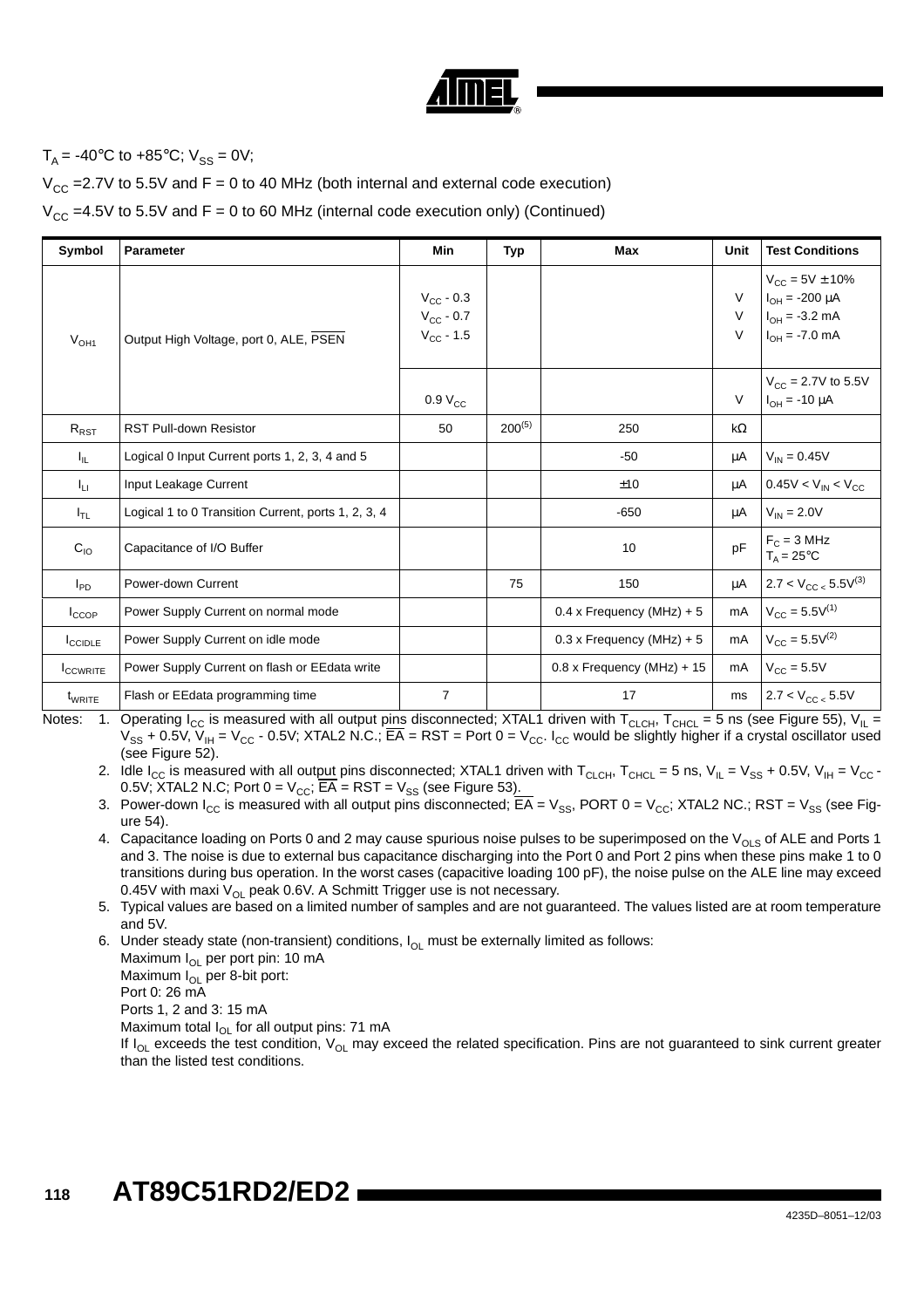$T_A$ = -40°C to +85°C; $V_{SS}$ = 0V;

$V_{CC}$ =2.7V to 5.5V and F = 0 to 40 MHz (both internal and external code execution)

$V_{CC}$ =4.5V to 5.5V and F = 0 to 60 MHz (internal code execution only) (Continued)

| Symbol | Parameter | Min | Typ | Max | Unit | Test Conditions |
|---|---|---|---|---|---|---|
| $V_{OH1}$ | Output High Voltage, port 0, ALE, $\overline{PSEN}$ | $V_{CC}$ - 0.3<br>$V_{CC}$ - 0.7<br>$V_{CC}$ - 1.5 | | | V<br>V<br>V | $V_{CC}$ = 5V ± 10%<br>$I_{OH}$ = -200 µA<br>$I_{OH}$ = -3.2 mA<br>$I_{OH}$ = -7.0 mA |
| | | 0.9 $V_{CC}$ | | | V | $V_{CC}$ = 2.7V to 5.5V<br>$I_{OH}$ = -10 µA |
| $R_{RST}$ | RST Pull-down Resistor | 50 | 200(5) | 250 | kΩ | |
| $I_{IL}$ | Logical 0 Input Current ports 1, 2, 3, 4 and 5 | | | -50 | µA | $V_{IN}$ = 0.45V |
| $I_{LI}$ | Input Leakage Current | | | ±10 | µA | 0.45V < $V_{IN}$ < $V_{CC}$ |
| $I_{TL}$ | Logical 1 to 0 Transition Current, ports 1, 2, 3, 4 | | | -650 | µA | $V_{IN}$ = 2.0V |
| $C_{IO}$ | Capacitance of I/O Buffer | | | 10 | pF | $F_C$ = 3 MHz<br>$T_A$ = 25°C |
| $I_{PD}$ | Power-down Current | | 75 | 150 | µA | 2.7 < $V_{CC}$ < 5.5V(3) |
| $I_{CCOP}$ | Power Supply Current on normal mode | | | 0.4 x Frequency (MHz) + 5 | mA | $V_{CC}$ = 5.5V(1) |
| $I_{CCIDLE}$ | Power Supply Current on idle mode | | | 0.3 x Frequency (MHz) + 5 | mA | $V_{CC}$ = 5.5V(2) |
| $I_{CCWRITE}$ | Power Supply Current on flash or EEdata write | | | 0.8 x Frequency (MHz) + 15 | mA | $V_{CC}$ = 5.5V |
| $t_{WRITE}$ | Flash or EEdata programming time | 7 | | 17 | ms | 2.7 < $V_{CC}$ < 5.5V |

Notes:
1. Operating $I_{CC}$ is measured with all output pins disconnected; XTAL1 driven with $T_{CLCH}$, $T_{CHCL}$ = 5 ns (see Figure 55), $V_{IL}$ = $V_{SS}$ + 0.5V, $V_{IH}$ = $V_{CC}$ - 0.5V; XTAL2 N.C.; $\overline{EA}$ = RST = Port 0 = $V_{CC}$. $I_{CC}$ would be slightly higher if a crystal oscillator used (see Figure 52).
2. Idle $I_{CC}$ is measured with all output pins disconnected; XTAL1 driven with $T_{CLCH}$, $T_{CHCL}$ = 5 ns, $V_{IL}$ = $V_{SS}$ + 0.5V, $V_{IH}$ = $V_{CC}$ - 0.5V; XTAL2 N.C; Port 0 = $V_{CC}$; $\overline{EA}$ = RST = $V_{SS}$ (see Figure 53).
3. Power-down $I_{CC}$ is measured with all output pins disconnected; $\overline{EA}$ = $V_{SS}$, PORT 0 = $V_{CC}$; XTAL2 NC.; RST = $V_{SS}$ (see Figure 54).
4. Capacitance loading on Ports 0 and 2 may cause spurious noise pulses to be superimposed on the $V_{OLS}$ of ALE and Ports 1 and 3. The noise is due to external bus capacitance discharging into the Port 0 and Port 2 pins when these pins make 1 to 0 transitions during bus operation. In the worst cases (capacitive loading 100 pF), the noise pulse on the ALE line may exceed 0.45V with maxi $V_{OL}$ peak 0.6V. A Schmitt Trigger use is not necessary.
5. Typical values are based on a limited number of samples and are not guaranteed. The values listed are at room temperature and 5V.
6. Under steady state (non-transient) conditions, $I_{OL}$ must be externally limited as follows:
   Maximum $I_{OL}$ per port pin: 10 mA
   Maximum $I_{OL}$ per 8-bit port:
   Port 0: 26 mA
   Ports 1, 2 and 3: 15 mA
   Maximum total $I_{OL}$ for all output pins: 71 mA
   If $I_{OL}$ exceeds the test condition, $V_{OL}$ may exceed the related specification. Pins are not guaranteed to sink current greater than the listed test conditions.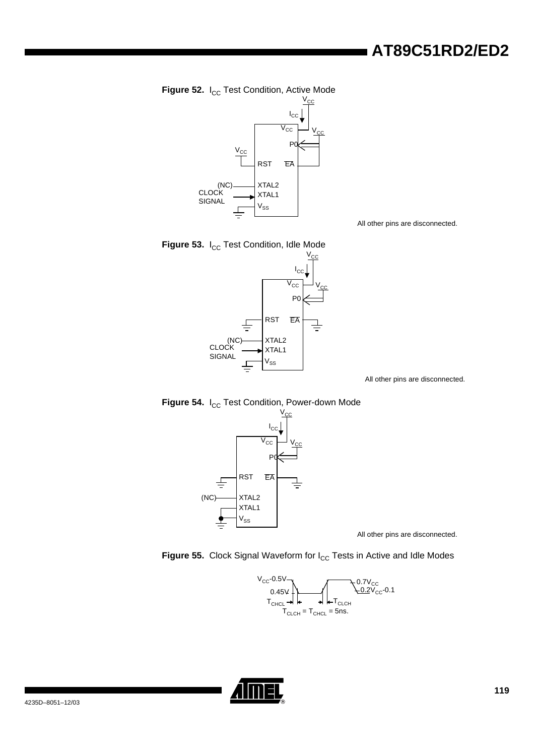**Figure 52.** $I_{CC}$ Test Condition, Active Mode

All other pins are disconnected.

**Figure 53.** $I_{CC}$ Test Condition, Idle Mode

All other pins are disconnected.

**Figure 54.** $I_{CC}$ Test Condition, Power-down Mode

All other pins are disconnected.

**Figure 55.** Clock Signal Waveform for $I_{CC}$ Tests in Active and Idle Modes

$T_{CLCH} = T_{CHCL} = 5ns.$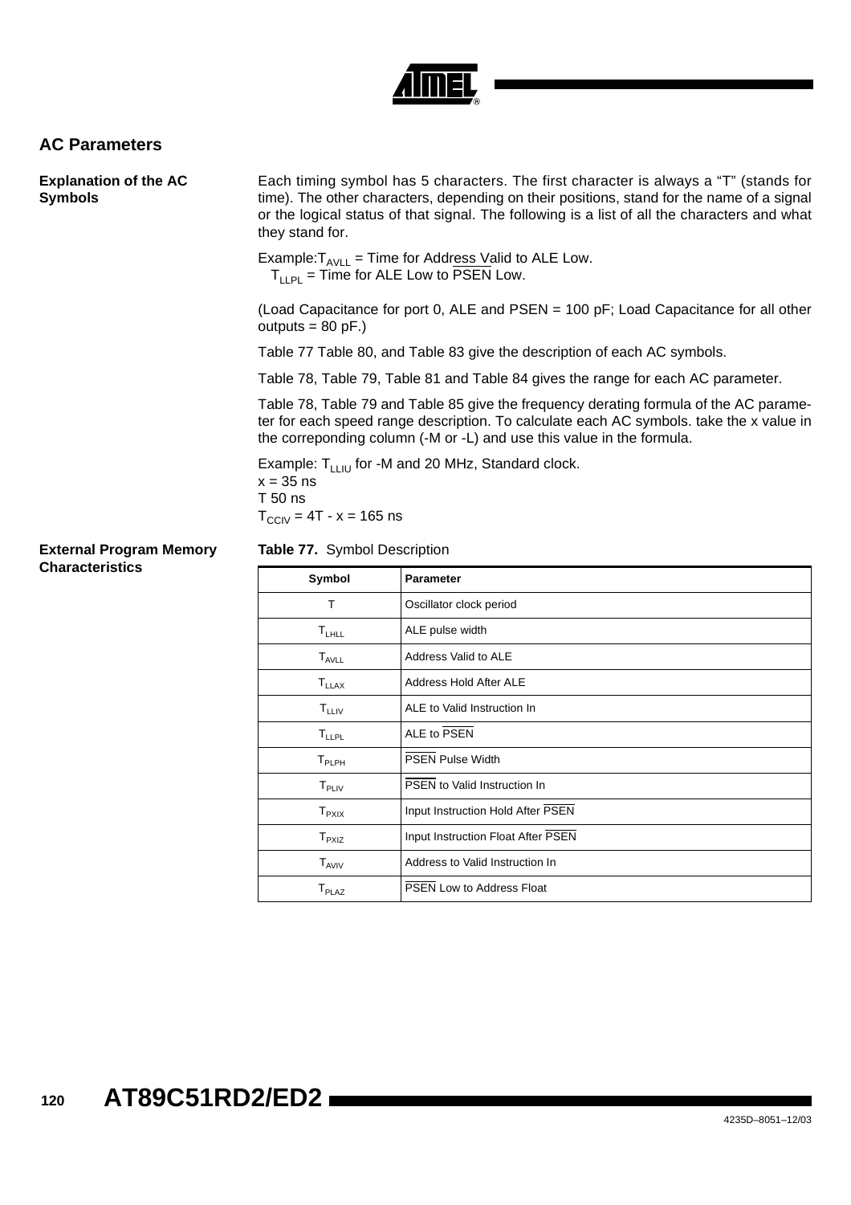## AC Parameters

### Explanation of the AC Symbols

Each timing symbol has 5 characters. The first character is always a "T" (stands for time). The other characters, depending on their positions, stand for the name of a signal or the logical status of that signal. The following is a list of all the characters and what they stand for.

Example: $T_{AVLL}$ = Time for Address Valid to ALE Low.
$T_{LLPL}$ = Time for ALE Low to $\overline{PSEN}$ Low.

(Load Capacitance for port 0, ALE and PSEN = 100 pF; Load Capacitance for all other outputs = 80 pF.)

Table 77 Table 80, and Table 83 give the description of each AC symbols.

Table 78, Table 79, Table 81 and Table 84 gives the range for each AC parameter.

Table 78, Table 79 and Table 85 give the frequency derating formula of the AC parameter for each speed range description. To calculate each AC symbols. take the x value in the correponding column (-M or -L) and use this value in the formula.

Example: $T_{LLIU}$ for -M and 20 MHz, Standard clock.
x = 35 ns
T 50 ns
$T_{CCIV}$ = 4T - x = 165 ns

### External Program Memory Characteristics

**Table 77.** Symbol Description

| Symbol | Parameter |
|---|---|
| T | Oscillator clock period |
| $T_{LHLL}$ | ALE pulse width |
| $T_{AVLL}$ | Address Valid to ALE |
| $T_{LLAX}$ | Address Hold After ALE |
| $T_{LLIV}$ | ALE to Valid Instruction In |
| $T_{LLPL}$ | ALE to $\overline{PSEN}$ |
| $T_{PLPH}$ | $\overline{PSEN}$ Pulse Width |
| $T_{PLIV}$ | $\overline{PSEN}$ to Valid Instruction In |
| $T_{PXIX}$ | Input Instruction Hold After $\overline{PSEN}$ |
| $T_{PXIZ}$ | Input Instruction Float After $\overline{PSEN}$ |
| $T_{AVIV}$ | Address to Valid Instruction In |
| $T_{PLAZ}$ | $\overline{PSEN}$ Low to Address Float |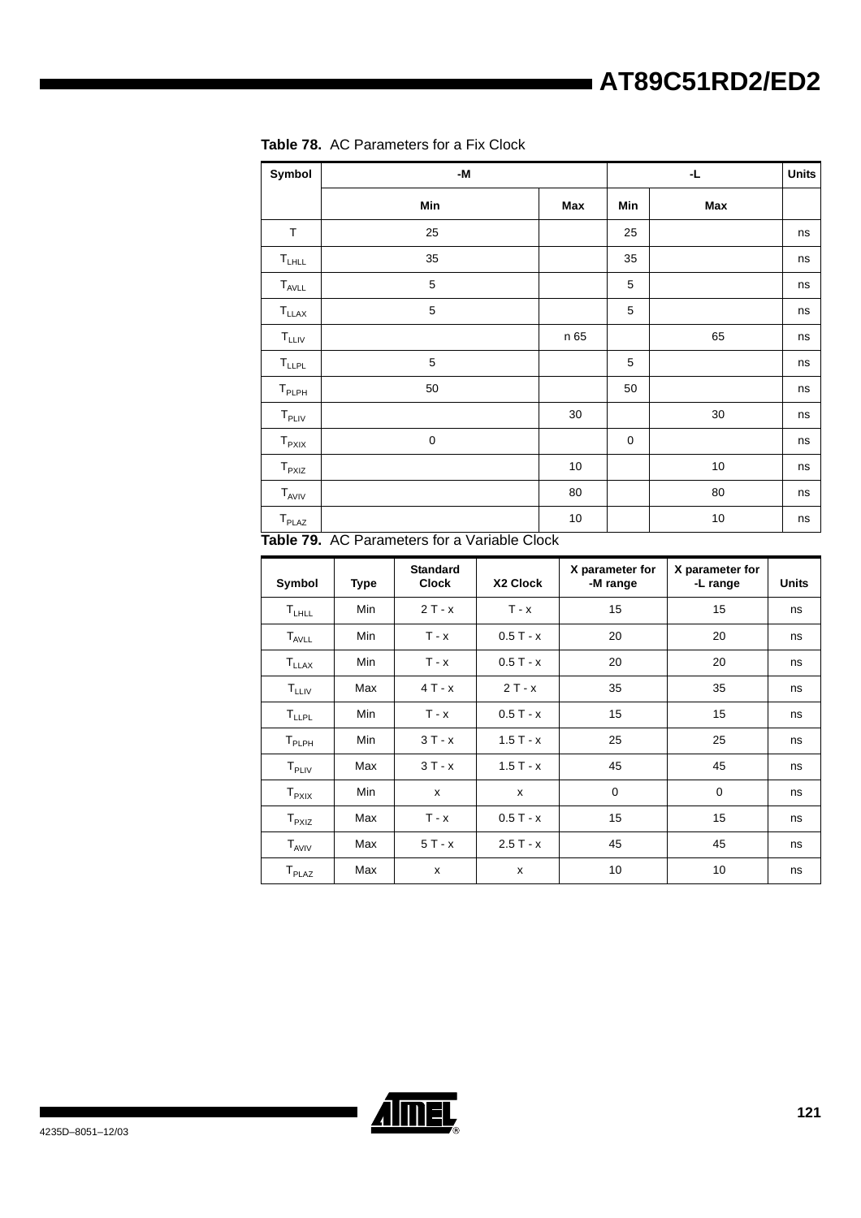**Table 78.** AC Parameters for a Fix Clock

| Symbol | -M | | -L | | Units |
|---|---|---|---|---|---|
| | Min | Max | Min | Max | |
| T | 25 | | 25 | | ns |
| $T_{LHLL}$ | 35 | | 35 | | ns |
| $T_{AVLL}$ | 5 | | 5 | | ns |
| $T_{LLAX}$ | 5 | | 5 | | ns |
| $T_{LLIV}$ | | n 65 | | 65 | ns |
| $T_{LLPL}$ | 5 | | 5 | | ns |
| $T_{PLPH}$ | 50 | | 50 | | ns |
| $T_{PLIV}$ | | 30 | | 30 | ns |
| $T_{PXIX}$ | 0 | | 0 | | ns |
| $T_{PXIZ}$ | | 10 | | 10 | ns |
| $T_{AVIV}$ | | 80 | | 80 | ns |
| $T_{PLAZ}$ | | 10 | | 10 | ns |

**Table 79.** AC Parameters for a Variable Clock

| Symbol | Type | Standard Clock | X2 Clock | X parameter for -M range | X parameter for -L range | Units |
|---|---|---|---|---|---|---|
| $T_{LHLL}$ | Min | 2 T - x | T - x | 15 | 15 | ns |
| $T_{AVLL}$ | Min | T - x | 0.5 T - x | 20 | 20 | ns |
| $T_{LLAX}$ | Min | T - x | 0.5 T - x | 20 | 20 | ns |
| $T_{LLIV}$ | Max | 4 T - x | 2 T - x | 35 | 35 | ns |
| $T_{LLPL}$ | Min | T - x | 0.5 T - x | 15 | 15 | ns |
| $T_{PLPH}$ | Min | 3 T - x | 1.5 T - x | 25 | 25 | ns |
| $T_{PLIV}$ | Max | 3 T - x | 1.5 T - x | 45 | 45 | ns |
| $T_{PXIX}$ | Min | x | x | 0 | 0 | ns |
| $T_{PXIZ}$ | Max | T - x | 0.5 T - x | 15 | 15 | ns |
| $T_{AVIV}$ | Max | 5 T - x | 2.5 T - x | 45 | 45 | ns |
| $T_{PLAZ}$ | Max | x | x | 10 | 10 | ns |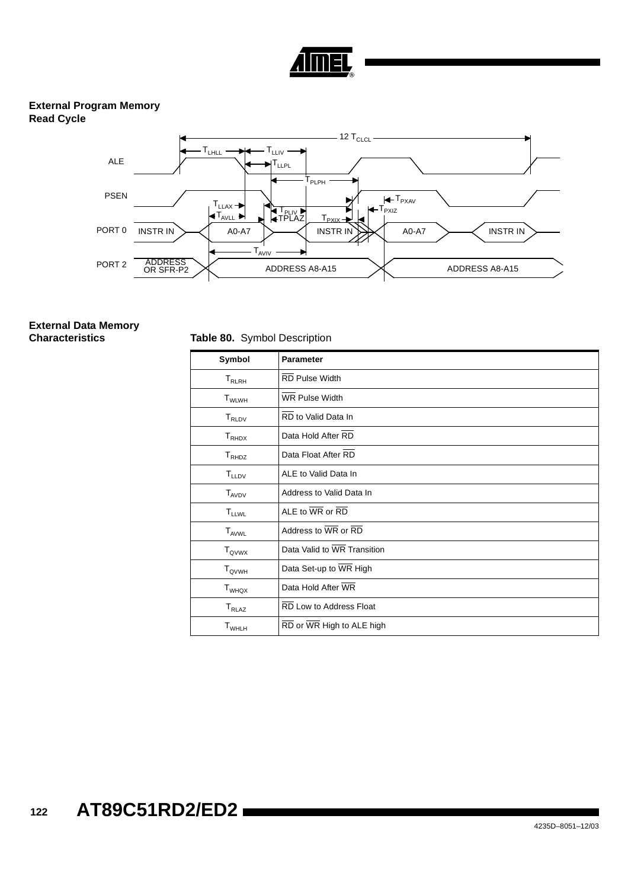## External Program Memory Read Cycle

## External Data Memory Characteristics

**Table 80.** Symbol Description

| Symbol | Parameter |
|---|---|
| $T_{RLRH}$ | $\overline{RD}$ Pulse Width |
| $T_{WLWH}$ | $\overline{WR}$ Pulse Width |
| $T_{RLDV}$ | $\overline{RD}$ to Valid Data In |
| $T_{RHDX}$ | Data Hold After $\overline{RD}$ |
| $T_{RHDZ}$ | Data Float After $\overline{RD}$ |
| $T_{LLDV}$ | ALE to Valid Data In |
| $T_{AVDV}$ | Address to Valid Data In |
| $T_{LLWL}$ | ALE to $\overline{WR}$ or $\overline{RD}$ |
| $T_{AVWL}$ | Address to $\overline{WR}$ or $\overline{RD}$ |
| $T_{QVWX}$ | Data Valid to $\overline{WR}$ Transition |
| $T_{QVWH}$ | Data Set-up to $\overline{WR}$ High |
| $T_{WHQX}$ | Data Hold After $\overline{WR}$ |
| $T_{RLAZ}$ | $\overline{RD}$ Low to Address Float |
| $T_{WHLH}$ | $\overline{RD}$ or $\overline{WR}$ High to ALE high |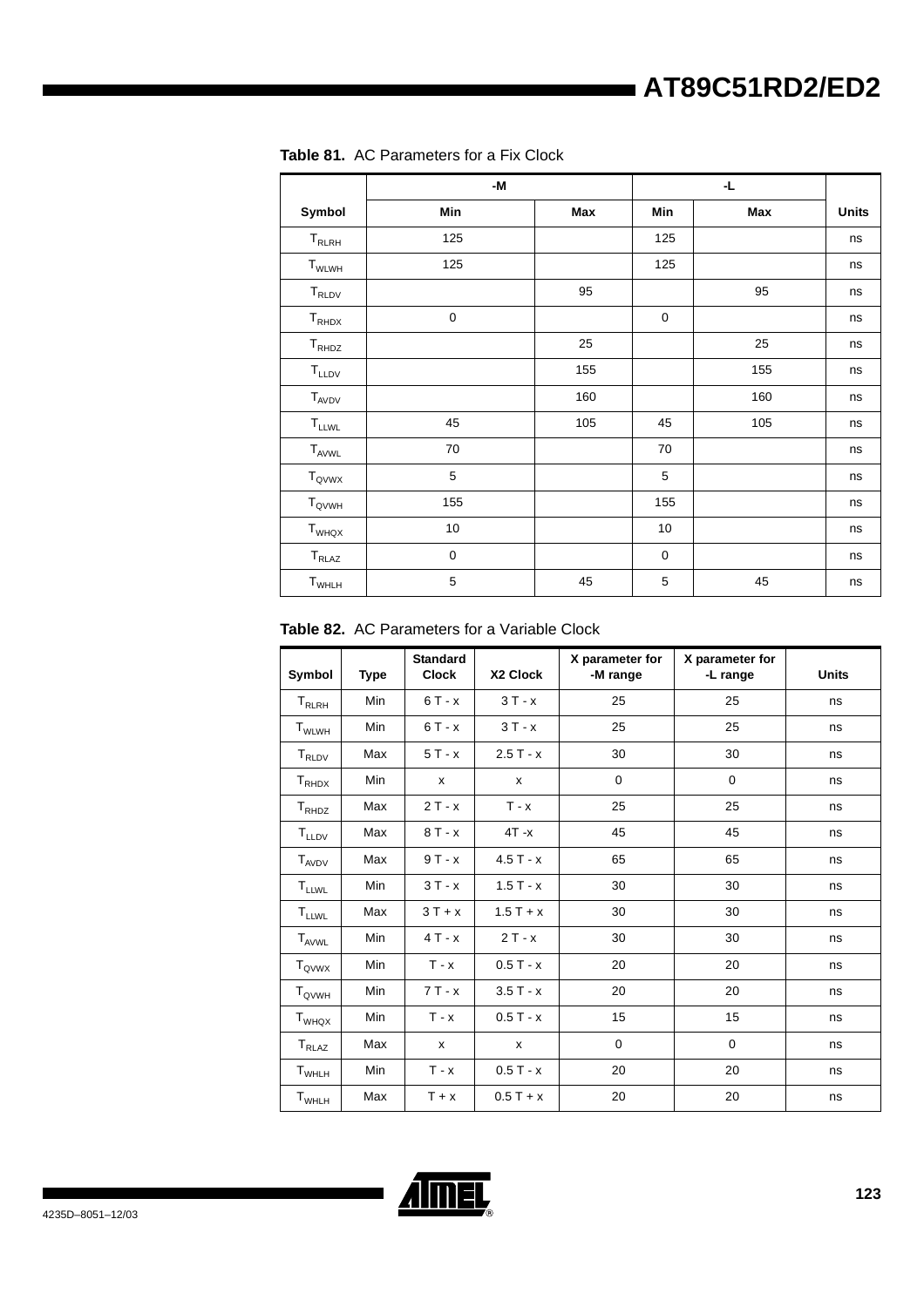**Table 81.** AC Parameters for a Fix Clock

| | -M | | -L | | |
|---|---|---|---|---|---|
| Symbol | Min | Max | Min | Max | Units |
| $T_{RLRH}$ | 125 | | 125 | | ns |
| $T_{WLWH}$ | 125 | | 125 | | ns |
| $T_{RLDV}$ | | 95 | | 95 | ns |
| $T_{RHDX}$ | 0 | | 0 | | ns |
| $T_{RHDZ}$ | | 25 | | 25 | ns |
| $T_{LLDV}$ | | 155 | | 155 | ns |
| $T_{AVDV}$ | | 160 | | 160 | ns |
| $T_{LLWL}$ | 45 | 105 | 45 | 105 | ns |
| $T_{AVWL}$ | 70 | | 70 | | ns |
| $T_{QVWX}$ | 5 | | 5 | | ns |
| $T_{QVWH}$ | 155 | | 155 | | ns |
| $T_{WHQX}$ | 10 | | 10 | | ns |
| $T_{RLAZ}$ | 0 | | 0 | | ns |
| $T_{WHLH}$ | 5 | 45 | 5 | 45 | ns |

**Table 82.** AC Parameters for a Variable Clock

| Symbol | Type | Standard Clock | X2 Clock | X parameter for -M range | X parameter for -L range | Units |
|---|---|---|---|---|---|---|
| $T_{RLRH}$ | Min | 6 T - x | 3 T - x | 25 | 25 | ns |
| $T_{WLWH}$ | Min | 6 T - x | 3 T - x | 25 | 25 | ns |
| $T_{RLDV}$ | Max | 5 T - x | 2.5 T - x | 30 | 30 | ns |
| $T_{RHDX}$ | Min | x | x | 0 | 0 | ns |
| $T_{RHDZ}$ | Max | 2 T - x | T - x | 25 | 25 | ns |
| $T_{LLDV}$ | Max | 8 T - x | 4T -x | 45 | 45 | ns |
| $T_{AVDV}$ | Max | 9 T - x | 4.5 T - x | 65 | 65 | ns |
| $T_{LLWL}$ | Min | 3 T - x | 1.5 T - x | 30 | 30 | ns |
| $T_{LLWL}$ | Max | 3 T + x | 1.5 T + x | 30 | 30 | ns |
| $T_{AVWL}$ | Min | 4 T - x | 2 T - x | 30 | 30 | ns |
| $T_{QVWX}$ | Min | T - x | 0.5 T - x | 20 | 20 | ns |
| $T_{QVWH}$ | Min | 7 T - x | 3.5 T - x | 20 | 20 | ns |
| $T_{WHQX}$ | Min | T - x | 0.5 T - x | 15 | 15 | ns |
| $T_{RLAZ}$ | Max | x | x | 0 | 0 | ns |
| $T_{WHLH}$ | Min | T - x | 0.5 T - x | 20 | 20 | ns |
| $T_{WHLH}$ | Max | T + x | 0.5 T + x | 20 | 20 | ns |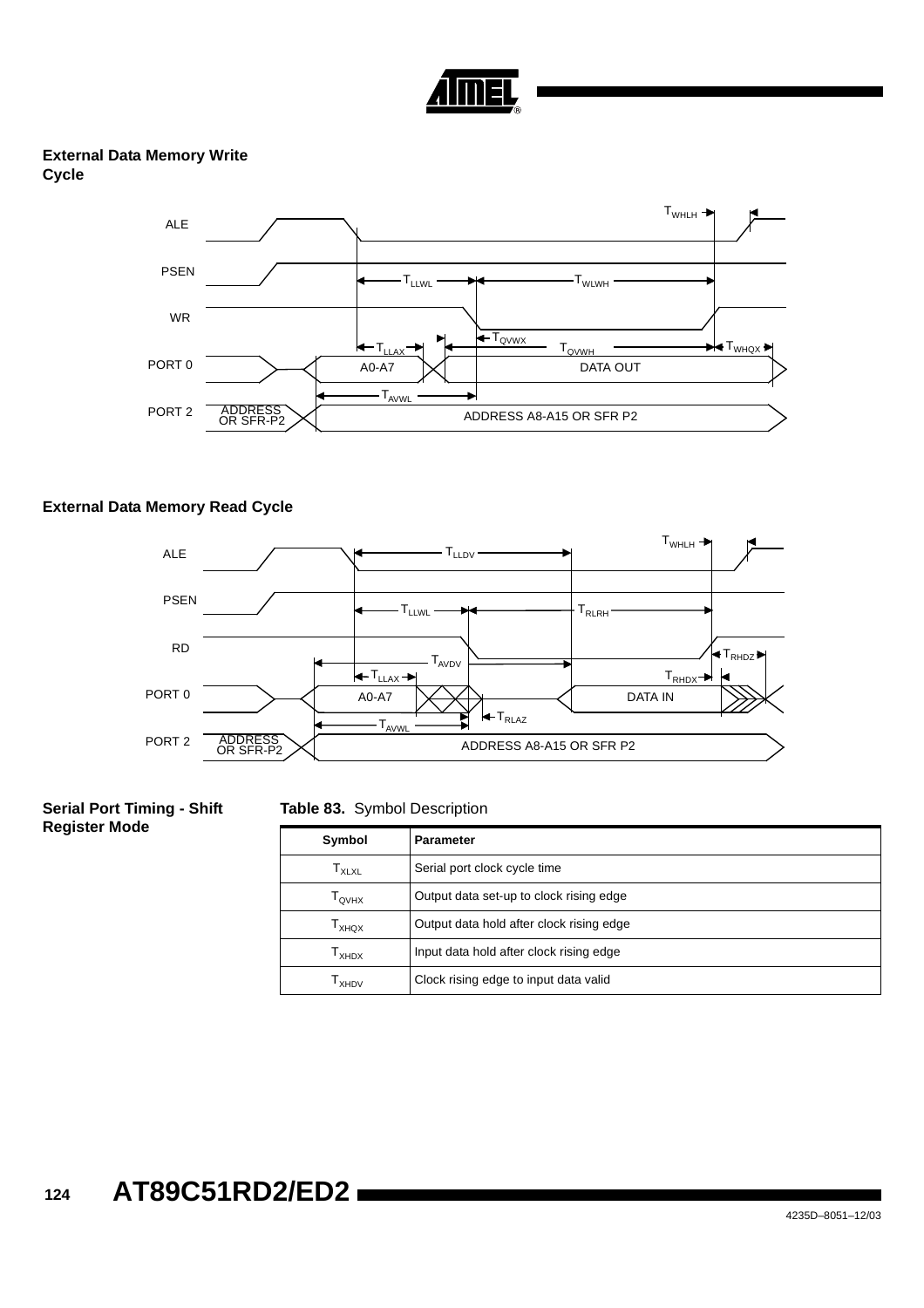## External Data Memory Write Cycle

## External Data Memory Read Cycle

## Serial Port Timing - Shift Register Mode

**Table 83.** Symbol Description

| Symbol | Parameter |
|---|---|
| $T_{XLXL}$ | Serial port clock cycle time |
| $T_{QVHX}$ | Output data set-up to clock rising edge |
| $T_{XHQX}$ | Output data hold after clock rising edge |
| $T_{XHDX}$ | Input data hold after clock rising edge |
| $T_{XHDV}$ | Clock rising edge to input data valid |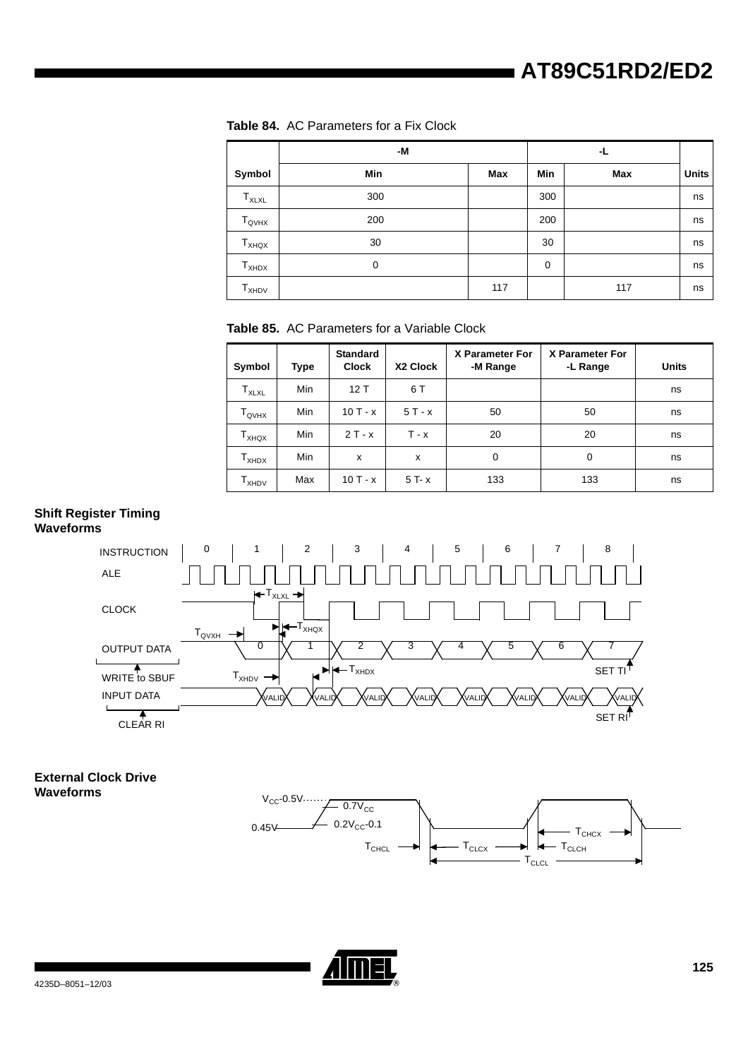**Table 84.** AC Parameters for a Fix Clock

| | -M | | -L | | |
|---|---|---|---|---|---|
| Symbol | Min | Max | Min | Max | Units |
| $T_{XLXL}$ | 300 | | 300 | | ns |
| $T_{QVHX}$ | 200 | | 200 | | ns |
| $T_{XHQX}$ | 30 | | 30 | | ns |
| $T_{XHDX}$ | 0 | | 0 | | ns |
| $T_{XHDV}$ | | 117 | | 117 | ns |

**Table 85.** AC Parameters for a Variable Clock

| Symbol | Type | Standard Clock | X2 Clock | X Parameter For -M Range | X Parameter For -L Range | Units |
|---|---|---|---|---|---|---|
| $T_{XLXL}$ | Min | 12 T | 6 T | | | ns |
| $T_{QVHX}$ | Min | 10 T - x | 5 T - x | 50 | 50 | ns |
| $T_{XHQX}$ | Min | 2 T - x | T - x | 20 | 20 | ns |
| $T_{XHDX}$ | Min | x | x | 0 | 0 | ns |
| $T_{XHDV}$ | Max | 10 T - x | 5 T- x | 133 | 133 | ns |

## Shift Register Timing Waveforms

## External Clock Drive Waveforms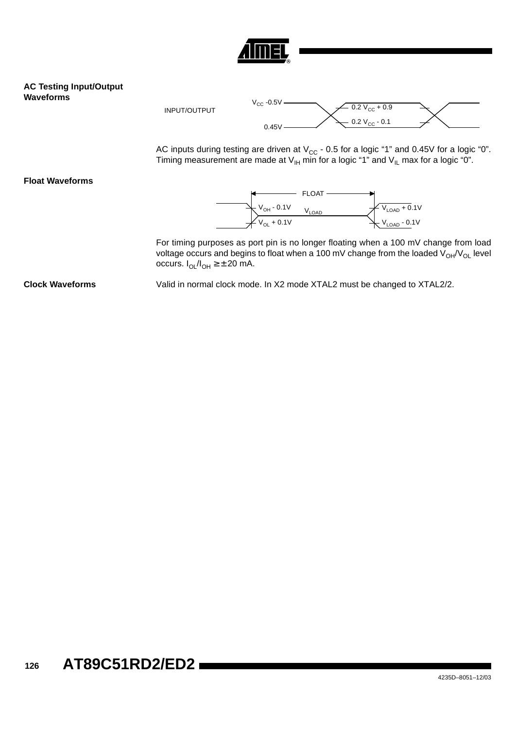### AC Testing Input/Output Waveforms

INPUT/OUTPUT

$V_{CC}$ -0.5V

0.45V

0.2 $V_{CC}$ + 0.9

0.2 $V_{CC}$ - 0.1

AC inputs during testing are driven at $V_{CC}$ - 0.5 for a logic "1" and 0.45V for a logic "0". Timing measurement are made at $V_{IH}$ min for a logic "1" and $V_{IL}$ max for a logic "0".

### Float Waveforms

FLOAT

$V_{OH}$ - 0.1V

$V_{OL}$ + 0.1V

$V_{LOAD}$

$V_{LOAD}$ + 0.1V

$V_{LOAD}$ - 0.1V

For timing purposes as port pin is no longer floating when a 100 mV change from load voltage occurs and begins to float when a 100 mV change from the loaded $V_{OH}/V_{OL}$ level occurs. $I_{OL}/I_{OH} \geq \pm 20$ mA.

### Clock Waveforms

Valid in normal clock mode. In X2 mode XTAL2 must be changed to XTAL2/2.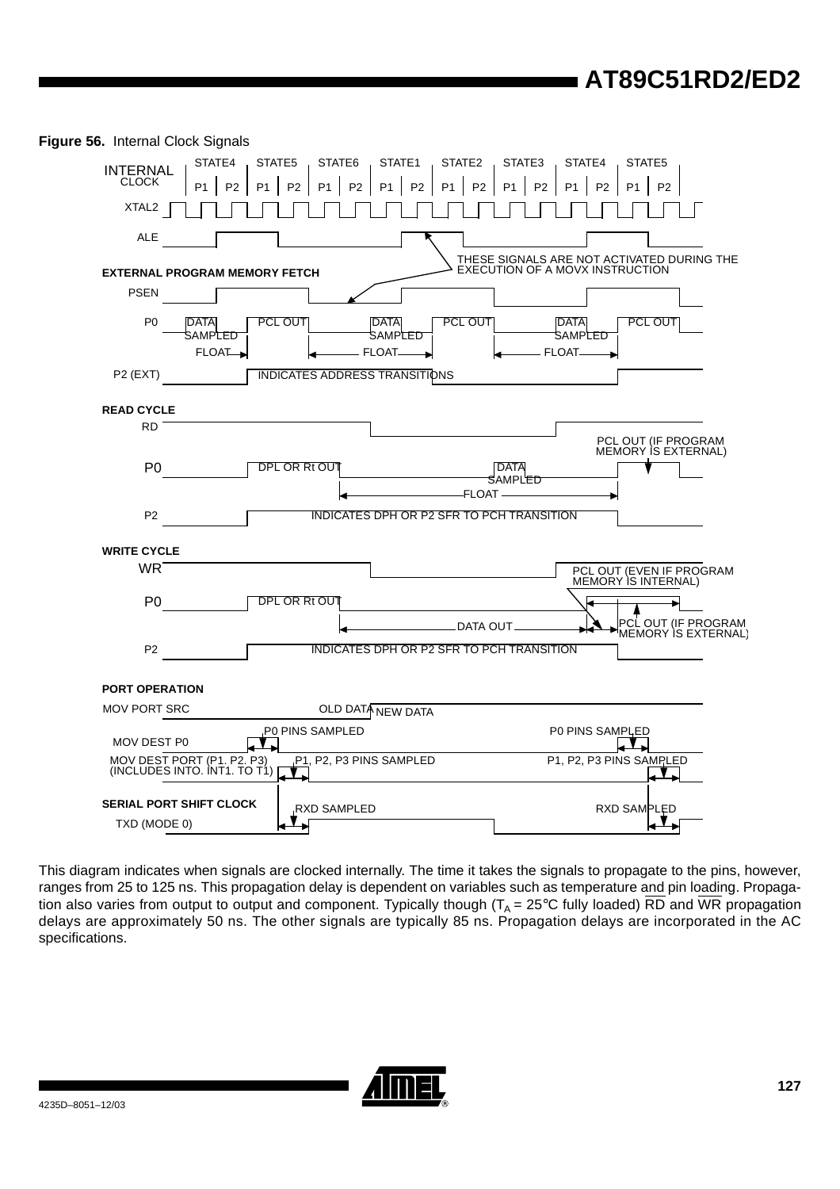**Figure 56.** Internal Clock Signals

This diagram indicates when signals are clocked internally. The time it takes the signals to propagate to the pins, however, ranges from 25 to 125 ns. This propagation delay is dependent on variables such as temperature and pin loading. Propagation also varies from output to output and component. Typically though ($T_A$ = 25°C fully loaded) $\overline{RD}$ and $\overline{WR}$ propagation delays are approximately 50 ns. The other signals are typically 85 ns. Propagation delays are incorporated in the AC specifications.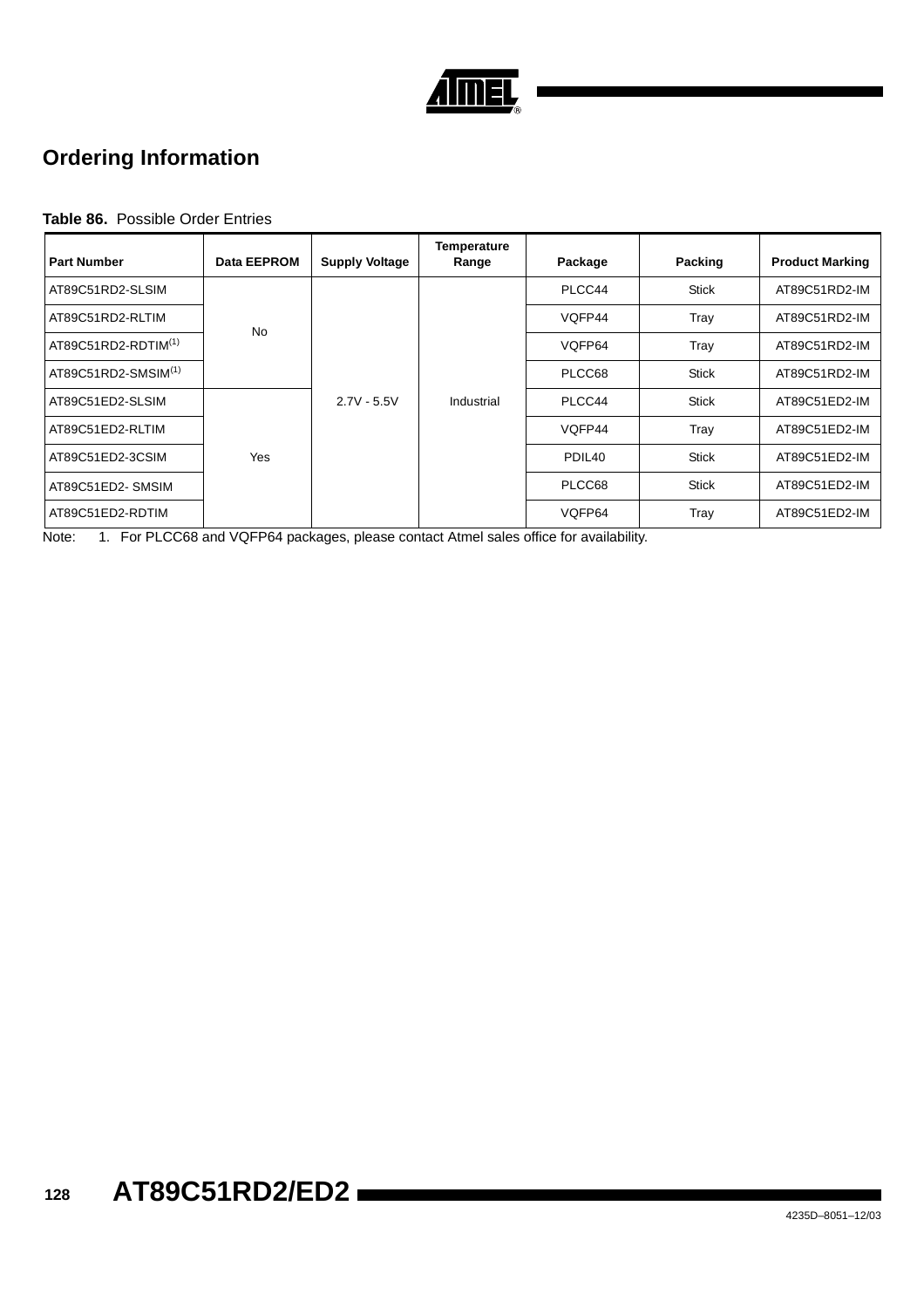## Ordering Information

**Table 86.** Possible Order Entries

| Part Number | Data EEPROM | Supply Voltage | Temperature Range | Package | Packing | Product Marking |
|---|---|---|---|---|---|---|
| AT89C51RD2-SLSIM | No | 2.7V - 5.5V | Industrial | PLCC44 | Stick | AT89C51RD2-IM |
| AT89C51RD2-RLTIM | | | | VQFP44 | Tray | AT89C51RD2-IM |
| AT89C51RD2-RDTIM[(1)] | | | | VQFP64 | Tray | AT89C51RD2-IM |
| AT89C51RD2-SMSIM[(1)] | | | | PLCC68 | Stick | AT89C51RD2-IM |
| AT89C51ED2-SLSIM | Yes | | | PLCC44 | Stick | AT89C51ED2-IM |
| AT89C51ED2-RLTIM | | | | VQFP44 | Tray | AT89C51ED2-IM |
| AT89C51ED2-3CSIM | | | | PDIL40 | Stick | AT89C51ED2-IM |
| AT89C51ED2- SMSIM | | | | PLCC68 | Stick | AT89C51ED2-IM |
| AT89C51ED2-RDTIM | | | | VQFP64 | Tray | AT89C51ED2-IM |

Note: 1. For PLCC68 and VQFP64 packages, please contact Atmel sales office for availability.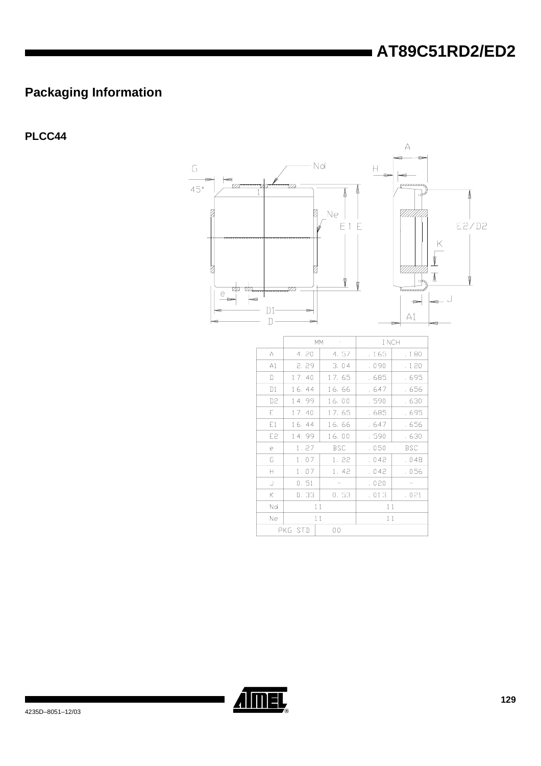# Packaging Information

## PLCC44

| | MM | | INCH | |
|---|---|---|---|---|
| A | 4.20 | 4.57 | .165 | .180 |
| A1 | 2.29 | 3.04 | .090 | .120 |
| D | 17.40 | 17.65 | .685 | .695 |
| D1 | 16.44 | 16.66 | .647 | .656 |
| D2 | 14.99 | 16.00 | .590 | .630 |
| E | 17.40 | 17.65 | .685 | .695 |
| E1 | 16.44 | 16.66 | .647 | .656 |
| E2 | 14.99 | 16.00 | .590 | .630 |
| e | 1.27 | BSC | .050 | BSC |
| G | 1.07 | 1.22 | .042 | .048 |
| H | 1.07 | 1.42 | .042 | .056 |
| J | 0.51 | - | .020 | - |
| K | 0.33 | 0.53 | .013 | .021 |
| Nd | 11 | | 11 | |
| Ne | 11 | | 11 | |
| PKG STD | 00 | | | |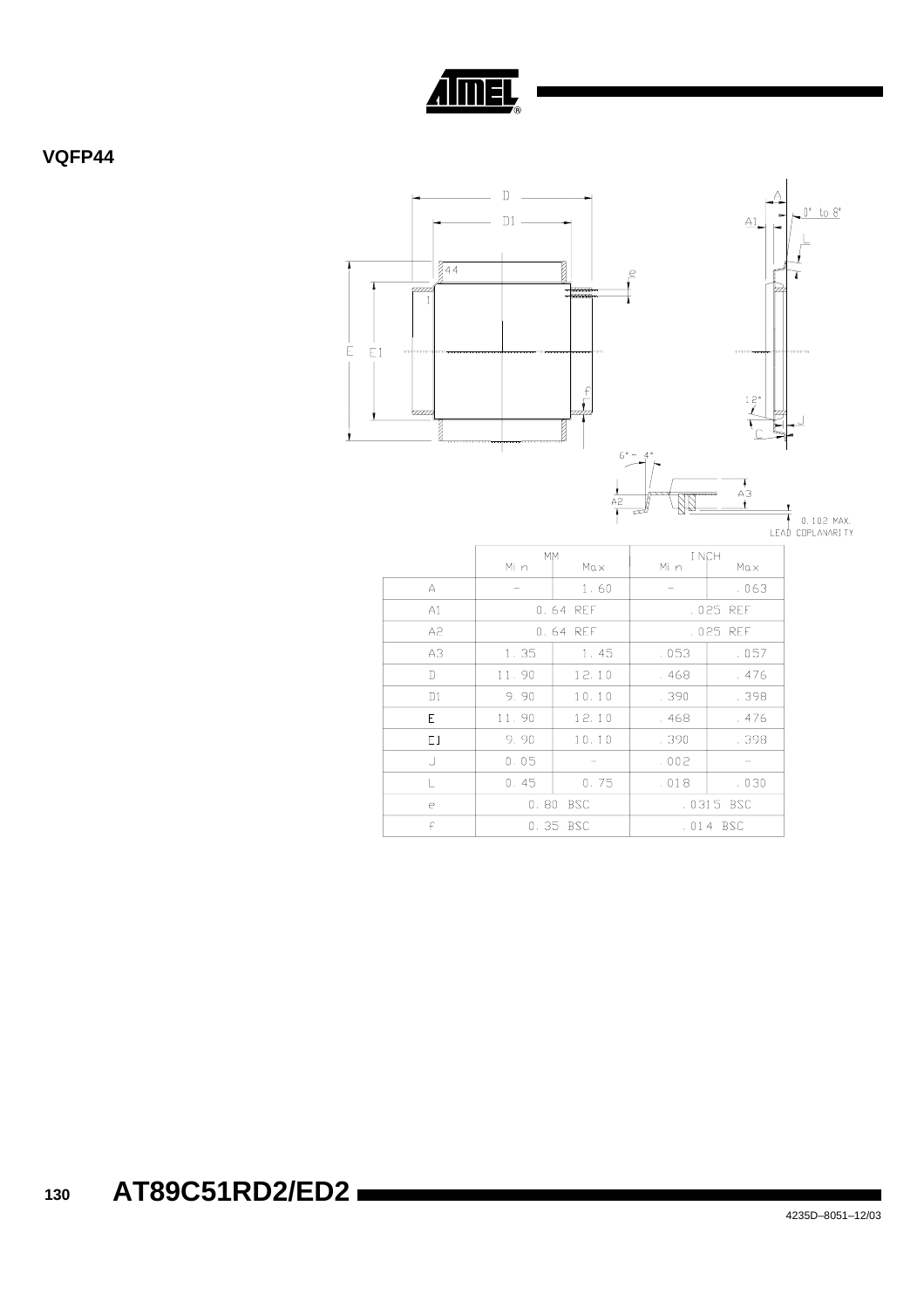## VQFP44

| | MM | | INCH | |
|---|---|---|---|---|
| | Min | Max | Min | Max |
| A | – | 1.60 | – | .063 |
| A1 | 0.64 REF | | .025 REF | |
| A2 | 0.64 REF | | .025 REF | |
| A3 | 1.35 | 1.45 | .053 | .057 |
| D | 11.90 | 12.10 | .468 | .476 |
| D1 | 9.90 | 10.10 | .390 | .398 |
| E | 11.90 | 12.10 | .468 | .476 |
| E1 | 9.90 | 10.10 | .390 | .398 |
| J | 0.05 | – | .002 | – |
| L | 0.45 | 0.75 | .018 | .030 |
| e | 0.80 BSC | | .0315 BSC | |
| f | 0.35 BSC | | .014 BSC | |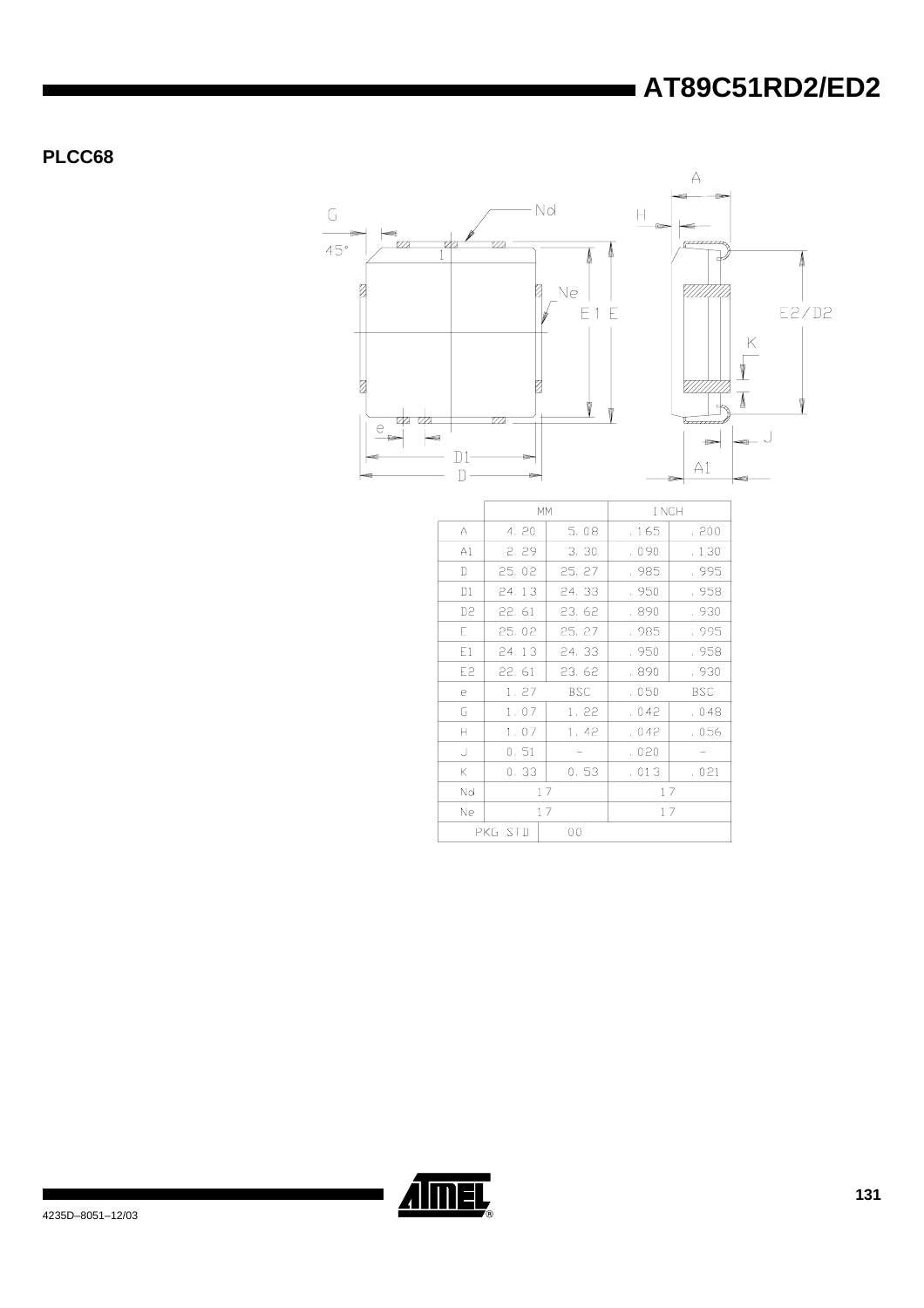## PLCC68

|  | MM |  | INCH |  |
|---|---|---|---|---|
| A | 4.20 | 5.08 | .165 | .200 |
| A1 | 2.29 | 3.30 | .090 | .130 |
| D | 25.02 | 25.27 | .985 | .995 |
| D1 | 24.13 | 24.33 | .950 | .958 |
| D2 | 22.61 | 23.62 | .890 | .930 |
| E | 25.02 | 25.27 | .985 | .995 |
| E1 | 24.13 | 24.33 | .950 | .958 |
| E2 | 22.61 | 23.62 | .890 | .930 |
| e | 1.27 | BSC | .050 | BSC |
| G | 1.07 | 1.22 | .042 | .048 |
| H | 1.07 | 1.42 | .042 | .056 |
| J | 0.51 | - | .020 | - |
| K | 0.33 | 0.53 | .013 | .021 |
| Nd | 17 |  | 17 |  |
| Ne | 17 |  | 17 |  |
| PKG STD | 00 |  |  |  |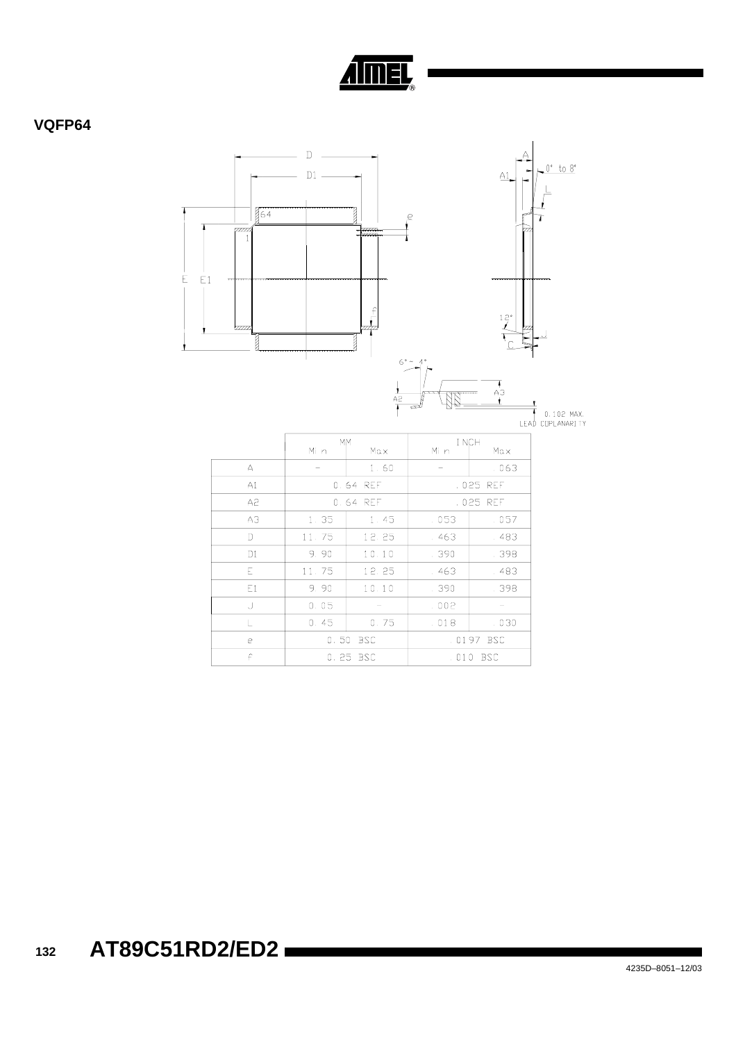## VQFP64

| | MM | | INCH | |
|---|---|---|---|---|
| | Min | Max | Min | Max |
| A | – | 1.60 | – | .063 |
| A1 | 0.64 REF | | .025 REF | |
| A2 | 0.64 REF | | .025 REF | |
| A3 | 1.35 | 1.45 | .053 | .057 |
| D | 11.75 | 12.25 | .463 | .483 |
| D1 | 9.90 | 10.10 | .390 | .398 |
| E | 11.75 | 12.25 | .463 | .483 |
| E1 | 9.90 | 10.10 | .390 | .398 |
| J | 0.05 | – | .002 | – |
| L | 0.45 | 0.75 | .018 | .030 |
| e | 0.50 BSC | | .0197 BSC | |
| f | 0.25 BSC | | .010 BSC | |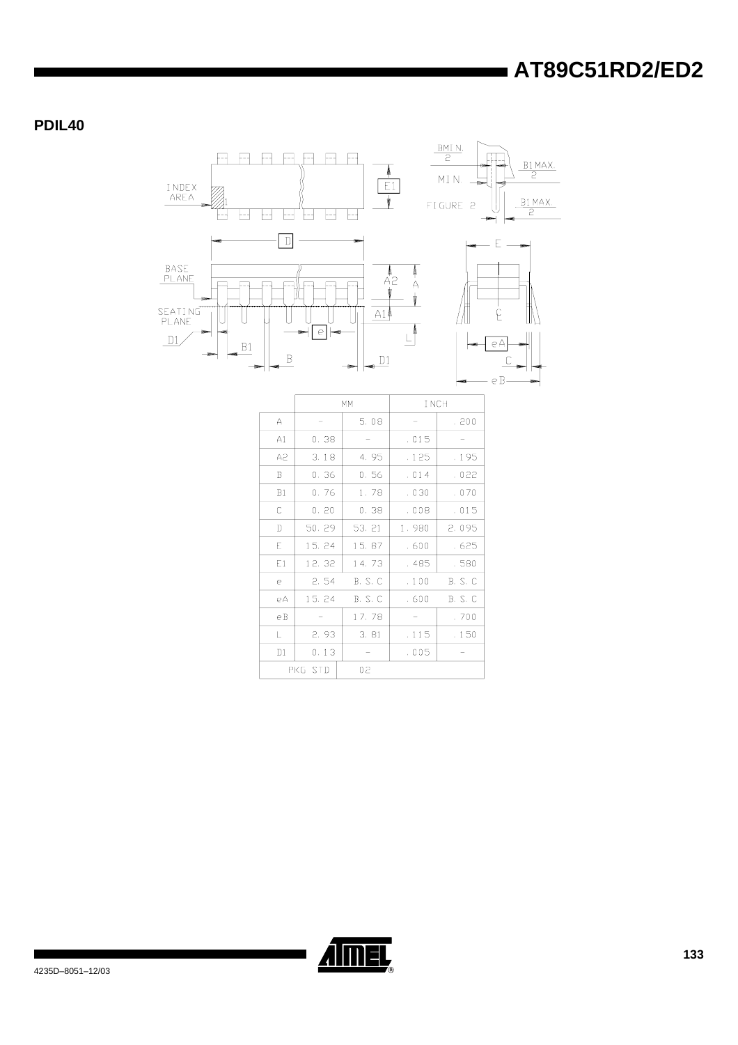## PDIL40

|  | MM |  | INCH |  |
|---|---|---|---|---|
| A | - | 5.08 | - | .200 |
| A1 | 0.38 | - | .015 | - |
| A2 | 3.18 | 4.95 | .125 | .195 |
| B | 0.36 | 0.56 | .014 | .022 |
| B1 | 0.76 | 1.78 | .030 | .070 |
| C | 0.20 | 0.38 | .008 | .015 |
| D | 50.29 | 53.21 | 1.980 | 2.095 |
| E | 15.24 | 15.87 | .600 | .625 |
| E1 | 12.32 | 14.73 | .485 | .580 |
| e | 2.54 | B.S.C | .100 | B.S.C |
| eA | 15.24 | B.S.C | .600 | B.S.C |
| eB | - | 17.78 | - | .700 |
| L | 2.93 | 3.81 | .115 | .150 |
| D1 | 0.13 | - | .005 | - |
| PKG STD |  | 02 |  |  |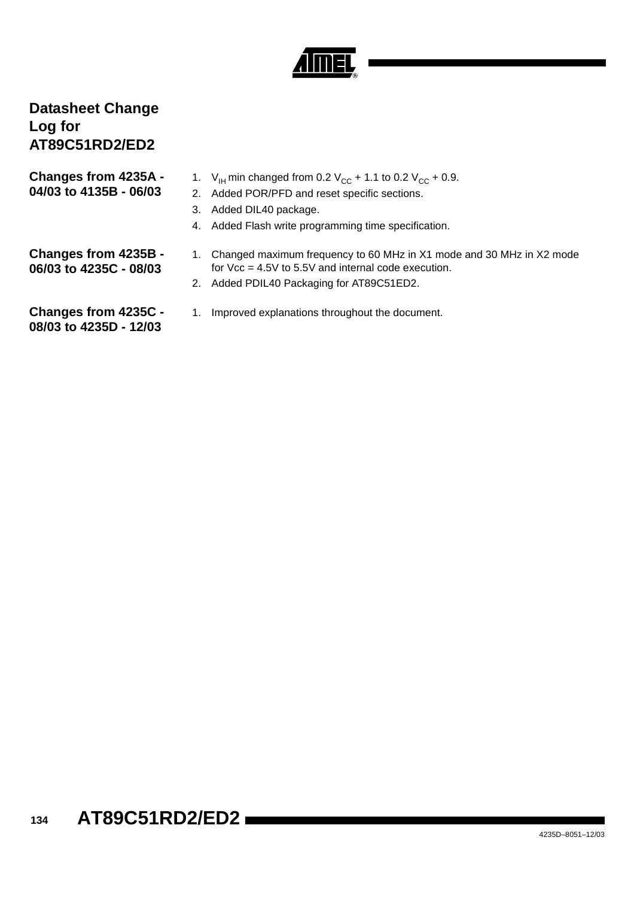# Datasheet Change Log for AT89C51RD2/ED2

## Changes from 4235A - 04/03 to 4135B - 06/03

1. $V_{IH}$ min changed from 0.2 $V_{CC}$ + 1.1 to 0.2 $V_{CC}$ + 0.9.
2. Added POR/PFD and reset specific sections.
3. Added DIL40 package.
4. Added Flash write programming time specification.

## Changes from 4235B - 06/03 to 4235C - 08/03

1. Changed maximum frequency to 60 MHz in X1 mode and 30 MHz in X2 mode for Vcc = 4.5V to 5.5V and internal code execution.
2. Added PDIL40 Packaging for AT89C51ED2.

## Changes from 4235C - 08/03 to 4235D - 12/03

1. Improved explanations throughout the document.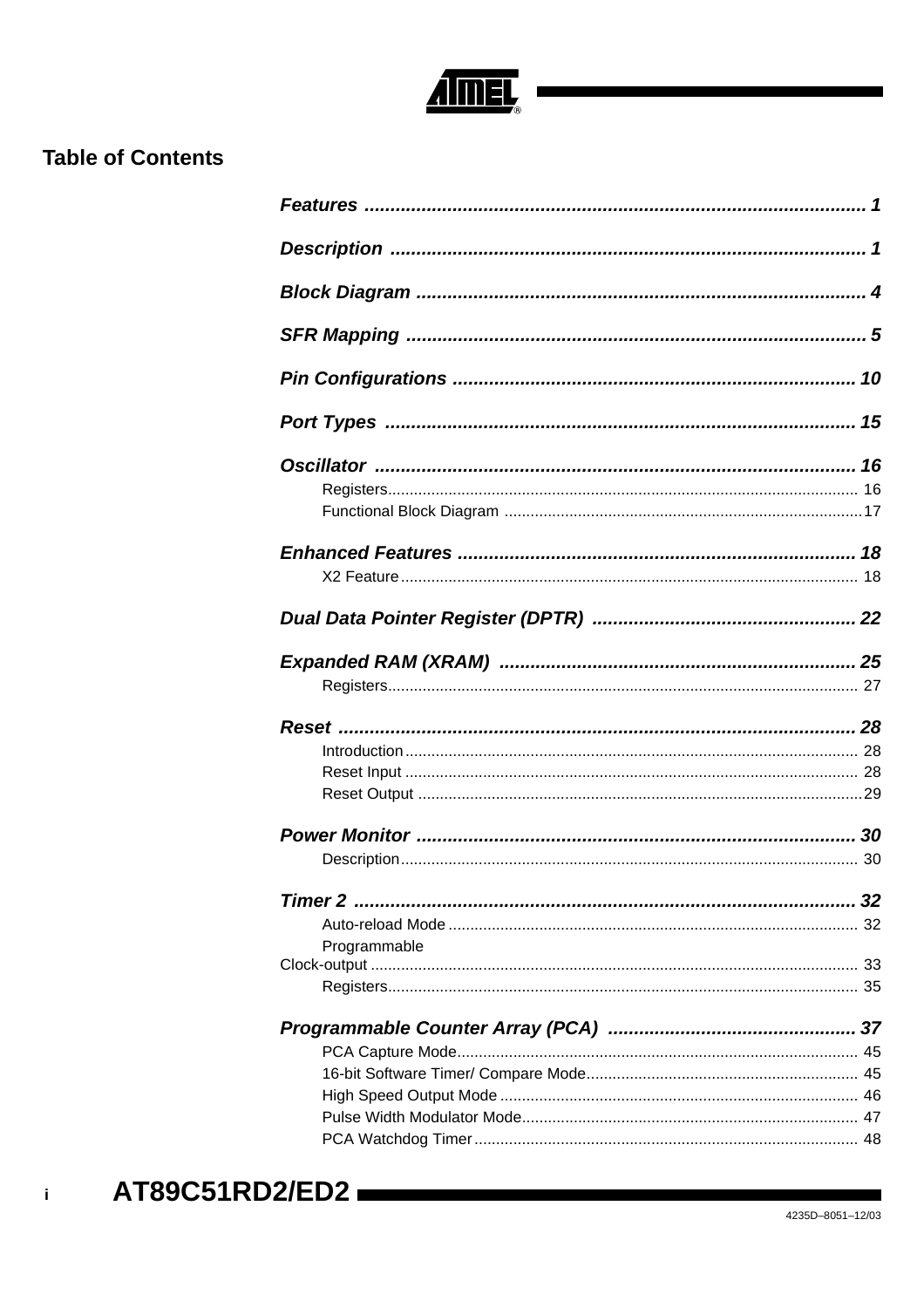## Table of Contents

***Features*** ................................................................................................ 1

***Description*** .......................................................................................... 1

***Block Diagram*** ..................................................................................... 4

***SFR Mapping*** ....................................................................................... 5

***Pin Configurations*** ............................................................................ 10

***Port Types*** .......................................................................................... 15

***Oscillator*** ............................................................................................ 16

Registers........................................................................................... 16
Functional Block Diagram .................................................................. 17

***Enhanced Features*** ............................................................................ 18

X2 Feature......................................................................................... 18

***Dual Data Pointer Register (DPTR)*** ................................................... 22

***Expanded RAM (XRAM)*** .................................................................... 25

Registers........................................................................................... 27

***Reset*** ................................................................................................... 28

Introduction........................................................................................ 28
Reset Input ........................................................................................ 28
Reset Output ..................................................................................... 29

***Power Monitor*** .................................................................................... 30

Description......................................................................................... 30

***Timer 2*** ................................................................................................ 32

Auto-reload Mode .............................................................................. 32
Programmable Clock-output ............................................................... 33
Registers........................................................................................... 35

***Programmable Counter Array (PCA)*** ............................................... 37

PCA Capture Mode............................................................................ 45
16-bit Software Timer/ Compare Mode.............................................. 45
High Speed Output Mode .................................................................. 46
Pulse Width Modulator Mode............................................................. 47
PCA Watchdog Timer ........................................................................ 48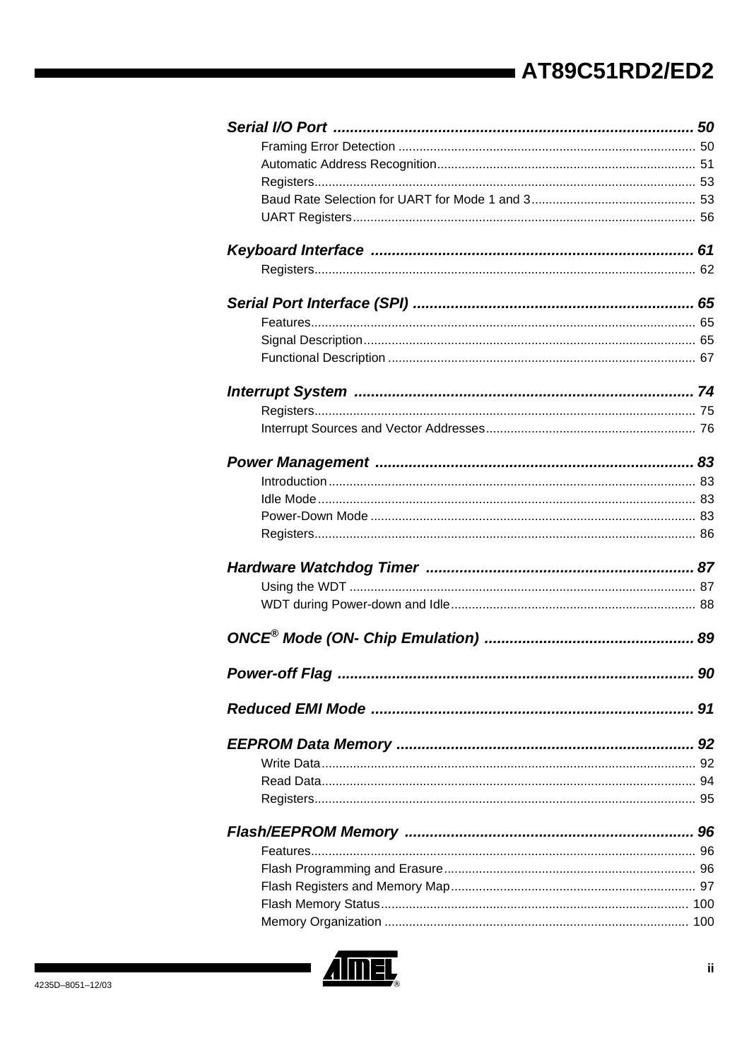*Serial I/O Port* ..................................................................................... 50

Framing Error Detection .................................................................................... 50
Automatic Address Recognition......................................................................... 51
Registers........................................................................................................... 53
Baud Rate Selection for UART for Mode 1 and 3.............................................. 53
UART Registers................................................................................................ 56

*Keyboard Interface* ........................................................................... 61

Registers........................................................................................................... 62

*Serial Port Interface (SPI)* .................................................................. 65

Features............................................................................................................ 65
Signal Description............................................................................................. 65
Functional Description ...................................................................................... 67

*Interrupt System* ................................................................................ 74

Registers........................................................................................................... 75
Interrupt Sources and Vector Addresses........................................................... 76

*Power Management* ........................................................................... 83

Introduction....................................................................................................... 83
Idle Mode.......................................................................................................... 83
Power-Down Mode ........................................................................................... 83
Registers........................................................................................................... 86

*Hardware Watchdog Timer* ............................................................... 87

Using the WDT ................................................................................................. 87
WDT during Power-down and Idle.................................................................... 88

*ONCE® Mode (ON- Chip Emulation)* ................................................. 89

*Power-off Flag* ................................................................................... 90

*Reduced EMI Mode* ............................................................................ 91

*EEPROM Data Memory* ...................................................................... 92

Write Data......................................................................................................... 92
Read Data......................................................................................................... 94
Registers........................................................................................................... 95

*Flash/EEPROM Memory* .................................................................... 96

Features............................................................................................................ 96
Flash Programming and Erasure....................................................................... 96
Flash Registers and Memory Map..................................................................... 97
Flash Memory Status....................................................................................... 100
Memory Organization ..................................................................................... 100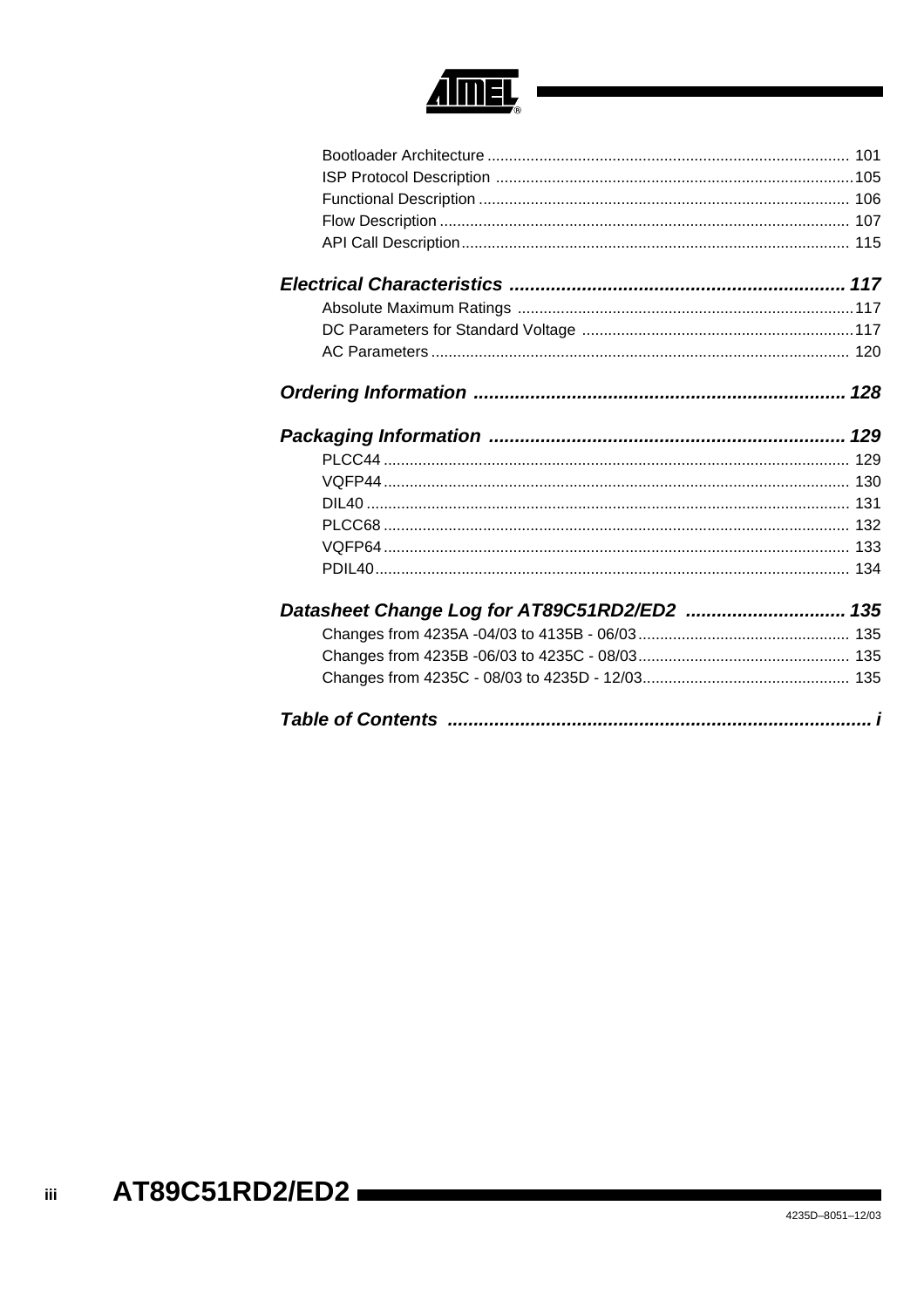Bootloader Architecture .................................................................................... 101
ISP Protocol Description ...................................................................................105
Functional Description ...................................................................................... 106
Flow Description ............................................................................................... 107
API Call Description.......................................................................................... 115

**_Electrical Characteristics ................................................................ 117_**

Absolute Maximum Ratings ..............................................................................117
DC Parameters for Standard Voltage ...............................................................117
AC Parameters ................................................................................................. 120

**_Ordering Information ...................................................................... 128_**

**_Packaging Information .................................................................... 129_**

PLCC44 ............................................................................................................ 129
VQFP44 ............................................................................................................ 130
DIL40 ................................................................................................................ 131
PLCC68 ............................................................................................................ 132
VQFP64 ............................................................................................................ 133
PDIL40.............................................................................................................. 134

**_Datasheet Change Log for AT89C51RD2/ED2 .............................. 135_**

Changes from 4235A -04/03 to 4135B - 06/03................................................. 135
Changes from 4235B -06/03 to 4235C - 08/03................................................. 135
Changes from 4235C - 08/03 to 4235D - 12/03................................................ 135

**_Table of Contents ................................................................................. i_**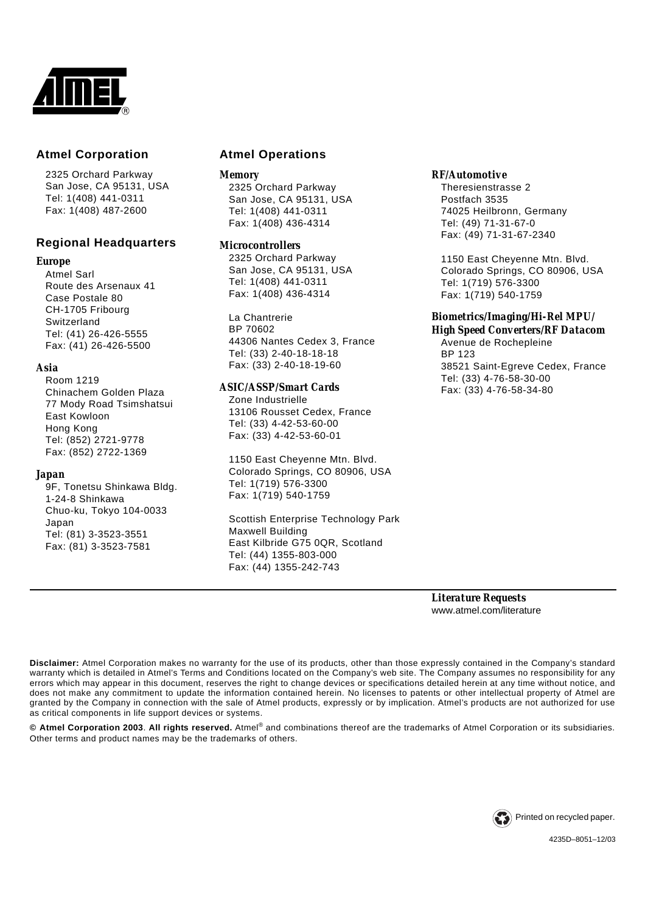## Atmel Corporation

2325 Orchard Parkway
San Jose, CA 95131, USA
Tel: 1(408) 441-0311
Fax: 1(408) 487-2600

## Regional Headquarters

### *Europe*

Atmel Sarl
Route des Arsenaux 41
Case Postale 80
CH-1705 Fribourg
Switzerland
Tel: (41) 26-426-5555
Fax: (41) 26-426-5500

### *Asia*

Room 1219
Chinachem Golden Plaza
77 Mody Road Tsimshatsui
East Kowloon
Hong Kong
Tel: (852) 2721-9778
Fax: (852) 2722-1369

### *Japan*

9F, Tonetsu Shinkawa Bldg.
1-24-8 Shinkawa
Chuo-ku, Tokyo 104-0033
Japan
Tel: (81) 3-3523-3551
Fax: (81) 3-3523-7581

## Atmel Operations

### *Memory*

2325 Orchard Parkway
San Jose, CA 95131, USA
Tel: 1(408) 441-0311
Fax: 1(408) 436-4314

### *Microcontrollers*

2325 Orchard Parkway
San Jose, CA 95131, USA
Tel: 1(408) 441-0311
Fax: 1(408) 436-4314

La Chantrerie
BP 70602
44306 Nantes Cedex 3, France
Tel: (33) 2-40-18-18-18
Fax: (33) 2-40-18-19-60

### *ASIC/ASSP/Smart Cards*

Zone Industrielle
13106 Rousset Cedex, France
Tel: (33) 4-42-53-60-00
Fax: (33) 4-42-53-60-01

1150 East Cheyenne Mtn. Blvd.
Colorado Springs, CO 80906, USA
Tel: 1(719) 576-3300
Fax: 1(719) 540-1759

Scottish Enterprise Technology Park
Maxwell Building
East Kilbride G75 0QR, Scotland
Tel: (44) 1355-803-000
Fax: (44) 1355-242-743

### *RF/Automotive*

Theresienstrasse 2
Postfach 3535
74025 Heilbronn, Germany
Tel: (49) 71-31-67-0
Fax: (49) 71-31-67-2340

1150 East Cheyenne Mtn. Blvd.
Colorado Springs, CO 80906, USA
Tel: 1(719) 576-3300
Fax: 1(719) 540-1759

### *Biometrics/Imaging/Hi-Rel MPU/ High Speed Converters/RF Datacom*

Avenue de Rochepleine
BP 123
38521 Saint-Egreve Cedex, France
Tel: (33) 4-76-58-30-00
Fax: (33) 4-76-58-34-80

### *Literature Requests*

www.atmel.com/literature

**Disclaimer:** Atmel Corporation makes no warranty for the use of its products, other than those expressly contained in the Company's standard warranty which is detailed in Atmel's Terms and Conditions located on the Company's web site. The Company assumes no responsibility for any errors which may appear in this document, reserves the right to change devices or specifications detailed herein at any time without notice, and does not make any commitment to update the information contained herein. No licenses to patents or other intellectual property of Atmel are granted by the Company in connection with the sale of Atmel products, expressly or by implication. Atmel's products are not authorized for use as critical components in life support devices or systems.

**© Atmel Corporation 2003**. **All rights reserved.** Atmel® and combinations thereof are the trademarks of Atmel Corporation or its subsidiaries. Other terms and product names may be the trademarks of others.

Printed on recycled paper.

4235D–8051–12/03